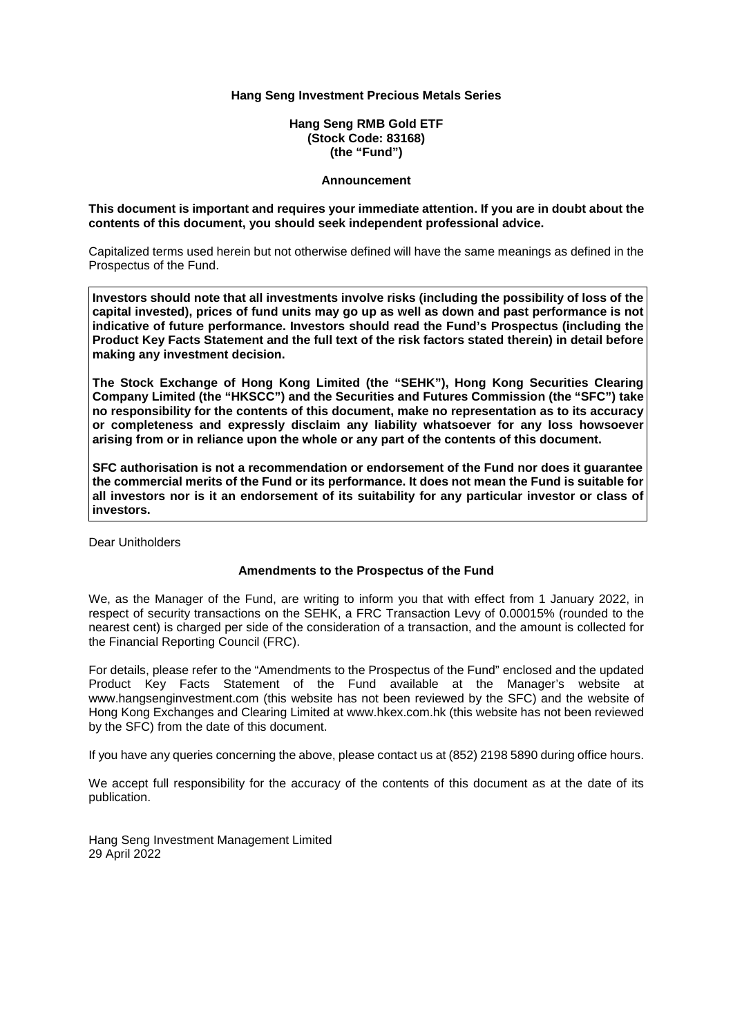**Hang Seng Investment Precious Metals Series**

**Hang Seng RMB Gold ETF**
**(Stock Code: 83168)**
**(the "Fund")**

**Announcement**

**This document is important and requires your immediate attention. If you are in doubt about the contents of this document, you should seek independent professional advice.**

Capitalized terms used herein but not otherwise defined will have the same meanings as defined in the Prospectus of the Fund.

**Investors should note that all investments involve risks (including the possibility of loss of the capital invested), prices of fund units may go up as well as down and past performance is not indicative of future performance. Investors should read the Fund's Prospectus (including the Product Key Facts Statement and the full text of the risk factors stated therein) in detail before making any investment decision.**

**The Stock Exchange of Hong Kong Limited (the "SEHK"), Hong Kong Securities Clearing Company Limited (the "HKSCC") and the Securities and Futures Commission (the "SFC") take no responsibility for the contents of this document, make no representation as to its accuracy or completeness and expressly disclaim any liability whatsoever for any loss howsoever arising from or in reliance upon the whole or any part of the contents of this document.**

**SFC authorisation is not a recommendation or endorsement of the Fund nor does it guarantee the commercial merits of the Fund or its performance. It does not mean the Fund is suitable for all investors nor is it an endorsement of its suitability for any particular investor or class of investors.**

Dear Unitholders

**Amendments to the Prospectus of the Fund**

We, as the Manager of the Fund, are writing to inform you that with effect from 1 January 2022, in respect of security transactions on the SEHK, a FRC Transaction Levy of 0.00015% (rounded to the nearest cent) is charged per side of the consideration of a transaction, and the amount is collected for the Financial Reporting Council (FRC).

For details, please refer to the "Amendments to the Prospectus of the Fund" enclosed and the updated Product Key Facts Statement of the Fund available at the Manager's website at www.hangsenginvestment.com (this website has not been reviewed by the SFC) and the website of Hong Kong Exchanges and Clearing Limited at www.hkex.com.hk (this website has not been reviewed by the SFC) from the date of this document.

If you have any queries concerning the above, please contact us at (852) 2198 5890 during office hours.

We accept full responsibility for the accuracy of the contents of this document as at the date of its publication.

Hang Seng Investment Management Limited
29 April 2022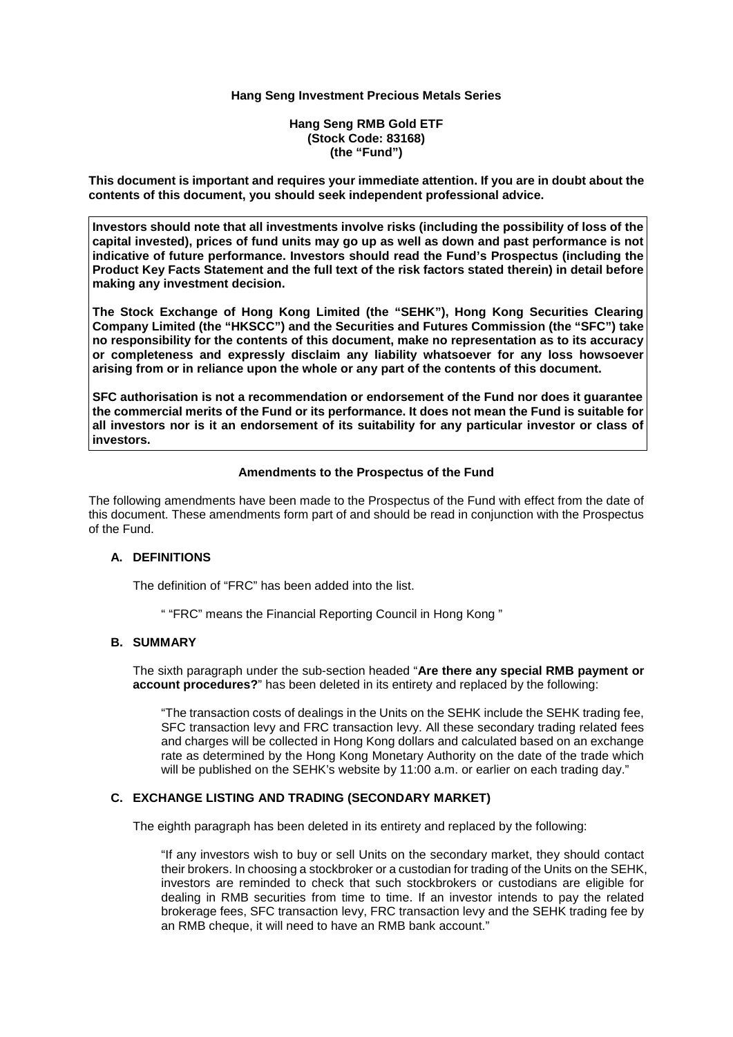**Hang Seng Investment Precious Metals Series**

**Hang Seng RMB Gold ETF**
**(Stock Code: 83168)**
**(the "Fund")**

**This document is important and requires your immediate attention. If you are in doubt about the contents of this document, you should seek independent professional advice.**

**Investors should note that all investments involve risks (including the possibility of loss of the capital invested), prices of fund units may go up as well as down and past performance is not indicative of future performance. Investors should read the Fund's Prospectus (including the Product Key Facts Statement and the full text of the risk factors stated therein) in detail before making any investment decision.**

**The Stock Exchange of Hong Kong Limited (the "SEHK"), Hong Kong Securities Clearing Company Limited (the "HKSCC") and the Securities and Futures Commission (the "SFC") take no responsibility for the contents of this document, make no representation as to its accuracy or completeness and expressly disclaim any liability whatsoever for any loss howsoever arising from or in reliance upon the whole or any part of the contents of this document.**

**SFC authorisation is not a recommendation or endorsement of the Fund nor does it guarantee the commercial merits of the Fund or its performance. It does not mean the Fund is suitable for all investors nor is it an endorsement of its suitability for any particular investor or class of investors.**

**Amendments to the Prospectus of the Fund**

The following amendments have been made to the Prospectus of the Fund with effect from the date of this document. These amendments form part of and should be read in conjunction with the Prospectus of the Fund.

**A. DEFINITIONS**

The definition of "FRC" has been added into the list.

" "FRC" means the Financial Reporting Council in Hong Kong "

**B. SUMMARY**

The sixth paragraph under the sub-section headed "**Are there any special RMB payment or account procedures?**" has been deleted in its entirety and replaced by the following:

"The transaction costs of dealings in the Units on the SEHK include the SEHK trading fee, SFC transaction levy and FRC transaction levy. All these secondary trading related fees and charges will be collected in Hong Kong dollars and calculated based on an exchange rate as determined by the Hong Kong Monetary Authority on the date of the trade which will be published on the SEHK's website by 11:00 a.m. or earlier on each trading day."

**C. EXCHANGE LISTING AND TRADING (SECONDARY MARKET)**

The eighth paragraph has been deleted in its entirety and replaced by the following:

"If any investors wish to buy or sell Units on the secondary market, they should contact their brokers. In choosing a stockbroker or a custodian for trading of the Units on the SEHK, investors are reminded to check that such stockbrokers or custodians are eligible for dealing in RMB securities from time to time. If an investor intends to pay the related brokerage fees, SFC transaction levy, FRC transaction levy and the SEHK trading fee by an RMB cheque, it will need to have an RMB bank account."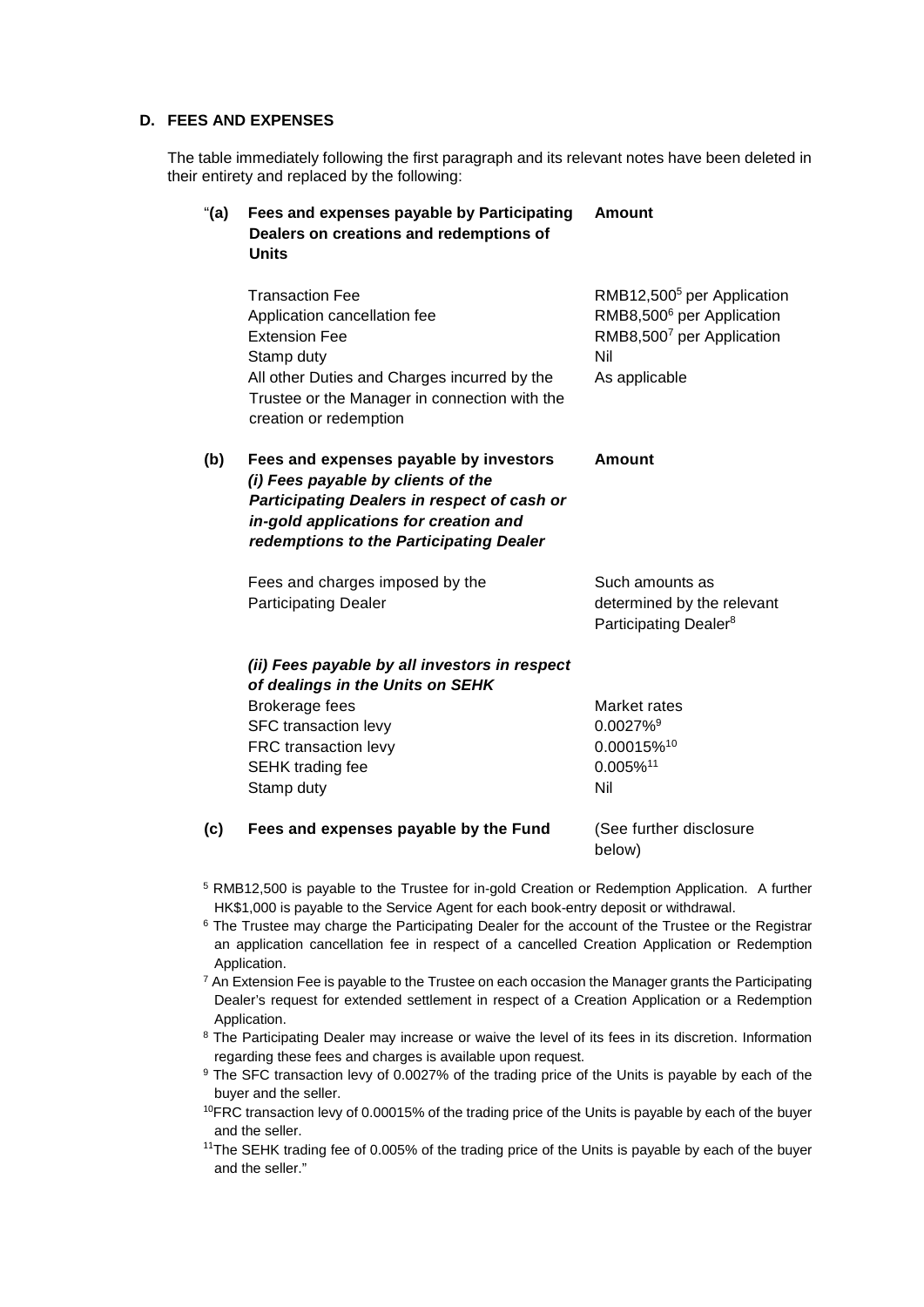## D. FEES AND EXPENSES

The table immediately following the first paragraph and its relevant notes have been deleted in their entirety and replaced by the following:

| | | |
|---|---|---|
| "**(a)** | **Fees and expenses payable by Participating Dealers on creations and redemptions of Units** | **Amount** |
| | Transaction Fee | RMB12,500[5] per Application |
| | Application cancellation fee | RMB8,500[6] per Application |
| | Extension Fee | RMB8,500[7] per Application |
| | Stamp duty | Nil |
| | All other Duties and Charges incurred by the Trustee or the Manager in connection with the creation or redemption | As applicable |
| **(b)** | **Fees and expenses payable by investors** ***(i) Fees payable by clients of the Participating Dealers in respect of cash or in-gold applications for creation and redemptions to the Participating Dealer*** | **Amount** |
| | Fees and charges imposed by the Participating Dealer | Such amounts as determined by the relevant Participating Dealer[8] |
| | ***(ii) Fees payable by all investors in respect of dealings in the Units on SEHK*** | |
| | Brokerage fees | Market rates |
| | SFC transaction levy | 0.0027%[9] |
| | FRC transaction levy | 0.00015%[10] |
| | SEHK trading fee | 0.005%[11] |
| | Stamp duty | Nil |
| **(c)** | **Fees and expenses payable by the Fund** | (See further disclosure below) |

[5] RMB12,500 is payable to the Trustee for in-gold Creation or Redemption Application. A further HK$1,000 is payable to the Service Agent for each book-entry deposit or withdrawal.

[6] The Trustee may charge the Participating Dealer for the account of the Trustee or the Registrar an application cancellation fee in respect of a cancelled Creation Application or Redemption Application.

[7] An Extension Fee is payable to the Trustee on each occasion the Manager grants the Participating Dealer's request for extended settlement in respect of a Creation Application or a Redemption Application.

[8] The Participating Dealer may increase or waive the level of its fees in its discretion. Information regarding these fees and charges is available upon request.

[9] The SFC transaction levy of 0.0027% of the trading price of the Units is payable by each of the buyer and the seller.

[10] FRC transaction levy of 0.00015% of the trading price of the Units is payable by each of the buyer and the seller.

[11] The SEHK trading fee of 0.005% of the trading price of the Units is payable by each of the buyer and the seller."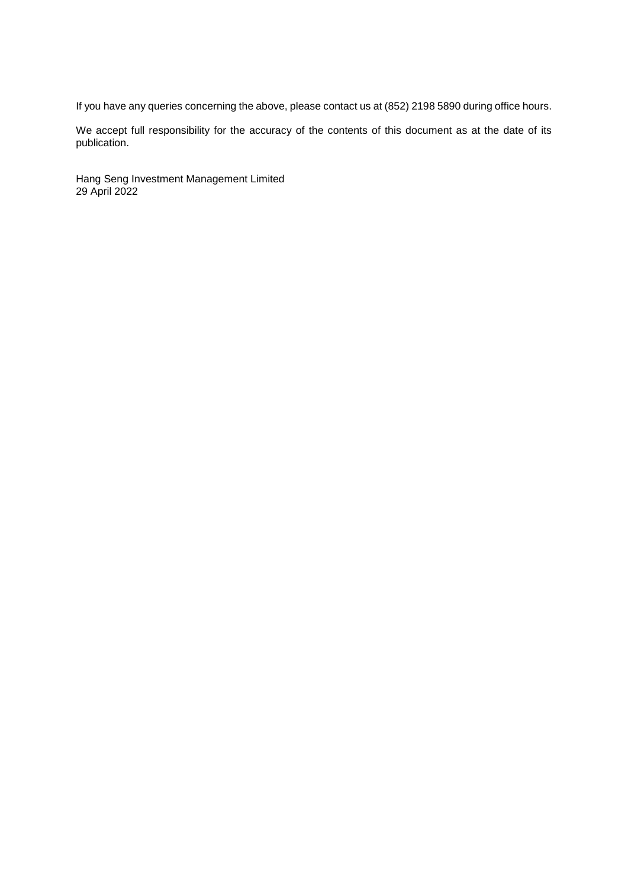If you have any queries concerning the above, please contact us at (852) 2198 5890 during office hours.

We accept full responsibility for the accuracy of the contents of this document as at the date of its publication.

Hang Seng Investment Management Limited
29 April 2022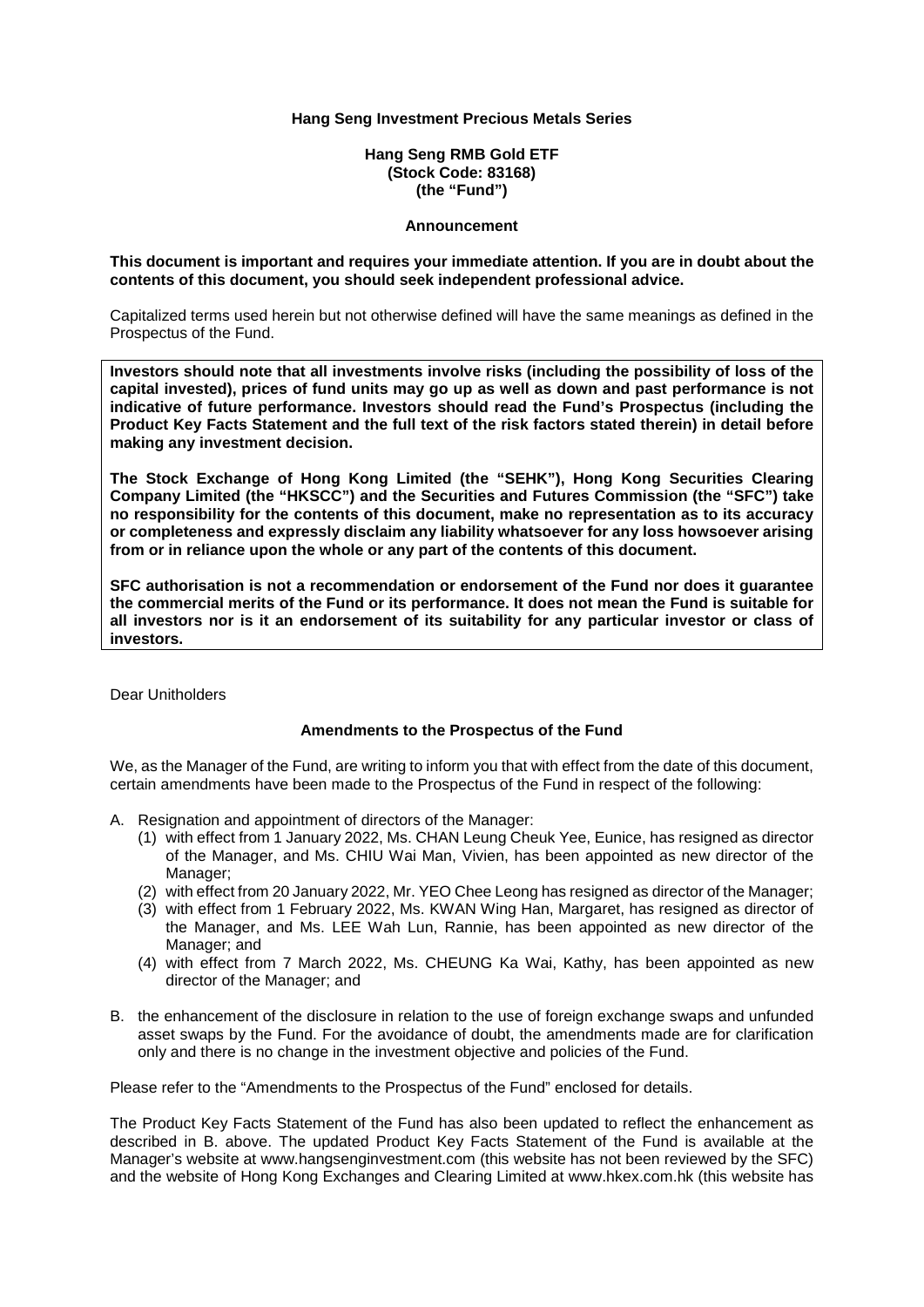**Hang Seng Investment Precious Metals Series**

**Hang Seng RMB Gold ETF**
**(Stock Code: 83168)**
**(the "Fund")**

**Announcement**

**This document is important and requires your immediate attention. If you are in doubt about the contents of this document, you should seek independent professional advice.**

Capitalized terms used herein but not otherwise defined will have the same meanings as defined in the Prospectus of the Fund.

**Investors should note that all investments involve risks (including the possibility of loss of the capital invested), prices of fund units may go up as well as down and past performance is not indicative of future performance. Investors should read the Fund's Prospectus (including the Product Key Facts Statement and the full text of the risk factors stated therein) in detail before making any investment decision.**

**The Stock Exchange of Hong Kong Limited (the "SEHK"), Hong Kong Securities Clearing Company Limited (the "HKSCC") and the Securities and Futures Commission (the "SFC") take no responsibility for the contents of this document, make no representation as to its accuracy or completeness and expressly disclaim any liability whatsoever for any loss howsoever arising from or in reliance upon the whole or any part of the contents of this document.**

**SFC authorisation is not a recommendation or endorsement of the Fund nor does it guarantee the commercial merits of the Fund or its performance. It does not mean the Fund is suitable for all investors nor is it an endorsement of its suitability for any particular investor or class of investors.**

Dear Unitholders

**Amendments to the Prospectus of the Fund**

We, as the Manager of the Fund, are writing to inform you that with effect from the date of this document, certain amendments have been made to the Prospectus of the Fund in respect of the following:

A. Resignation and appointment of directors of the Manager:
   (1) with effect from 1 January 2022, Ms. CHAN Leung Cheuk Yee, Eunice, has resigned as director of the Manager, and Ms. CHIU Wai Man, Vivien, has been appointed as new director of the Manager;
   (2) with effect from 20 January 2022, Mr. YEO Chee Leong has resigned as director of the Manager;
   (3) with effect from 1 February 2022, Ms. KWAN Wing Han, Margaret, has resigned as director of the Manager, and Ms. LEE Wah Lun, Rannie, has been appointed as new director of the Manager; and
   (4) with effect from 7 March 2022, Ms. CHEUNG Ka Wai, Kathy, has been appointed as new director of the Manager; and

B. the enhancement of the disclosure in relation to the use of foreign exchange swaps and unfunded asset swaps by the Fund. For the avoidance of doubt, the amendments made are for clarification only and there is no change in the investment objective and policies of the Fund.

Please refer to the "Amendments to the Prospectus of the Fund" enclosed for details.

The Product Key Facts Statement of the Fund has also been updated to reflect the enhancement as described in B. above. The updated Product Key Facts Statement of the Fund is available at the Manager's website at www.hangsenginvestment.com (this website has not been reviewed by the SFC) and the website of Hong Kong Exchanges and Clearing Limited at www.hkex.com.hk (this website has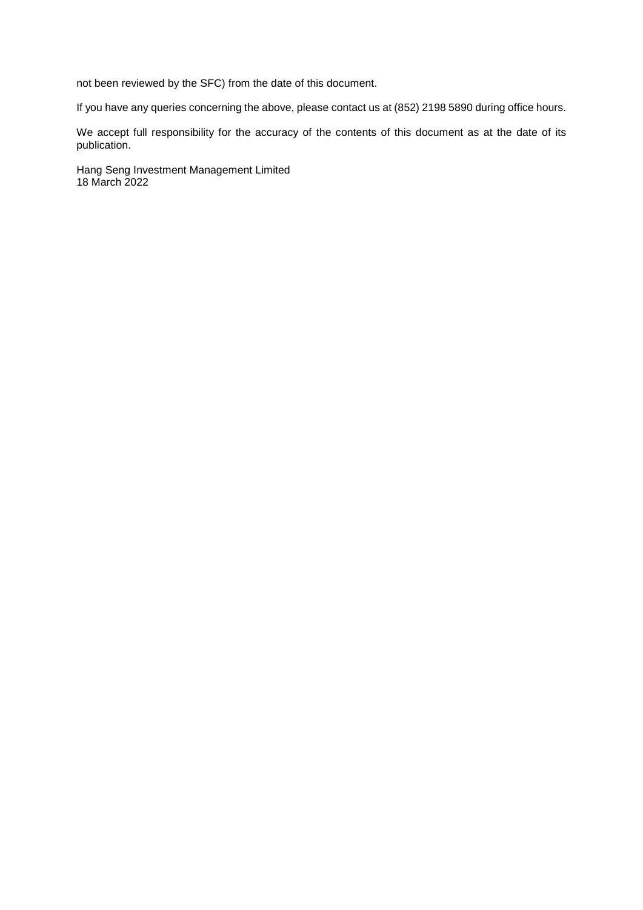not been reviewed by the SFC) from the date of this document.

If you have any queries concerning the above, please contact us at (852) 2198 5890 during office hours.

We accept full responsibility for the accuracy of the contents of this document as at the date of its publication.

Hang Seng Investment Management Limited
18 March 2022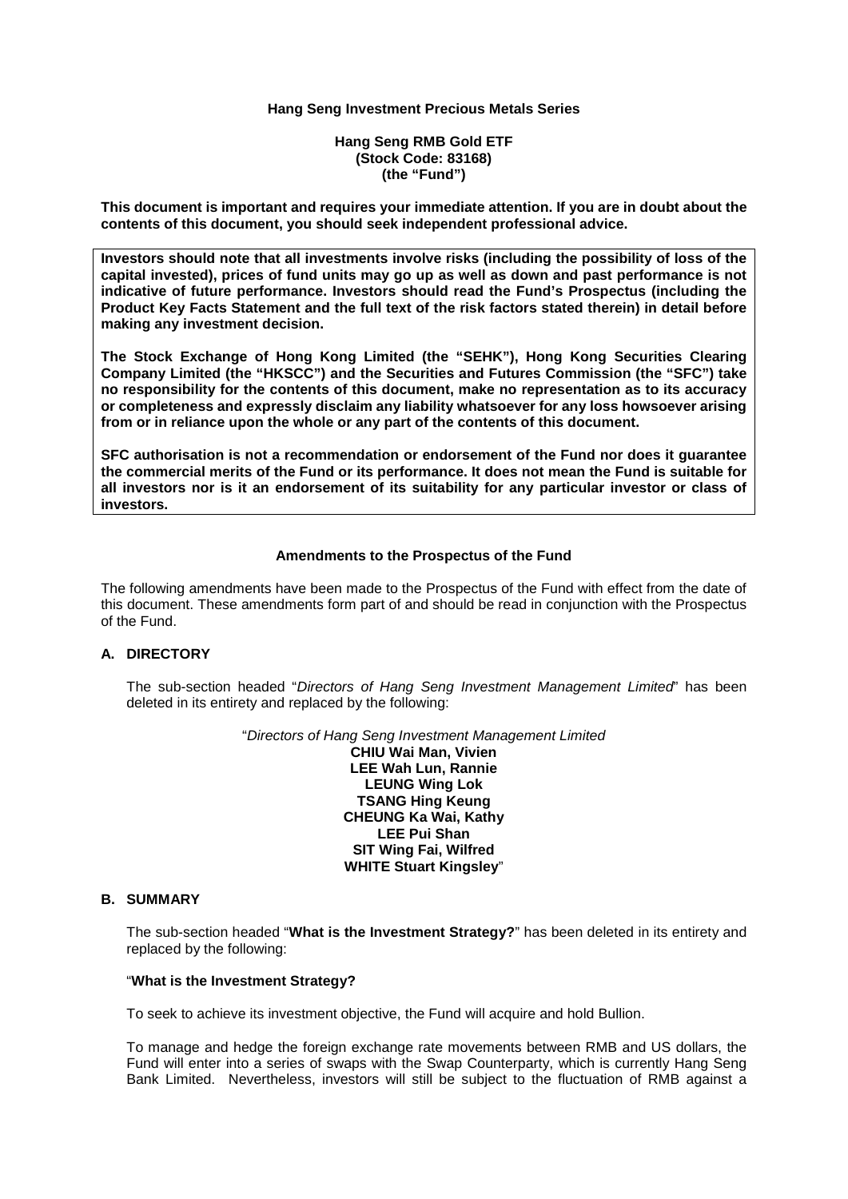**Hang Seng Investment Precious Metals Series**

**Hang Seng RMB Gold ETF**
**(Stock Code: 83168)**
**(the "Fund")**

**This document is important and requires your immediate attention. If you are in doubt about the contents of this document, you should seek independent professional advice.**

**Investors should note that all investments involve risks (including the possibility of loss of the capital invested), prices of fund units may go up as well as down and past performance is not indicative of future performance. Investors should read the Fund's Prospectus (including the Product Key Facts Statement and the full text of the risk factors stated therein) in detail before making any investment decision.**

**The Stock Exchange of Hong Kong Limited (the "SEHK"), Hong Kong Securities Clearing Company Limited (the "HKSCC") and the Securities and Futures Commission (the "SFC") take no responsibility for the contents of this document, make no representation as to its accuracy or completeness and expressly disclaim any liability whatsoever for any loss howsoever arising from or in reliance upon the whole or any part of the contents of this document.**

**SFC authorisation is not a recommendation or endorsement of the Fund nor does it guarantee the commercial merits of the Fund or its performance. It does not mean the Fund is suitable for all investors nor is it an endorsement of its suitability for any particular investor or class of investors.**

**Amendments to the Prospectus of the Fund**

The following amendments have been made to the Prospectus of the Fund with effect from the date of this document. These amendments form part of and should be read in conjunction with the Prospectus of the Fund.

## A. DIRECTORY

The sub-section headed "*Directors of Hang Seng Investment Management Limited*" has been deleted in its entirety and replaced by the following:

"*Directors of Hang Seng Investment Management Limited*
**CHIU Wai Man, Vivien**
**LEE Wah Lun, Rannie**
**LEUNG Wing Lok**
**TSANG Hing Keung**
**CHEUNG Ka Wai, Kathy**
**LEE Pui Shan**
**SIT Wing Fai, Wilfred**
**WHITE Stuart Kingsley**"

## B. SUMMARY

The sub-section headed "**What is the Investment Strategy?**" has been deleted in its entirety and replaced by the following:

"**What is the Investment Strategy?**

To seek to achieve its investment objective, the Fund will acquire and hold Bullion.

To manage and hedge the foreign exchange rate movements between RMB and US dollars, the Fund will enter into a series of swaps with the Swap Counterparty, which is currently Hang Seng Bank Limited. Nevertheless, investors will still be subject to the fluctuation of RMB against a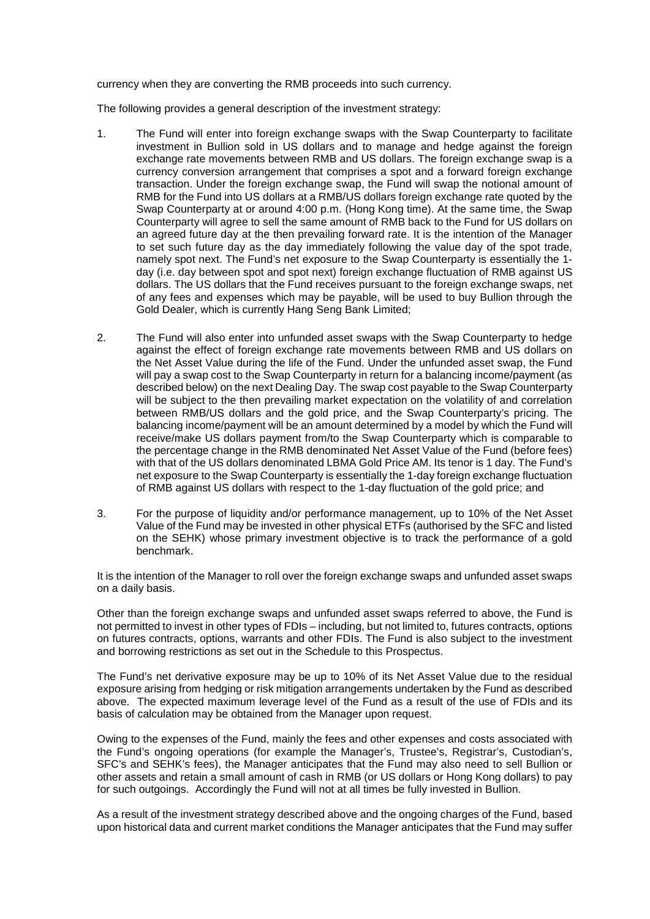currency when they are converting the RMB proceeds into such currency.

The following provides a general description of the investment strategy:

1. The Fund will enter into foreign exchange swaps with the Swap Counterparty to facilitate investment in Bullion sold in US dollars and to manage and hedge against the foreign exchange rate movements between RMB and US dollars. The foreign exchange swap is a currency conversion arrangement that comprises a spot and a forward foreign exchange transaction. Under the foreign exchange swap, the Fund will swap the notional amount of RMB for the Fund into US dollars at a RMB/US dollars foreign exchange rate quoted by the Swap Counterparty at or around 4:00 p.m. (Hong Kong time). At the same time, the Swap Counterparty will agree to sell the same amount of RMB back to the Fund for US dollars on an agreed future day at the then prevailing forward rate. It is the intention of the Manager to set such future day as the day immediately following the value day of the spot trade, namely spot next. The Fund's net exposure to the Swap Counterparty is essentially the 1-day (i.e. day between spot and spot next) foreign exchange fluctuation of RMB against US dollars. The US dollars that the Fund receives pursuant to the foreign exchange swaps, net of any fees and expenses which may be payable, will be used to buy Bullion through the Gold Dealer, which is currently Hang Seng Bank Limited;

2. The Fund will also enter into unfunded asset swaps with the Swap Counterparty to hedge against the effect of foreign exchange rate movements between RMB and US dollars on the Net Asset Value during the life of the Fund. Under the unfunded asset swap, the Fund will pay a swap cost to the Swap Counterparty in return for a balancing income/payment (as described below) on the next Dealing Day. The swap cost payable to the Swap Counterparty will be subject to the then prevailing market expectation on the volatility of and correlation between RMB/US dollars and the gold price, and the Swap Counterparty's pricing. The balancing income/payment will be an amount determined by a model by which the Fund will receive/make US dollars payment from/to the Swap Counterparty which is comparable to the percentage change in the RMB denominated Net Asset Value of the Fund (before fees) with that of the US dollars denominated LBMA Gold Price AM. Its tenor is 1 day. The Fund's net exposure to the Swap Counterparty is essentially the 1-day foreign exchange fluctuation of RMB against US dollars with respect to the 1-day fluctuation of the gold price; and

3. For the purpose of liquidity and/or performance management, up to 10% of the Net Asset Value of the Fund may be invested in other physical ETFs (authorised by the SFC and listed on the SEHK) whose primary investment objective is to track the performance of a gold benchmark.

It is the intention of the Manager to roll over the foreign exchange swaps and unfunded asset swaps on a daily basis.

Other than the foreign exchange swaps and unfunded asset swaps referred to above, the Fund is not permitted to invest in other types of FDIs – including, but not limited to, futures contracts, options on futures contracts, options, warrants and other FDIs. The Fund is also subject to the investment and borrowing restrictions as set out in the Schedule to this Prospectus.

The Fund's net derivative exposure may be up to 10% of its Net Asset Value due to the residual exposure arising from hedging or risk mitigation arrangements undertaken by the Fund as described above. The expected maximum leverage level of the Fund as a result of the use of FDIs and its basis of calculation may be obtained from the Manager upon request.

Owing to the expenses of the Fund, mainly the fees and other expenses and costs associated with the Fund's ongoing operations (for example the Manager's, Trustee's, Registrar's, Custodian's, SFC's and SEHK's fees), the Manager anticipates that the Fund may also need to sell Bullion or other assets and retain a small amount of cash in RMB (or US dollars or Hong Kong dollars) to pay for such outgoings. Accordingly the Fund will not at all times be fully invested in Bullion.

As a result of the investment strategy described above and the ongoing charges of the Fund, based upon historical data and current market conditions the Manager anticipates that the Fund may suffer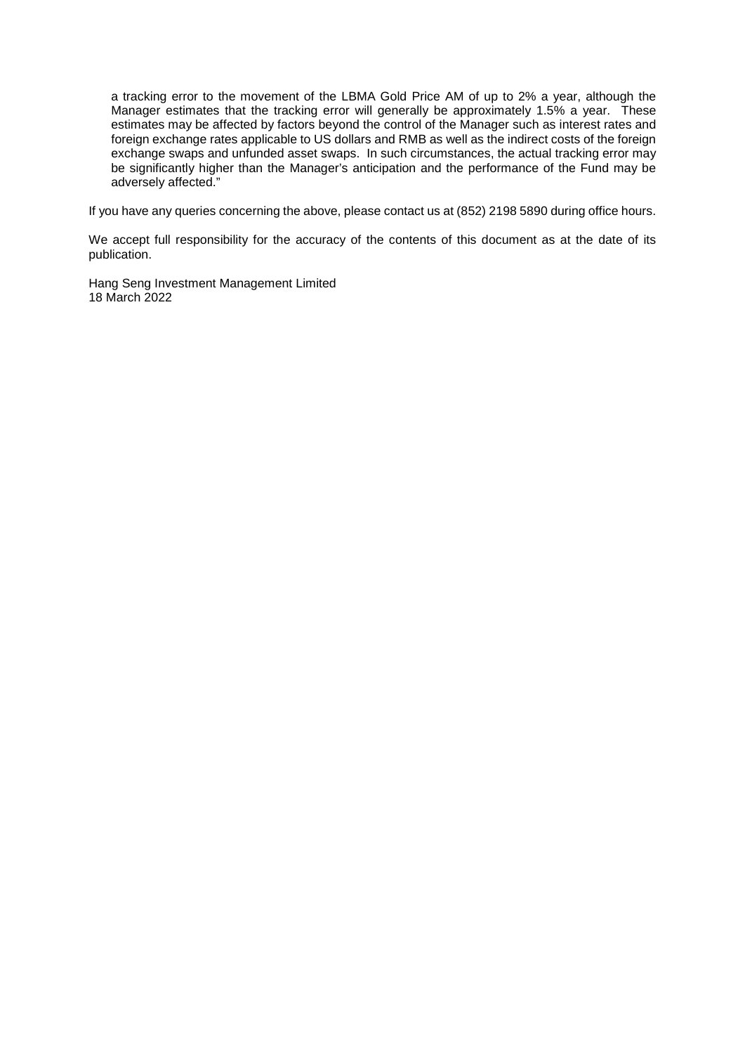a tracking error to the movement of the LBMA Gold Price AM of up to 2% a year, although the Manager estimates that the tracking error will generally be approximately 1.5% a year. These estimates may be affected by factors beyond the control of the Manager such as interest rates and foreign exchange rates applicable to US dollars and RMB as well as the indirect costs of the foreign exchange swaps and unfunded asset swaps. In such circumstances, the actual tracking error may be significantly higher than the Manager's anticipation and the performance of the Fund may be adversely affected."

If you have any queries concerning the above, please contact us at (852) 2198 5890 during office hours.

We accept full responsibility for the accuracy of the contents of this document as at the date of its publication.

Hang Seng Investment Management Limited
18 March 2022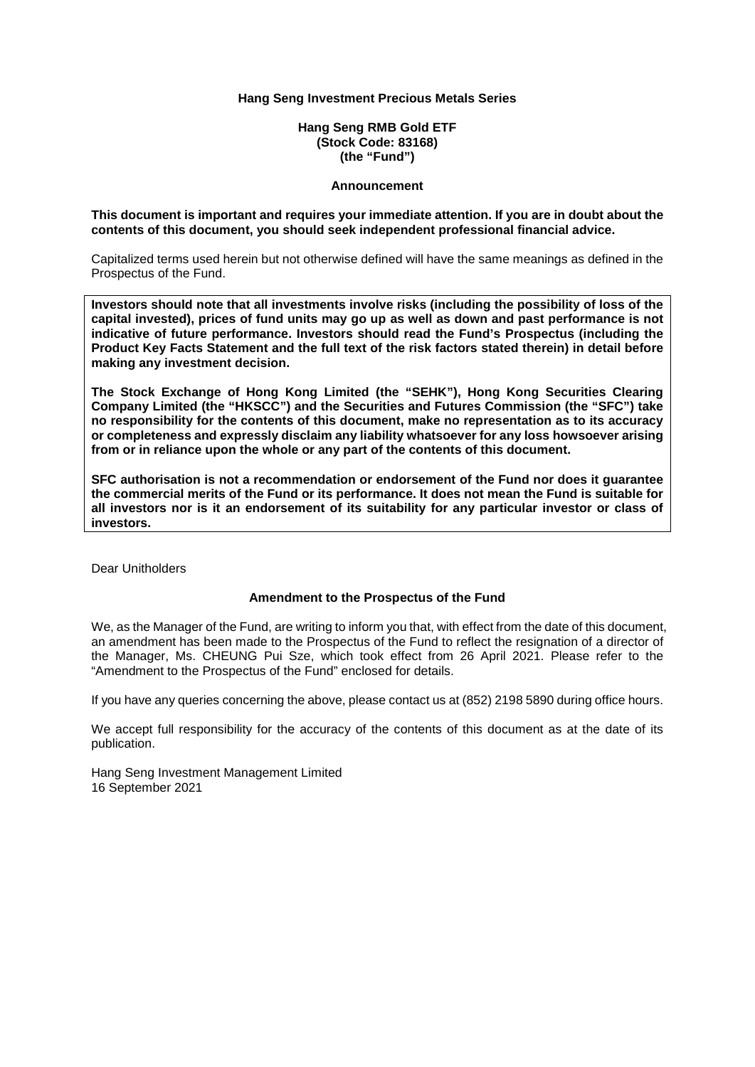**Hang Seng Investment Precious Metals Series**

**Hang Seng RMB Gold ETF**
**(Stock Code: 83168)**
**(the "Fund")**

**Announcement**

**This document is important and requires your immediate attention. If you are in doubt about the contents of this document, you should seek independent professional financial advice.**

Capitalized terms used herein but not otherwise defined will have the same meanings as defined in the Prospectus of the Fund.

**Investors should note that all investments involve risks (including the possibility of loss of the capital invested), prices of fund units may go up as well as down and past performance is not indicative of future performance. Investors should read the Fund's Prospectus (including the Product Key Facts Statement and the full text of the risk factors stated therein) in detail before making any investment decision.**

**The Stock Exchange of Hong Kong Limited (the "SEHK"), Hong Kong Securities Clearing Company Limited (the "HKSCC") and the Securities and Futures Commission (the "SFC") take no responsibility for the contents of this document, make no representation as to its accuracy or completeness and expressly disclaim any liability whatsoever for any loss howsoever arising from or in reliance upon the whole or any part of the contents of this document.**

**SFC authorisation is not a recommendation or endorsement of the Fund nor does it guarantee the commercial merits of the Fund or its performance. It does not mean the Fund is suitable for all investors nor is it an endorsement of its suitability for any particular investor or class of investors.**

Dear Unitholders

**Amendment to the Prospectus of the Fund**

We, as the Manager of the Fund, are writing to inform you that, with effect from the date of this document, an amendment has been made to the Prospectus of the Fund to reflect the resignation of a director of the Manager, Ms. CHEUNG Pui Sze, which took effect from 26 April 2021. Please refer to the "Amendment to the Prospectus of the Fund" enclosed for details.

If you have any queries concerning the above, please contact us at (852) 2198 5890 during office hours.

We accept full responsibility for the accuracy of the contents of this document as at the date of its publication.

Hang Seng Investment Management Limited
16 September 2021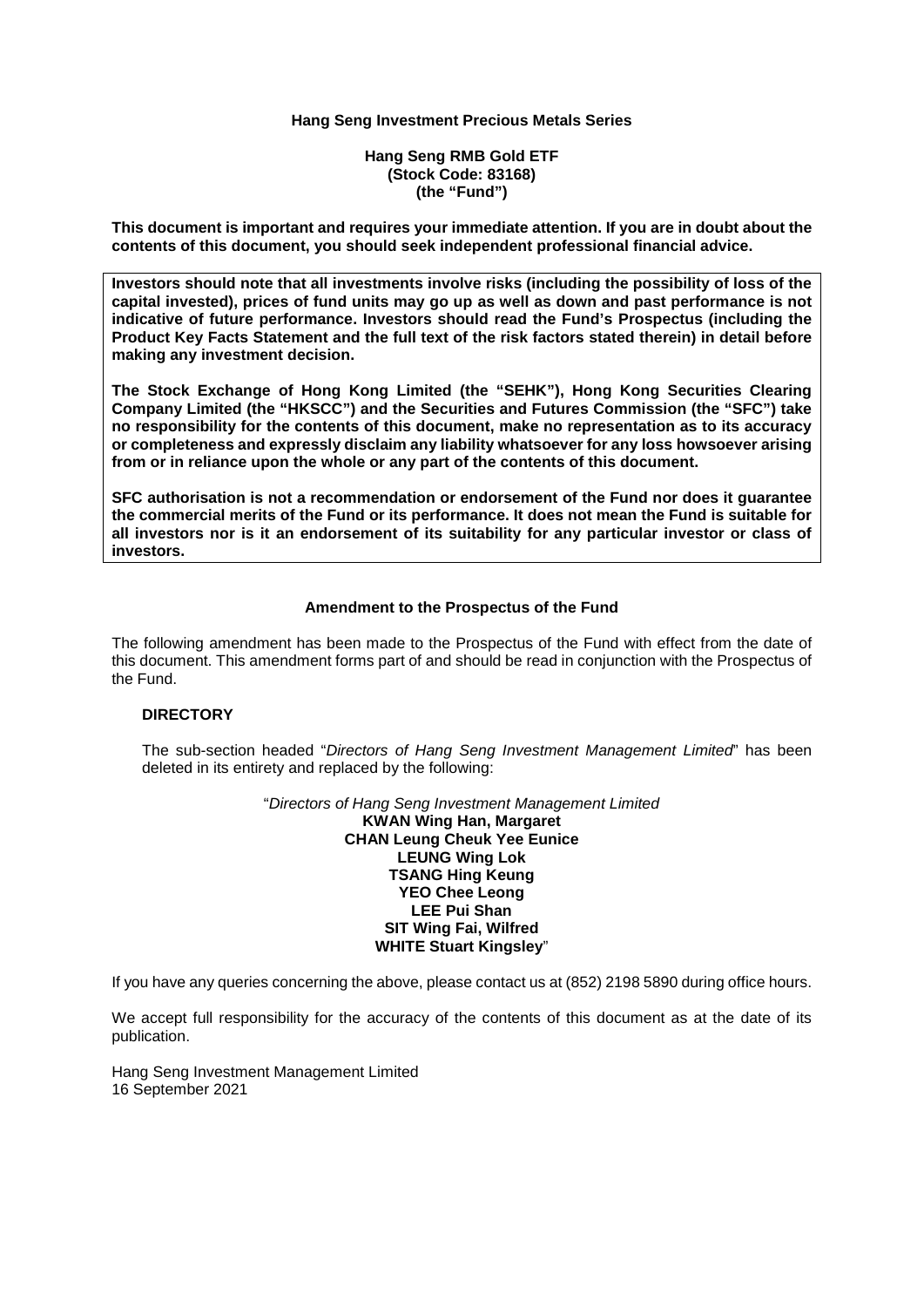**Hang Seng Investment Precious Metals Series**

**Hang Seng RMB Gold ETF**
**(Stock Code: 83168)**
**(the "Fund")**

**This document is important and requires your immediate attention. If you are in doubt about the contents of this document, you should seek independent professional financial advice.**

**Investors should note that all investments involve risks (including the possibility of loss of the capital invested), prices of fund units may go up as well as down and past performance is not indicative of future performance. Investors should read the Fund's Prospectus (including the Product Key Facts Statement and the full text of the risk factors stated therein) in detail before making any investment decision.**

**The Stock Exchange of Hong Kong Limited (the "SEHK"), Hong Kong Securities Clearing Company Limited (the "HKSCC") and the Securities and Futures Commission (the "SFC") take no responsibility for the contents of this document, make no representation as to its accuracy or completeness and expressly disclaim any liability whatsoever for any loss howsoever arising from or in reliance upon the whole or any part of the contents of this document.**

**SFC authorisation is not a recommendation or endorsement of the Fund nor does it guarantee the commercial merits of the Fund or its performance. It does not mean the Fund is suitable for all investors nor is it an endorsement of its suitability for any particular investor or class of investors.**

**Amendment to the Prospectus of the Fund**

The following amendment has been made to the Prospectus of the Fund with effect from the date of this document. This amendment forms part of and should be read in conjunction with the Prospectus of the Fund.

**DIRECTORY**

The sub-section headed "*Directors of Hang Seng Investment Management Limited*" has been deleted in its entirety and replaced by the following:

"*Directors of Hang Seng Investment Management Limited*
**KWAN Wing Han, Margaret**
**CHAN Leung Cheuk Yee Eunice**
**LEUNG Wing Lok**
**TSANG Hing Keung**
**YEO Chee Leong**
**LEE Pui Shan**
**SIT Wing Fai, Wilfred**
**WHITE Stuart Kingsley**"

If you have any queries concerning the above, please contact us at (852) 2198 5890 during office hours.

We accept full responsibility for the accuracy of the contents of this document as at the date of its publication.

Hang Seng Investment Management Limited
16 September 2021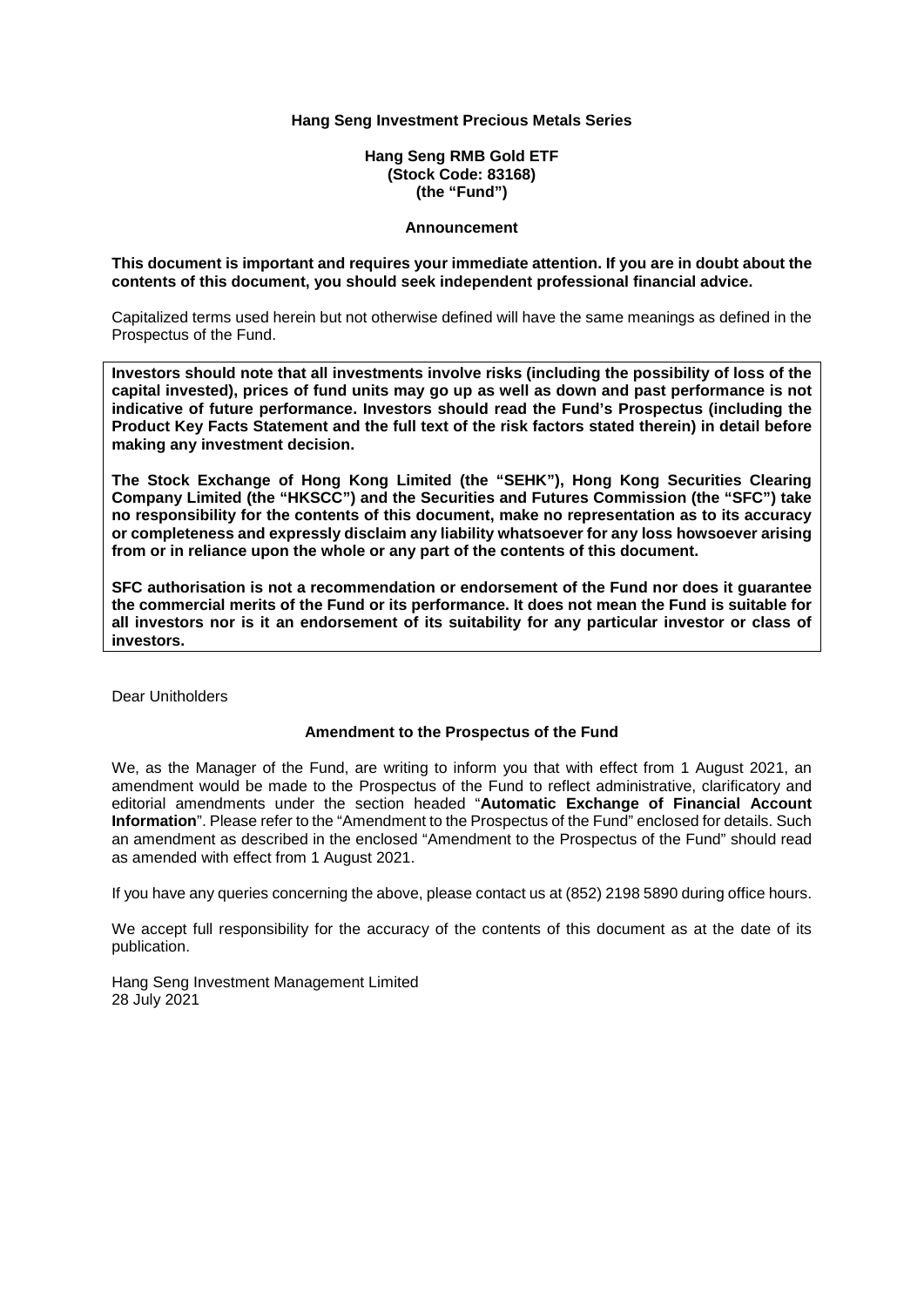**Hang Seng Investment Precious Metals Series**

**Hang Seng RMB Gold ETF**
**(Stock Code: 83168)**
**(the "Fund")**

**Announcement**

**This document is important and requires your immediate attention. If you are in doubt about the contents of this document, you should seek independent professional financial advice.**

Capitalized terms used herein but not otherwise defined will have the same meanings as defined in the Prospectus of the Fund.

**Investors should note that all investments involve risks (including the possibility of loss of the capital invested), prices of fund units may go up as well as down and past performance is not indicative of future performance. Investors should read the Fund's Prospectus (including the Product Key Facts Statement and the full text of the risk factors stated therein) in detail before making any investment decision.**

**The Stock Exchange of Hong Kong Limited (the "SEHK"), Hong Kong Securities Clearing Company Limited (the "HKSCC") and the Securities and Futures Commission (the "SFC") take no responsibility for the contents of this document, make no representation as to its accuracy or completeness and expressly disclaim any liability whatsoever for any loss howsoever arising from or in reliance upon the whole or any part of the contents of this document.**

**SFC authorisation is not a recommendation or endorsement of the Fund nor does it guarantee the commercial merits of the Fund or its performance. It does not mean the Fund is suitable for all investors nor is it an endorsement of its suitability for any particular investor or class of investors.**

Dear Unitholders

**Amendment to the Prospectus of the Fund**

We, as the Manager of the Fund, are writing to inform you that with effect from 1 August 2021, an amendment would be made to the Prospectus of the Fund to reflect administrative, clarificatory and editorial amendments under the section headed "**Automatic Exchange of Financial Account Information**". Please refer to the "Amendment to the Prospectus of the Fund" enclosed for details. Such an amendment as described in the enclosed "Amendment to the Prospectus of the Fund" should read as amended with effect from 1 August 2021.

If you have any queries concerning the above, please contact us at (852) 2198 5890 during office hours.

We accept full responsibility for the accuracy of the contents of this document as at the date of its publication.

Hang Seng Investment Management Limited
28 July 2021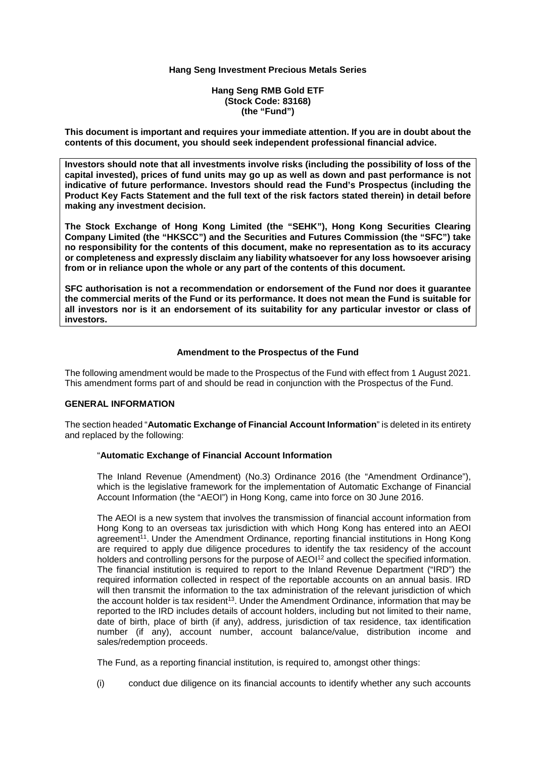**Hang Seng Investment Precious Metals Series**

**Hang Seng RMB Gold ETF**
**(Stock Code: 83168)**
**(the "Fund")**

**This document is important and requires your immediate attention. If you are in doubt about the contents of this document, you should seek independent professional financial advice.**

**Investors should note that all investments involve risks (including the possibility of loss of the capital invested), prices of fund units may go up as well as down and past performance is not indicative of future performance. Investors should read the Fund's Prospectus (including the Product Key Facts Statement and the full text of the risk factors stated therein) in detail before making any investment decision.**

**The Stock Exchange of Hong Kong Limited (the "SEHK"), Hong Kong Securities Clearing Company Limited (the "HKSCC") and the Securities and Futures Commission (the "SFC") take no responsibility for the contents of this document, make no representation as to its accuracy or completeness and expressly disclaim any liability whatsoever for any loss howsoever arising from or in reliance upon the whole or any part of the contents of this document.**

**SFC authorisation is not a recommendation or endorsement of the Fund nor does it guarantee the commercial merits of the Fund or its performance. It does not mean the Fund is suitable for all investors nor is it an endorsement of its suitability for any particular investor or class of investors.**

**Amendment to the Prospectus of the Fund**

The following amendment would be made to the Prospectus of the Fund with effect from 1 August 2021. This amendment forms part of and should be read in conjunction with the Prospectus of the Fund.

**GENERAL INFORMATION**

The section headed "**Automatic Exchange of Financial Account Information**" is deleted in its entirety and replaced by the following:

"**Automatic Exchange of Financial Account Information**

The Inland Revenue (Amendment) (No.3) Ordinance 2016 (the "Amendment Ordinance"), which is the legislative framework for the implementation of Automatic Exchange of Financial Account Information (the "AEOI") in Hong Kong, came into force on 30 June 2016.

The AEOI is a new system that involves the transmission of financial account information from Hong Kong to an overseas tax jurisdiction with which Hong Kong has entered into an AEOI agreement[11]. Under the Amendment Ordinance, reporting financial institutions in Hong Kong are required to apply due diligence procedures to identify the tax residency of the account holders and controlling persons for the purpose of AEOI[12] and collect the specified information. The financial institution is required to report to the Inland Revenue Department ("IRD") the required information collected in respect of the reportable accounts on an annual basis. IRD will then transmit the information to the tax administration of the relevant jurisdiction of which the account holder is tax resident[13]. Under the Amendment Ordinance, information that may be reported to the IRD includes details of account holders, including but not limited to their name, date of birth, place of birth (if any), address, jurisdiction of tax residence, tax identification number (if any), account number, account balance/value, distribution income and sales/redemption proceeds.

The Fund, as a reporting financial institution, is required to, amongst other things:

(i) conduct due diligence on its financial accounts to identify whether any such accounts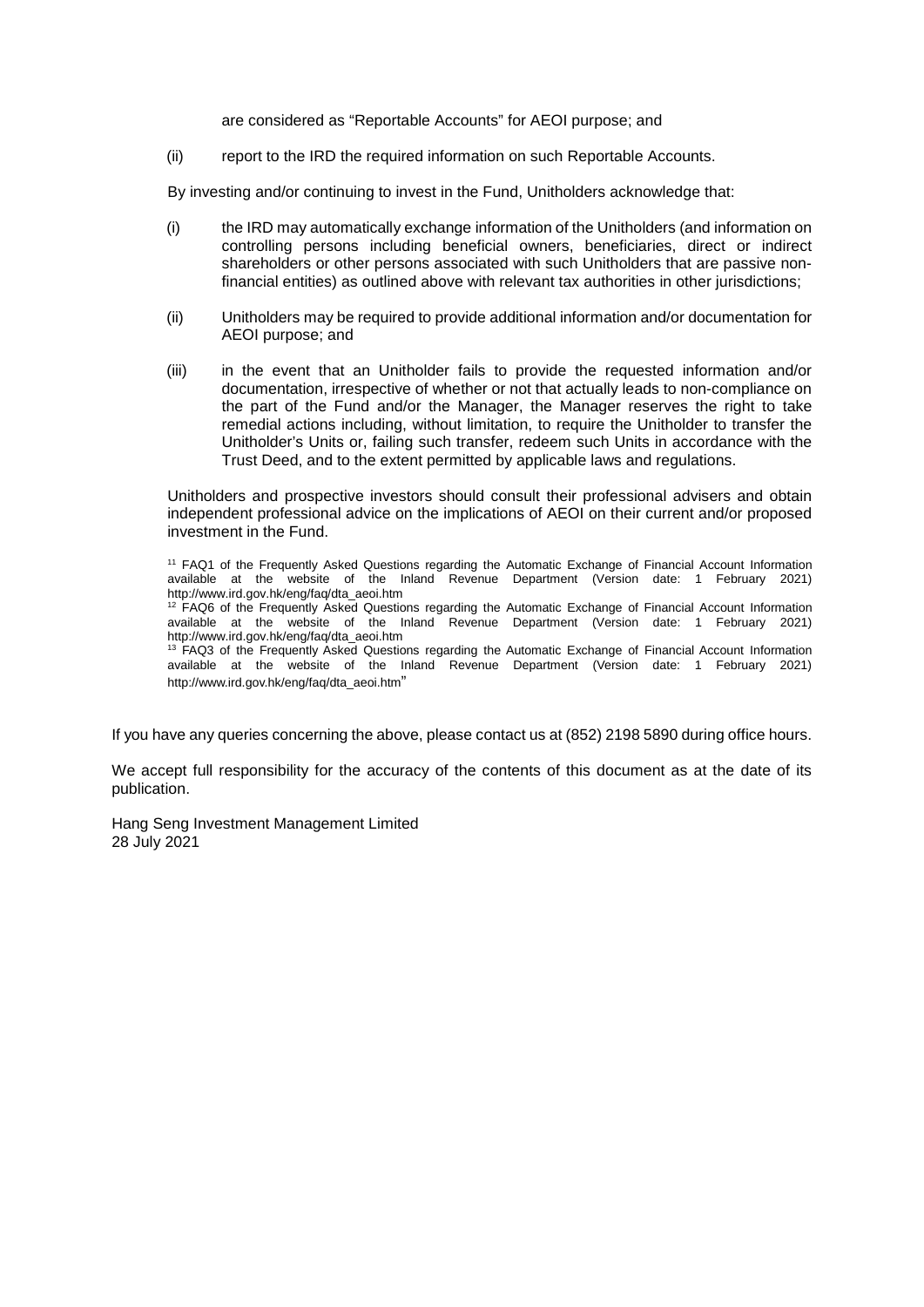are considered as "Reportable Accounts" for AEOI purpose; and

(ii) report to the IRD the required information on such Reportable Accounts.

By investing and/or continuing to invest in the Fund, Unitholders acknowledge that:

(i) the IRD may automatically exchange information of the Unitholders (and information on controlling persons including beneficial owners, beneficiaries, direct or indirect shareholders or other persons associated with such Unitholders that are passive non-financial entities) as outlined above with relevant tax authorities in other jurisdictions;

(ii) Unitholders may be required to provide additional information and/or documentation for AEOI purpose; and

(iii) in the event that an Unitholder fails to provide the requested information and/or documentation, irrespective of whether or not that actually leads to non-compliance on the part of the Fund and/or the Manager, the Manager reserves the right to take remedial actions including, without limitation, to require the Unitholder to transfer the Unitholder's Units or, failing such transfer, redeem such Units in accordance with the Trust Deed, and to the extent permitted by applicable laws and regulations.

Unitholders and prospective investors should consult their professional advisers and obtain independent professional advice on the implications of AEOI on their current and/or proposed investment in the Fund.

[11] FAQ1 of the Frequently Asked Questions regarding the Automatic Exchange of Financial Account Information available at the website of the Inland Revenue Department (Version date: 1 February 2021) http://www.ird.gov.hk/eng/faq/dta_aeoi.htm

[12] FAQ6 of the Frequently Asked Questions regarding the Automatic Exchange of Financial Account Information available at the website of the Inland Revenue Department (Version date: 1 February 2021) http://www.ird.gov.hk/eng/faq/dta_aeoi.htm

[13] FAQ3 of the Frequently Asked Questions regarding the Automatic Exchange of Financial Account Information available at the website of the Inland Revenue Department (Version date: 1 February 2021) http://www.ird.gov.hk/eng/faq/dta_aeoi.htm"

If you have any queries concerning the above, please contact us at (852) 2198 5890 during office hours.

We accept full responsibility for the accuracy of the contents of this document as at the date of its publication.

Hang Seng Investment Management Limited
28 July 2021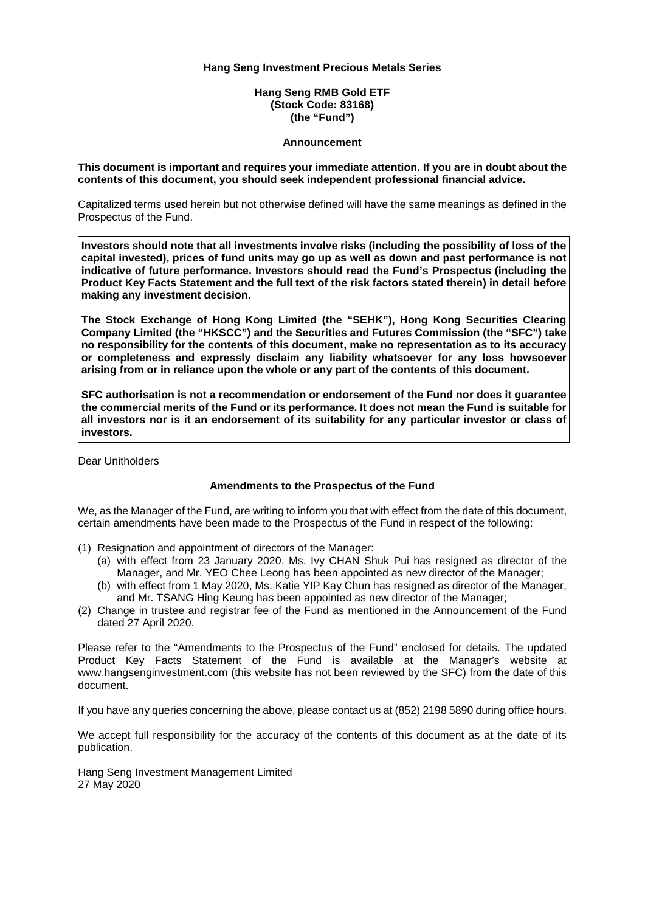**Hang Seng Investment Precious Metals Series**

**Hang Seng RMB Gold ETF**
**(Stock Code: 83168)**
**(the "Fund")**

**Announcement**

**This document is important and requires your immediate attention. If you are in doubt about the contents of this document, you should seek independent professional financial advice.**

Capitalized terms used herein but not otherwise defined will have the same meanings as defined in the Prospectus of the Fund.

**Investors should note that all investments involve risks (including the possibility of loss of the capital invested), prices of fund units may go up as well as down and past performance is not indicative of future performance. Investors should read the Fund's Prospectus (including the Product Key Facts Statement and the full text of the risk factors stated therein) in detail before making any investment decision.**

**The Stock Exchange of Hong Kong Limited (the "SEHK"), Hong Kong Securities Clearing Company Limited (the "HKSCC") and the Securities and Futures Commission (the "SFC") take no responsibility for the contents of this document, make no representation as to its accuracy or completeness and expressly disclaim any liability whatsoever for any loss howsoever arising from or in reliance upon the whole or any part of the contents of this document.**

**SFC authorisation is not a recommendation or endorsement of the Fund nor does it guarantee the commercial merits of the Fund or its performance. It does not mean the Fund is suitable for all investors nor is it an endorsement of its suitability for any particular investor or class of investors.**

Dear Unitholders

**Amendments to the Prospectus of the Fund**

We, as the Manager of the Fund, are writing to inform you that with effect from the date of this document, certain amendments have been made to the Prospectus of the Fund in respect of the following:

(1) Resignation and appointment of directors of the Manager:
    (a) with effect from 23 January 2020, Ms. Ivy CHAN Shuk Pui has resigned as director of the Manager, and Mr. YEO Chee Leong has been appointed as new director of the Manager;
    (b) with effect from 1 May 2020, Ms. Katie YIP Kay Chun has resigned as director of the Manager, and Mr. TSANG Hing Keung has been appointed as new director of the Manager;
(2) Change in trustee and registrar fee of the Fund as mentioned in the Announcement of the Fund dated 27 April 2020.

Please refer to the "Amendments to the Prospectus of the Fund" enclosed for details. The updated Product Key Facts Statement of the Fund is available at the Manager's website at www.hangsenginvestment.com (this website has not been reviewed by the SFC) from the date of this document.

If you have any queries concerning the above, please contact us at (852) 2198 5890 during office hours.

We accept full responsibility for the accuracy of the contents of this document as at the date of its publication.

Hang Seng Investment Management Limited
27 May 2020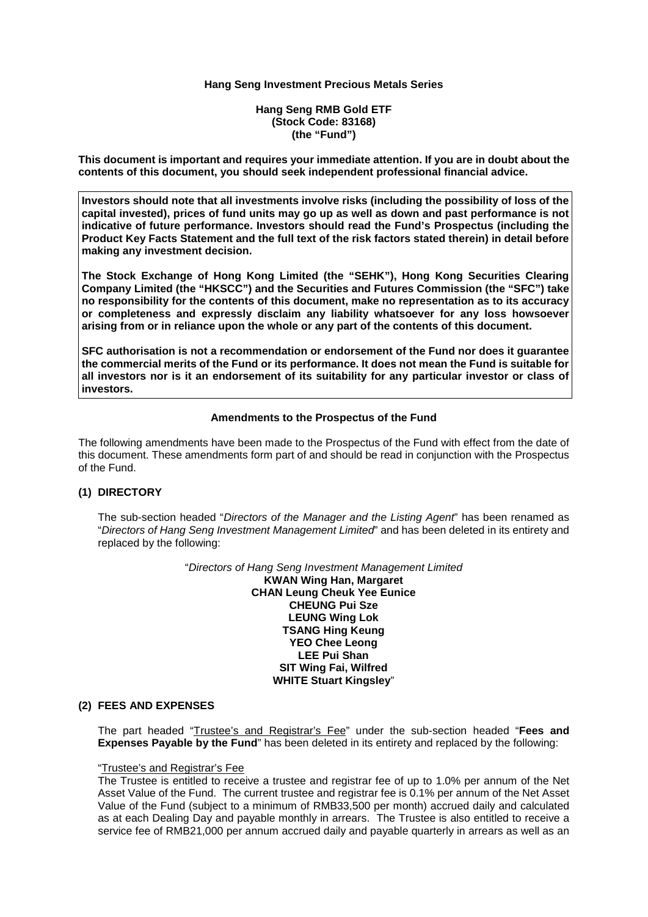**Hang Seng Investment Precious Metals Series**

**Hang Seng RMB Gold ETF**
**(Stock Code: 83168)**
**(the "Fund")**

**This document is important and requires your immediate attention. If you are in doubt about the contents of this document, you should seek independent professional financial advice.**

**Investors should note that all investments involve risks (including the possibility of loss of the capital invested), prices of fund units may go up as well as down and past performance is not indicative of future performance. Investors should read the Fund's Prospectus (including the Product Key Facts Statement and the full text of the risk factors stated therein) in detail before making any investment decision.**

**The Stock Exchange of Hong Kong Limited (the "SEHK"), Hong Kong Securities Clearing Company Limited (the "HKSCC") and the Securities and Futures Commission (the "SFC") take no responsibility for the contents of this document, make no representation as to its accuracy or completeness and expressly disclaim any liability whatsoever for any loss howsoever arising from or in reliance upon the whole or any part of the contents of this document.**

**SFC authorisation is not a recommendation or endorsement of the Fund nor does it guarantee the commercial merits of the Fund or its performance. It does not mean the Fund is suitable for all investors nor is it an endorsement of its suitability for any particular investor or class of investors.**

**Amendments to the Prospectus of the Fund**

The following amendments have been made to the Prospectus of the Fund with effect from the date of this document. These amendments form part of and should be read in conjunction with the Prospectus of the Fund.

**(1) DIRECTORY**

The sub-section headed "*Directors of the Manager and the Listing Agent*" has been renamed as "*Directors of Hang Seng Investment Management Limited*" and has been deleted in its entirety and replaced by the following:

"*Directors of Hang Seng Investment Management Limited*
**KWAN Wing Han, Margaret**
**CHAN Leung Cheuk Yee Eunice**
**CHEUNG Pui Sze**
**LEUNG Wing Lok**
**TSANG Hing Keung**
**YEO Chee Leong**
**LEE Pui Shan**
**SIT Wing Fai, Wilfred**
**WHITE Stuart Kingsley**"

**(2) FEES AND EXPENSES**

The part headed "Trustee's and Registrar's Fee" under the sub-section headed "**Fees and Expenses Payable by the Fund**" has been deleted in its entirety and replaced by the following:

"Trustee's and Registrar's Fee
The Trustee is entitled to receive a trustee and registrar fee of up to 1.0% per annum of the Net Asset Value of the Fund. The current trustee and registrar fee is 0.1% per annum of the Net Asset Value of the Fund (subject to a minimum of RMB33,500 per month) accrued daily and calculated as at each Dealing Day and payable monthly in arrears. The Trustee is also entitled to receive a service fee of RMB21,000 per annum accrued daily and payable quarterly in arrears as well as an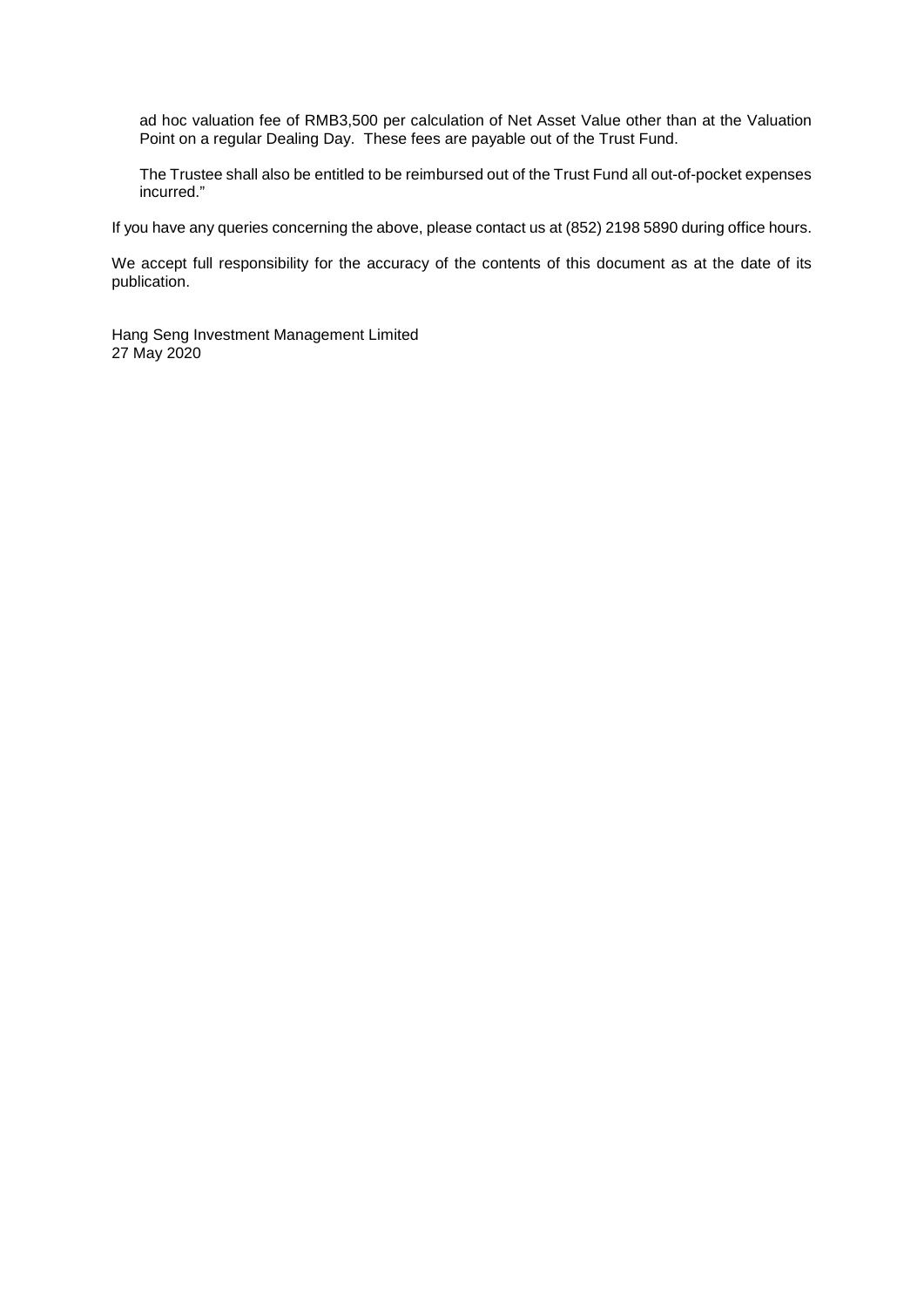ad hoc valuation fee of RMB3,500 per calculation of Net Asset Value other than at the Valuation Point on a regular Dealing Day. These fees are payable out of the Trust Fund.

The Trustee shall also be entitled to be reimbursed out of the Trust Fund all out-of-pocket expenses incurred."

If you have any queries concerning the above, please contact us at (852) 2198 5890 during office hours.

We accept full responsibility for the accuracy of the contents of this document as at the date of its publication.

Hang Seng Investment Management Limited
27 May 2020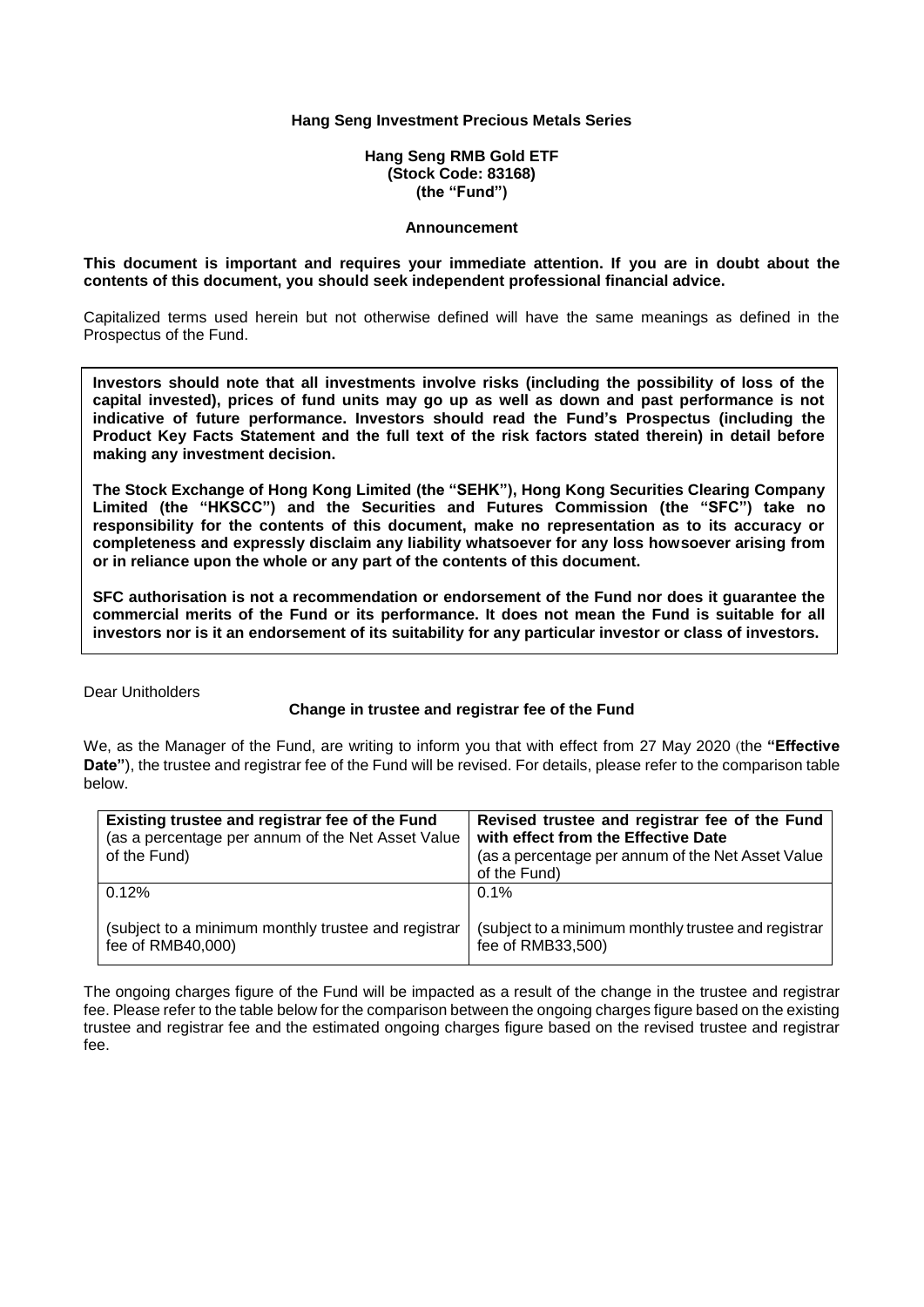**Hang Seng Investment Precious Metals Series**

**Hang Seng RMB Gold ETF**
**(Stock Code: 83168)**
**(the "Fund")**

**Announcement**

**This document is important and requires your immediate attention. If you are in doubt about the contents of this document, you should seek independent professional financial advice.**

Capitalized terms used herein but not otherwise defined will have the same meanings as defined in the Prospectus of the Fund.

**Investors should note that all investments involve risks (including the possibility of loss of the capital invested), prices of fund units may go up as well as down and past performance is not indicative of future performance. Investors should read the Fund's Prospectus (including the Product Key Facts Statement and the full text of the risk factors stated therein) in detail before making any investment decision.**

**The Stock Exchange of Hong Kong Limited (the "SEHK"), Hong Kong Securities Clearing Company Limited (the "HKSCC") and the Securities and Futures Commission (the "SFC") take no responsibility for the contents of this document, make no representation as to its accuracy or completeness and expressly disclaim any liability whatsoever for any loss howsoever arising from or in reliance upon the whole or any part of the contents of this document.**

**SFC authorisation is not a recommendation or endorsement of the Fund nor does it guarantee the commercial merits of the Fund or its performance. It does not mean the Fund is suitable for all investors nor is it an endorsement of its suitability for any particular investor or class of investors.**

Dear Unitholders

**Change in trustee and registrar fee of the Fund**

We, as the Manager of the Fund, are writing to inform you that with effect from 27 May 2020 (the **"Effective Date"**), the trustee and registrar fee of the Fund will be revised. For details, please refer to the comparison table below.

| **Existing trustee and registrar fee of the Fund** (as a percentage per annum of the Net Asset Value of the Fund) | **Revised trustee and registrar fee of the Fund with effect from the Effective Date** (as a percentage per annum of the Net Asset Value of the Fund) |
|---|---|
| 0.12%<br><br>(subject to a minimum monthly trustee and registrar fee of RMB40,000) | 0.1%<br><br>(subject to a minimum monthly trustee and registrar fee of RMB33,500) |

The ongoing charges figure of the Fund will be impacted as a result of the change in the trustee and registrar fee. Please refer to the table below for the comparison between the ongoing charges figure based on the existing trustee and registrar fee and the estimated ongoing charges figure based on the revised trustee and registrar fee.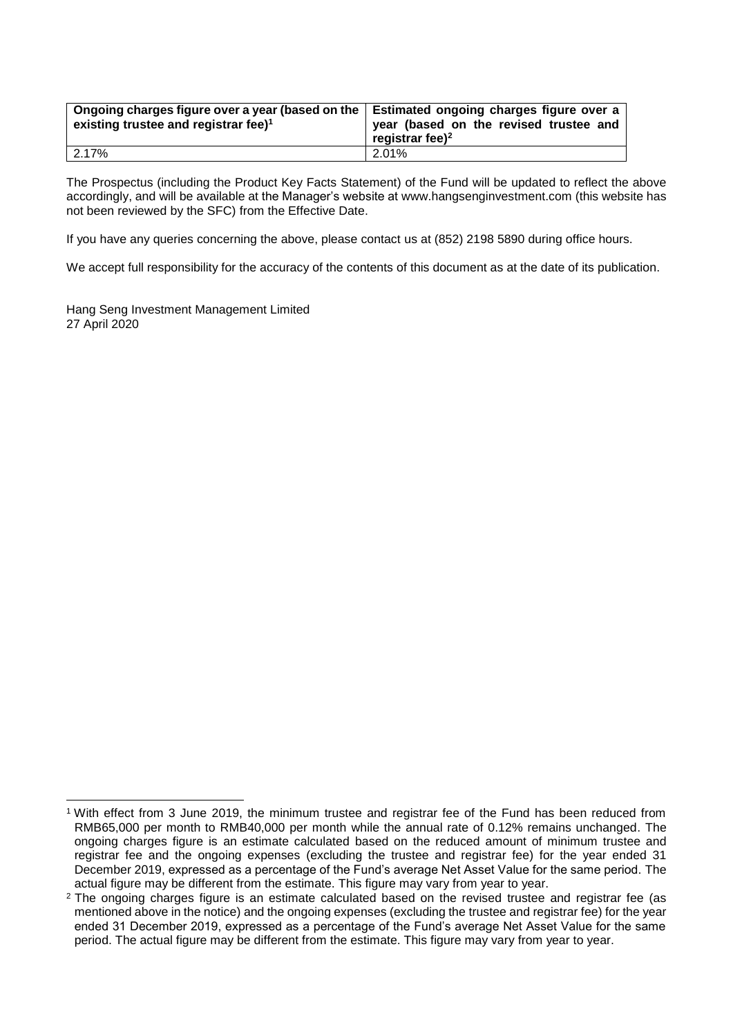| **Ongoing charges figure over a year (based on the existing trustee and registrar fee)[1]** | **Estimated ongoing charges figure over a year (based on the revised trustee and registrar fee)[2]** |
| --- | --- |
| 2.17% | 2.01% |

The Prospectus (including the Product Key Facts Statement) of the Fund will be updated to reflect the above accordingly, and will be available at the Manager's website at www.hangsenginvestment.com (this website has not been reviewed by the SFC) from the Effective Date.

If you have any queries concerning the above, please contact us at (852) 2198 5890 during office hours.

We accept full responsibility for the accuracy of the contents of this document as at the date of its publication.

Hang Seng Investment Management Limited
27 April 2020

[1] With effect from 3 June 2019, the minimum trustee and registrar fee of the Fund has been reduced from RMB65,000 per month to RMB40,000 per month while the annual rate of 0.12% remains unchanged. The ongoing charges figure is an estimate calculated based on the reduced amount of minimum trustee and registrar fee and the ongoing expenses (excluding the trustee and registrar fee) for the year ended 31 December 2019, expressed as a percentage of the Fund's average Net Asset Value for the same period. The actual figure may be different from the estimate. This figure may vary from year to year.

[2] The ongoing charges figure is an estimate calculated based on the revised trustee and registrar fee (as mentioned above in the notice) and the ongoing expenses (excluding the trustee and registrar fee) for the year ended 31 December 2019, expressed as a percentage of the Fund's average Net Asset Value for the same period. The actual figure may be different from the estimate. This figure may vary from year to year.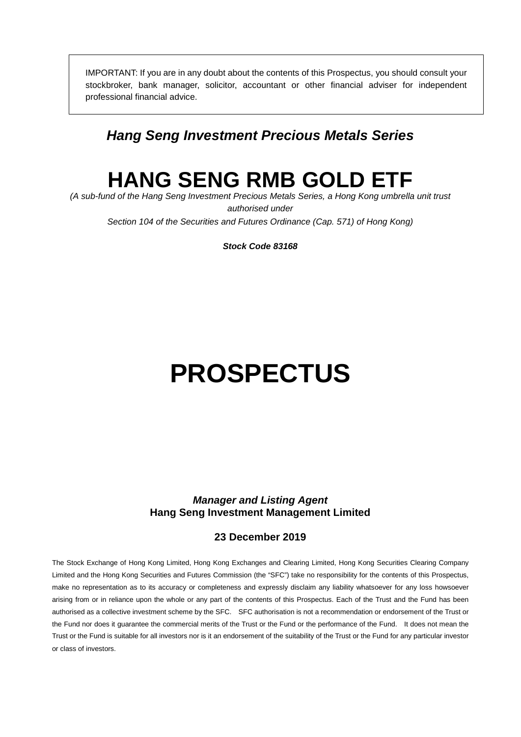IMPORTANT: If you are in any doubt about the contents of this Prospectus, you should consult your stockbroker, bank manager, solicitor, accountant or other financial adviser for independent professional financial advice.

***Hang Seng Investment Precious Metals Series***

# HANG SENG RMB GOLD ETF

*(A sub-fund of the Hang Seng Investment Precious Metals Series, a Hong Kong umbrella unit trust authorised under Section 104 of the Securities and Futures Ordinance (Cap. 571) of Hong Kong)*

***Stock Code 83168***

# PROSPECTUS

***Manager and Listing Agent***
**Hang Seng Investment Management Limited**

**23 December 2019**

The Stock Exchange of Hong Kong Limited, Hong Kong Exchanges and Clearing Limited, Hong Kong Securities Clearing Company Limited and the Hong Kong Securities and Futures Commission (the "SFC") take no responsibility for the contents of this Prospectus, make no representation as to its accuracy or completeness and expressly disclaim any liability whatsoever for any loss howsoever arising from or in reliance upon the whole or any part of the contents of this Prospectus. Each of the Trust and the Fund has been authorised as a collective investment scheme by the SFC. SFC authorisation is not a recommendation or endorsement of the Trust or the Fund nor does it guarantee the commercial merits of the Trust or the Fund or the performance of the Fund. It does not mean the Trust or the Fund is suitable for all investors nor is it an endorsement of the suitability of the Trust or the Fund for any particular investor or class of investors.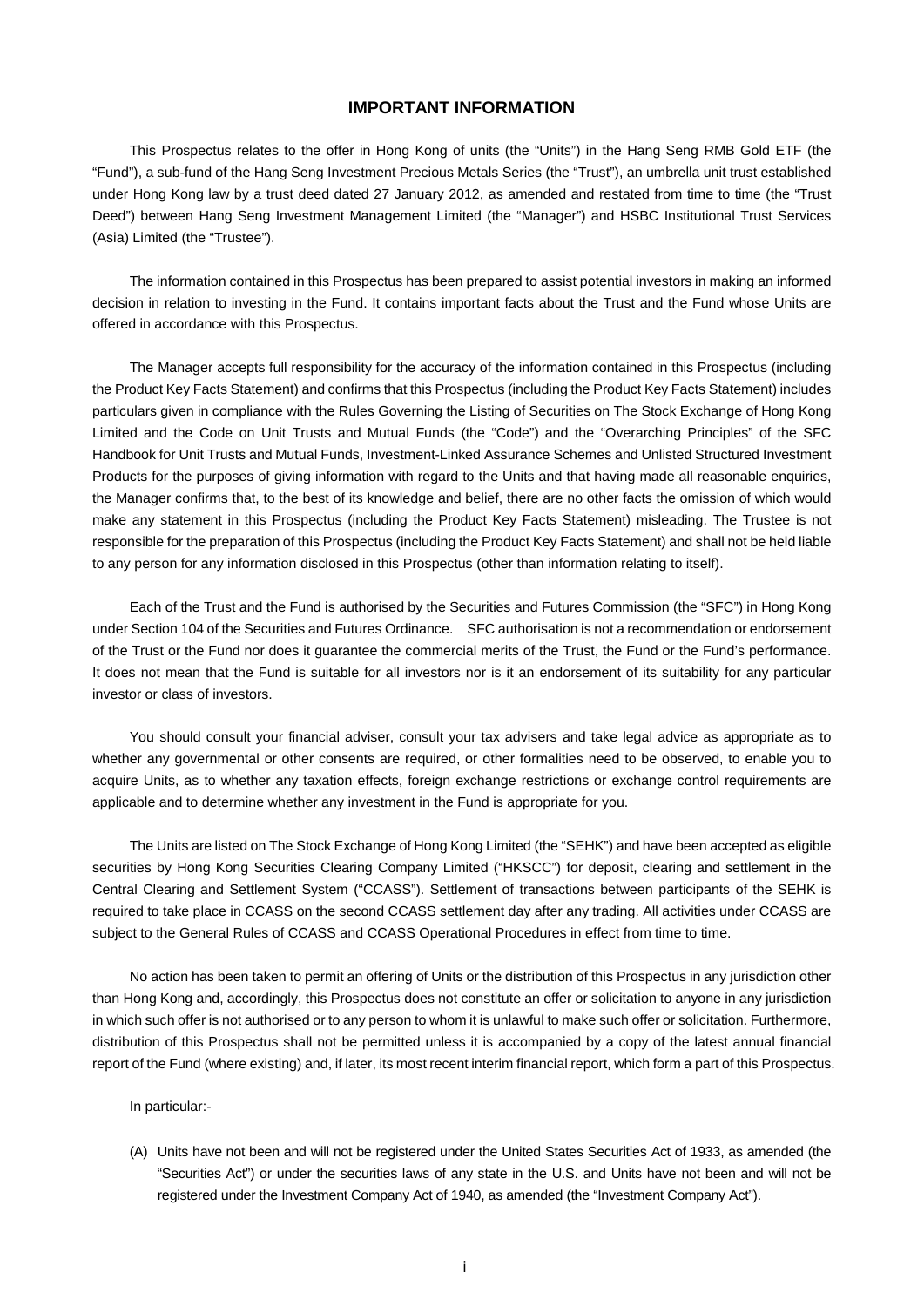# IMPORTANT INFORMATION

This Prospectus relates to the offer in Hong Kong of units (the "Units") in the Hang Seng RMB Gold ETF (the "Fund"), a sub-fund of the Hang Seng Investment Precious Metals Series (the "Trust"), an umbrella unit trust established under Hong Kong law by a trust deed dated 27 January 2012, as amended and restated from time to time (the "Trust Deed") between Hang Seng Investment Management Limited (the "Manager") and HSBC Institutional Trust Services (Asia) Limited (the "Trustee").

The information contained in this Prospectus has been prepared to assist potential investors in making an informed decision in relation to investing in the Fund. It contains important facts about the Trust and the Fund whose Units are offered in accordance with this Prospectus.

The Manager accepts full responsibility for the accuracy of the information contained in this Prospectus (including the Product Key Facts Statement) and confirms that this Prospectus (including the Product Key Facts Statement) includes particulars given in compliance with the Rules Governing the Listing of Securities on The Stock Exchange of Hong Kong Limited and the Code on Unit Trusts and Mutual Funds (the "Code") and the "Overarching Principles" of the SFC Handbook for Unit Trusts and Mutual Funds, Investment-Linked Assurance Schemes and Unlisted Structured Investment Products for the purposes of giving information with regard to the Units and that having made all reasonable enquiries, the Manager confirms that, to the best of its knowledge and belief, there are no other facts the omission of which would make any statement in this Prospectus (including the Product Key Facts Statement) misleading. The Trustee is not responsible for the preparation of this Prospectus (including the Product Key Facts Statement) and shall not be held liable to any person for any information disclosed in this Prospectus (other than information relating to itself).

Each of the Trust and the Fund is authorised by the Securities and Futures Commission (the "SFC") in Hong Kong under Section 104 of the Securities and Futures Ordinance. SFC authorisation is not a recommendation or endorsement of the Trust or the Fund nor does it guarantee the commercial merits of the Trust, the Fund or the Fund's performance. It does not mean that the Fund is suitable for all investors nor is it an endorsement of its suitability for any particular investor or class of investors.

You should consult your financial adviser, consult your tax advisers and take legal advice as appropriate as to whether any governmental or other consents are required, or other formalities need to be observed, to enable you to acquire Units, as to whether any taxation effects, foreign exchange restrictions or exchange control requirements are applicable and to determine whether any investment in the Fund is appropriate for you.

The Units are listed on The Stock Exchange of Hong Kong Limited (the "SEHK") and have been accepted as eligible securities by Hong Kong Securities Clearing Company Limited ("HKSCC") for deposit, clearing and settlement in the Central Clearing and Settlement System ("CCASS"). Settlement of transactions between participants of the SEHK is required to take place in CCASS on the second CCASS settlement day after any trading. All activities under CCASS are subject to the General Rules of CCASS and CCASS Operational Procedures in effect from time to time.

No action has been taken to permit an offering of Units or the distribution of this Prospectus in any jurisdiction other than Hong Kong and, accordingly, this Prospectus does not constitute an offer or solicitation to anyone in any jurisdiction in which such offer is not authorised or to any person to whom it is unlawful to make such offer or solicitation. Furthermore, distribution of this Prospectus shall not be permitted unless it is accompanied by a copy of the latest annual financial report of the Fund (where existing) and, if later, its most recent interim financial report, which form a part of this Prospectus.

In particular:-

(A) Units have not been and will not be registered under the United States Securities Act of 1933, as amended (the "Securities Act") or under the securities laws of any state in the U.S. and Units have not been and will not be registered under the Investment Company Act of 1940, as amended (the "Investment Company Act").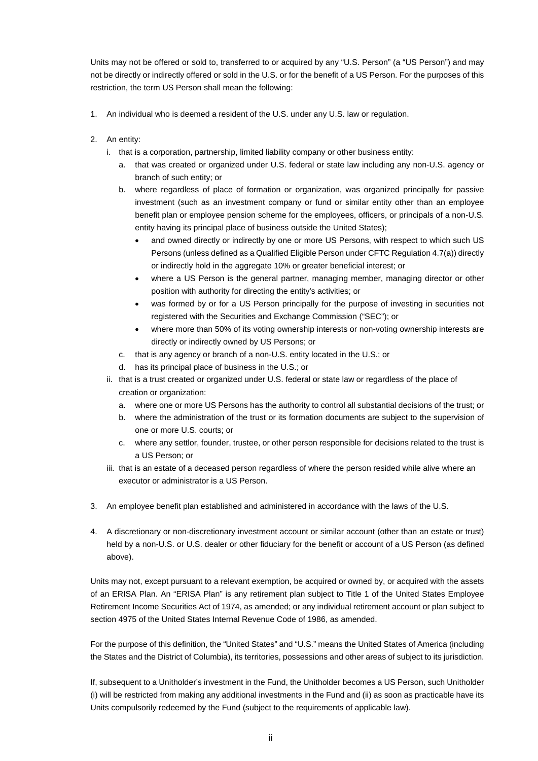Units may not be offered or sold to, transferred to or acquired by any "U.S. Person" (a "US Person") and may not be directly or indirectly offered or sold in the U.S. or for the benefit of a US Person. For the purposes of this restriction, the term US Person shall mean the following:

1. An individual who is deemed a resident of the U.S. under any U.S. law or regulation.

2. An entity:
   i. that is a corporation, partnership, limited liability company or other business entity:
      a. that was created or organized under U.S. federal or state law including any non-U.S. agency or branch of such entity; or
      b. where regardless of place of formation or organization, was organized principally for passive investment (such as an investment company or fund or similar entity other than an employee benefit plan or employee pension scheme for the employees, officers, or principals of a non-U.S. entity having its principal place of business outside the United States);
         - and owned directly or indirectly by one or more US Persons, with respect to which such US Persons (unless defined as a Qualified Eligible Person under CFTC Regulation 4.7(a)) directly or indirectly hold in the aggregate 10% or greater beneficial interest; or
         - where a US Person is the general partner, managing member, managing director or other position with authority for directing the entity's activities; or
         - was formed by or for a US Person principally for the purpose of investing in securities not registered with the Securities and Exchange Commission ("SEC"); or
         - where more than 50% of its voting ownership interests or non-voting ownership interests are directly or indirectly owned by US Persons; or
      c. that is any agency or branch of a non-U.S. entity located in the U.S.; or
      d. has its principal place of business in the U.S.; or
   ii. that is a trust created or organized under U.S. federal or state law or regardless of the place of creation or organization:
      a. where one or more US Persons has the authority to control all substantial decisions of the trust; or
      b. where the administration of the trust or its formation documents are subject to the supervision of one or more U.S. courts; or
      c. where any settlor, founder, trustee, or other person responsible for decisions related to the trust is a US Person; or
   iii. that is an estate of a deceased person regardless of where the person resided while alive where an executor or administrator is a US Person.

3. An employee benefit plan established and administered in accordance with the laws of the U.S.

4. A discretionary or non-discretionary investment account or similar account (other than an estate or trust) held by a non-U.S. or U.S. dealer or other fiduciary for the benefit or account of a US Person (as defined above).

Units may not, except pursuant to a relevant exemption, be acquired or owned by, or acquired with the assets of an ERISA Plan. An "ERISA Plan" is any retirement plan subject to Title 1 of the United States Employee Retirement Income Securities Act of 1974, as amended; or any individual retirement account or plan subject to section 4975 of the United States Internal Revenue Code of 1986, as amended.

For the purpose of this definition, the "United States" and "U.S." means the United States of America (including the States and the District of Columbia), its territories, possessions and other areas of subject to its jurisdiction.

If, subsequent to a Unitholder's investment in the Fund, the Unitholder becomes a US Person, such Unitholder (i) will be restricted from making any additional investments in the Fund and (ii) as soon as practicable have its Units compulsorily redeemed by the Fund (subject to the requirements of applicable law).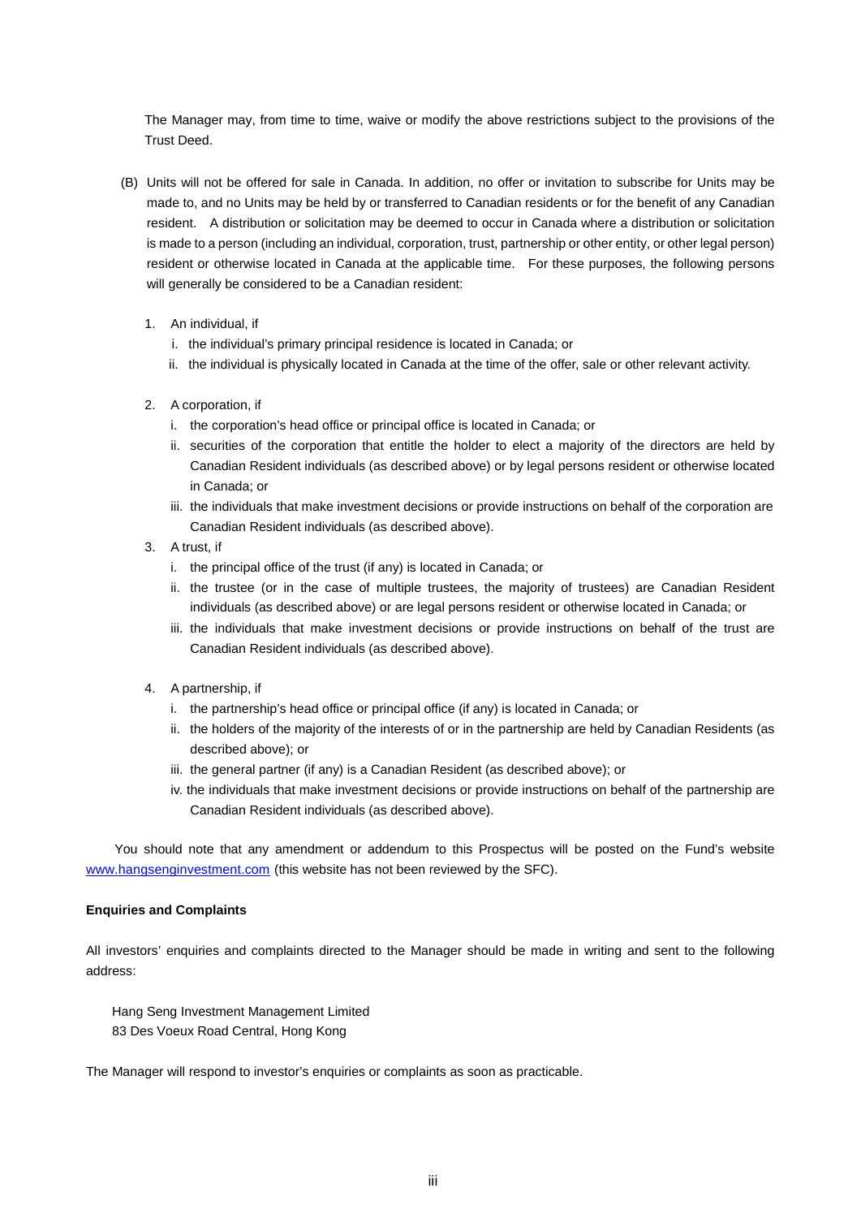The Manager may, from time to time, waive or modify the above restrictions subject to the provisions of the Trust Deed.

(B) Units will not be offered for sale in Canada. In addition, no offer or invitation to subscribe for Units may be made to, and no Units may be held by or transferred to Canadian residents or for the benefit of any Canadian resident. A distribution or solicitation may be deemed to occur in Canada where a distribution or solicitation is made to a person (including an individual, corporation, trust, partnership or other entity, or other legal person) resident or otherwise located in Canada at the applicable time. For these purposes, the following persons will generally be considered to be a Canadian resident:

1. An individual, if
   i. the individual's primary principal residence is located in Canada; or
   ii. the individual is physically located in Canada at the time of the offer, sale or other relevant activity.

2. A corporation, if
   i. the corporation's head office or principal office is located in Canada; or
   ii. securities of the corporation that entitle the holder to elect a majority of the directors are held by Canadian Resident individuals (as described above) or by legal persons resident or otherwise located in Canada; or
   iii. the individuals that make investment decisions or provide instructions on behalf of the corporation are Canadian Resident individuals (as described above).

3. A trust, if
   i. the principal office of the trust (if any) is located in Canada; or
   ii. the trustee (or in the case of multiple trustees, the majority of trustees) are Canadian Resident individuals (as described above) or are legal persons resident or otherwise located in Canada; or
   iii. the individuals that make investment decisions or provide instructions on behalf of the trust are Canadian Resident individuals (as described above).

4. A partnership, if
   i. the partnership's head office or principal office (if any) is located in Canada; or
   ii. the holders of the majority of the interests of or in the partnership are held by Canadian Residents (as described above); or
   iii. the general partner (if any) is a Canadian Resident (as described above); or
   iv. the individuals that make investment decisions or provide instructions on behalf of the partnership are Canadian Resident individuals (as described above).

You should note that any amendment or addendum to this Prospectus will be posted on the Fund's website www.hangsenginvestment.com (this website has not been reviewed by the SFC).

**Enquiries and Complaints**

All investors' enquiries and complaints directed to the Manager should be made in writing and sent to the following address:

Hang Seng Investment Management Limited
83 Des Voeux Road Central, Hong Kong

The Manager will respond to investor's enquiries or complaints as soon as practicable.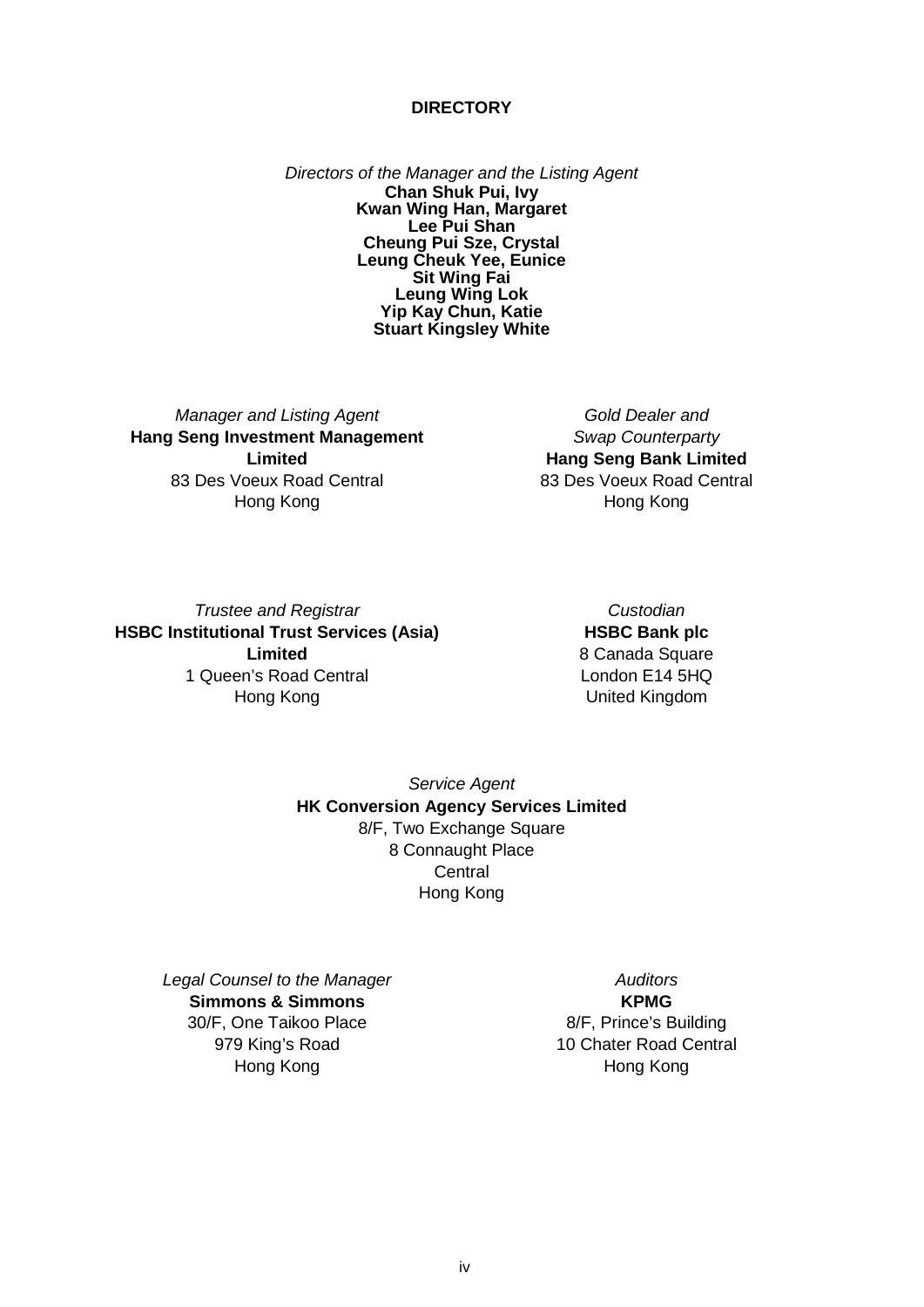# DIRECTORY

*Directors of the Manager and the Listing Agent*

**Chan Shuk Pui, Ivy**
**Kwan Wing Han, Margaret**
**Lee Pui Shan**
**Cheung Pui Sze, Crystal**
**Leung Cheuk Yee, Eunice**
**Sit Wing Fai**
**Leung Wing Lok**
**Yip Kay Chun, Katie**
**Stuart Kingsley White**

*Manager and Listing Agent*
**Hang Seng Investment Management Limited**
83 Des Voeux Road Central
Hong Kong

*Gold Dealer and Swap Counterparty*
**Hang Seng Bank Limited**
83 Des Voeux Road Central
Hong Kong

*Trustee and Registrar*
**HSBC Institutional Trust Services (Asia) Limited**
1 Queen's Road Central
Hong Kong

*Custodian*
**HSBC Bank plc**
8 Canada Square
London E14 5HQ
United Kingdom

*Service Agent*
**HK Conversion Agency Services Limited**
8/F, Two Exchange Square
8 Connaught Place
Central
Hong Kong

*Legal Counsel to the Manager*
**Simmons & Simmons**
30/F, One Taikoo Place
979 King's Road
Hong Kong

*Auditors*
**KPMG**
8/F, Prince's Building
10 Chater Road Central
Hong Kong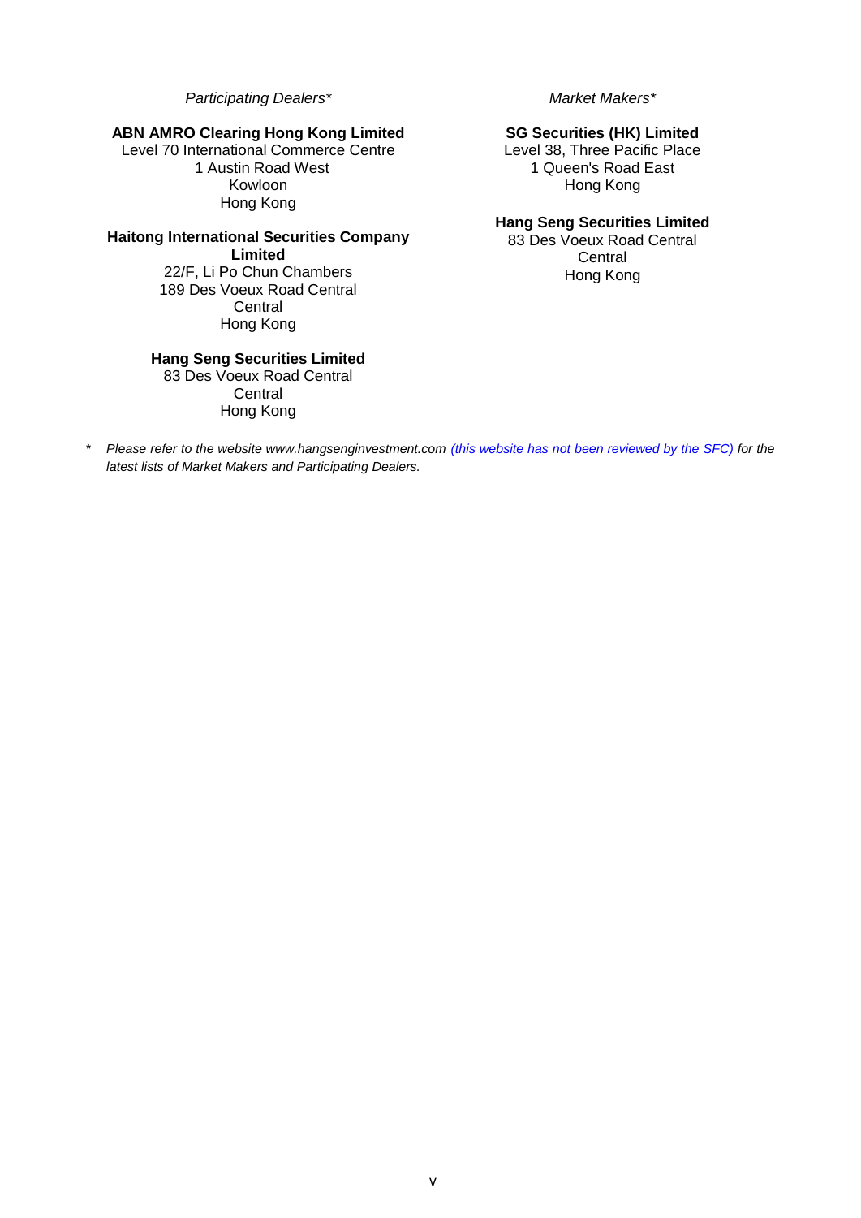*Participating Dealers**

**ABN AMRO Clearing Hong Kong Limited**
Level 70 International Commerce Centre
1 Austin Road West
Kowloon
Hong Kong

**Haitong International Securities Company Limited**
22/F, Li Po Chun Chambers
189 Des Voeux Road Central
Central
Hong Kong

**Hang Seng Securities Limited**
83 Des Voeux Road Central
Central
Hong Kong

*Market Makers**

**SG Securities (HK) Limited**
Level 38, Three Pacific Place
1 Queen's Road East
Hong Kong

**Hang Seng Securities Limited**
83 Des Voeux Road Central
Central
Hong Kong

\* *Please refer to the website www.hangsenginvestment.com (this website has not been reviewed by the SFC) for the latest lists of Market Makers and Participating Dealers.*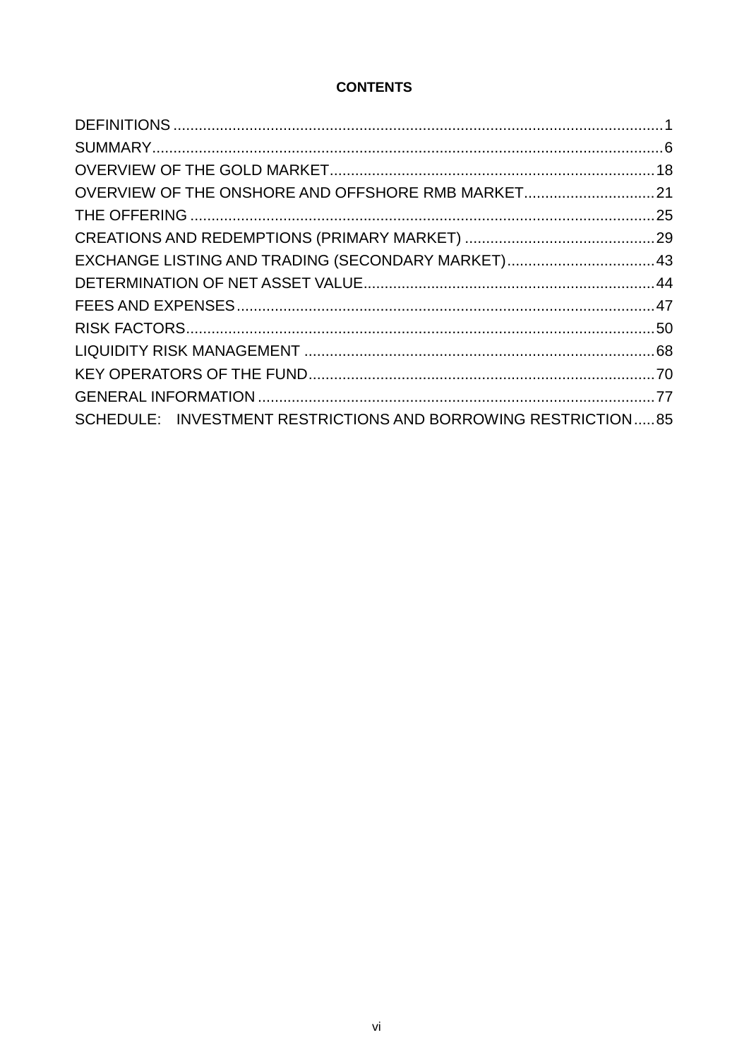# CONTENTS

| | |
|---|---|
| DEFINITIONS | 1 |
| SUMMARY | 6 |
| OVERVIEW OF THE GOLD MARKET | 18 |
| OVERVIEW OF THE ONSHORE AND OFFSHORE RMB MARKET | 21 |
| THE OFFERING | 25 |
| CREATIONS AND REDEMPTIONS (PRIMARY MARKET) | 29 |
| EXCHANGE LISTING AND TRADING (SECONDARY MARKET) | 43 |
| DETERMINATION OF NET ASSET VALUE | 44 |
| FEES AND EXPENSES | 47 |
| RISK FACTORS | 50 |
| LIQUIDITY RISK MANAGEMENT | 68 |
| KEY OPERATORS OF THE FUND | 70 |
| GENERAL INFORMATION | 77 |
| SCHEDULE: INVESTMENT RESTRICTIONS AND BORROWING RESTRICTION | 85 |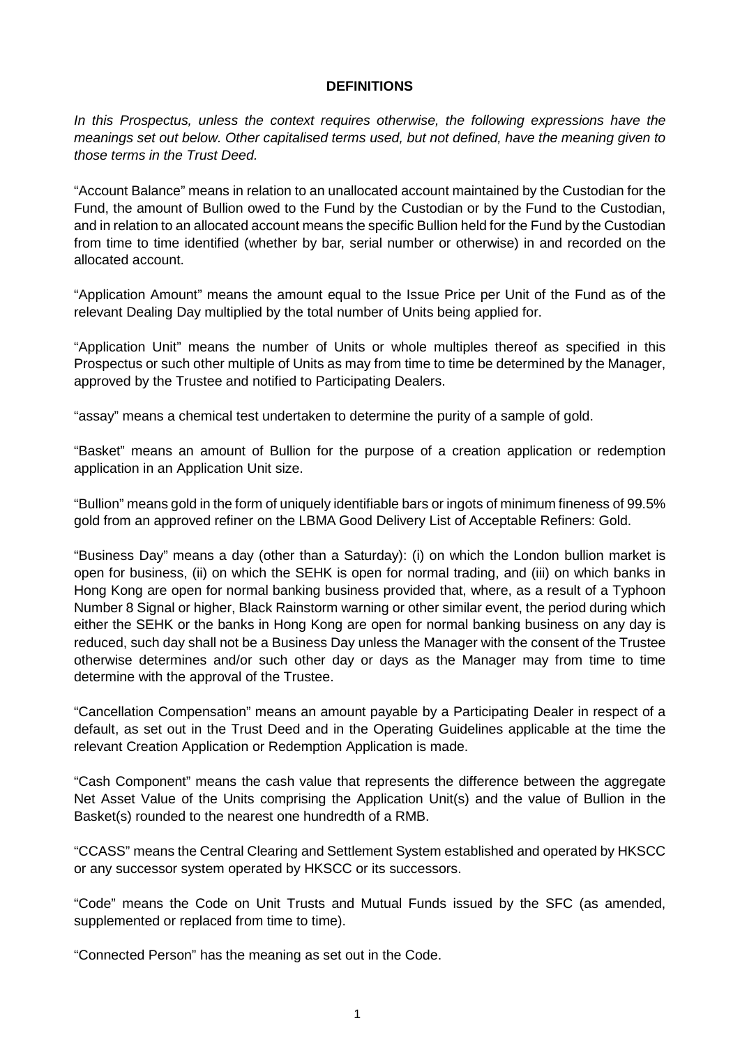**DEFINITIONS**

*In this Prospectus, unless the context requires otherwise, the following expressions have the meanings set out below. Other capitalised terms used, but not defined, have the meaning given to those terms in the Trust Deed.*

"Account Balance" means in relation to an unallocated account maintained by the Custodian for the Fund, the amount of Bullion owed to the Fund by the Custodian or by the Fund to the Custodian, and in relation to an allocated account means the specific Bullion held for the Fund by the Custodian from time to time identified (whether by bar, serial number or otherwise) in and recorded on the allocated account.

"Application Amount" means the amount equal to the Issue Price per Unit of the Fund as of the relevant Dealing Day multiplied by the total number of Units being applied for.

"Application Unit" means the number of Units or whole multiples thereof as specified in this Prospectus or such other multiple of Units as may from time to time be determined by the Manager, approved by the Trustee and notified to Participating Dealers.

"assay" means a chemical test undertaken to determine the purity of a sample of gold.

"Basket" means an amount of Bullion for the purpose of a creation application or redemption application in an Application Unit size.

"Bullion" means gold in the form of uniquely identifiable bars or ingots of minimum fineness of 99.5% gold from an approved refiner on the LBMA Good Delivery List of Acceptable Refiners: Gold.

"Business Day" means a day (other than a Saturday): (i) on which the London bullion market is open for business, (ii) on which the SEHK is open for normal trading, and (iii) on which banks in Hong Kong are open for normal banking business provided that, where, as a result of a Typhoon Number 8 Signal or higher, Black Rainstorm warning or other similar event, the period during which either the SEHK or the banks in Hong Kong are open for normal banking business on any day is reduced, such day shall not be a Business Day unless the Manager with the consent of the Trustee otherwise determines and/or such other day or days as the Manager may from time to time determine with the approval of the Trustee.

"Cancellation Compensation" means an amount payable by a Participating Dealer in respect of a default, as set out in the Trust Deed and in the Operating Guidelines applicable at the time the relevant Creation Application or Redemption Application is made.

"Cash Component" means the cash value that represents the difference between the aggregate Net Asset Value of the Units comprising the Application Unit(s) and the value of Bullion in the Basket(s) rounded to the nearest one hundredth of a RMB.

"CCASS" means the Central Clearing and Settlement System established and operated by HKSCC or any successor system operated by HKSCC or its successors.

"Code" means the Code on Unit Trusts and Mutual Funds issued by the SFC (as amended, supplemented or replaced from time to time).

"Connected Person" has the meaning as set out in the Code.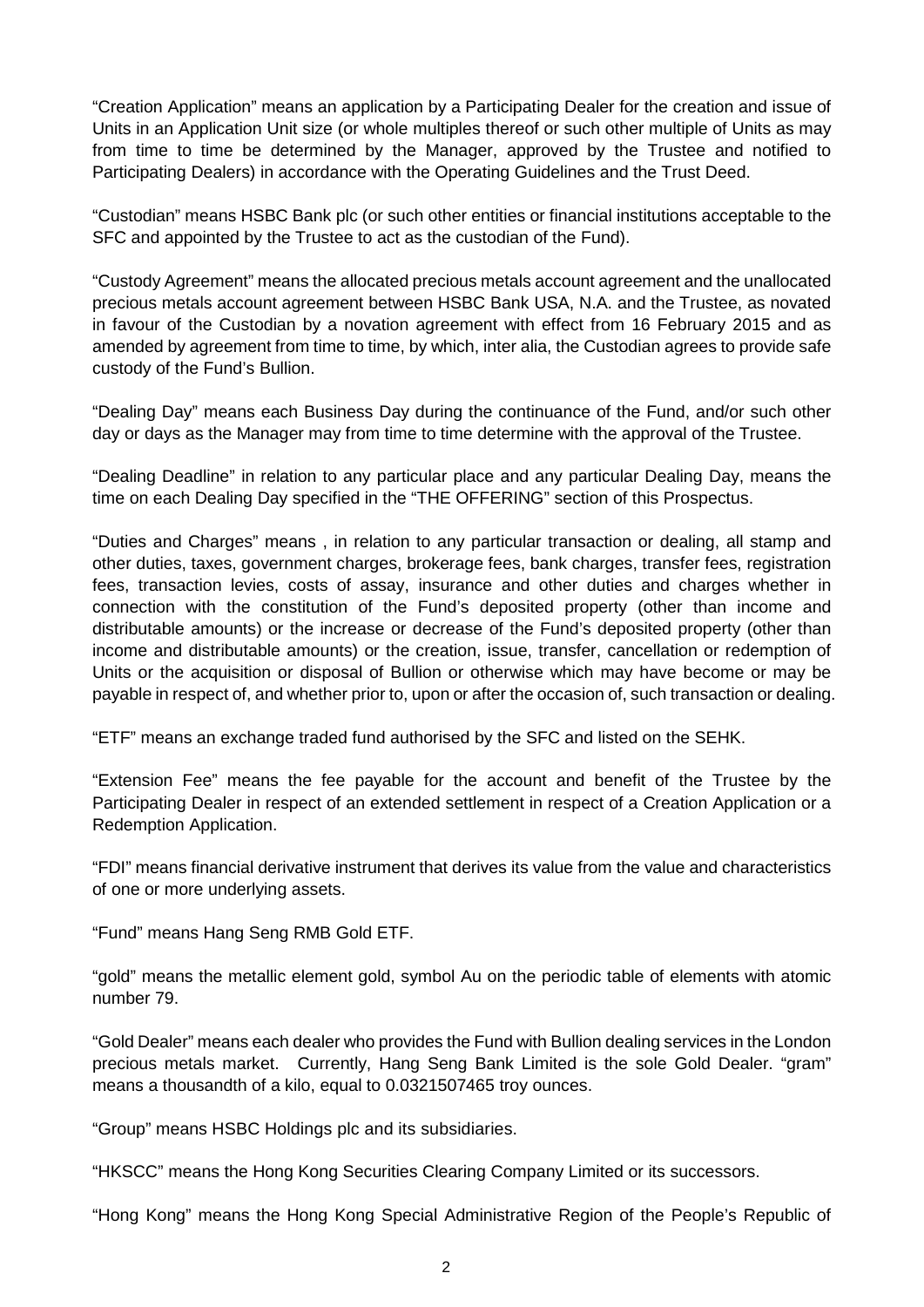"Creation Application" means an application by a Participating Dealer for the creation and issue of Units in an Application Unit size (or whole multiples thereof or such other multiple of Units as may from time to time be determined by the Manager, approved by the Trustee and notified to Participating Dealers) in accordance with the Operating Guidelines and the Trust Deed.

"Custodian" means HSBC Bank plc (or such other entities or financial institutions acceptable to the SFC and appointed by the Trustee to act as the custodian of the Fund).

"Custody Agreement" means the allocated precious metals account agreement and the unallocated precious metals account agreement between HSBC Bank USA, N.A. and the Trustee, as novated in favour of the Custodian by a novation agreement with effect from 16 February 2015 and as amended by agreement from time to time, by which, inter alia, the Custodian agrees to provide safe custody of the Fund's Bullion.

"Dealing Day" means each Business Day during the continuance of the Fund, and/or such other day or days as the Manager may from time to time determine with the approval of the Trustee.

"Dealing Deadline" in relation to any particular place and any particular Dealing Day, means the time on each Dealing Day specified in the "THE OFFERING" section of this Prospectus.

"Duties and Charges" means , in relation to any particular transaction or dealing, all stamp and other duties, taxes, government charges, brokerage fees, bank charges, transfer fees, registration fees, transaction levies, costs of assay, insurance and other duties and charges whether in connection with the constitution of the Fund's deposited property (other than income and distributable amounts) or the increase or decrease of the Fund's deposited property (other than income and distributable amounts) or the creation, issue, transfer, cancellation or redemption of Units or the acquisition or disposal of Bullion or otherwise which may have become or may be payable in respect of, and whether prior to, upon or after the occasion of, such transaction or dealing.

"ETF" means an exchange traded fund authorised by the SFC and listed on the SEHK.

"Extension Fee" means the fee payable for the account and benefit of the Trustee by the Participating Dealer in respect of an extended settlement in respect of a Creation Application or a Redemption Application.

"FDI" means financial derivative instrument that derives its value from the value and characteristics of one or more underlying assets.

"Fund" means Hang Seng RMB Gold ETF.

"gold" means the metallic element gold, symbol Au on the periodic table of elements with atomic number 79.

"Gold Dealer" means each dealer who provides the Fund with Bullion dealing services in the London precious metals market. Currently, Hang Seng Bank Limited is the sole Gold Dealer. "gram" means a thousandth of a kilo, equal to 0.0321507465 troy ounces.

"Group" means HSBC Holdings plc and its subsidiaries.

"HKSCC" means the Hong Kong Securities Clearing Company Limited or its successors.

"Hong Kong" means the Hong Kong Special Administrative Region of the People's Republic of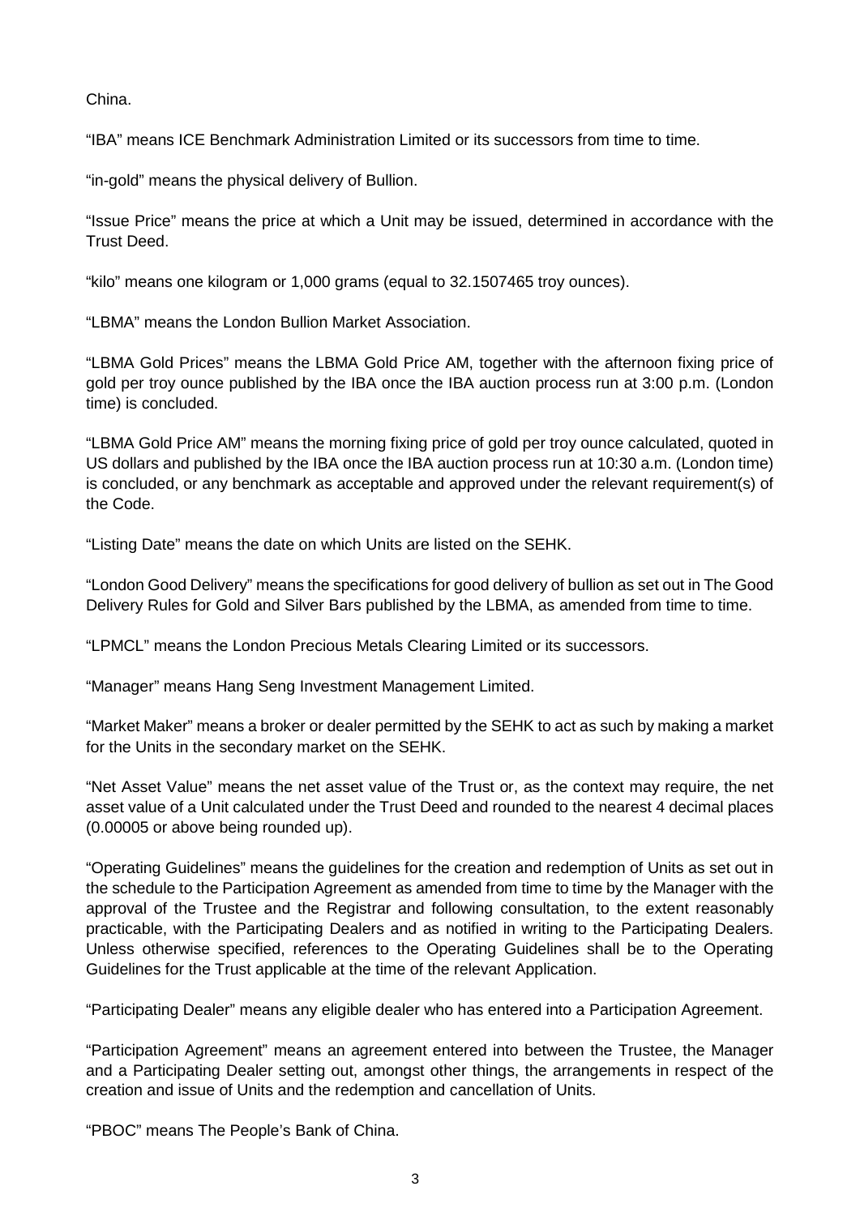China.

“IBA” means ICE Benchmark Administration Limited or its successors from time to time.

“in-gold” means the physical delivery of Bullion.

“Issue Price” means the price at which a Unit may be issued, determined in accordance with the Trust Deed.

“kilo” means one kilogram or 1,000 grams (equal to 32.1507465 troy ounces).

“LBMA” means the London Bullion Market Association.

“LBMA Gold Prices” means the LBMA Gold Price AM, together with the afternoon fixing price of gold per troy ounce published by the IBA once the IBA auction process run at 3:00 p.m. (London time) is concluded.

“LBMA Gold Price AM” means the morning fixing price of gold per troy ounce calculated, quoted in US dollars and published by the IBA once the IBA auction process run at 10:30 a.m. (London time) is concluded, or any benchmark as acceptable and approved under the relevant requirement(s) of the Code.

“Listing Date” means the date on which Units are listed on the SEHK.

“London Good Delivery” means the specifications for good delivery of bullion as set out in The Good Delivery Rules for Gold and Silver Bars published by the LBMA, as amended from time to time.

“LPMCL” means the London Precious Metals Clearing Limited or its successors.

“Manager” means Hang Seng Investment Management Limited.

“Market Maker” means a broker or dealer permitted by the SEHK to act as such by making a market for the Units in the secondary market on the SEHK.

“Net Asset Value” means the net asset value of the Trust or, as the context may require, the net asset value of a Unit calculated under the Trust Deed and rounded to the nearest 4 decimal places (0.00005 or above being rounded up).

“Operating Guidelines” means the guidelines for the creation and redemption of Units as set out in the schedule to the Participation Agreement as amended from time to time by the Manager with the approval of the Trustee and the Registrar and following consultation, to the extent reasonably practicable, with the Participating Dealers and as notified in writing to the Participating Dealers. Unless otherwise specified, references to the Operating Guidelines shall be to the Operating Guidelines for the Trust applicable at the time of the relevant Application.

“Participating Dealer” means any eligible dealer who has entered into a Participation Agreement.

“Participation Agreement” means an agreement entered into between the Trustee, the Manager and a Participating Dealer setting out, amongst other things, the arrangements in respect of the creation and issue of Units and the redemption and cancellation of Units.

“PBOC” means The People’s Bank of China.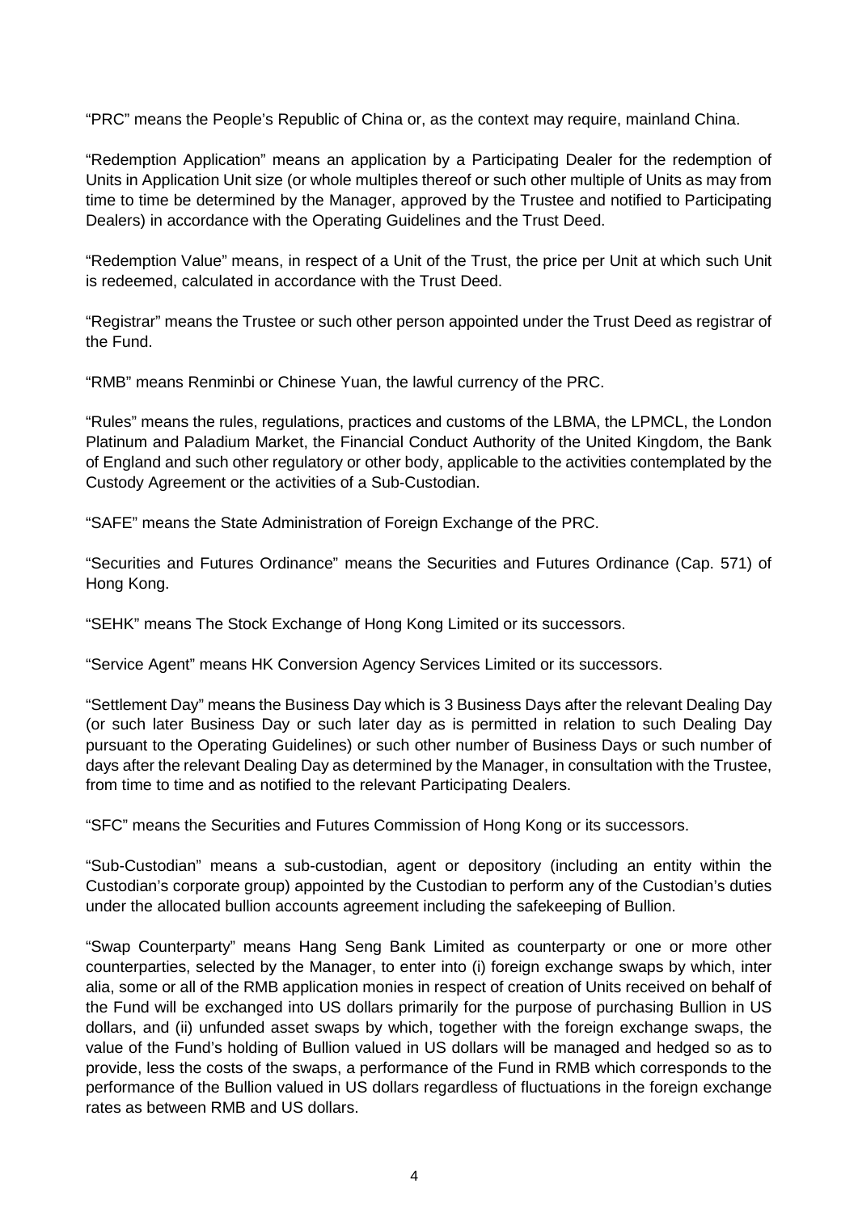"PRC" means the People's Republic of China or, as the context may require, mainland China.

"Redemption Application" means an application by a Participating Dealer for the redemption of Units in Application Unit size (or whole multiples thereof or such other multiple of Units as may from time to time be determined by the Manager, approved by the Trustee and notified to Participating Dealers) in accordance with the Operating Guidelines and the Trust Deed.

"Redemption Value" means, in respect of a Unit of the Trust, the price per Unit at which such Unit is redeemed, calculated in accordance with the Trust Deed.

"Registrar" means the Trustee or such other person appointed under the Trust Deed as registrar of the Fund.

"RMB" means Renminbi or Chinese Yuan, the lawful currency of the PRC.

"Rules" means the rules, regulations, practices and customs of the LBMA, the LPMCL, the London Platinum and Paladium Market, the Financial Conduct Authority of the United Kingdom, the Bank of England and such other regulatory or other body, applicable to the activities contemplated by the Custody Agreement or the activities of a Sub-Custodian.

"SAFE" means the State Administration of Foreign Exchange of the PRC.

"Securities and Futures Ordinance" means the Securities and Futures Ordinance (Cap. 571) of Hong Kong.

"SEHK" means The Stock Exchange of Hong Kong Limited or its successors.

"Service Agent" means HK Conversion Agency Services Limited or its successors.

"Settlement Day" means the Business Day which is 3 Business Days after the relevant Dealing Day (or such later Business Day or such later day as is permitted in relation to such Dealing Day pursuant to the Operating Guidelines) or such other number of Business Days or such number of days after the relevant Dealing Day as determined by the Manager, in consultation with the Trustee, from time to time and as notified to the relevant Participating Dealers.

"SFC" means the Securities and Futures Commission of Hong Kong or its successors.

"Sub-Custodian" means a sub-custodian, agent or depository (including an entity within the Custodian's corporate group) appointed by the Custodian to perform any of the Custodian's duties under the allocated bullion accounts agreement including the safekeeping of Bullion.

"Swap Counterparty" means Hang Seng Bank Limited as counterparty or one or more other counterparties, selected by the Manager, to enter into (i) foreign exchange swaps by which, inter alia, some or all of the RMB application monies in respect of creation of Units received on behalf of the Fund will be exchanged into US dollars primarily for the purpose of purchasing Bullion in US dollars, and (ii) unfunded asset swaps by which, together with the foreign exchange swaps, the value of the Fund's holding of Bullion valued in US dollars will be managed and hedged so as to provide, less the costs of the swaps, a performance of the Fund in RMB which corresponds to the performance of the Bullion valued in US dollars regardless of fluctuations in the foreign exchange rates as between RMB and US dollars.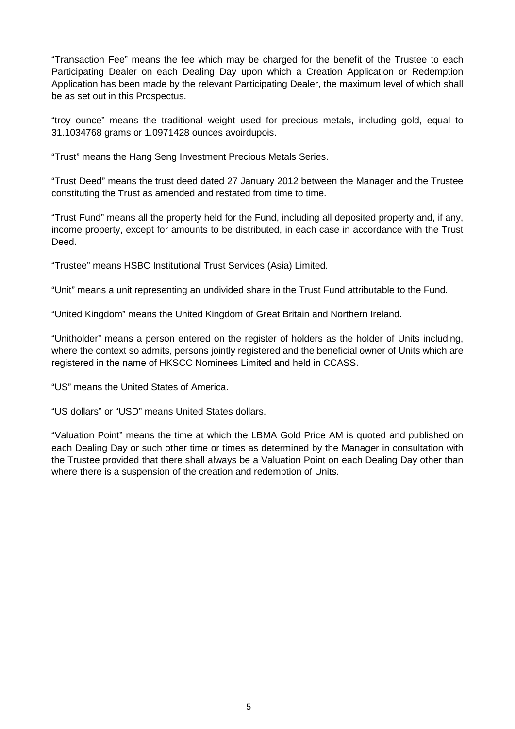"Transaction Fee" means the fee which may be charged for the benefit of the Trustee to each Participating Dealer on each Dealing Day upon which a Creation Application or Redemption Application has been made by the relevant Participating Dealer, the maximum level of which shall be as set out in this Prospectus.

"troy ounce" means the traditional weight used for precious metals, including gold, equal to 31.1034768 grams or 1.0971428 ounces avoirdupois.

"Trust" means the Hang Seng Investment Precious Metals Series.

"Trust Deed" means the trust deed dated 27 January 2012 between the Manager and the Trustee constituting the Trust as amended and restated from time to time.

"Trust Fund" means all the property held for the Fund, including all deposited property and, if any, income property, except for amounts to be distributed, in each case in accordance with the Trust Deed.

"Trustee" means HSBC Institutional Trust Services (Asia) Limited.

"Unit" means a unit representing an undivided share in the Trust Fund attributable to the Fund.

"United Kingdom" means the United Kingdom of Great Britain and Northern Ireland.

"Unitholder" means a person entered on the register of holders as the holder of Units including, where the context so admits, persons jointly registered and the beneficial owner of Units which are registered in the name of HKSCC Nominees Limited and held in CCASS.

"US" means the United States of America.

"US dollars" or "USD" means United States dollars.

"Valuation Point" means the time at which the LBMA Gold Price AM is quoted and published on each Dealing Day or such other time or times as determined by the Manager in consultation with the Trustee provided that there shall always be a Valuation Point on each Dealing Day other than where there is a suspension of the creation and redemption of Units.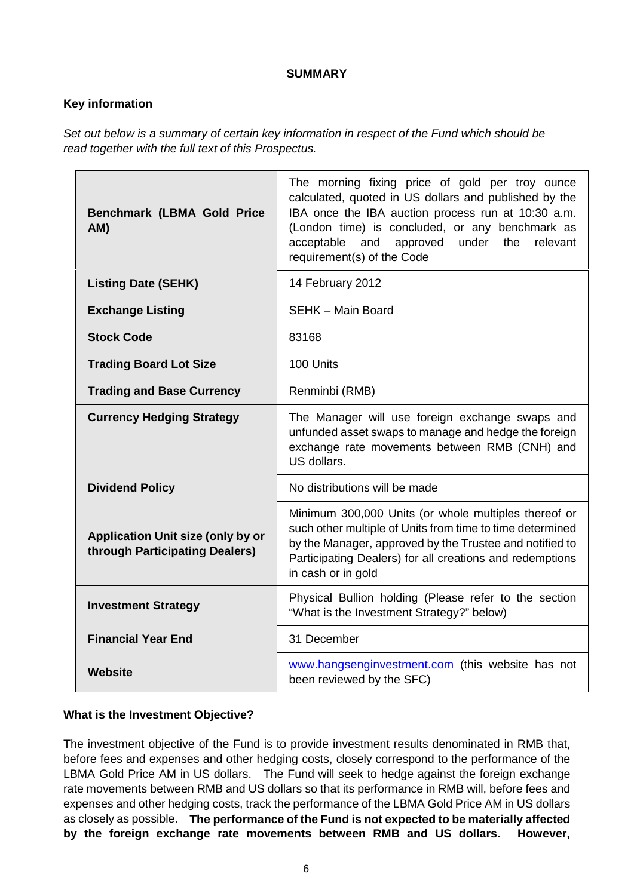**SUMMARY**

**Key information**

*Set out below is a summary of certain key information in respect of the Fund which should be read together with the full text of this Prospectus.*

| | |
|---|---|
| **Benchmark (LBMA Gold Price AM)** | The morning fixing price of gold per troy ounce calculated, quoted in US dollars and published by the IBA once the IBA auction process run at 10:30 a.m. (London time) is concluded, or any benchmark as acceptable and approved under the relevant requirement(s) of the Code |
| **Listing Date (SEHK)** | 14 February 2012 |
| **Exchange Listing** | SEHK – Main Board |
| **Stock Code** | 83168 |
| **Trading Board Lot Size** | 100 Units |
| **Trading and Base Currency** | Renminbi (RMB) |
| **Currency Hedging Strategy** | The Manager will use foreign exchange swaps and unfunded asset swaps to manage and hedge the foreign exchange rate movements between RMB (CNH) and US dollars. |
| **Dividend Policy** | No distributions will be made |
| **Application Unit size (only by or through Participating Dealers)** | Minimum 300,000 Units (or whole multiples thereof or such other multiple of Units from time to time determined by the Manager, approved by the Trustee and notified to Participating Dealers) for all creations and redemptions in cash or in gold |
| **Investment Strategy** | Physical Bullion holding (Please refer to the section "What is the Investment Strategy?" below) |
| **Financial Year End** | 31 December |
| **Website** | www.hangsenginvestment.com (this website has not been reviewed by the SFC) |

**What is the Investment Objective?**

The investment objective of the Fund is to provide investment results denominated in RMB that, before fees and expenses and other hedging costs, closely correspond to the performance of the LBMA Gold Price AM in US dollars. The Fund will seek to hedge against the foreign exchange rate movements between RMB and US dollars so that its performance in RMB will, before fees and expenses and other hedging costs, track the performance of the LBMA Gold Price AM in US dollars as closely as possible. **The performance of the Fund is not expected to be materially affected by the foreign exchange rate movements between RMB and US dollars. However,**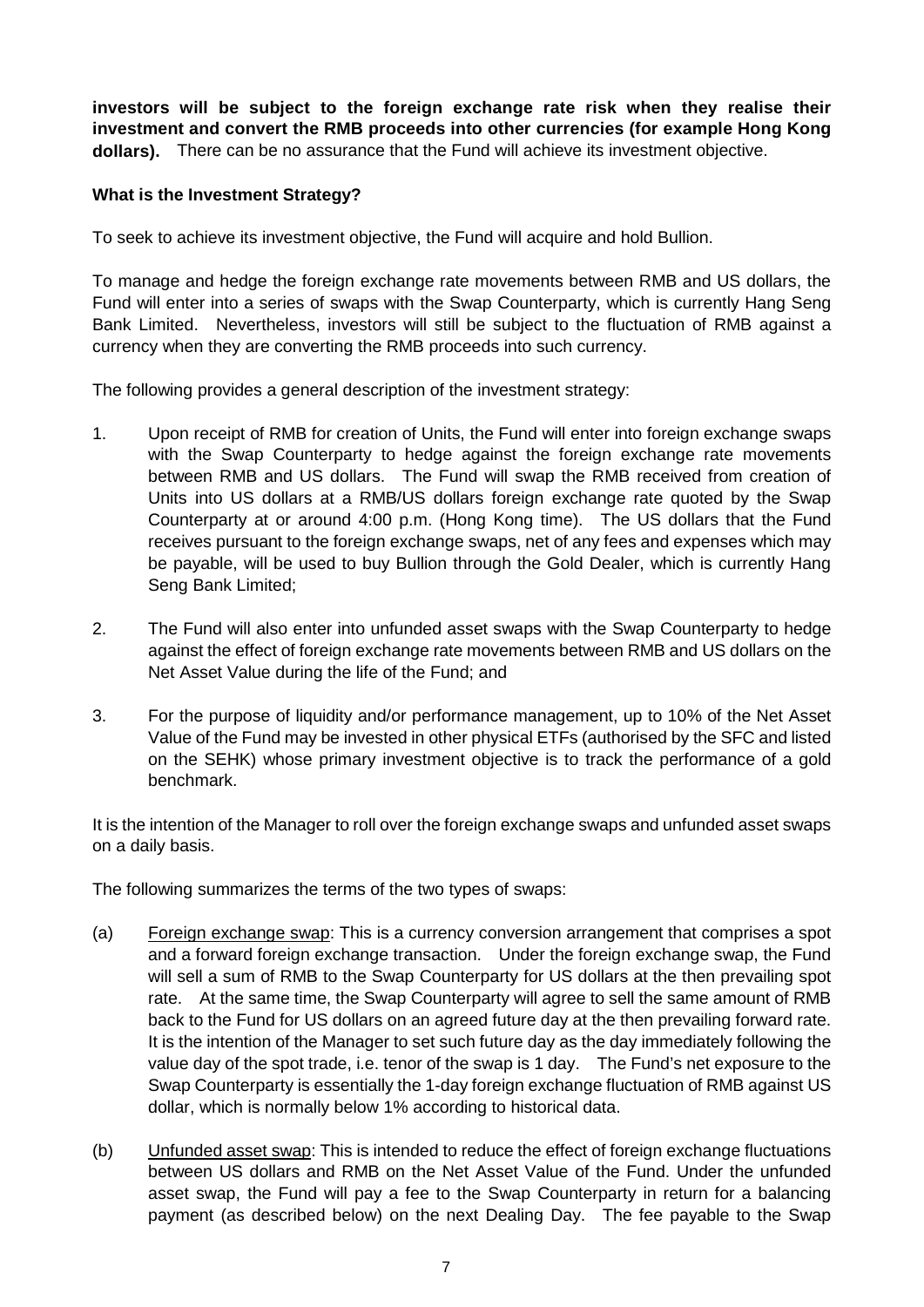**investors will be subject to the foreign exchange rate risk when they realise their investment and convert the RMB proceeds into other currencies (for example Hong Kong dollars).** There can be no assurance that the Fund will achieve its investment objective.

**What is the Investment Strategy?**

To seek to achieve its investment objective, the Fund will acquire and hold Bullion.

To manage and hedge the foreign exchange rate movements between RMB and US dollars, the Fund will enter into a series of swaps with the Swap Counterparty, which is currently Hang Seng Bank Limited. Nevertheless, investors will still be subject to the fluctuation of RMB against a currency when they are converting the RMB proceeds into such currency.

The following provides a general description of the investment strategy:

1. Upon receipt of RMB for creation of Units, the Fund will enter into foreign exchange swaps with the Swap Counterparty to hedge against the foreign exchange rate movements between RMB and US dollars. The Fund will swap the RMB received from creation of Units into US dollars at a RMB/US dollars foreign exchange rate quoted by the Swap Counterparty at or around 4:00 p.m. (Hong Kong time). The US dollars that the Fund receives pursuant to the foreign exchange swaps, net of any fees and expenses which may be payable, will be used to buy Bullion through the Gold Dealer, which is currently Hang Seng Bank Limited;

2. The Fund will also enter into unfunded asset swaps with the Swap Counterparty to hedge against the effect of foreign exchange rate movements between RMB and US dollars on the Net Asset Value during the life of the Fund; and

3. For the purpose of liquidity and/or performance management, up to 10% of the Net Asset Value of the Fund may be invested in other physical ETFs (authorised by the SFC and listed on the SEHK) whose primary investment objective is to track the performance of a gold benchmark.

It is the intention of the Manager to roll over the foreign exchange swaps and unfunded asset swaps on a daily basis.

The following summarizes the terms of the two types of swaps:

(a) Foreign exchange swap: This is a currency conversion arrangement that comprises a spot and a forward foreign exchange transaction. Under the foreign exchange swap, the Fund will sell a sum of RMB to the Swap Counterparty for US dollars at the then prevailing spot rate. At the same time, the Swap Counterparty will agree to sell the same amount of RMB back to the Fund for US dollars on an agreed future day at the then prevailing forward rate. It is the intention of the Manager to set such future day as the day immediately following the value day of the spot trade, i.e. tenor of the swap is 1 day. The Fund's net exposure to the Swap Counterparty is essentially the 1-day foreign exchange fluctuation of RMB against US dollar, which is normally below 1% according to historical data.

(b) Unfunded asset swap: This is intended to reduce the effect of foreign exchange fluctuations between US dollars and RMB on the Net Asset Value of the Fund. Under the unfunded asset swap, the Fund will pay a fee to the Swap Counterparty in return for a balancing payment (as described below) on the next Dealing Day. The fee payable to the Swap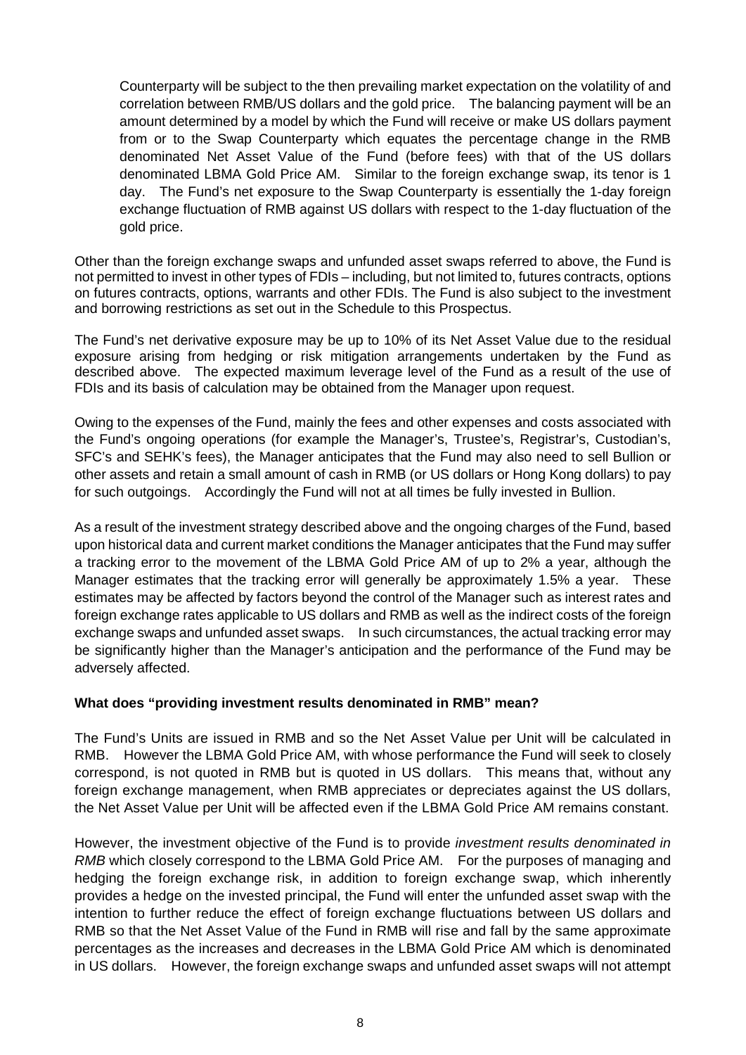Counterparty will be subject to the then prevailing market expectation on the volatility of and correlation between RMB/US dollars and the gold price. The balancing payment will be an amount determined by a model by which the Fund will receive or make US dollars payment from or to the Swap Counterparty which equates the percentage change in the RMB denominated Net Asset Value of the Fund (before fees) with that of the US dollars denominated LBMA Gold Price AM. Similar to the foreign exchange swap, its tenor is 1 day. The Fund's net exposure to the Swap Counterparty is essentially the 1-day foreign exchange fluctuation of RMB against US dollars with respect to the 1-day fluctuation of the gold price.

Other than the foreign exchange swaps and unfunded asset swaps referred to above, the Fund is not permitted to invest in other types of FDIs – including, but not limited to, futures contracts, options on futures contracts, options, warrants and other FDIs. The Fund is also subject to the investment and borrowing restrictions as set out in the Schedule to this Prospectus.

The Fund's net derivative exposure may be up to 10% of its Net Asset Value due to the residual exposure arising from hedging or risk mitigation arrangements undertaken by the Fund as described above. The expected maximum leverage level of the Fund as a result of the use of FDIs and its basis of calculation may be obtained from the Manager upon request.

Owing to the expenses of the Fund, mainly the fees and other expenses and costs associated with the Fund's ongoing operations (for example the Manager's, Trustee's, Registrar's, Custodian's, SFC's and SEHK's fees), the Manager anticipates that the Fund may also need to sell Bullion or other assets and retain a small amount of cash in RMB (or US dollars or Hong Kong dollars) to pay for such outgoings. Accordingly the Fund will not at all times be fully invested in Bullion.

As a result of the investment strategy described above and the ongoing charges of the Fund, based upon historical data and current market conditions the Manager anticipates that the Fund may suffer a tracking error to the movement of the LBMA Gold Price AM of up to 2% a year, although the Manager estimates that the tracking error will generally be approximately 1.5% a year. These estimates may be affected by factors beyond the control of the Manager such as interest rates and foreign exchange rates applicable to US dollars and RMB as well as the indirect costs of the foreign exchange swaps and unfunded asset swaps. In such circumstances, the actual tracking error may be significantly higher than the Manager's anticipation and the performance of the Fund may be adversely affected.

**What does "providing investment results denominated in RMB" mean?**

The Fund's Units are issued in RMB and so the Net Asset Value per Unit will be calculated in RMB. However the LBMA Gold Price AM, with whose performance the Fund will seek to closely correspond, is not quoted in RMB but is quoted in US dollars. This means that, without any foreign exchange management, when RMB appreciates or depreciates against the US dollars, the Net Asset Value per Unit will be affected even if the LBMA Gold Price AM remains constant.

However, the investment objective of the Fund is to provide *investment results denominated in RMB* which closely correspond to the LBMA Gold Price AM. For the purposes of managing and hedging the foreign exchange risk, in addition to foreign exchange swap, which inherently provides a hedge on the invested principal, the Fund will enter the unfunded asset swap with the intention to further reduce the effect of foreign exchange fluctuations between US dollars and RMB so that the Net Asset Value of the Fund in RMB will rise and fall by the same approximate percentages as the increases and decreases in the LBMA Gold Price AM which is denominated in US dollars. However, the foreign exchange swaps and unfunded asset swaps will not attempt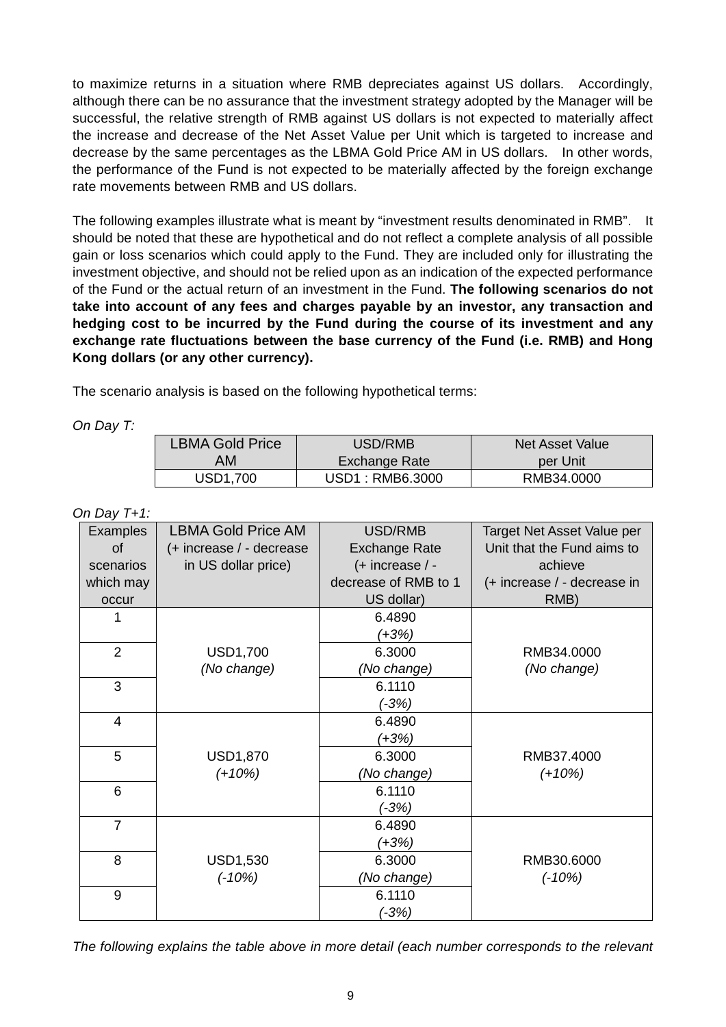to maximize returns in a situation where RMB depreciates against US dollars. Accordingly, although there can be no assurance that the investment strategy adopted by the Manager will be successful, the relative strength of RMB against US dollars is not expected to materially affect the increase and decrease of the Net Asset Value per Unit which is targeted to increase and decrease by the same percentages as the LBMA Gold Price AM in US dollars. In other words, the performance of the Fund is not expected to be materially affected by the foreign exchange rate movements between RMB and US dollars.

The following examples illustrate what is meant by "investment results denominated in RMB". It should be noted that these are hypothetical and do not reflect a complete analysis of all possible gain or loss scenarios which could apply to the Fund. They are included only for illustrating the investment objective, and should not be relied upon as an indication of the expected performance of the Fund or the actual return of an investment in the Fund. **The following scenarios do not take into account of any fees and charges payable by an investor, any transaction and hedging cost to be incurred by the Fund during the course of its investment and any exchange rate fluctuations between the base currency of the Fund (i.e. RMB) and Hong Kong dollars (or any other currency).**

The scenario analysis is based on the following hypothetical terms:

*On Day T:*

| LBMA Gold Price AM | USD/RMB Exchange Rate | Net Asset Value per Unit |
|---|---|---|
| USD1,700 | USD1 : RMB6.3000 | RMB34.0000 |

*On Day T+1:*

| Examples of scenarios which may occur | LBMA Gold Price AM (+ increase / - decrease in US dollar price) | USD/RMB Exchange Rate (+ increase / - decrease of RMB to 1 US dollar) | Target Net Asset Value per Unit that the Fund aims to achieve (+ increase / - decrease in RMB) |
|---|---|---|---|
| 1 | USD1,700 *(No change)* | 6.4890 *(+3%)* | RMB34.0000 *(No change)* |
| 2 | | 6.3000 *(No change)* | |
| 3 | | 6.1110 *(-3%)* | |
| 4 | USD1,870 *(+10%)* | 6.4890 *(+3%)* | RMB37.4000 *(+10%)* |
| 5 | | 6.3000 *(No change)* | |
| 6 | | 6.1110 *(-3%)* | |
| 7 | USD1,530 *(-10%)* | 6.4890 *(+3%)* | RMB30.6000 *(-10%)* |
| 8 | | 6.3000 *(No change)* | |
| 9 | | 6.1110 *(-3%)* | |

*The following explains the table above in more detail (each number corresponds to the relevant*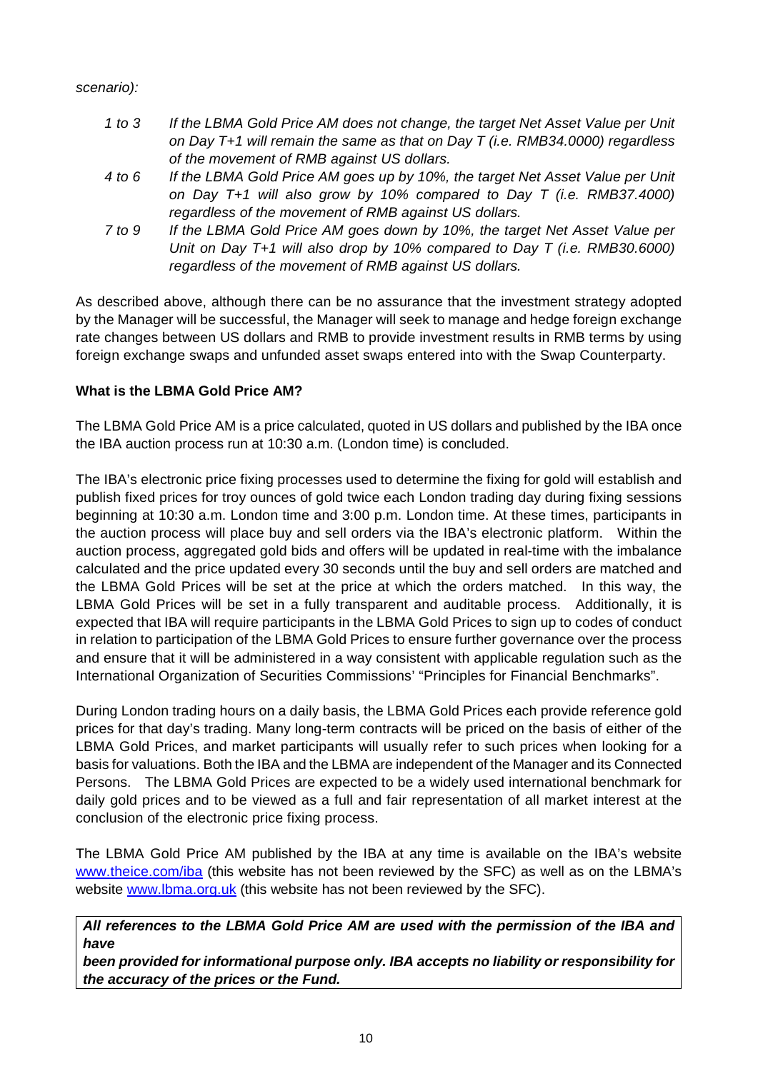*scenario):*

*1 to 3* *If the LBMA Gold Price AM does not change, the target Net Asset Value per Unit on Day T+1 will remain the same as that on Day T (i.e. RMB34.0000) regardless of the movement of RMB against US dollars.*

*4 to 6* *If the LBMA Gold Price AM goes up by 10%, the target Net Asset Value per Unit on Day T+1 will also grow by 10% compared to Day T (i.e. RMB37.4000) regardless of the movement of RMB against US dollars.*

*7 to 9* *If the LBMA Gold Price AM goes down by 10%, the target Net Asset Value per Unit on Day T+1 will also drop by 10% compared to Day T (i.e. RMB30.6000) regardless of the movement of RMB against US dollars.*

As described above, although there can be no assurance that the investment strategy adopted by the Manager will be successful, the Manager will seek to manage and hedge foreign exchange rate changes between US dollars and RMB to provide investment results in RMB terms by using foreign exchange swaps and unfunded asset swaps entered into with the Swap Counterparty.

**What is the LBMA Gold Price AM?**

The LBMA Gold Price AM is a price calculated, quoted in US dollars and published by the IBA once the IBA auction process run at 10:30 a.m. (London time) is concluded.

The IBA's electronic price fixing processes used to determine the fixing for gold will establish and publish fixed prices for troy ounces of gold twice each London trading day during fixing sessions beginning at 10:30 a.m. London time and 3:00 p.m. London time. At these times, participants in the auction process will place buy and sell orders via the IBA's electronic platform. Within the auction process, aggregated gold bids and offers will be updated in real-time with the imbalance calculated and the price updated every 30 seconds until the buy and sell orders are matched and the LBMA Gold Prices will be set at the price at which the orders matched. In this way, the LBMA Gold Prices will be set in a fully transparent and auditable process. Additionally, it is expected that IBA will require participants in the LBMA Gold Prices to sign up to codes of conduct in relation to participation of the LBMA Gold Prices to ensure further governance over the process and ensure that it will be administered in a way consistent with applicable regulation such as the International Organization of Securities Commissions' "Principles for Financial Benchmarks".

During London trading hours on a daily basis, the LBMA Gold Prices each provide reference gold prices for that day's trading. Many long-term contracts will be priced on the basis of either of the LBMA Gold Prices, and market participants will usually refer to such prices when looking for a basis for valuations. Both the IBA and the LBMA are independent of the Manager and its Connected Persons. The LBMA Gold Prices are expected to be a widely used international benchmark for daily gold prices and to be viewed as a full and fair representation of all market interest at the conclusion of the electronic price fixing process.

The LBMA Gold Price AM published by the IBA at any time is available on the IBA's website www.theice.com/iba (this website has not been reviewed by the SFC) as well as on the LBMA's website www.lbma.org.uk (this website has not been reviewed by the SFC).

***All references to the LBMA Gold Price AM are used with the permission of the IBA and have been provided for informational purpose only. IBA accepts no liability or responsibility for the accuracy of the prices or the Fund.***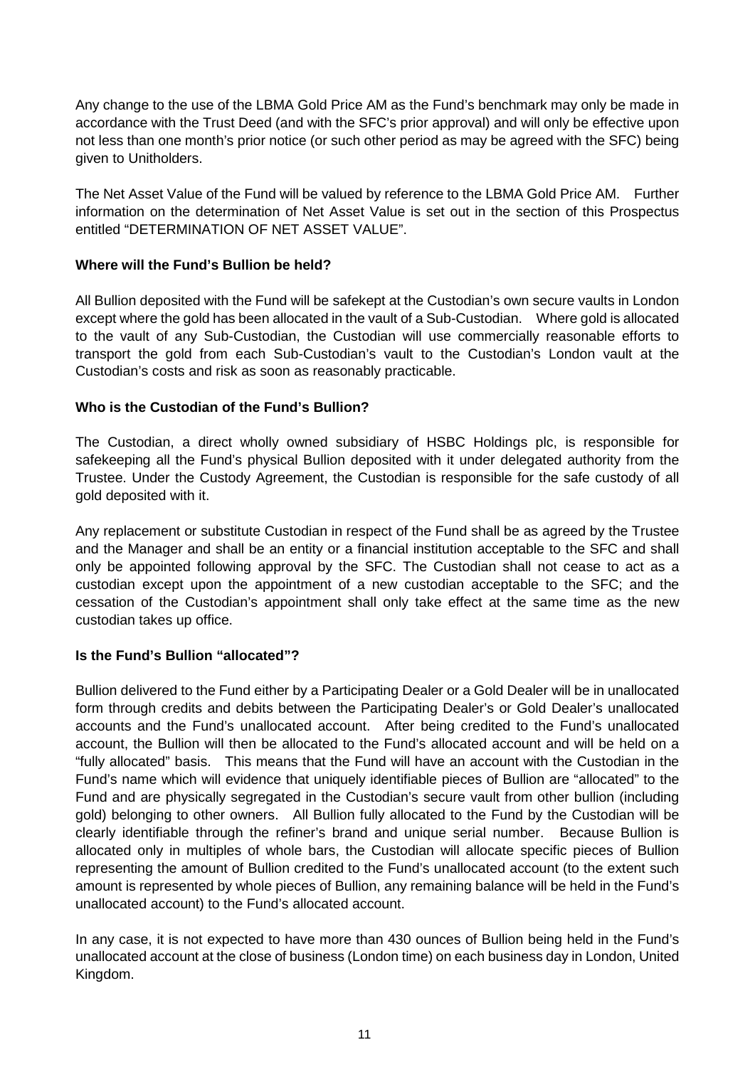Any change to the use of the LBMA Gold Price AM as the Fund's benchmark may only be made in accordance with the Trust Deed (and with the SFC's prior approval) and will only be effective upon not less than one month's prior notice (or such other period as may be agreed with the SFC) being given to Unitholders.

The Net Asset Value of the Fund will be valued by reference to the LBMA Gold Price AM. Further information on the determination of Net Asset Value is set out in the section of this Prospectus entitled "DETERMINATION OF NET ASSET VALUE".

**Where will the Fund's Bullion be held?**

All Bullion deposited with the Fund will be safekept at the Custodian's own secure vaults in London except where the gold has been allocated in the vault of a Sub-Custodian. Where gold is allocated to the vault of any Sub-Custodian, the Custodian will use commercially reasonable efforts to transport the gold from each Sub-Custodian's vault to the Custodian's London vault at the Custodian's costs and risk as soon as reasonably practicable.

**Who is the Custodian of the Fund's Bullion?**

The Custodian, a direct wholly owned subsidiary of HSBC Holdings plc, is responsible for safekeeping all the Fund's physical Bullion deposited with it under delegated authority from the Trustee. Under the Custody Agreement, the Custodian is responsible for the safe custody of all gold deposited with it.

Any replacement or substitute Custodian in respect of the Fund shall be as agreed by the Trustee and the Manager and shall be an entity or a financial institution acceptable to the SFC and shall only be appointed following approval by the SFC. The Custodian shall not cease to act as a custodian except upon the appointment of a new custodian acceptable to the SFC; and the cessation of the Custodian's appointment shall only take effect at the same time as the new custodian takes up office.

**Is the Fund's Bullion "allocated"?**

Bullion delivered to the Fund either by a Participating Dealer or a Gold Dealer will be in unallocated form through credits and debits between the Participating Dealer's or Gold Dealer's unallocated accounts and the Fund's unallocated account. After being credited to the Fund's unallocated account, the Bullion will then be allocated to the Fund's allocated account and will be held on a "fully allocated" basis. This means that the Fund will have an account with the Custodian in the Fund's name which will evidence that uniquely identifiable pieces of Bullion are "allocated" to the Fund and are physically segregated in the Custodian's secure vault from other bullion (including gold) belonging to other owners. All Bullion fully allocated to the Fund by the Custodian will be clearly identifiable through the refiner's brand and unique serial number. Because Bullion is allocated only in multiples of whole bars, the Custodian will allocate specific pieces of Bullion representing the amount of Bullion credited to the Fund's unallocated account (to the extent such amount is represented by whole pieces of Bullion, any remaining balance will be held in the Fund's unallocated account) to the Fund's allocated account.

In any case, it is not expected to have more than 430 ounces of Bullion being held in the Fund's unallocated account at the close of business (London time) on each business day in London, United Kingdom.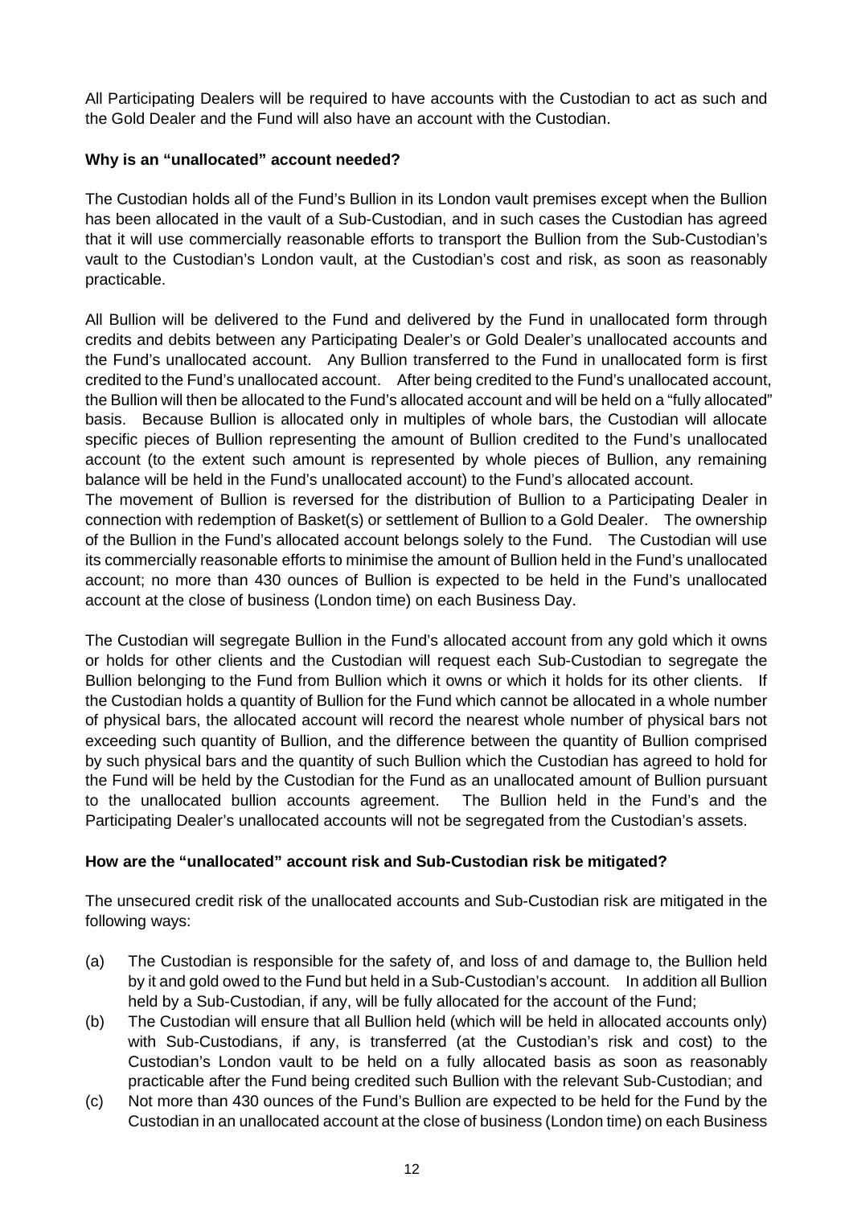All Participating Dealers will be required to have accounts with the Custodian to act as such and the Gold Dealer and the Fund will also have an account with the Custodian.

**Why is an "unallocated" account needed?**

The Custodian holds all of the Fund's Bullion in its London vault premises except when the Bullion has been allocated in the vault of a Sub-Custodian, and in such cases the Custodian has agreed that it will use commercially reasonable efforts to transport the Bullion from the Sub-Custodian's vault to the Custodian's London vault, at the Custodian's cost and risk, as soon as reasonably practicable.

All Bullion will be delivered to the Fund and delivered by the Fund in unallocated form through credits and debits between any Participating Dealer's or Gold Dealer's unallocated accounts and the Fund's unallocated account. Any Bullion transferred to the Fund in unallocated form is first credited to the Fund's unallocated account. After being credited to the Fund's unallocated account, the Bullion will then be allocated to the Fund's allocated account and will be held on a "fully allocated" basis. Because Bullion is allocated only in multiples of whole bars, the Custodian will allocate specific pieces of Bullion representing the amount of Bullion credited to the Fund's unallocated account (to the extent such amount is represented by whole pieces of Bullion, any remaining balance will be held in the Fund's unallocated account) to the Fund's allocated account.
The movement of Bullion is reversed for the distribution of Bullion to a Participating Dealer in connection with redemption of Basket(s) or settlement of Bullion to a Gold Dealer. The ownership of the Bullion in the Fund's allocated account belongs solely to the Fund. The Custodian will use its commercially reasonable efforts to minimise the amount of Bullion held in the Fund's unallocated account; no more than 430 ounces of Bullion is expected to be held in the Fund's unallocated account at the close of business (London time) on each Business Day.

The Custodian will segregate Bullion in the Fund's allocated account from any gold which it owns or holds for other clients and the Custodian will request each Sub-Custodian to segregate the Bullion belonging to the Fund from Bullion which it owns or which it holds for its other clients. If the Custodian holds a quantity of Bullion for the Fund which cannot be allocated in a whole number of physical bars, the allocated account will record the nearest whole number of physical bars not exceeding such quantity of Bullion, and the difference between the quantity of Bullion comprised by such physical bars and the quantity of such Bullion which the Custodian has agreed to hold for the Fund will be held by the Custodian for the Fund as an unallocated amount of Bullion pursuant to the unallocated bullion accounts agreement. The Bullion held in the Fund's and the Participating Dealer's unallocated accounts will not be segregated from the Custodian's assets.

**How are the "unallocated" account risk and Sub-Custodian risk be mitigated?**

The unsecured credit risk of the unallocated accounts and Sub-Custodian risk are mitigated in the following ways:

(a) The Custodian is responsible for the safety of, and loss of and damage to, the Bullion held by it and gold owed to the Fund but held in a Sub-Custodian's account. In addition all Bullion held by a Sub-Custodian, if any, will be fully allocated for the account of the Fund;

(b) The Custodian will ensure that all Bullion held (which will be held in allocated accounts only) with Sub-Custodians, if any, is transferred (at the Custodian's risk and cost) to the Custodian's London vault to be held on a fully allocated basis as soon as reasonably practicable after the Fund being credited such Bullion with the relevant Sub-Custodian; and

(c) Not more than 430 ounces of the Fund's Bullion are expected to be held for the Fund by the Custodian in an unallocated account at the close of business (London time) on each Business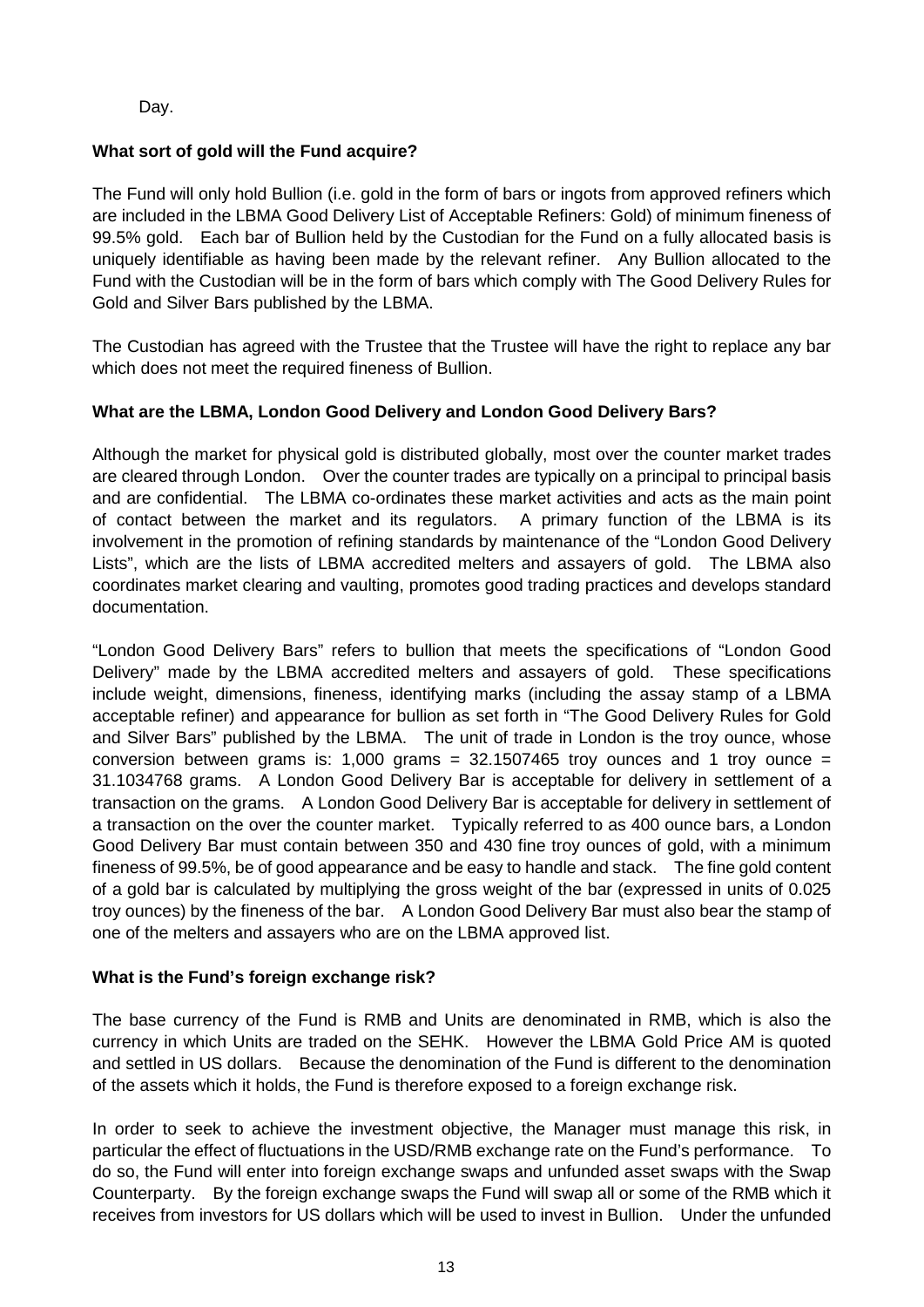Day.

**What sort of gold will the Fund acquire?**

The Fund will only hold Bullion (i.e. gold in the form of bars or ingots from approved refiners which are included in the LBMA Good Delivery List of Acceptable Refiners: Gold) of minimum fineness of 99.5% gold. Each bar of Bullion held by the Custodian for the Fund on a fully allocated basis is uniquely identifiable as having been made by the relevant refiner. Any Bullion allocated to the Fund with the Custodian will be in the form of bars which comply with The Good Delivery Rules for Gold and Silver Bars published by the LBMA.

The Custodian has agreed with the Trustee that the Trustee will have the right to replace any bar which does not meet the required fineness of Bullion.

**What are the LBMA, London Good Delivery and London Good Delivery Bars?**

Although the market for physical gold is distributed globally, most over the counter market trades are cleared through London. Over the counter trades are typically on a principal to principal basis and are confidential. The LBMA co-ordinates these market activities and acts as the main point of contact between the market and its regulators. A primary function of the LBMA is its involvement in the promotion of refining standards by maintenance of the "London Good Delivery Lists", which are the lists of LBMA accredited melters and assayers of gold. The LBMA also coordinates market clearing and vaulting, promotes good trading practices and develops standard documentation.

"London Good Delivery Bars" refers to bullion that meets the specifications of "London Good Delivery" made by the LBMA accredited melters and assayers of gold. These specifications include weight, dimensions, fineness, identifying marks (including the assay stamp of a LBMA acceptable refiner) and appearance for bullion as set forth in "The Good Delivery Rules for Gold and Silver Bars" published by the LBMA. The unit of trade in London is the troy ounce, whose conversion between grams is: 1,000 grams = 32.1507465 troy ounces and 1 troy ounce = 31.1034768 grams. A London Good Delivery Bar is acceptable for delivery in settlement of a transaction on the grams. A London Good Delivery Bar is acceptable for delivery in settlement of a transaction on the over the counter market. Typically referred to as 400 ounce bars, a London Good Delivery Bar must contain between 350 and 430 fine troy ounces of gold, with a minimum fineness of 99.5%, be of good appearance and be easy to handle and stack. The fine gold content of a gold bar is calculated by multiplying the gross weight of the bar (expressed in units of 0.025 troy ounces) by the fineness of the bar. A London Good Delivery Bar must also bear the stamp of one of the melters and assayers who are on the LBMA approved list.

**What is the Fund's foreign exchange risk?**

The base currency of the Fund is RMB and Units are denominated in RMB, which is also the currency in which Units are traded on the SEHK. However the LBMA Gold Price AM is quoted and settled in US dollars. Because the denomination of the Fund is different to the denomination of the assets which it holds, the Fund is therefore exposed to a foreign exchange risk.

In order to seek to achieve the investment objective, the Manager must manage this risk, in particular the effect of fluctuations in the USD/RMB exchange rate on the Fund's performance. To do so, the Fund will enter into foreign exchange swaps and unfunded asset swaps with the Swap Counterparty. By the foreign exchange swaps the Fund will swap all or some of the RMB which it receives from investors for US dollars which will be used to invest in Bullion. Under the unfunded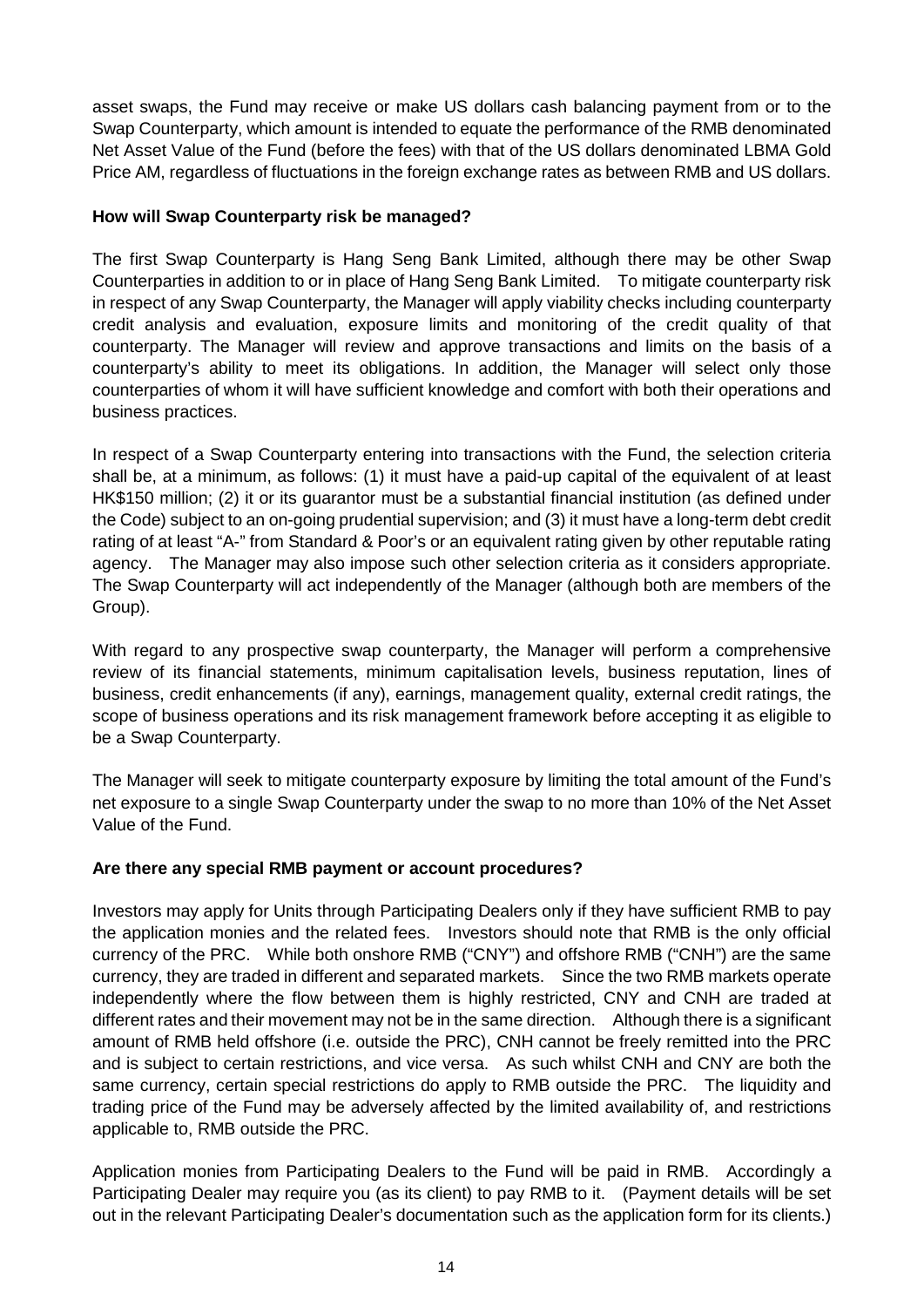asset swaps, the Fund may receive or make US dollars cash balancing payment from or to the Swap Counterparty, which amount is intended to equate the performance of the RMB denominated Net Asset Value of the Fund (before the fees) with that of the US dollars denominated LBMA Gold Price AM, regardless of fluctuations in the foreign exchange rates as between RMB and US dollars.

**How will Swap Counterparty risk be managed?**

The first Swap Counterparty is Hang Seng Bank Limited, although there may be other Swap Counterparties in addition to or in place of Hang Seng Bank Limited. To mitigate counterparty risk in respect of any Swap Counterparty, the Manager will apply viability checks including counterparty credit analysis and evaluation, exposure limits and monitoring of the credit quality of that counterparty. The Manager will review and approve transactions and limits on the basis of a counterparty's ability to meet its obligations. In addition, the Manager will select only those counterparties of whom it will have sufficient knowledge and comfort with both their operations and business practices.

In respect of a Swap Counterparty entering into transactions with the Fund, the selection criteria shall be, at a minimum, as follows: (1) it must have a paid-up capital of the equivalent of at least HK$150 million; (2) it or its guarantor must be a substantial financial institution (as defined under the Code) subject to an on-going prudential supervision; and (3) it must have a long-term debt credit rating of at least "A-" from Standard & Poor's or an equivalent rating given by other reputable rating agency. The Manager may also impose such other selection criteria as it considers appropriate. The Swap Counterparty will act independently of the Manager (although both are members of the Group).

With regard to any prospective swap counterparty, the Manager will perform a comprehensive review of its financial statements, minimum capitalisation levels, business reputation, lines of business, credit enhancements (if any), earnings, management quality, external credit ratings, the scope of business operations and its risk management framework before accepting it as eligible to be a Swap Counterparty.

The Manager will seek to mitigate counterparty exposure by limiting the total amount of the Fund's net exposure to a single Swap Counterparty under the swap to no more than 10% of the Net Asset Value of the Fund.

**Are there any special RMB payment or account procedures?**

Investors may apply for Units through Participating Dealers only if they have sufficient RMB to pay the application monies and the related fees. Investors should note that RMB is the only official currency of the PRC. While both onshore RMB ("CNY") and offshore RMB ("CNH") are the same currency, they are traded in different and separated markets. Since the two RMB markets operate independently where the flow between them is highly restricted, CNY and CNH are traded at different rates and their movement may not be in the same direction. Although there is a significant amount of RMB held offshore (i.e. outside the PRC), CNH cannot be freely remitted into the PRC and is subject to certain restrictions, and vice versa. As such whilst CNH and CNY are both the same currency, certain special restrictions do apply to RMB outside the PRC. The liquidity and trading price of the Fund may be adversely affected by the limited availability of, and restrictions applicable to, RMB outside the PRC.

Application monies from Participating Dealers to the Fund will be paid in RMB. Accordingly a Participating Dealer may require you (as its client) to pay RMB to it. (Payment details will be set out in the relevant Participating Dealer's documentation such as the application form for its clients.)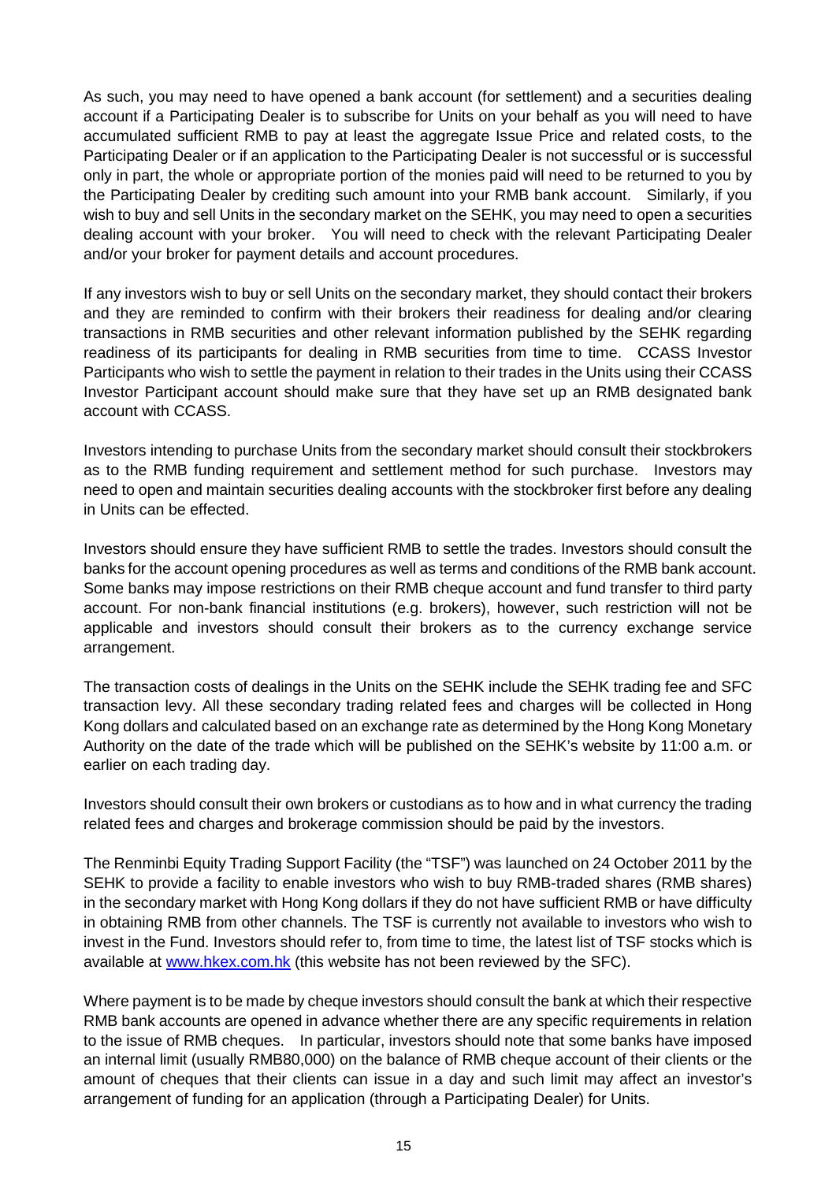As such, you may need to have opened a bank account (for settlement) and a securities dealing account if a Participating Dealer is to subscribe for Units on your behalf as you will need to have accumulated sufficient RMB to pay at least the aggregate Issue Price and related costs, to the Participating Dealer or if an application to the Participating Dealer is not successful or is successful only in part, the whole or appropriate portion of the monies paid will need to be returned to you by the Participating Dealer by crediting such amount into your RMB bank account. Similarly, if you wish to buy and sell Units in the secondary market on the SEHK, you may need to open a securities dealing account with your broker. You will need to check with the relevant Participating Dealer and/or your broker for payment details and account procedures.

If any investors wish to buy or sell Units on the secondary market, they should contact their brokers and they are reminded to confirm with their brokers their readiness for dealing and/or clearing transactions in RMB securities and other relevant information published by the SEHK regarding readiness of its participants for dealing in RMB securities from time to time. CCASS Investor Participants who wish to settle the payment in relation to their trades in the Units using their CCASS Investor Participant account should make sure that they have set up an RMB designated bank account with CCASS.

Investors intending to purchase Units from the secondary market should consult their stockbrokers as to the RMB funding requirement and settlement method for such purchase. Investors may need to open and maintain securities dealing accounts with the stockbroker first before any dealing in Units can be effected.

Investors should ensure they have sufficient RMB to settle the trades. Investors should consult the banks for the account opening procedures as well as terms and conditions of the RMB bank account. Some banks may impose restrictions on their RMB cheque account and fund transfer to third party account. For non-bank financial institutions (e.g. brokers), however, such restriction will not be applicable and investors should consult their brokers as to the currency exchange service arrangement.

The transaction costs of dealings in the Units on the SEHK include the SEHK trading fee and SFC transaction levy. All these secondary trading related fees and charges will be collected in Hong Kong dollars and calculated based on an exchange rate as determined by the Hong Kong Monetary Authority on the date of the trade which will be published on the SEHK's website by 11:00 a.m. or earlier on each trading day.

Investors should consult their own brokers or custodians as to how and in what currency the trading related fees and charges and brokerage commission should be paid by the investors.

The Renminbi Equity Trading Support Facility (the "TSF") was launched on 24 October 2011 by the SEHK to provide a facility to enable investors who wish to buy RMB-traded shares (RMB shares) in the secondary market with Hong Kong dollars if they do not have sufficient RMB or have difficulty in obtaining RMB from other channels. The TSF is currently not available to investors who wish to invest in the Fund. Investors should refer to, from time to time, the latest list of TSF stocks which is available at [www.hkex.com.hk](www.hkex.com.hk) (this website has not been reviewed by the SFC).

Where payment is to be made by cheque investors should consult the bank at which their respective RMB bank accounts are opened in advance whether there are any specific requirements in relation to the issue of RMB cheques. In particular, investors should note that some banks have imposed an internal limit (usually RMB80,000) on the balance of RMB cheque account of their clients or the amount of cheques that their clients can issue in a day and such limit may affect an investor's arrangement of funding for an application (through a Participating Dealer) for Units.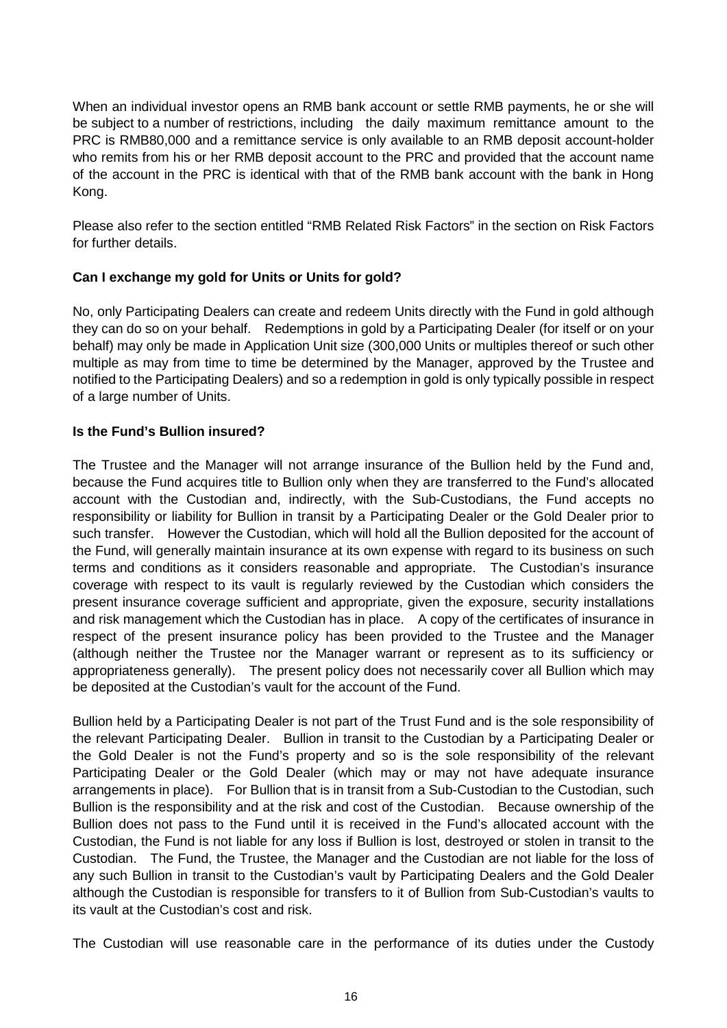When an individual investor opens an RMB bank account or settle RMB payments, he or she will be subject to a number of restrictions, including the daily maximum remittance amount to the PRC is RMB80,000 and a remittance service is only available to an RMB deposit account-holder who remits from his or her RMB deposit account to the PRC and provided that the account name of the account in the PRC is identical with that of the RMB bank account with the bank in Hong Kong.

Please also refer to the section entitled "RMB Related Risk Factors" in the section on Risk Factors for further details.

**Can I exchange my gold for Units or Units for gold?**

No, only Participating Dealers can create and redeem Units directly with the Fund in gold although they can do so on your behalf. Redemptions in gold by a Participating Dealer (for itself or on your behalf) may only be made in Application Unit size (300,000 Units or multiples thereof or such other multiple as may from time to time be determined by the Manager, approved by the Trustee and notified to the Participating Dealers) and so a redemption in gold is only typically possible in respect of a large number of Units.

**Is the Fund's Bullion insured?**

The Trustee and the Manager will not arrange insurance of the Bullion held by the Fund and, because the Fund acquires title to Bullion only when they are transferred to the Fund's allocated account with the Custodian and, indirectly, with the Sub-Custodians, the Fund accepts no responsibility or liability for Bullion in transit by a Participating Dealer or the Gold Dealer prior to such transfer. However the Custodian, which will hold all the Bullion deposited for the account of the Fund, will generally maintain insurance at its own expense with regard to its business on such terms and conditions as it considers reasonable and appropriate. The Custodian's insurance coverage with respect to its vault is regularly reviewed by the Custodian which considers the present insurance coverage sufficient and appropriate, given the exposure, security installations and risk management which the Custodian has in place. A copy of the certificates of insurance in respect of the present insurance policy has been provided to the Trustee and the Manager (although neither the Trustee nor the Manager warrant or represent as to its sufficiency or appropriateness generally). The present policy does not necessarily cover all Bullion which may be deposited at the Custodian's vault for the account of the Fund.

Bullion held by a Participating Dealer is not part of the Trust Fund and is the sole responsibility of the relevant Participating Dealer. Bullion in transit to the Custodian by a Participating Dealer or the Gold Dealer is not the Fund's property and so is the sole responsibility of the relevant Participating Dealer or the Gold Dealer (which may or may not have adequate insurance arrangements in place). For Bullion that is in transit from a Sub-Custodian to the Custodian, such Bullion is the responsibility and at the risk and cost of the Custodian. Because ownership of the Bullion does not pass to the Fund until it is received in the Fund's allocated account with the Custodian, the Fund is not liable for any loss if Bullion is lost, destroyed or stolen in transit to the Custodian. The Fund, the Trustee, the Manager and the Custodian are not liable for the loss of any such Bullion in transit to the Custodian's vault by Participating Dealers and the Gold Dealer although the Custodian is responsible for transfers to it of Bullion from Sub-Custodian's vaults to its vault at the Custodian's cost and risk.

The Custodian will use reasonable care in the performance of its duties under the Custody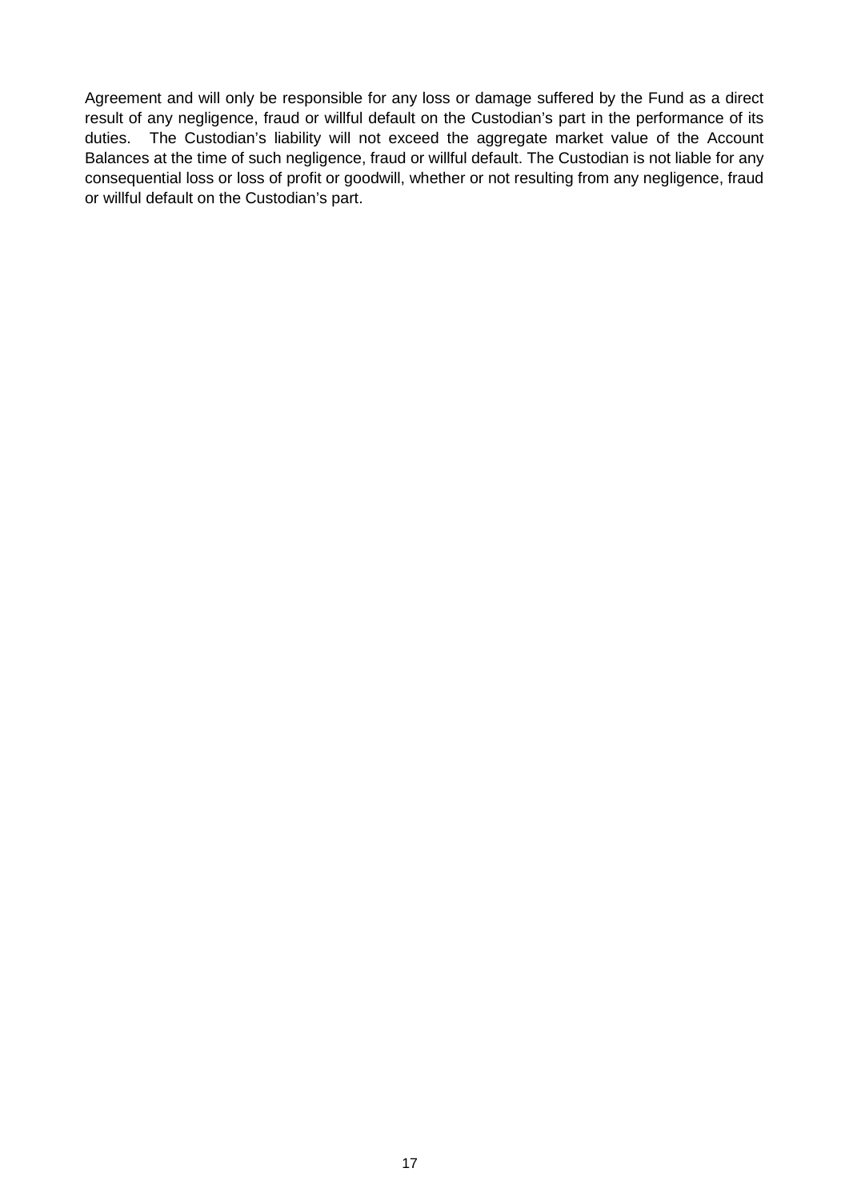Agreement and will only be responsible for any loss or damage suffered by the Fund as a direct result of any negligence, fraud or willful default on the Custodian's part in the performance of its duties. The Custodian's liability will not exceed the aggregate market value of the Account Balances at the time of such negligence, fraud or willful default. The Custodian is not liable for any consequential loss or loss of profit or goodwill, whether or not resulting from any negligence, fraud or willful default on the Custodian's part.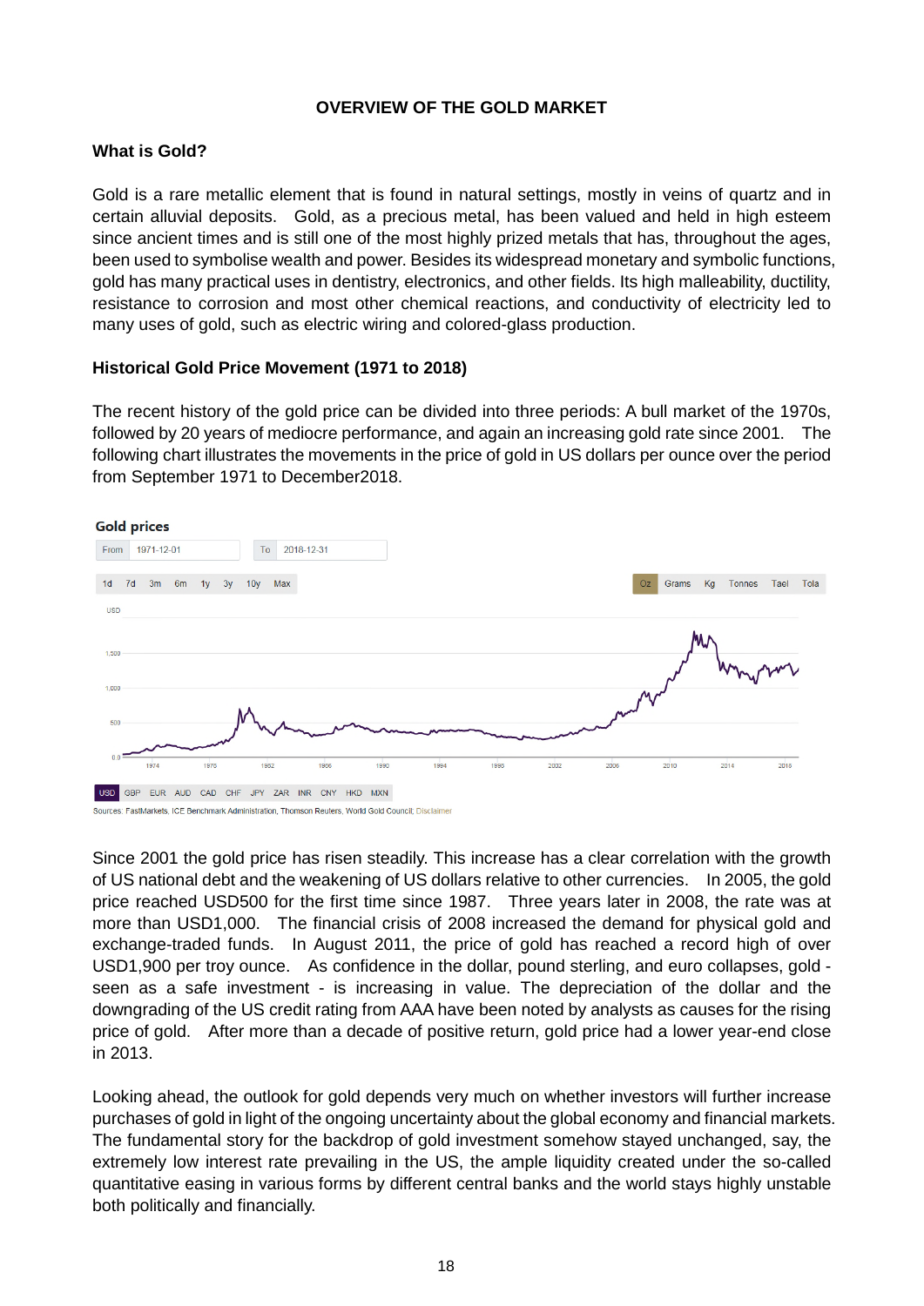## OVERVIEW OF THE GOLD MARKET

### What is Gold?

Gold is a rare metallic element that is found in natural settings, mostly in veins of quartz and in certain alluvial deposits. Gold, as a precious metal, has been valued and held in high esteem since ancient times and is still one of the most highly prized metals that has, throughout the ages, been used to symbolise wealth and power. Besides its widespread monetary and symbolic functions, gold has many practical uses in dentistry, electronics, and other fields. Its high malleability, ductility, resistance to corrosion and most other chemical reactions, and conductivity of electricity led to many uses of gold, such as electric wiring and colored-glass production.

### Historical Gold Price Movement (1971 to 2018)

The recent history of the gold price can be divided into three periods: A bull market of the 1970s, followed by 20 years of mediocre performance, and again an increasing gold rate since 2001. The following chart illustrates the movements in the price of gold in US dollars per ounce over the period from September 1971 to December2018.

**Gold prices**

From 1971-12-01 To 2018-12-31

Sources: FastMarkets, ICE Benchmark Administration, Thomson Reuters, World Gold Council; Disclaimer

Since 2001 the gold price has risen steadily. This increase has a clear correlation with the growth of US national debt and the weakening of US dollars relative to other currencies. In 2005, the gold price reached USD500 for the first time since 1987. Three years later in 2008, the rate was at more than USD1,000. The financial crisis of 2008 increased the demand for physical gold and exchange-traded funds. In August 2011, the price of gold has reached a record high of over USD1,900 per troy ounce. As confidence in the dollar, pound sterling, and euro collapses, gold - seen as a safe investment - is increasing in value. The depreciation of the dollar and the downgrading of the US credit rating from AAA have been noted by analysts as causes for the rising price of gold. After more than a decade of positive return, gold price had a lower year-end close in 2013.

Looking ahead, the outlook for gold depends very much on whether investors will further increase purchases of gold in light of the ongoing uncertainty about the global economy and financial markets. The fundamental story for the backdrop of gold investment somehow stayed unchanged, say, the extremely low interest rate prevailing in the US, the ample liquidity created under the so-called quantitative easing in various forms by different central banks and the world stays highly unstable both politically and financially.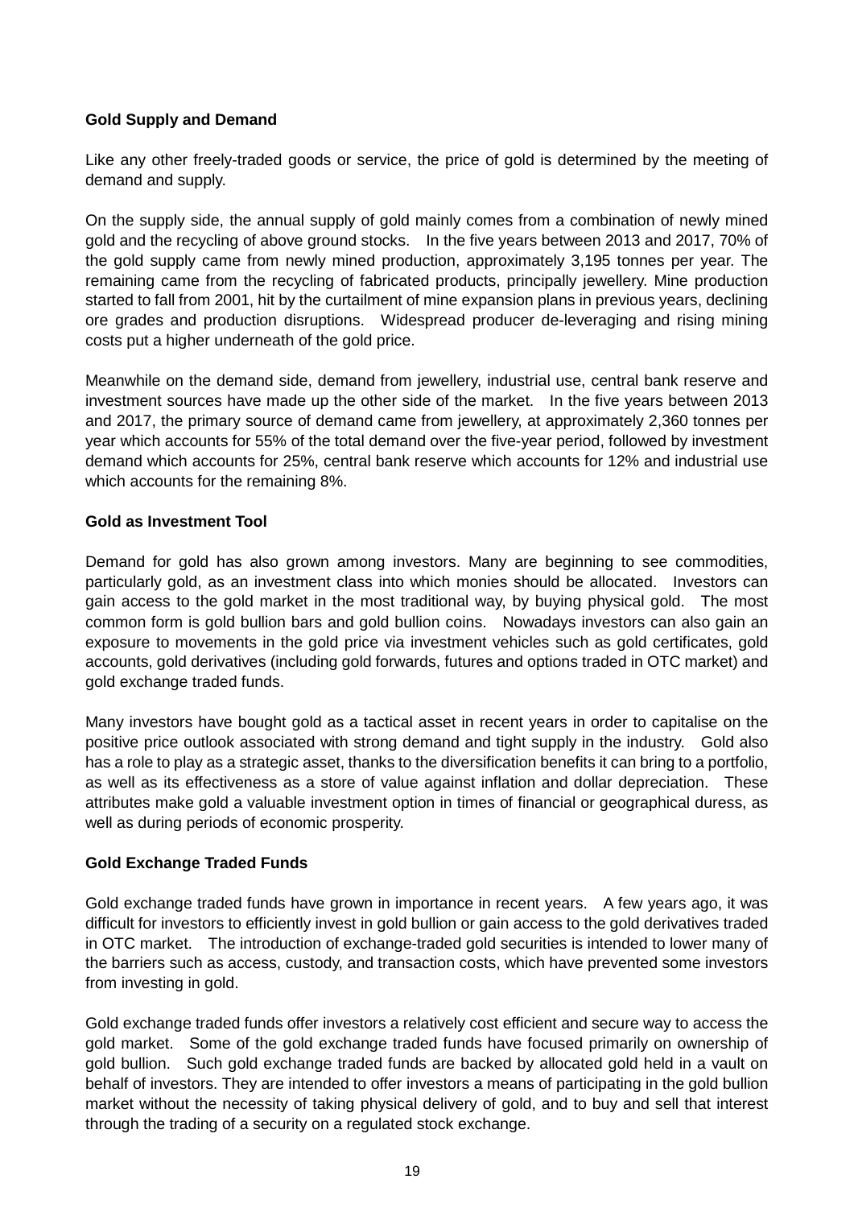**Gold Supply and Demand**

Like any other freely-traded goods or service, the price of gold is determined by the meeting of demand and supply.

On the supply side, the annual supply of gold mainly comes from a combination of newly mined gold and the recycling of above ground stocks. In the five years between 2013 and 2017, 70% of the gold supply came from newly mined production, approximately 3,195 tonnes per year. The remaining came from the recycling of fabricated products, principally jewellery. Mine production started to fall from 2001, hit by the curtailment of mine expansion plans in previous years, declining ore grades and production disruptions. Widespread producer de-leveraging and rising mining costs put a higher underneath of the gold price.

Meanwhile on the demand side, demand from jewellery, industrial use, central bank reserve and investment sources have made up the other side of the market. In the five years between 2013 and 2017, the primary source of demand came from jewellery, at approximately 2,360 tonnes per year which accounts for 55% of the total demand over the five-year period, followed by investment demand which accounts for 25%, central bank reserve which accounts for 12% and industrial use which accounts for the remaining 8%.

**Gold as Investment Tool**

Demand for gold has also grown among investors. Many are beginning to see commodities, particularly gold, as an investment class into which monies should be allocated. Investors can gain access to the gold market in the most traditional way, by buying physical gold. The most common form is gold bullion bars and gold bullion coins. Nowadays investors can also gain an exposure to movements in the gold price via investment vehicles such as gold certificates, gold accounts, gold derivatives (including gold forwards, futures and options traded in OTC market) and gold exchange traded funds.

Many investors have bought gold as a tactical asset in recent years in order to capitalise on the positive price outlook associated with strong demand and tight supply in the industry. Gold also has a role to play as a strategic asset, thanks to the diversification benefits it can bring to a portfolio, as well as its effectiveness as a store of value against inflation and dollar depreciation. These attributes make gold a valuable investment option in times of financial or geographical duress, as well as during periods of economic prosperity.

**Gold Exchange Traded Funds**

Gold exchange traded funds have grown in importance in recent years. A few years ago, it was difficult for investors to efficiently invest in gold bullion or gain access to the gold derivatives traded in OTC market. The introduction of exchange-traded gold securities is intended to lower many of the barriers such as access, custody, and transaction costs, which have prevented some investors from investing in gold.

Gold exchange traded funds offer investors a relatively cost efficient and secure way to access the gold market. Some of the gold exchange traded funds have focused primarily on ownership of gold bullion. Such gold exchange traded funds are backed by allocated gold held in a vault on behalf of investors. They are intended to offer investors a means of participating in the gold bullion market without the necessity of taking physical delivery of gold, and to buy and sell that interest through the trading of a security on a regulated stock exchange.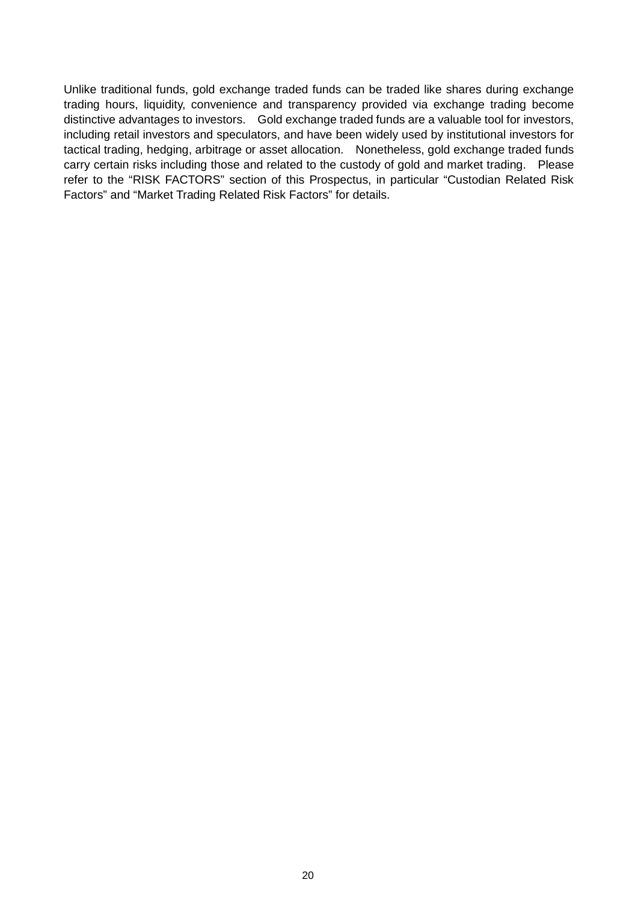Unlike traditional funds, gold exchange traded funds can be traded like shares during exchange trading hours, liquidity, convenience and transparency provided via exchange trading become distinctive advantages to investors. Gold exchange traded funds are a valuable tool for investors, including retail investors and speculators, and have been widely used by institutional investors for tactical trading, hedging, arbitrage or asset allocation. Nonetheless, gold exchange traded funds carry certain risks including those and related to the custody of gold and market trading. Please refer to the “RISK FACTORS” section of this Prospectus, in particular “Custodian Related Risk Factors” and “Market Trading Related Risk Factors” for details.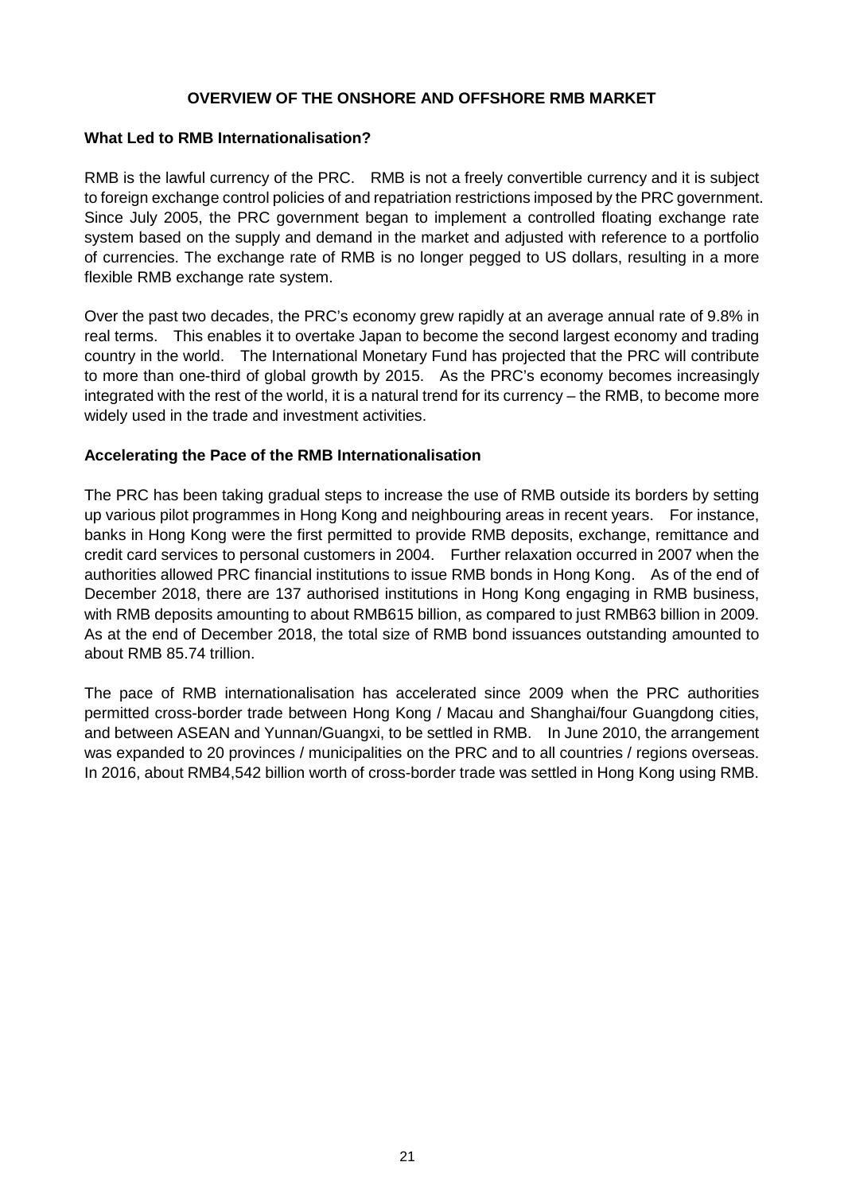# OVERVIEW OF THE ONSHORE AND OFFSHORE RMB MARKET

## What Led to RMB Internationalisation?

RMB is the lawful currency of the PRC. RMB is not a freely convertible currency and it is subject to foreign exchange control policies of and repatriation restrictions imposed by the PRC government. Since July 2005, the PRC government began to implement a controlled floating exchange rate system based on the supply and demand in the market and adjusted with reference to a portfolio of currencies. The exchange rate of RMB is no longer pegged to US dollars, resulting in a more flexible RMB exchange rate system.

Over the past two decades, the PRC's economy grew rapidly at an average annual rate of 9.8% in real terms. This enables it to overtake Japan to become the second largest economy and trading country in the world. The International Monetary Fund has projected that the PRC will contribute to more than one-third of global growth by 2015. As the PRC's economy becomes increasingly integrated with the rest of the world, it is a natural trend for its currency – the RMB, to become more widely used in the trade and investment activities.

## Accelerating the Pace of the RMB Internationalisation

The PRC has been taking gradual steps to increase the use of RMB outside its borders by setting up various pilot programmes in Hong Kong and neighbouring areas in recent years. For instance, banks in Hong Kong were the first permitted to provide RMB deposits, exchange, remittance and credit card services to personal customers in 2004. Further relaxation occurred in 2007 when the authorities allowed PRC financial institutions to issue RMB bonds in Hong Kong. As of the end of December 2018, there are 137 authorised institutions in Hong Kong engaging in RMB business, with RMB deposits amounting to about RMB615 billion, as compared to just RMB63 billion in 2009. As at the end of December 2018, the total size of RMB bond issuances outstanding amounted to about RMB 85.74 trillion.

The pace of RMB internationalisation has accelerated since 2009 when the PRC authorities permitted cross-border trade between Hong Kong / Macau and Shanghai/four Guangdong cities, and between ASEAN and Yunnan/Guangxi, to be settled in RMB. In June 2010, the arrangement was expanded to 20 provinces / municipalities on the PRC and to all countries / regions overseas. In 2016, about RMB4,542 billion worth of cross-border trade was settled in Hong Kong using RMB.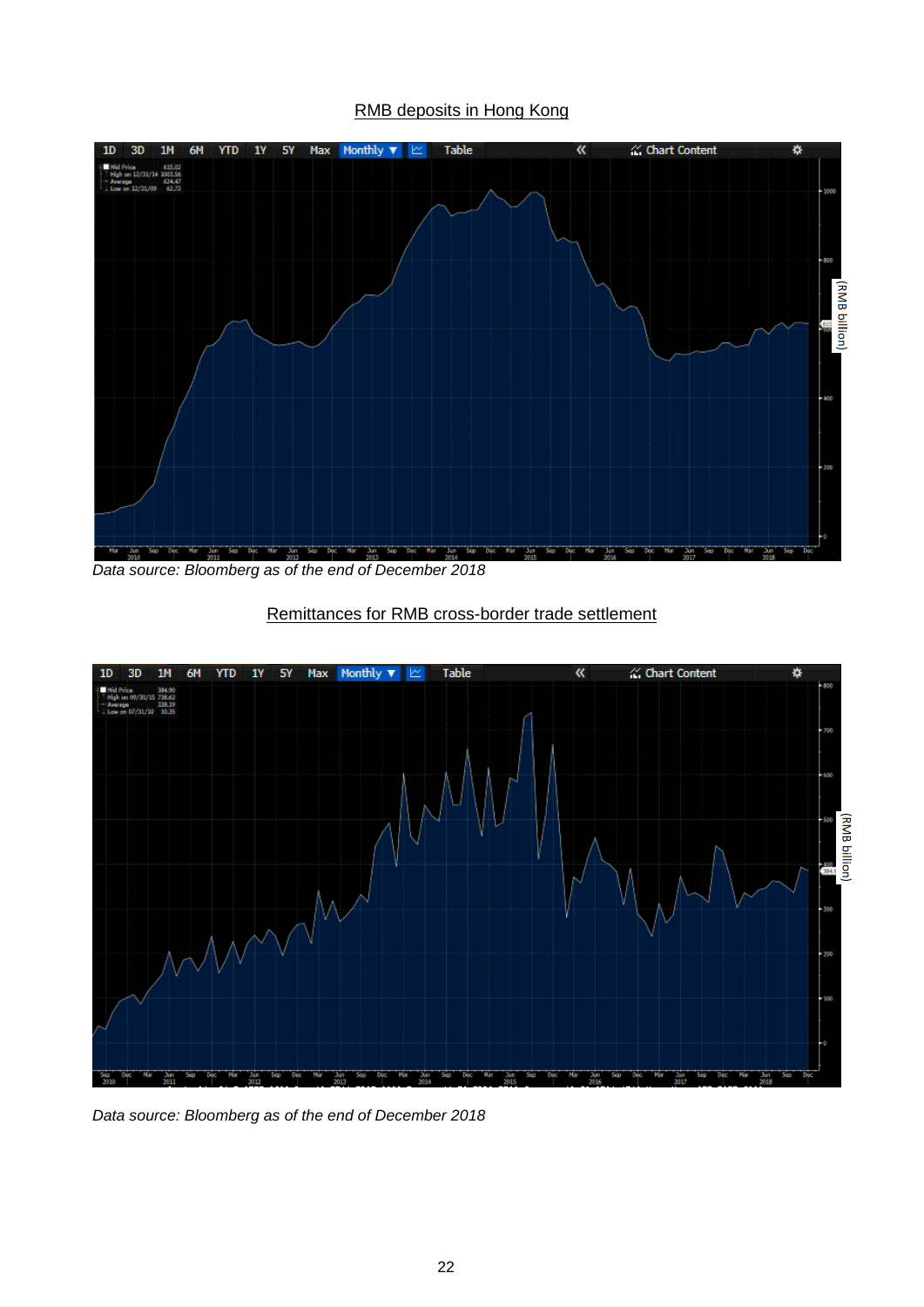RMB deposits in Hong Kong

*Data source: Bloomberg as of the end of December 2018*

Remittances for RMB cross-border trade settlement

*Data source: Bloomberg as of the end of December 2018*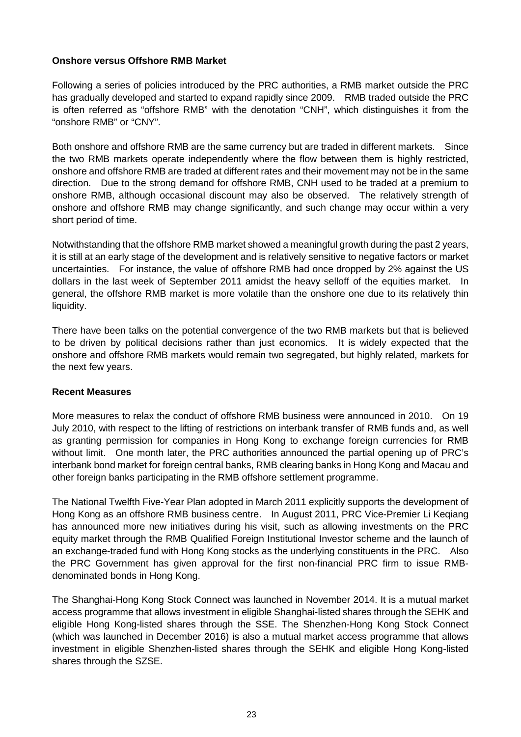**Onshore versus Offshore RMB Market**

Following a series of policies introduced by the PRC authorities, a RMB market outside the PRC has gradually developed and started to expand rapidly since 2009. RMB traded outside the PRC is often referred as "offshore RMB" with the denotation "CNH", which distinguishes it from the "onshore RMB" or "CNY".

Both onshore and offshore RMB are the same currency but are traded in different markets. Since the two RMB markets operate independently where the flow between them is highly restricted, onshore and offshore RMB are traded at different rates and their movement may not be in the same direction. Due to the strong demand for offshore RMB, CNH used to be traded at a premium to onshore RMB, although occasional discount may also be observed. The relatively strength of onshore and offshore RMB may change significantly, and such change may occur within a very short period of time.

Notwithstanding that the offshore RMB market showed a meaningful growth during the past 2 years, it is still at an early stage of the development and is relatively sensitive to negative factors or market uncertainties. For instance, the value of offshore RMB had once dropped by 2% against the US dollars in the last week of September 2011 amidst the heavy selloff of the equities market. In general, the offshore RMB market is more volatile than the onshore one due to its relatively thin liquidity.

There have been talks on the potential convergence of the two RMB markets but that is believed to be driven by political decisions rather than just economics. It is widely expected that the onshore and offshore RMB markets would remain two segregated, but highly related, markets for the next few years.

**Recent Measures**

More measures to relax the conduct of offshore RMB business were announced in 2010. On 19 July 2010, with respect to the lifting of restrictions on interbank transfer of RMB funds and, as well as granting permission for companies in Hong Kong to exchange foreign currencies for RMB without limit. One month later, the PRC authorities announced the partial opening up of PRC's interbank bond market for foreign central banks, RMB clearing banks in Hong Kong and Macau and other foreign banks participating in the RMB offshore settlement programme.

The National Twelfth Five-Year Plan adopted in March 2011 explicitly supports the development of Hong Kong as an offshore RMB business centre. In August 2011, PRC Vice-Premier Li Keqiang has announced more new initiatives during his visit, such as allowing investments on the PRC equity market through the RMB Qualified Foreign Institutional Investor scheme and the launch of an exchange-traded fund with Hong Kong stocks as the underlying constituents in the PRC. Also the PRC Government has given approval for the first non-financial PRC firm to issue RMB-denominated bonds in Hong Kong.

The Shanghai-Hong Kong Stock Connect was launched in November 2014. It is a mutual market access programme that allows investment in eligible Shanghai-listed shares through the SEHK and eligible Hong Kong-listed shares through the SSE. The Shenzhen-Hong Kong Stock Connect (which was launched in December 2016) is also a mutual market access programme that allows investment in eligible Shenzhen-listed shares through the SEHK and eligible Hong Kong-listed shares through the SZSE.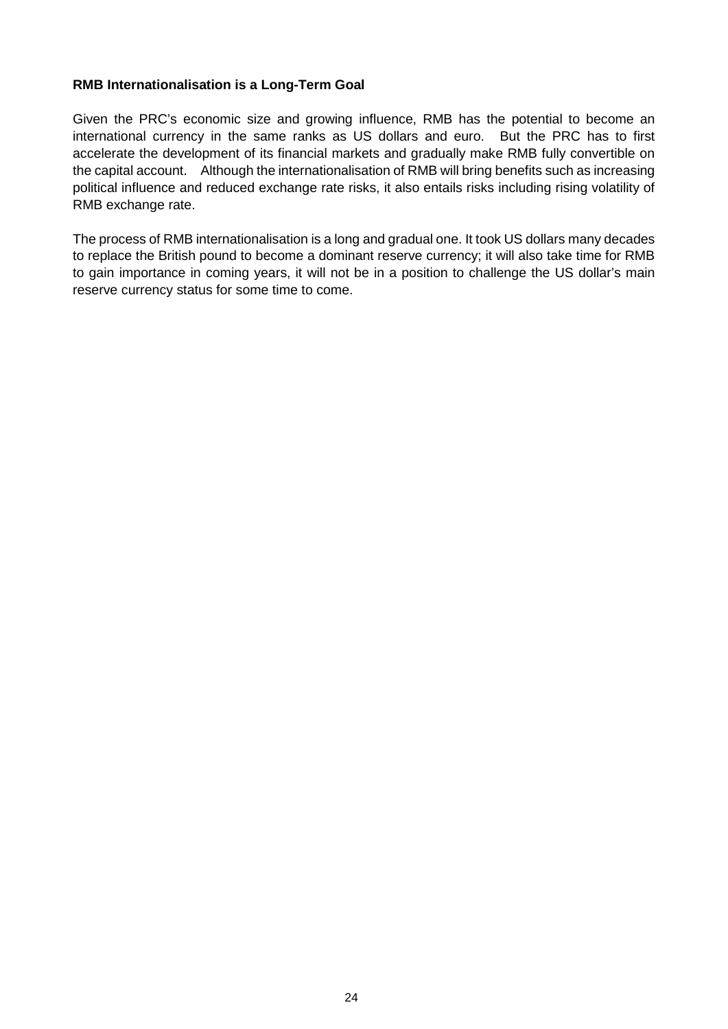**RMB Internationalisation is a Long-Term Goal**

Given the PRC's economic size and growing influence, RMB has the potential to become an international currency in the same ranks as US dollars and euro. But the PRC has to first accelerate the development of its financial markets and gradually make RMB fully convertible on the capital account. Although the internationalisation of RMB will bring benefits such as increasing political influence and reduced exchange rate risks, it also entails risks including rising volatility of RMB exchange rate.

The process of RMB internationalisation is a long and gradual one. It took US dollars many decades to replace the British pound to become a dominant reserve currency; it will also take time for RMB to gain importance in coming years, it will not be in a position to challenge the US dollar's main reserve currency status for some time to come.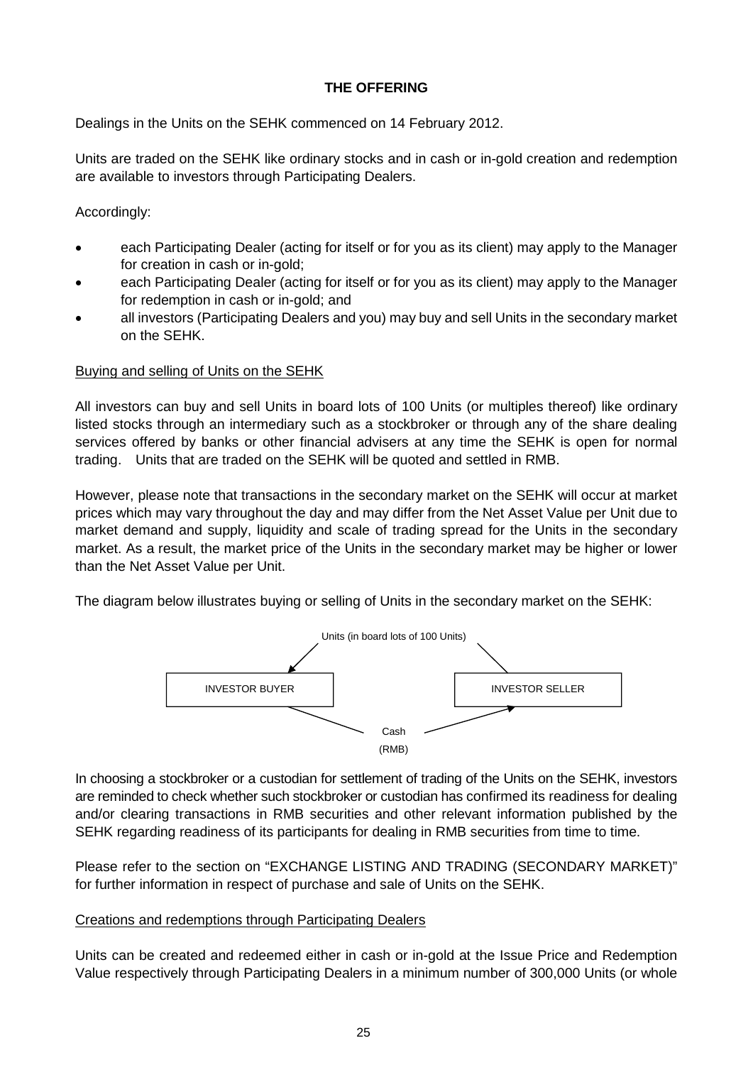**THE OFFERING**

Dealings in the Units on the SEHK commenced on 14 February 2012.

Units are traded on the SEHK like ordinary stocks and in cash or in-gold creation and redemption are available to investors through Participating Dealers.

Accordingly:

- each Participating Dealer (acting for itself or for you as its client) may apply to the Manager for creation in cash or in-gold;
- each Participating Dealer (acting for itself or for you as its client) may apply to the Manager for redemption in cash or in-gold; and
- all investors (Participating Dealers and you) may buy and sell Units in the secondary market on the SEHK.

Buying and selling of Units on the SEHK

All investors can buy and sell Units in board lots of 100 Units (or multiples thereof) like ordinary listed stocks through an intermediary such as a stockbroker or through any of the share dealing services offered by banks or other financial advisers at any time the SEHK is open for normal trading. Units that are traded on the SEHK will be quoted and settled in RMB.

However, please note that transactions in the secondary market on the SEHK will occur at market prices which may vary throughout the day and may differ from the Net Asset Value per Unit due to market demand and supply, liquidity and scale of trading spread for the Units in the secondary market. As a result, the market price of the Units in the secondary market may be higher or lower than the Net Asset Value per Unit.

The diagram below illustrates buying or selling of Units in the secondary market on the SEHK:

Units (in board lots of 100 Units)

INVESTOR BUYER | INVESTOR SELLER

Cash (RMB)

In choosing a stockbroker or a custodian for settlement of trading of the Units on the SEHK, investors are reminded to check whether such stockbroker or custodian has confirmed its readiness for dealing and/or clearing transactions in RMB securities and other relevant information published by the SEHK regarding readiness of its participants for dealing in RMB securities from time to time.

Please refer to the section on "EXCHANGE LISTING AND TRADING (SECONDARY MARKET)" for further information in respect of purchase and sale of Units on the SEHK.

Creations and redemptions through Participating Dealers

Units can be created and redeemed either in cash or in-gold at the Issue Price and Redemption Value respectively through Participating Dealers in a minimum number of 300,000 Units (or whole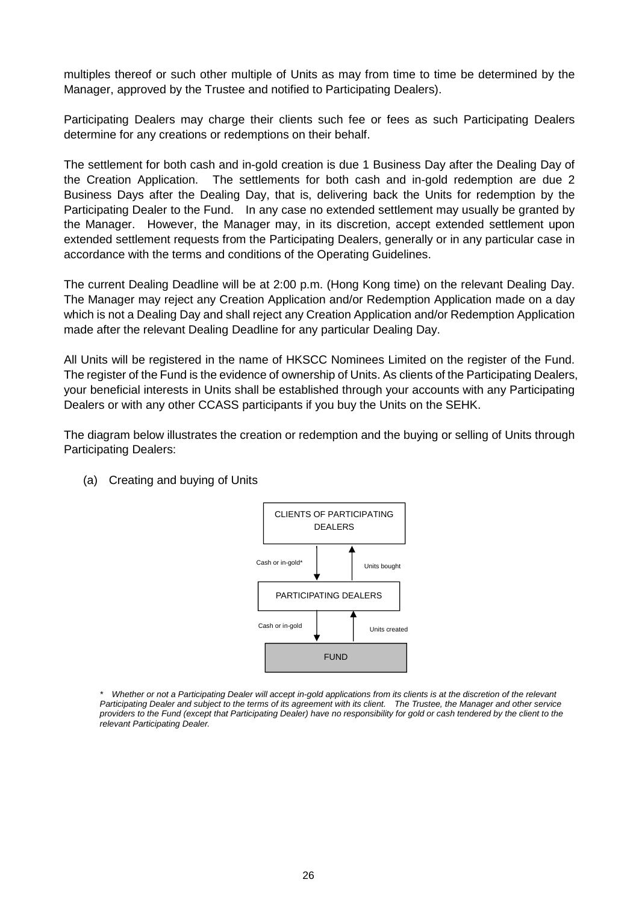multiples thereof or such other multiple of Units as may from time to time be determined by the Manager, approved by the Trustee and notified to Participating Dealers).

Participating Dealers may charge their clients such fee or fees as such Participating Dealers determine for any creations or redemptions on their behalf.

The settlement for both cash and in-gold creation is due 1 Business Day after the Dealing Day of the Creation Application. The settlements for both cash and in-gold redemption are due 2 Business Days after the Dealing Day, that is, delivering back the Units for redemption by the Participating Dealer to the Fund. In any case no extended settlement may usually be granted by the Manager. However, the Manager may, in its discretion, accept extended settlement upon extended settlement requests from the Participating Dealers, generally or in any particular case in accordance with the terms and conditions of the Operating Guidelines.

The current Dealing Deadline will be at 2:00 p.m. (Hong Kong time) on the relevant Dealing Day. The Manager may reject any Creation Application and/or Redemption Application made on a day which is not a Dealing Day and shall reject any Creation Application and/or Redemption Application made after the relevant Dealing Deadline for any particular Dealing Day.

All Units will be registered in the name of HKSCC Nominees Limited on the register of the Fund. The register of the Fund is the evidence of ownership of Units. As clients of the Participating Dealers, your beneficial interests in Units shall be established through your accounts with any Participating Dealers or with any other CCASS participants if you buy the Units on the SEHK.

The diagram below illustrates the creation or redemption and the buying or selling of Units through Participating Dealers:

(a) Creating and buying of Units

CLIENTS OF PARTICIPATING DEALERS

Cash or in-gold* ↓ ↑ Units bought

PARTICIPATING DEALERS

Cash or in-gold ↓ ↑ Units created

FUND

*\* Whether or not a Participating Dealer will accept in-gold applications from its clients is at the discretion of the relevant Participating Dealer and subject to the terms of its agreement with its client. The Trustee, the Manager and other service providers to the Fund (except that Participating Dealer) have no responsibility for gold or cash tendered by the client to the relevant Participating Dealer.*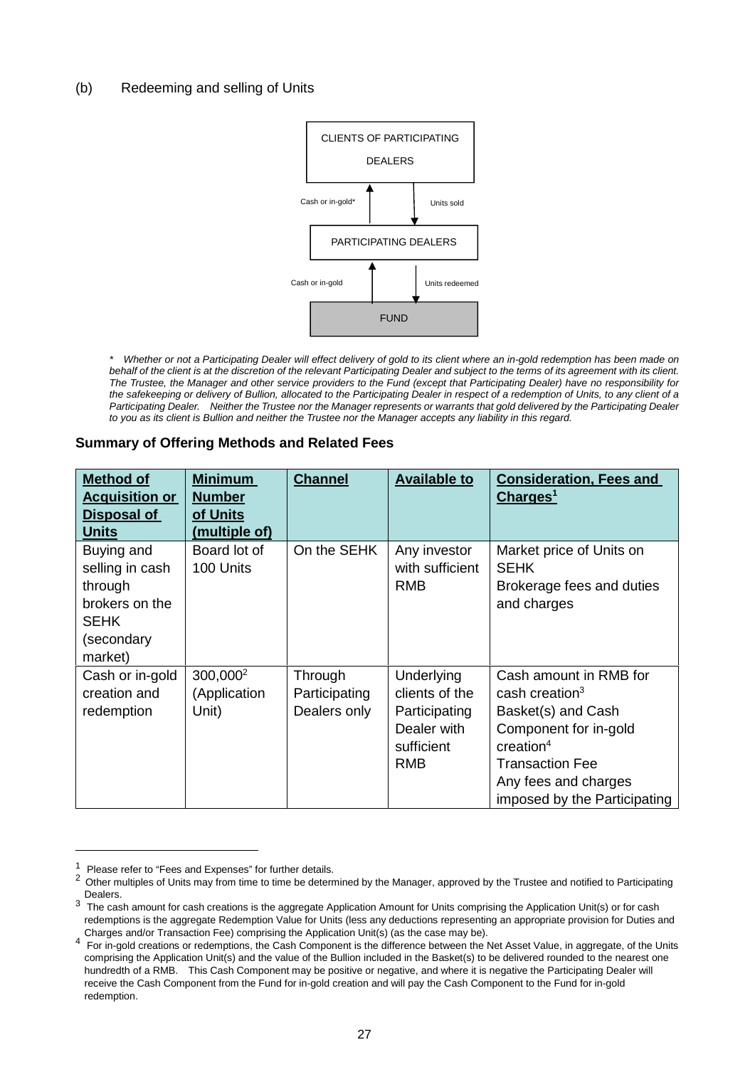(b) Redeeming and selling of Units

CLIENTS OF PARTICIPATING DEALERS

Cash or in-gold* ↑ ↓ Units sold

PARTICIPATING DEALERS

Cash or in-gold ↑ ↓ Units redeemed

FUND

*\* Whether or not a Participating Dealer will effect delivery of gold to its client where an in-gold redemption has been made on behalf of the client is at the discretion of the relevant Participating Dealer and subject to the terms of its agreement with its client. The Trustee, the Manager and other service providers to the Fund (except that Participating Dealer) have no responsibility for the safekeeping or delivery of Bullion, allocated to the Participating Dealer in respect of a redemption of Units, to any client of a Participating Dealer. Neither the Trustee nor the Manager represents or warrants that gold delivered by the Participating Dealer to you as its client is Bullion and neither the Trustee nor the Manager accepts any liability in this regard.*

**Summary of Offering Methods and Related Fees**

| Method of Acquisition or Disposal of Units | Minimum Number of Units (multiple of) | Channel | Available to | Consideration, Fees and Charges[1] |
|---|---|---|---|---|
| Buying and selling in cash through brokers on the SEHK (secondary market) | Board lot of 100 Units | On the SEHK | Any investor with sufficient RMB | Market price of Units on SEHK<br>Brokerage fees and duties and charges |
| Cash or in-gold creation and redemption | 300,000[2] (Application Unit) | Through Participating Dealers only | Underlying clients of the Participating Dealer with sufficient RMB | Cash amount in RMB for cash creation[3]<br>Basket(s) and Cash Component for in-gold creation[4]<br>Transaction Fee<br>Any fees and charges imposed by the Participating |

[1] Please refer to "Fees and Expenses" for further details.

[2] Other multiples of Units may from time to time be determined by the Manager, approved by the Trustee and notified to Participating Dealers.

[3] The cash amount for cash creations is the aggregate Application Amount for Units comprising the Application Unit(s) or for cash redemptions is the aggregate Redemption Value for Units (less any deductions representing an appropriate provision for Duties and Charges and/or Transaction Fee) comprising the Application Unit(s) (as the case may be).

[4] For in-gold creations or redemptions, the Cash Component is the difference between the Net Asset Value, in aggregate, of the Units comprising the Application Unit(s) and the value of the Bullion included in the Basket(s) to be delivered rounded to the nearest one hundredth of a RMB. This Cash Component may be positive or negative, and where it is negative the Participating Dealer will receive the Cash Component from the Fund for in-gold creation and will pay the Cash Component to the Fund for in-gold redemption.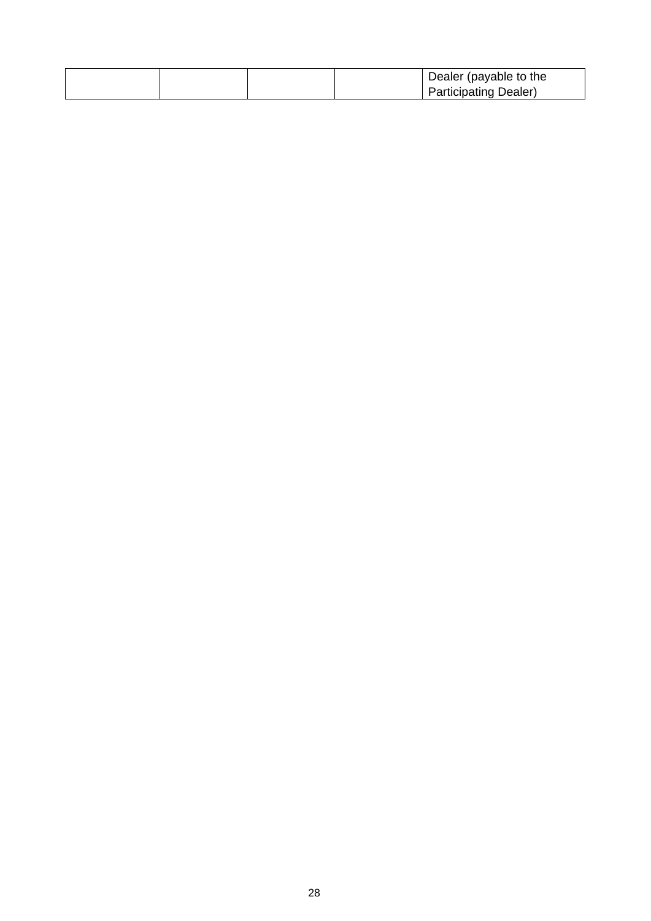| | | | | |
|---|---|---|---|---|
| | | | | Dealer (payable to the Participating Dealer) |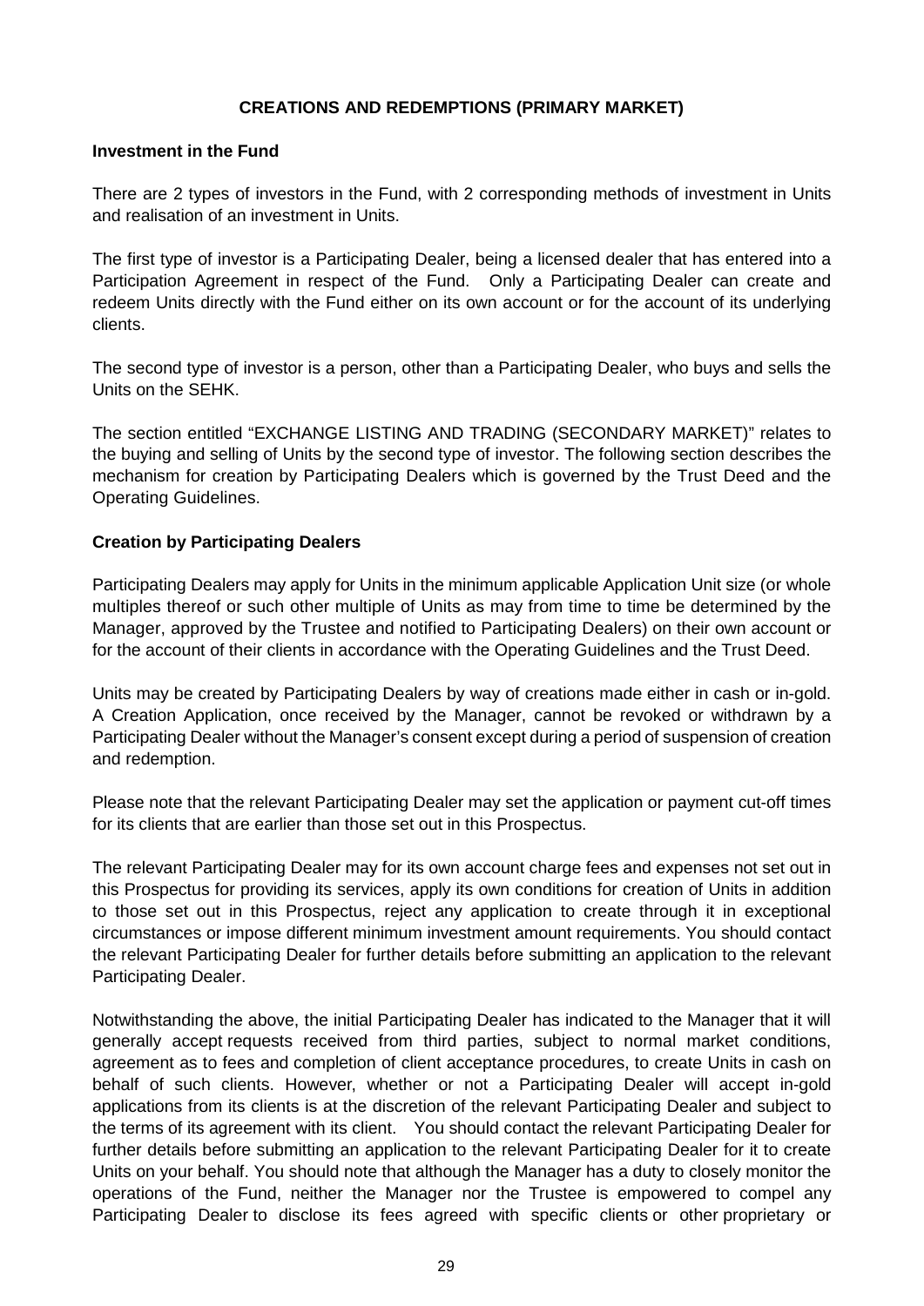## CREATIONS AND REDEMPTIONS (PRIMARY MARKET)

### Investment in the Fund

There are 2 types of investors in the Fund, with 2 corresponding methods of investment in Units and realisation of an investment in Units.

The first type of investor is a Participating Dealer, being a licensed dealer that has entered into a Participation Agreement in respect of the Fund. Only a Participating Dealer can create and redeem Units directly with the Fund either on its own account or for the account of its underlying clients.

The second type of investor is a person, other than a Participating Dealer, who buys and sells the Units on the SEHK.

The section entitled "EXCHANGE LISTING AND TRADING (SECONDARY MARKET)" relates to the buying and selling of Units by the second type of investor. The following section describes the mechanism for creation by Participating Dealers which is governed by the Trust Deed and the Operating Guidelines.

### Creation by Participating Dealers

Participating Dealers may apply for Units in the minimum applicable Application Unit size (or whole multiples thereof or such other multiple of Units as may from time to time be determined by the Manager, approved by the Trustee and notified to Participating Dealers) on their own account or for the account of their clients in accordance with the Operating Guidelines and the Trust Deed.

Units may be created by Participating Dealers by way of creations made either in cash or in-gold. A Creation Application, once received by the Manager, cannot be revoked or withdrawn by a Participating Dealer without the Manager's consent except during a period of suspension of creation and redemption.

Please note that the relevant Participating Dealer may set the application or payment cut-off times for its clients that are earlier than those set out in this Prospectus.

The relevant Participating Dealer may for its own account charge fees and expenses not set out in this Prospectus for providing its services, apply its own conditions for creation of Units in addition to those set out in this Prospectus, reject any application to create through it in exceptional circumstances or impose different minimum investment amount requirements. You should contact the relevant Participating Dealer for further details before submitting an application to the relevant Participating Dealer.

Notwithstanding the above, the initial Participating Dealer has indicated to the Manager that it will generally accept requests received from third parties, subject to normal market conditions, agreement as to fees and completion of client acceptance procedures, to create Units in cash on behalf of such clients. However, whether or not a Participating Dealer will accept in-gold applications from its clients is at the discretion of the relevant Participating Dealer and subject to the terms of its agreement with its client. You should contact the relevant Participating Dealer for further details before submitting an application to the relevant Participating Dealer for it to create Units on your behalf. You should note that although the Manager has a duty to closely monitor the operations of the Fund, neither the Manager nor the Trustee is empowered to compel any Participating Dealer to disclose its fees agreed with specific clients or other proprietary or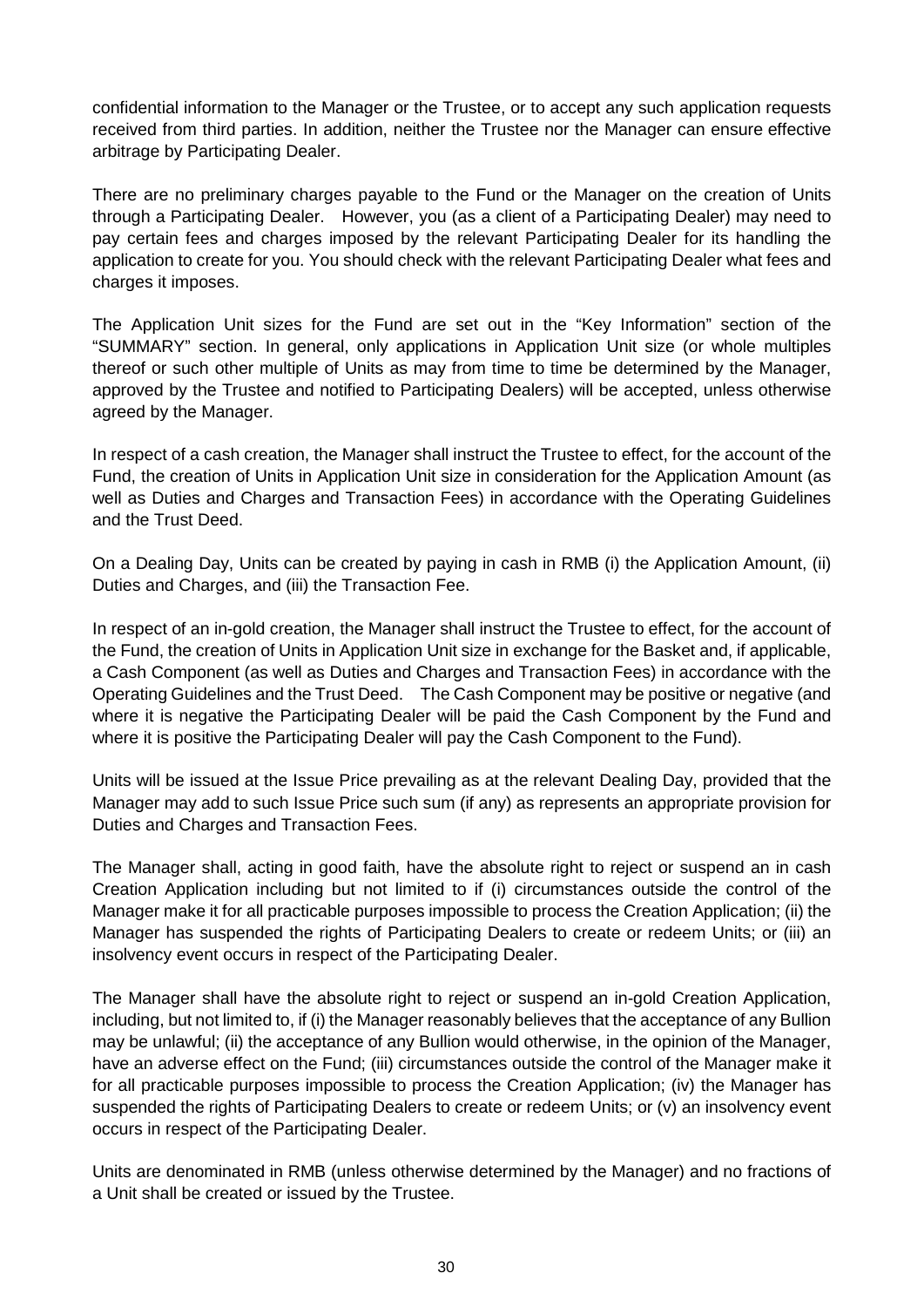confidential information to the Manager or the Trustee, or to accept any such application requests received from third parties. In addition, neither the Trustee nor the Manager can ensure effective arbitrage by Participating Dealer.

There are no preliminary charges payable to the Fund or the Manager on the creation of Units through a Participating Dealer. However, you (as a client of a Participating Dealer) may need to pay certain fees and charges imposed by the relevant Participating Dealer for its handling the application to create for you. You should check with the relevant Participating Dealer what fees and charges it imposes.

The Application Unit sizes for the Fund are set out in the "Key Information" section of the "SUMMARY" section. In general, only applications in Application Unit size (or whole multiples thereof or such other multiple of Units as may from time to time be determined by the Manager, approved by the Trustee and notified to Participating Dealers) will be accepted, unless otherwise agreed by the Manager.

In respect of a cash creation, the Manager shall instruct the Trustee to effect, for the account of the Fund, the creation of Units in Application Unit size in consideration for the Application Amount (as well as Duties and Charges and Transaction Fees) in accordance with the Operating Guidelines and the Trust Deed.

On a Dealing Day, Units can be created by paying in cash in RMB (i) the Application Amount, (ii) Duties and Charges, and (iii) the Transaction Fee.

In respect of an in-gold creation, the Manager shall instruct the Trustee to effect, for the account of the Fund, the creation of Units in Application Unit size in exchange for the Basket and, if applicable, a Cash Component (as well as Duties and Charges and Transaction Fees) in accordance with the Operating Guidelines and the Trust Deed. The Cash Component may be positive or negative (and where it is negative the Participating Dealer will be paid the Cash Component by the Fund and where it is positive the Participating Dealer will pay the Cash Component to the Fund).

Units will be issued at the Issue Price prevailing as at the relevant Dealing Day, provided that the Manager may add to such Issue Price such sum (if any) as represents an appropriate provision for Duties and Charges and Transaction Fees.

The Manager shall, acting in good faith, have the absolute right to reject or suspend an in cash Creation Application including but not limited to if (i) circumstances outside the control of the Manager make it for all practicable purposes impossible to process the Creation Application; (ii) the Manager has suspended the rights of Participating Dealers to create or redeem Units; or (iii) an insolvency event occurs in respect of the Participating Dealer.

The Manager shall have the absolute right to reject or suspend an in-gold Creation Application, including, but not limited to, if (i) the Manager reasonably believes that the acceptance of any Bullion may be unlawful; (ii) the acceptance of any Bullion would otherwise, in the opinion of the Manager, have an adverse effect on the Fund; (iii) circumstances outside the control of the Manager make it for all practicable purposes impossible to process the Creation Application; (iv) the Manager has suspended the rights of Participating Dealers to create or redeem Units; or (v) an insolvency event occurs in respect of the Participating Dealer.

Units are denominated in RMB (unless otherwise determined by the Manager) and no fractions of a Unit shall be created or issued by the Trustee.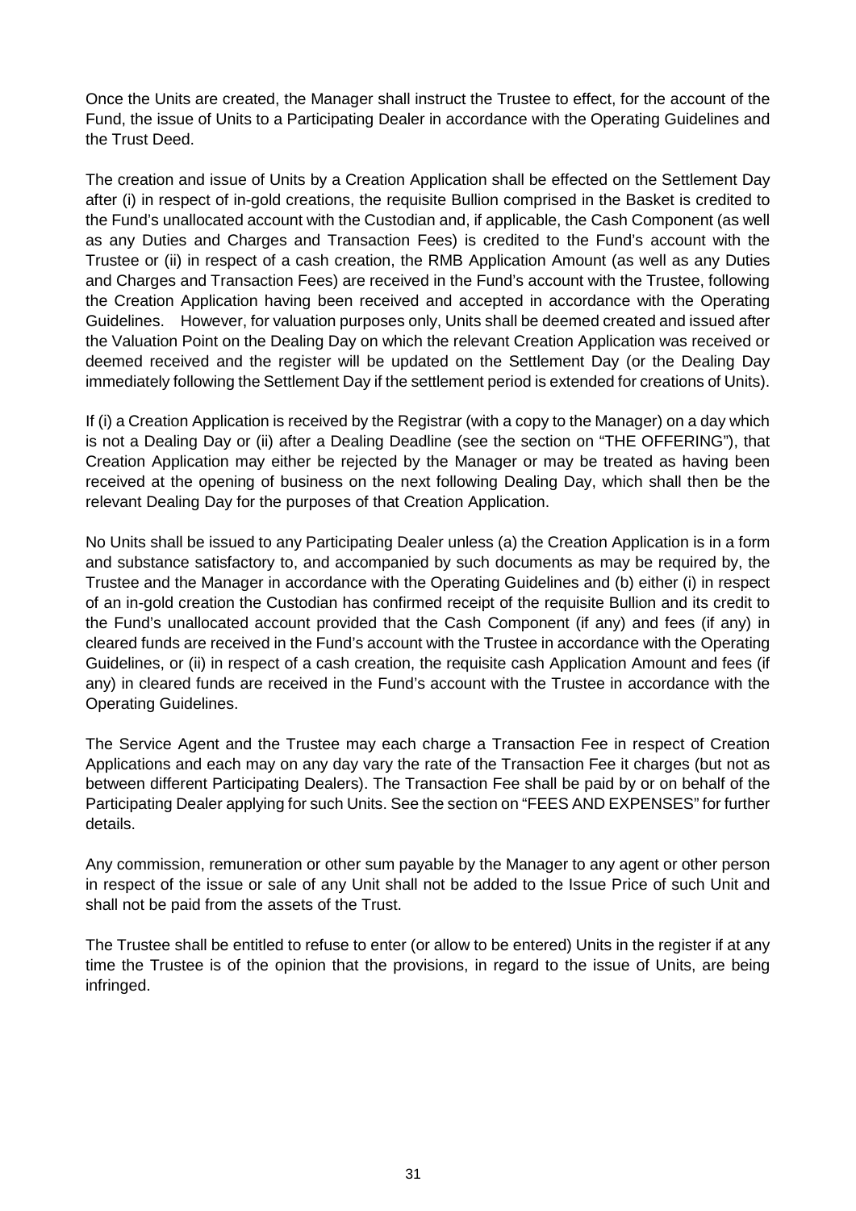Once the Units are created, the Manager shall instruct the Trustee to effect, for the account of the Fund, the issue of Units to a Participating Dealer in accordance with the Operating Guidelines and the Trust Deed.

The creation and issue of Units by a Creation Application shall be effected on the Settlement Day after (i) in respect of in-gold creations, the requisite Bullion comprised in the Basket is credited to the Fund's unallocated account with the Custodian and, if applicable, the Cash Component (as well as any Duties and Charges and Transaction Fees) is credited to the Fund's account with the Trustee or (ii) in respect of a cash creation, the RMB Application Amount (as well as any Duties and Charges and Transaction Fees) are received in the Fund's account with the Trustee, following the Creation Application having been received and accepted in accordance with the Operating Guidelines. However, for valuation purposes only, Units shall be deemed created and issued after the Valuation Point on the Dealing Day on which the relevant Creation Application was received or deemed received and the register will be updated on the Settlement Day (or the Dealing Day immediately following the Settlement Day if the settlement period is extended for creations of Units).

If (i) a Creation Application is received by the Registrar (with a copy to the Manager) on a day which is not a Dealing Day or (ii) after a Dealing Deadline (see the section on "THE OFFERING"), that Creation Application may either be rejected by the Manager or may be treated as having been received at the opening of business on the next following Dealing Day, which shall then be the relevant Dealing Day for the purposes of that Creation Application.

No Units shall be issued to any Participating Dealer unless (a) the Creation Application is in a form and substance satisfactory to, and accompanied by such documents as may be required by, the Trustee and the Manager in accordance with the Operating Guidelines and (b) either (i) in respect of an in-gold creation the Custodian has confirmed receipt of the requisite Bullion and its credit to the Fund's unallocated account provided that the Cash Component (if any) and fees (if any) in cleared funds are received in the Fund's account with the Trustee in accordance with the Operating Guidelines, or (ii) in respect of a cash creation, the requisite cash Application Amount and fees (if any) in cleared funds are received in the Fund's account with the Trustee in accordance with the Operating Guidelines.

The Service Agent and the Trustee may each charge a Transaction Fee in respect of Creation Applications and each may on any day vary the rate of the Transaction Fee it charges (but not as between different Participating Dealers). The Transaction Fee shall be paid by or on behalf of the Participating Dealer applying for such Units. See the section on "FEES AND EXPENSES" for further details.

Any commission, remuneration or other sum payable by the Manager to any agent or other person in respect of the issue or sale of any Unit shall not be added to the Issue Price of such Unit and shall not be paid from the assets of the Trust.

The Trustee shall be entitled to refuse to enter (or allow to be entered) Units in the register if at any time the Trustee is of the opinion that the provisions, in regard to the issue of Units, are being infringed.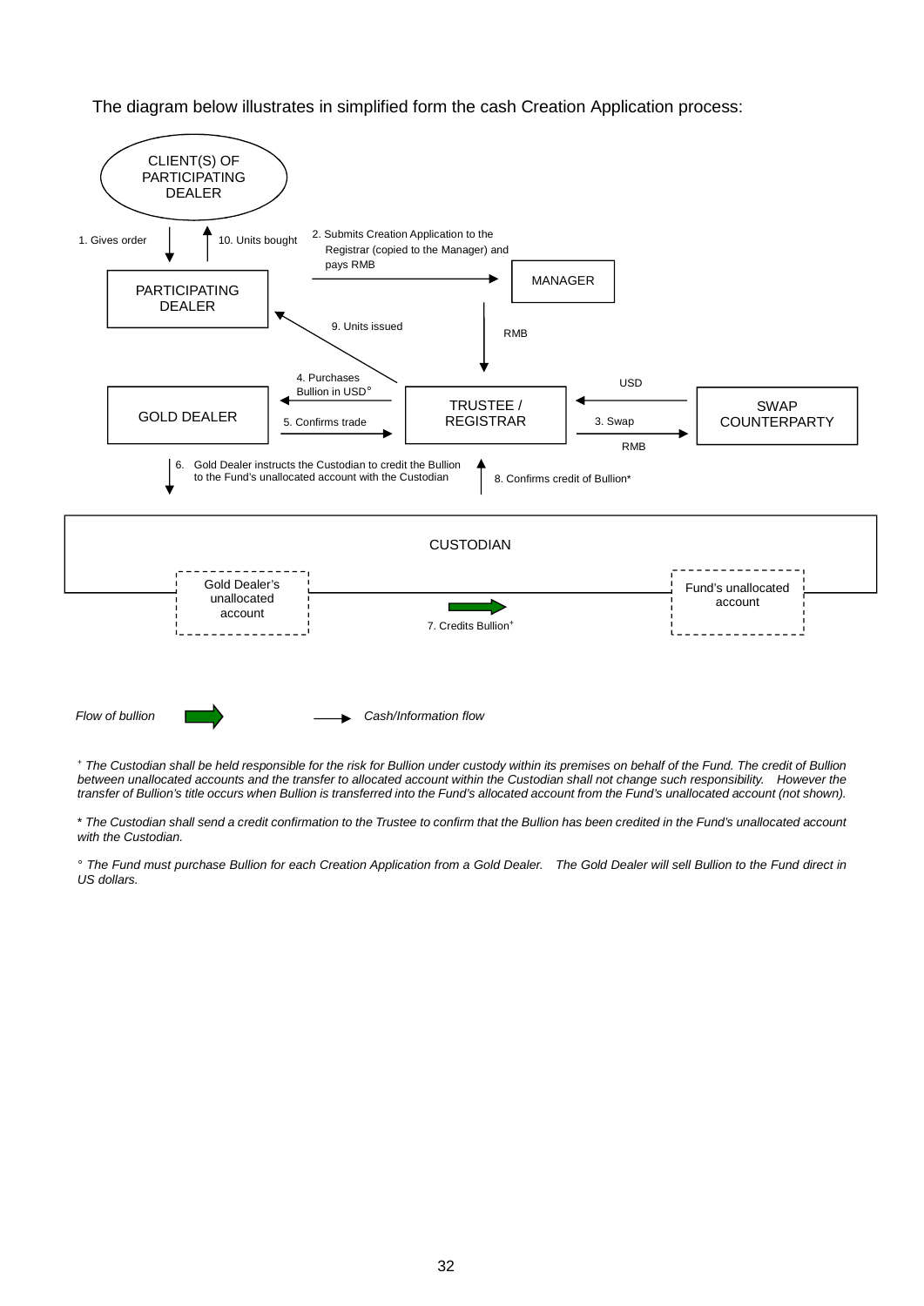The diagram below illustrates in simplified form the cash Creation Application process:

CLIENT(S) OF PARTICIPATING DEALER

1. Gives order

10. Units bought

2. Submits Creation Application to the Registrar (copied to the Manager) and pays RMB

PARTICIPATING DEALER

MANAGER

9. Units issued

RMB

4. Purchases Bullion in USD°

USD

GOLD DEALER

5. Confirms trade

TRUSTEE / REGISTRAR

3. Swap

RMB

SWAP COUNTERPARTY

6. Gold Dealer instructs the Custodian to credit the Bullion to the Fund's unallocated account with the Custodian

8. Confirms credit of Bullion*

CUSTODIAN

Gold Dealer's unallocated account

7. Credits Bullion⁺

Fund's unallocated account

*Flow of bullion*

*Cash/Information flow*

⁺ *The Custodian shall be held responsible for the risk for Bullion under custody within its premises on behalf of the Fund. The credit of Bullion between unallocated accounts and the transfer to allocated account within the Custodian shall not change such responsibility. However the transfer of Bullion's title occurs when Bullion is transferred into the Fund's allocated account from the Fund's unallocated account (not shown).*

\* *The Custodian shall send a credit confirmation to the Trustee to confirm that the Bullion has been credited in the Fund's unallocated account with the Custodian.*

° *The Fund must purchase Bullion for each Creation Application from a Gold Dealer. The Gold Dealer will sell Bullion to the Fund direct in US dollars.*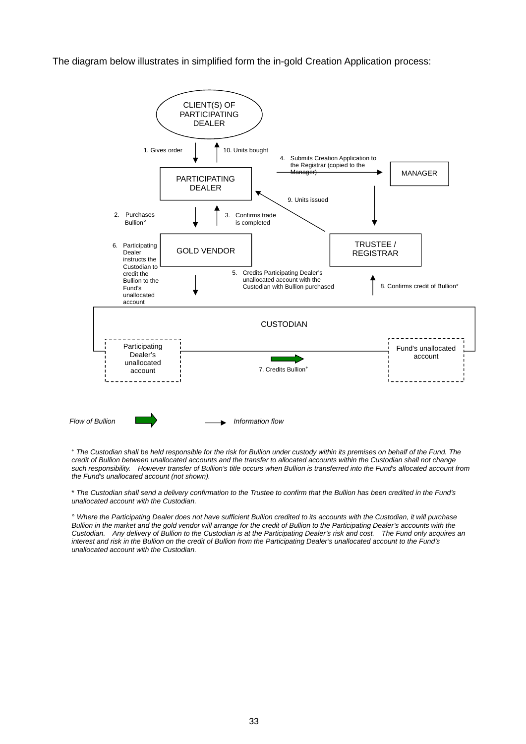The diagram below illustrates in simplified form the in-gold Creation Application process:

CLIENT(S) OF PARTICIPATING DEALER

1. Gives order

10. Units bought

PARTICIPATING DEALER

4. Submits Creation Application to the Registrar (copied to the Manager)

MANAGER

9. Units issued

2. Purchases Bullion°

3. Confirms trade is completed

GOLD VENDOR

TRUSTEE / REGISTRAR

6. Participating Dealer instructs the Custodian to credit the Bullion to the Fund's unallocated account

5. Credits Participating Dealer's unallocated account with the Custodian with Bullion purchased

8. Confirms credit of Bullion*

CUSTODIAN

Participating Dealer's unallocated account

7. Credits Bullion⁺

Fund's unallocated account

*Flow of Bullion* *Information flow*

⁺ *The Custodian shall be held responsible for the risk for Bullion under custody within its premises on behalf of the Fund. The credit of Bullion between unallocated accounts and the transfer to allocated accounts within the Custodian shall not change such responsibility. However transfer of Bullion's title occurs when Bullion is transferred into the Fund's allocated account from the Fund's unallocated account (not shown).*

* *The Custodian shall send a delivery confirmation to the Trustee to confirm that the Bullion has been credited in the Fund's unallocated account with the Custodian.*

° *Where the Participating Dealer does not have sufficient Bullion credited to its accounts with the Custodian, it will purchase Bullion in the market and the gold vendor will arrange for the credit of Bullion to the Participating Dealer's accounts with the Custodian. Any delivery of Bullion to the Custodian is at the Participating Dealer's risk and cost. The Fund only acquires an interest and risk in the Bullion on the credit of Bullion from the Participating Dealer's unallocated account to the Fund's unallocated account with the Custodian.*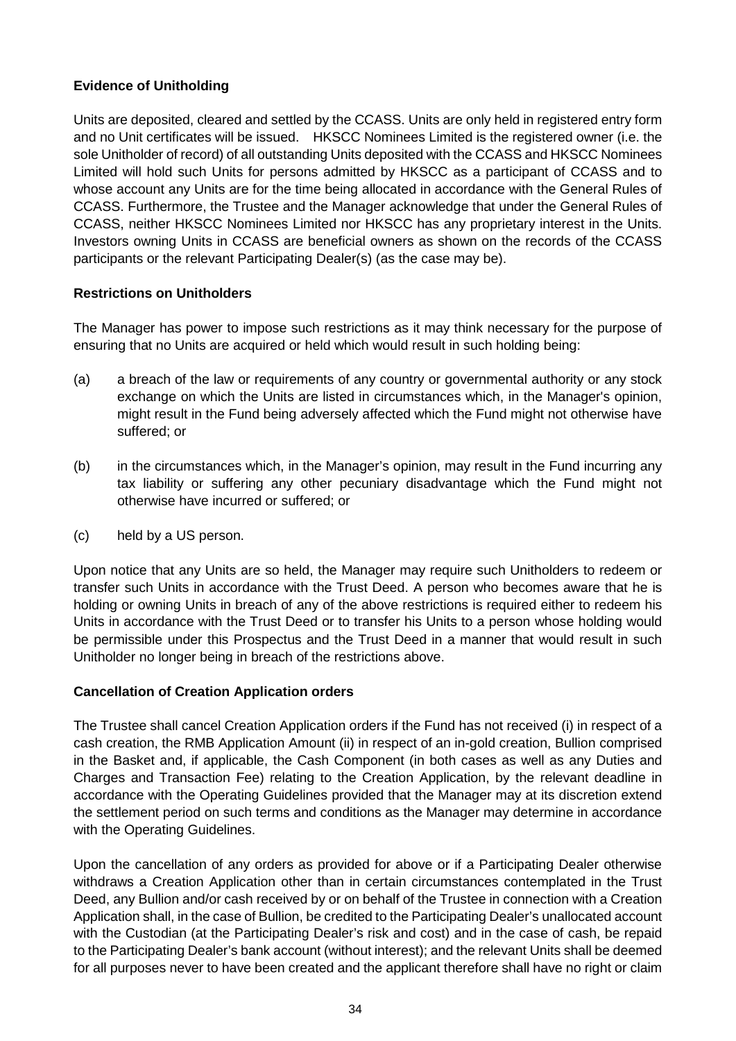**Evidence of Unitholding**

Units are deposited, cleared and settled by the CCASS. Units are only held in registered entry form and no Unit certificates will be issued. HKSCC Nominees Limited is the registered owner (i.e. the sole Unitholder of record) of all outstanding Units deposited with the CCASS and HKSCC Nominees Limited will hold such Units for persons admitted by HKSCC as a participant of CCASS and to whose account any Units are for the time being allocated in accordance with the General Rules of CCASS. Furthermore, the Trustee and the Manager acknowledge that under the General Rules of CCASS, neither HKSCC Nominees Limited nor HKSCC has any proprietary interest in the Units. Investors owning Units in CCASS are beneficial owners as shown on the records of the CCASS participants or the relevant Participating Dealer(s) (as the case may be).

**Restrictions on Unitholders**

The Manager has power to impose such restrictions as it may think necessary for the purpose of ensuring that no Units are acquired or held which would result in such holding being:

(a) a breach of the law or requirements of any country or governmental authority or any stock exchange on which the Units are listed in circumstances which, in the Manager's opinion, might result in the Fund being adversely affected which the Fund might not otherwise have suffered; or

(b) in the circumstances which, in the Manager's opinion, may result in the Fund incurring any tax liability or suffering any other pecuniary disadvantage which the Fund might not otherwise have incurred or suffered; or

(c) held by a US person.

Upon notice that any Units are so held, the Manager may require such Unitholders to redeem or transfer such Units in accordance with the Trust Deed. A person who becomes aware that he is holding or owning Units in breach of any of the above restrictions is required either to redeem his Units in accordance with the Trust Deed or to transfer his Units to a person whose holding would be permissible under this Prospectus and the Trust Deed in a manner that would result in such Unitholder no longer being in breach of the restrictions above.

**Cancellation of Creation Application orders**

The Trustee shall cancel Creation Application orders if the Fund has not received (i) in respect of a cash creation, the RMB Application Amount (ii) in respect of an in-gold creation, Bullion comprised in the Basket and, if applicable, the Cash Component (in both cases as well as any Duties and Charges and Transaction Fee) relating to the Creation Application, by the relevant deadline in accordance with the Operating Guidelines provided that the Manager may at its discretion extend the settlement period on such terms and conditions as the Manager may determine in accordance with the Operating Guidelines.

Upon the cancellation of any orders as provided for above or if a Participating Dealer otherwise withdraws a Creation Application other than in certain circumstances contemplated in the Trust Deed, any Bullion and/or cash received by or on behalf of the Trustee in connection with a Creation Application shall, in the case of Bullion, be credited to the Participating Dealer's unallocated account with the Custodian (at the Participating Dealer's risk and cost) and in the case of cash, be repaid to the Participating Dealer's bank account (without interest); and the relevant Units shall be deemed for all purposes never to have been created and the applicant therefore shall have no right or claim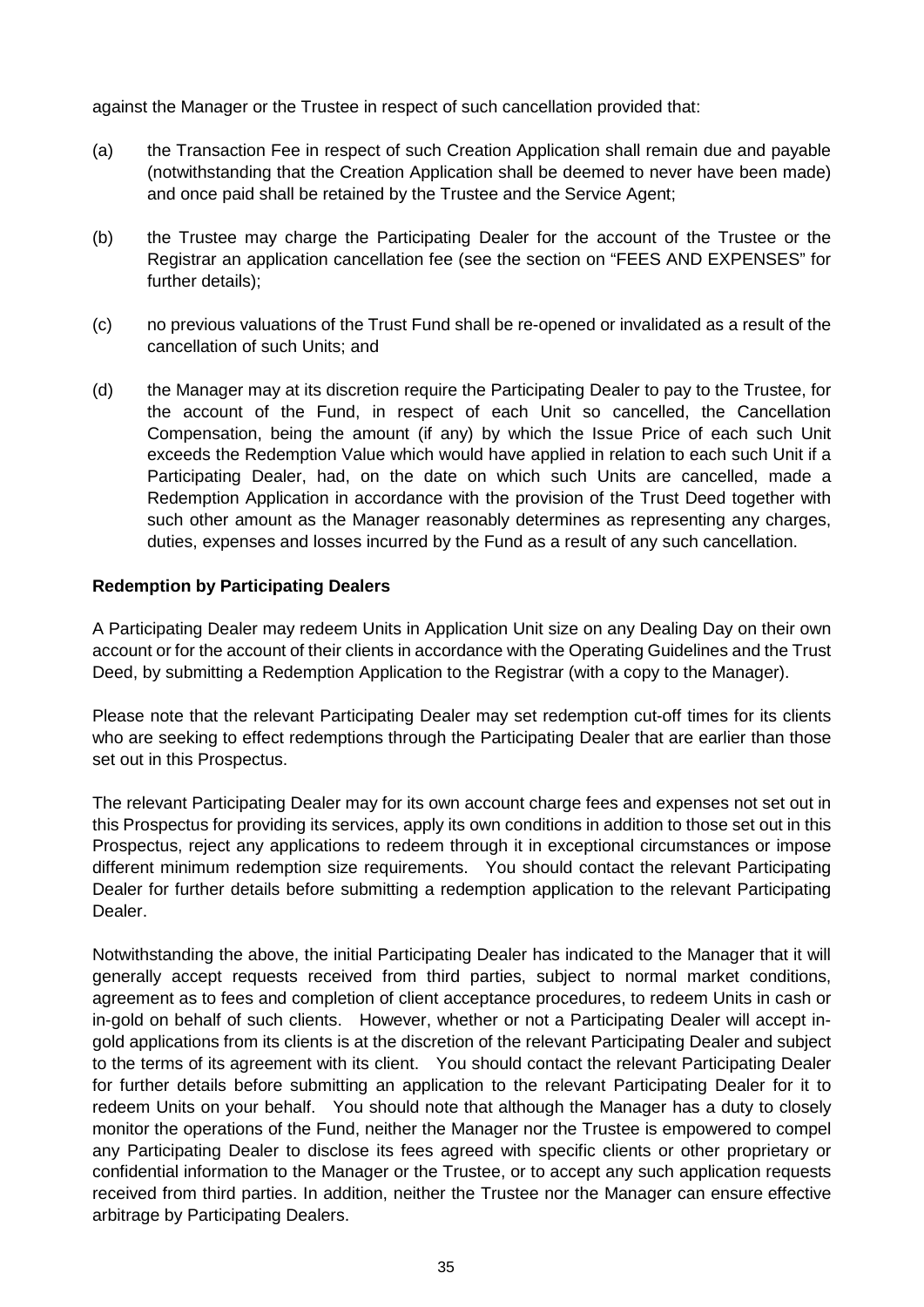against the Manager or the Trustee in respect of such cancellation provided that:

(a) the Transaction Fee in respect of such Creation Application shall remain due and payable (notwithstanding that the Creation Application shall be deemed to never have been made) and once paid shall be retained by the Trustee and the Service Agent;

(b) the Trustee may charge the Participating Dealer for the account of the Trustee or the Registrar an application cancellation fee (see the section on "FEES AND EXPENSES" for further details);

(c) no previous valuations of the Trust Fund shall be re-opened or invalidated as a result of the cancellation of such Units; and

(d) the Manager may at its discretion require the Participating Dealer to pay to the Trustee, for the account of the Fund, in respect of each Unit so cancelled, the Cancellation Compensation, being the amount (if any) by which the Issue Price of each such Unit exceeds the Redemption Value which would have applied in relation to each such Unit if a Participating Dealer, had, on the date on which such Units are cancelled, made a Redemption Application in accordance with the provision of the Trust Deed together with such other amount as the Manager reasonably determines as representing any charges, duties, expenses and losses incurred by the Fund as a result of any such cancellation.

**Redemption by Participating Dealers**

A Participating Dealer may redeem Units in Application Unit size on any Dealing Day on their own account or for the account of their clients in accordance with the Operating Guidelines and the Trust Deed, by submitting a Redemption Application to the Registrar (with a copy to the Manager).

Please note that the relevant Participating Dealer may set redemption cut-off times for its clients who are seeking to effect redemptions through the Participating Dealer that are earlier than those set out in this Prospectus.

The relevant Participating Dealer may for its own account charge fees and expenses not set out in this Prospectus for providing its services, apply its own conditions in addition to those set out in this Prospectus, reject any applications to redeem through it in exceptional circumstances or impose different minimum redemption size requirements. You should contact the relevant Participating Dealer for further details before submitting a redemption application to the relevant Participating Dealer.

Notwithstanding the above, the initial Participating Dealer has indicated to the Manager that it will generally accept requests received from third parties, subject to normal market conditions, agreement as to fees and completion of client acceptance procedures, to redeem Units in cash or in-gold on behalf of such clients. However, whether or not a Participating Dealer will accept in-gold applications from its clients is at the discretion of the relevant Participating Dealer and subject to the terms of its agreement with its client. You should contact the relevant Participating Dealer for further details before submitting an application to the relevant Participating Dealer for it to redeem Units on your behalf. You should note that although the Manager has a duty to closely monitor the operations of the Fund, neither the Manager nor the Trustee is empowered to compel any Participating Dealer to disclose its fees agreed with specific clients or other proprietary or confidential information to the Manager or the Trustee, or to accept any such application requests received from third parties. In addition, neither the Trustee nor the Manager can ensure effective arbitrage by Participating Dealers.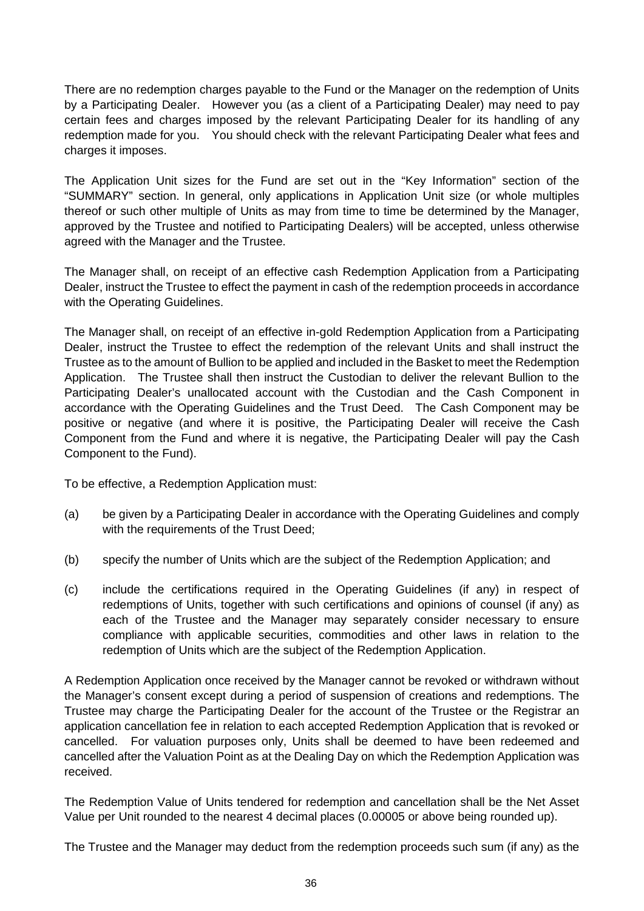There are no redemption charges payable to the Fund or the Manager on the redemption of Units by a Participating Dealer. However you (as a client of a Participating Dealer) may need to pay certain fees and charges imposed by the relevant Participating Dealer for its handling of any redemption made for you. You should check with the relevant Participating Dealer what fees and charges it imposes.

The Application Unit sizes for the Fund are set out in the "Key Information" section of the "SUMMARY" section. In general, only applications in Application Unit size (or whole multiples thereof or such other multiple of Units as may from time to time be determined by the Manager, approved by the Trustee and notified to Participating Dealers) will be accepted, unless otherwise agreed with the Manager and the Trustee.

The Manager shall, on receipt of an effective cash Redemption Application from a Participating Dealer, instruct the Trustee to effect the payment in cash of the redemption proceeds in accordance with the Operating Guidelines.

The Manager shall, on receipt of an effective in-gold Redemption Application from a Participating Dealer, instruct the Trustee to effect the redemption of the relevant Units and shall instruct the Trustee as to the amount of Bullion to be applied and included in the Basket to meet the Redemption Application. The Trustee shall then instruct the Custodian to deliver the relevant Bullion to the Participating Dealer's unallocated account with the Custodian and the Cash Component in accordance with the Operating Guidelines and the Trust Deed. The Cash Component may be positive or negative (and where it is positive, the Participating Dealer will receive the Cash Component from the Fund and where it is negative, the Participating Dealer will pay the Cash Component to the Fund).

To be effective, a Redemption Application must:

(a) be given by a Participating Dealer in accordance with the Operating Guidelines and comply with the requirements of the Trust Deed;

(b) specify the number of Units which are the subject of the Redemption Application; and

(c) include the certifications required in the Operating Guidelines (if any) in respect of redemptions of Units, together with such certifications and opinions of counsel (if any) as each of the Trustee and the Manager may separately consider necessary to ensure compliance with applicable securities, commodities and other laws in relation to the redemption of Units which are the subject of the Redemption Application.

A Redemption Application once received by the Manager cannot be revoked or withdrawn without the Manager's consent except during a period of suspension of creations and redemptions. The Trustee may charge the Participating Dealer for the account of the Trustee or the Registrar an application cancellation fee in relation to each accepted Redemption Application that is revoked or cancelled. For valuation purposes only, Units shall be deemed to have been redeemed and cancelled after the Valuation Point as at the Dealing Day on which the Redemption Application was received.

The Redemption Value of Units tendered for redemption and cancellation shall be the Net Asset Value per Unit rounded to the nearest 4 decimal places (0.00005 or above being rounded up).

The Trustee and the Manager may deduct from the redemption proceeds such sum (if any) as the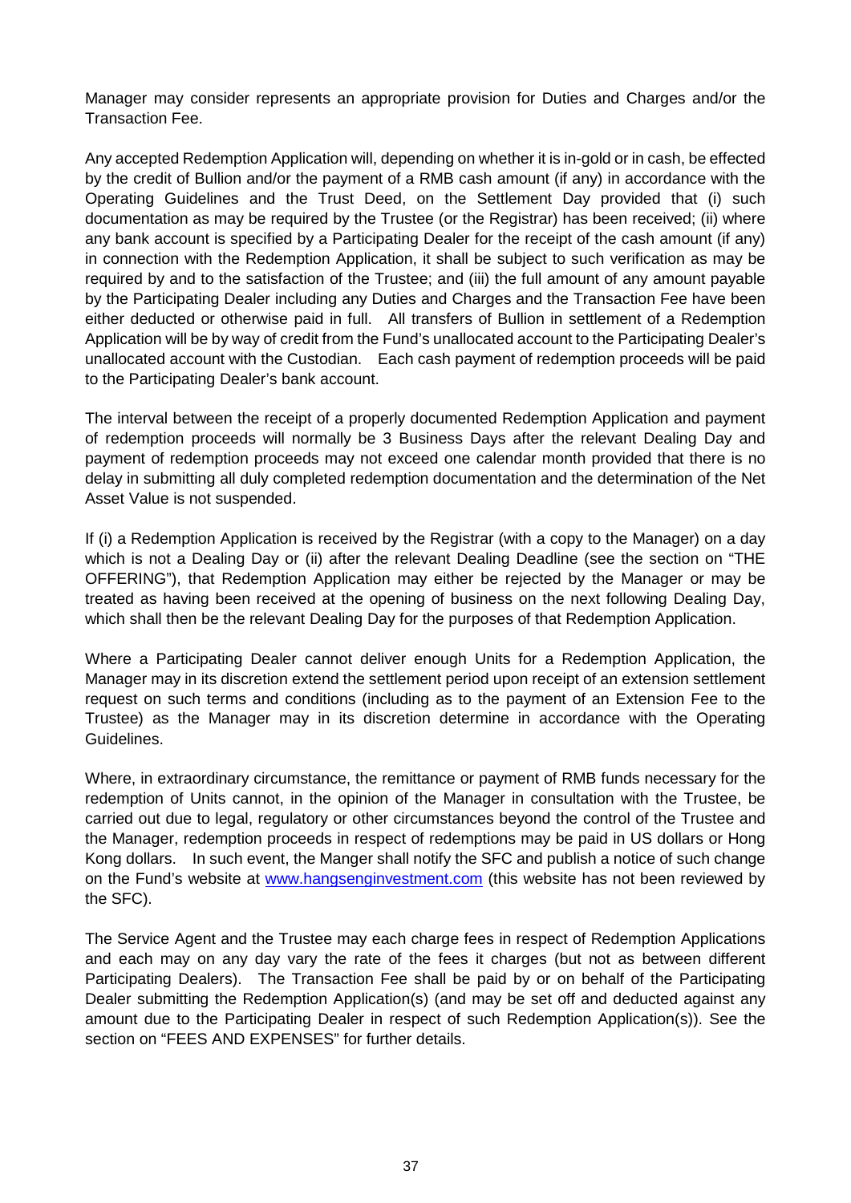Manager may consider represents an appropriate provision for Duties and Charges and/or the Transaction Fee.

Any accepted Redemption Application will, depending on whether it is in-gold or in cash, be effected by the credit of Bullion and/or the payment of a RMB cash amount (if any) in accordance with the Operating Guidelines and the Trust Deed, on the Settlement Day provided that (i) such documentation as may be required by the Trustee (or the Registrar) has been received; (ii) where any bank account is specified by a Participating Dealer for the receipt of the cash amount (if any) in connection with the Redemption Application, it shall be subject to such verification as may be required by and to the satisfaction of the Trustee; and (iii) the full amount of any amount payable by the Participating Dealer including any Duties and Charges and the Transaction Fee have been either deducted or otherwise paid in full. All transfers of Bullion in settlement of a Redemption Application will be by way of credit from the Fund's unallocated account to the Participating Dealer's unallocated account with the Custodian. Each cash payment of redemption proceeds will be paid to the Participating Dealer's bank account.

The interval between the receipt of a properly documented Redemption Application and payment of redemption proceeds will normally be 3 Business Days after the relevant Dealing Day and payment of redemption proceeds may not exceed one calendar month provided that there is no delay in submitting all duly completed redemption documentation and the determination of the Net Asset Value is not suspended.

If (i) a Redemption Application is received by the Registrar (with a copy to the Manager) on a day which is not a Dealing Day or (ii) after the relevant Dealing Deadline (see the section on "THE OFFERING"), that Redemption Application may either be rejected by the Manager or may be treated as having been received at the opening of business on the next following Dealing Day, which shall then be the relevant Dealing Day for the purposes of that Redemption Application.

Where a Participating Dealer cannot deliver enough Units for a Redemption Application, the Manager may in its discretion extend the settlement period upon receipt of an extension settlement request on such terms and conditions (including as to the payment of an Extension Fee to the Trustee) as the Manager may in its discretion determine in accordance with the Operating Guidelines.

Where, in extraordinary circumstance, the remittance or payment of RMB funds necessary for the redemption of Units cannot, in the opinion of the Manager in consultation with the Trustee, be carried out due to legal, regulatory or other circumstances beyond the control of the Trustee and the Manager, redemption proceeds in respect of redemptions may be paid in US dollars or Hong Kong dollars. In such event, the Manger shall notify the SFC and publish a notice of such change on the Fund's website at www.hangsenginvestment.com (this website has not been reviewed by the SFC).

The Service Agent and the Trustee may each charge fees in respect of Redemption Applications and each may on any day vary the rate of the fees it charges (but not as between different Participating Dealers). The Transaction Fee shall be paid by or on behalf of the Participating Dealer submitting the Redemption Application(s) (and may be set off and deducted against any amount due to the Participating Dealer in respect of such Redemption Application(s)). See the section on "FEES AND EXPENSES" for further details.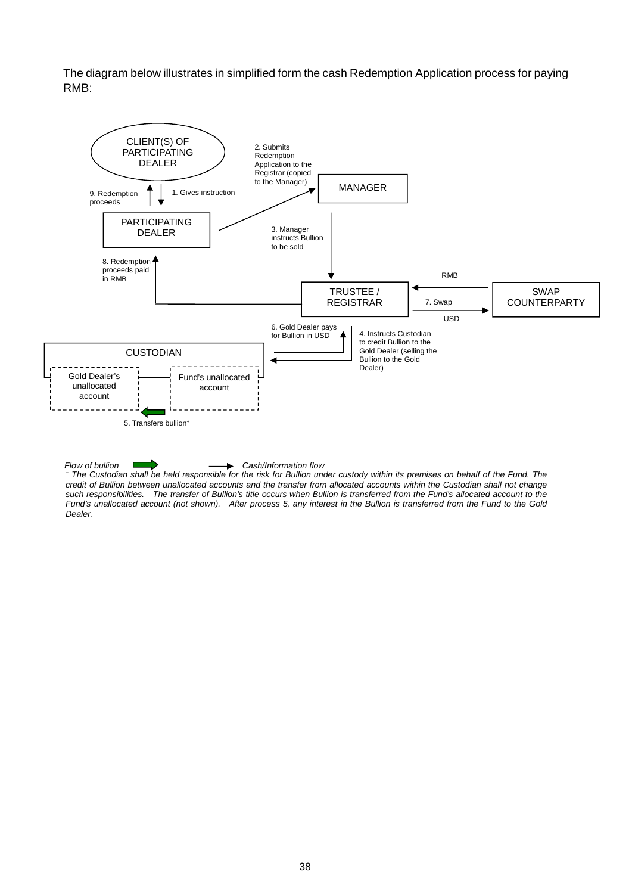The diagram below illustrates in simplified form the cash Redemption Application process for paying RMB:

CLIENT(S) OF PARTICIPATING DEALER

1. Gives instruction

9. Redemption proceeds

PARTICIPATING DEALER

2. Submits Redemption Application to the Registrar (copied to the Manager)

MANAGER

3. Manager instructs Bullion to be sold

8. Redemption proceeds paid in RMB

TRUSTEE / REGISTRAR

RMB

7. Swap

USD

SWAP COUNTERPARTY

6. Gold Dealer pays for Bullion in USD

4. Instructs Custodian to credit Bullion to the Gold Dealer (selling the Bullion to the Gold Dealer)

CUSTODIAN

Gold Dealer's unallocated account

Fund's unallocated account

5. Transfers bullion⁺

*Flow of bullion* — *Cash/Information flow*

*⁺ The Custodian shall be held responsible for the risk for Bullion under custody within its premises on behalf of the Fund. The credit of Bullion between unallocated accounts and the transfer from allocated accounts within the Custodian shall not change such responsibilities. The transfer of Bullion's title occurs when Bullion is transferred from the Fund's allocated account to the Fund's unallocated account (not shown). After process 5, any interest in the Bullion is transferred from the Fund to the Gold Dealer.*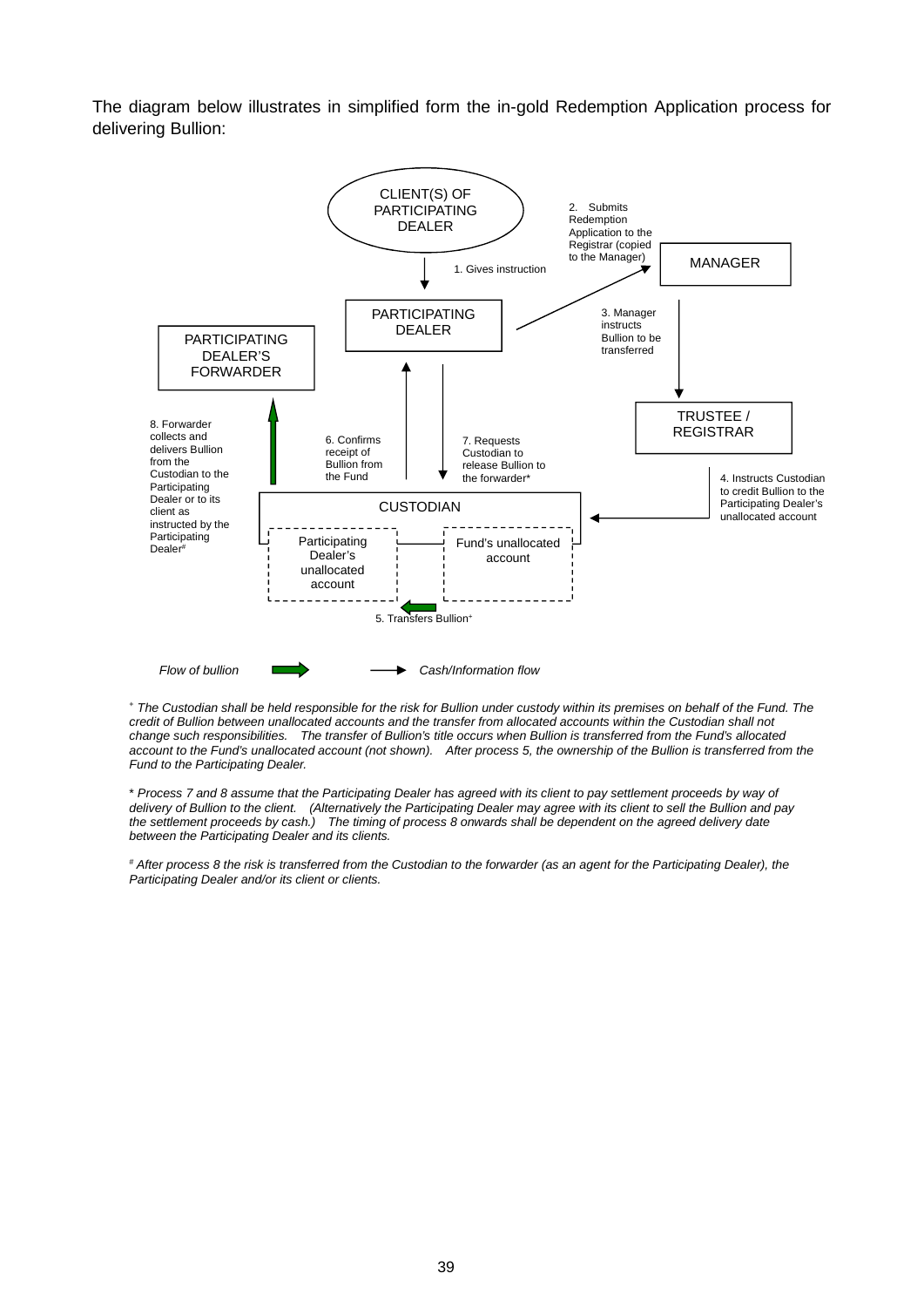The diagram below illustrates in simplified form the in-gold Redemption Application process for delivering Bullion:

CLIENT(S) OF PARTICIPATING DEALER

1. Gives instruction

2. Submits Redemption Application to the Registrar (copied to the Manager)

MANAGER

PARTICIPATING DEALER

3. Manager instructs Bullion to be transferred

PARTICIPATING DEALER'S FORWARDER

TRUSTEE / REGISTRAR

8. Forwarder collects and delivers Bullion from the Custodian to the Participating Dealer or to its client as instructed by the Participating Dealer[#]

6. Confirms receipt of Bullion from the Fund

7. Requests Custodian to release Bullion to the forwarder*

4. Instructs Custodian to credit Bullion to the Participating Dealer's unallocated account

CUSTODIAN

Participating Dealer's unallocated account

Fund's unallocated account

5. Transfers Bullion[+]

*Flow of bullion* — *Cash/Information flow*

[+] *The Custodian shall be held responsible for the risk for Bullion under custody within its premises on behalf of the Fund. The credit of Bullion between unallocated accounts and the transfer from allocated accounts within the Custodian shall not change such responsibilities. The transfer of Bullion's title occurs when Bullion is transferred from the Fund's allocated account to the Fund's unallocated account (not shown). After process 5, the ownership of the Bullion is transferred from the Fund to the Participating Dealer.*

*\* Process 7 and 8 assume that the Participating Dealer has agreed with its client to pay settlement proceeds by way of delivery of Bullion to the client. (Alternatively the Participating Dealer may agree with its client to sell the Bullion and pay the settlement proceeds by cash.) The timing of process 8 onwards shall be dependent on the agreed delivery date between the Participating Dealer and its clients.*

[#] *After process 8 the risk is transferred from the Custodian to the forwarder (as an agent for the Participating Dealer), the Participating Dealer and/or its client or clients.*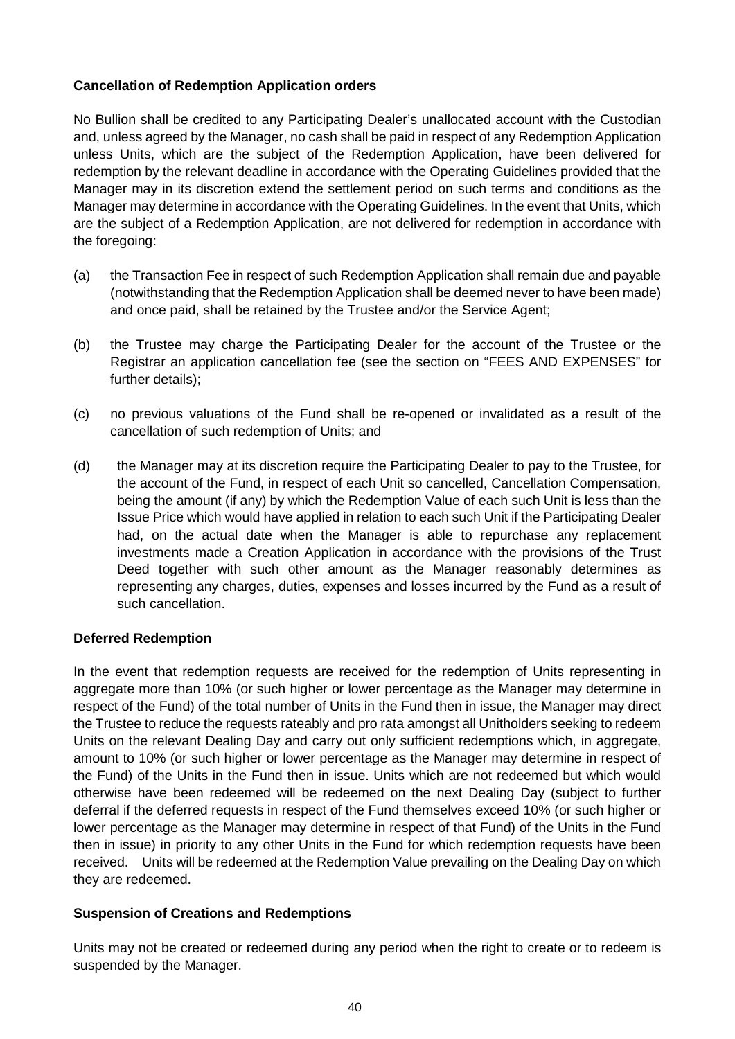**Cancellation of Redemption Application orders**

No Bullion shall be credited to any Participating Dealer's unallocated account with the Custodian and, unless agreed by the Manager, no cash shall be paid in respect of any Redemption Application unless Units, which are the subject of the Redemption Application, have been delivered for redemption by the relevant deadline in accordance with the Operating Guidelines provided that the Manager may in its discretion extend the settlement period on such terms and conditions as the Manager may determine in accordance with the Operating Guidelines. In the event that Units, which are the subject of a Redemption Application, are not delivered for redemption in accordance with the foregoing:

(a) the Transaction Fee in respect of such Redemption Application shall remain due and payable (notwithstanding that the Redemption Application shall be deemed never to have been made) and once paid, shall be retained by the Trustee and/or the Service Agent;

(b) the Trustee may charge the Participating Dealer for the account of the Trustee or the Registrar an application cancellation fee (see the section on "FEES AND EXPENSES" for further details);

(c) no previous valuations of the Fund shall be re-opened or invalidated as a result of the cancellation of such redemption of Units; and

(d) the Manager may at its discretion require the Participating Dealer to pay to the Trustee, for the account of the Fund, in respect of each Unit so cancelled, Cancellation Compensation, being the amount (if any) by which the Redemption Value of each such Unit is less than the Issue Price which would have applied in relation to each such Unit if the Participating Dealer had, on the actual date when the Manager is able to repurchase any replacement investments made a Creation Application in accordance with the provisions of the Trust Deed together with such other amount as the Manager reasonably determines as representing any charges, duties, expenses and losses incurred by the Fund as a result of such cancellation.

**Deferred Redemption**

In the event that redemption requests are received for the redemption of Units representing in aggregate more than 10% (or such higher or lower percentage as the Manager may determine in respect of the Fund) of the total number of Units in the Fund then in issue, the Manager may direct the Trustee to reduce the requests rateably and pro rata amongst all Unitholders seeking to redeem Units on the relevant Dealing Day and carry out only sufficient redemptions which, in aggregate, amount to 10% (or such higher or lower percentage as the Manager may determine in respect of the Fund) of the Units in the Fund then in issue. Units which are not redeemed but which would otherwise have been redeemed will be redeemed on the next Dealing Day (subject to further deferral if the deferred requests in respect of the Fund themselves exceed 10% (or such higher or lower percentage as the Manager may determine in respect of that Fund) of the Units in the Fund then in issue) in priority to any other Units in the Fund for which redemption requests have been received. Units will be redeemed at the Redemption Value prevailing on the Dealing Day on which they are redeemed.

**Suspension of Creations and Redemptions**

Units may not be created or redeemed during any period when the right to create or to redeem is suspended by the Manager.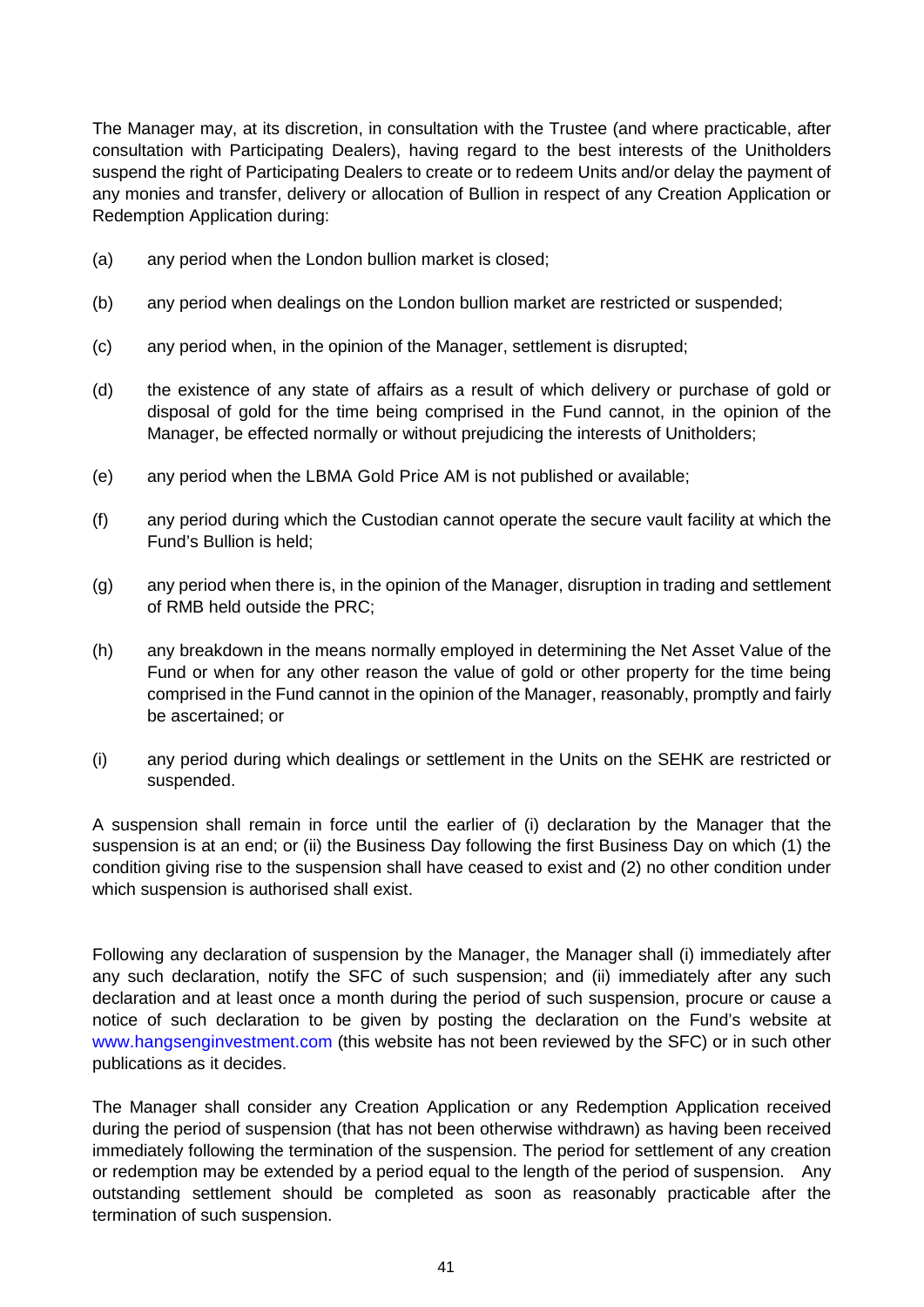The Manager may, at its discretion, in consultation with the Trustee (and where practicable, after consultation with Participating Dealers), having regard to the best interests of the Unitholders suspend the right of Participating Dealers to create or to redeem Units and/or delay the payment of any monies and transfer, delivery or allocation of Bullion in respect of any Creation Application or Redemption Application during:

(a) any period when the London bullion market is closed;

(b) any period when dealings on the London bullion market are restricted or suspended;

(c) any period when, in the opinion of the Manager, settlement is disrupted;

(d) the existence of any state of affairs as a result of which delivery or purchase of gold or disposal of gold for the time being comprised in the Fund cannot, in the opinion of the Manager, be effected normally or without prejudicing the interests of Unitholders;

(e) any period when the LBMA Gold Price AM is not published or available;

(f) any period during which the Custodian cannot operate the secure vault facility at which the Fund's Bullion is held;

(g) any period when there is, in the opinion of the Manager, disruption in trading and settlement of RMB held outside the PRC;

(h) any breakdown in the means normally employed in determining the Net Asset Value of the Fund or when for any other reason the value of gold or other property for the time being comprised in the Fund cannot in the opinion of the Manager, reasonably, promptly and fairly be ascertained; or

(i) any period during which dealings or settlement in the Units on the SEHK are restricted or suspended.

A suspension shall remain in force until the earlier of (i) declaration by the Manager that the suspension is at an end; or (ii) the Business Day following the first Business Day on which (1) the condition giving rise to the suspension shall have ceased to exist and (2) no other condition under which suspension is authorised shall exist.

Following any declaration of suspension by the Manager, the Manager shall (i) immediately after any such declaration, notify the SFC of such suspension; and (ii) immediately after any such declaration and at least once a month during the period of such suspension, procure or cause a notice of such declaration to be given by posting the declaration on the Fund's website at www.hangsenginvestment.com (this website has not been reviewed by the SFC) or in such other publications as it decides.

The Manager shall consider any Creation Application or any Redemption Application received during the period of suspension (that has not been otherwise withdrawn) as having been received immediately following the termination of the suspension. The period for settlement of any creation or redemption may be extended by a period equal to the length of the period of suspension. Any outstanding settlement should be completed as soon as reasonably practicable after the termination of such suspension.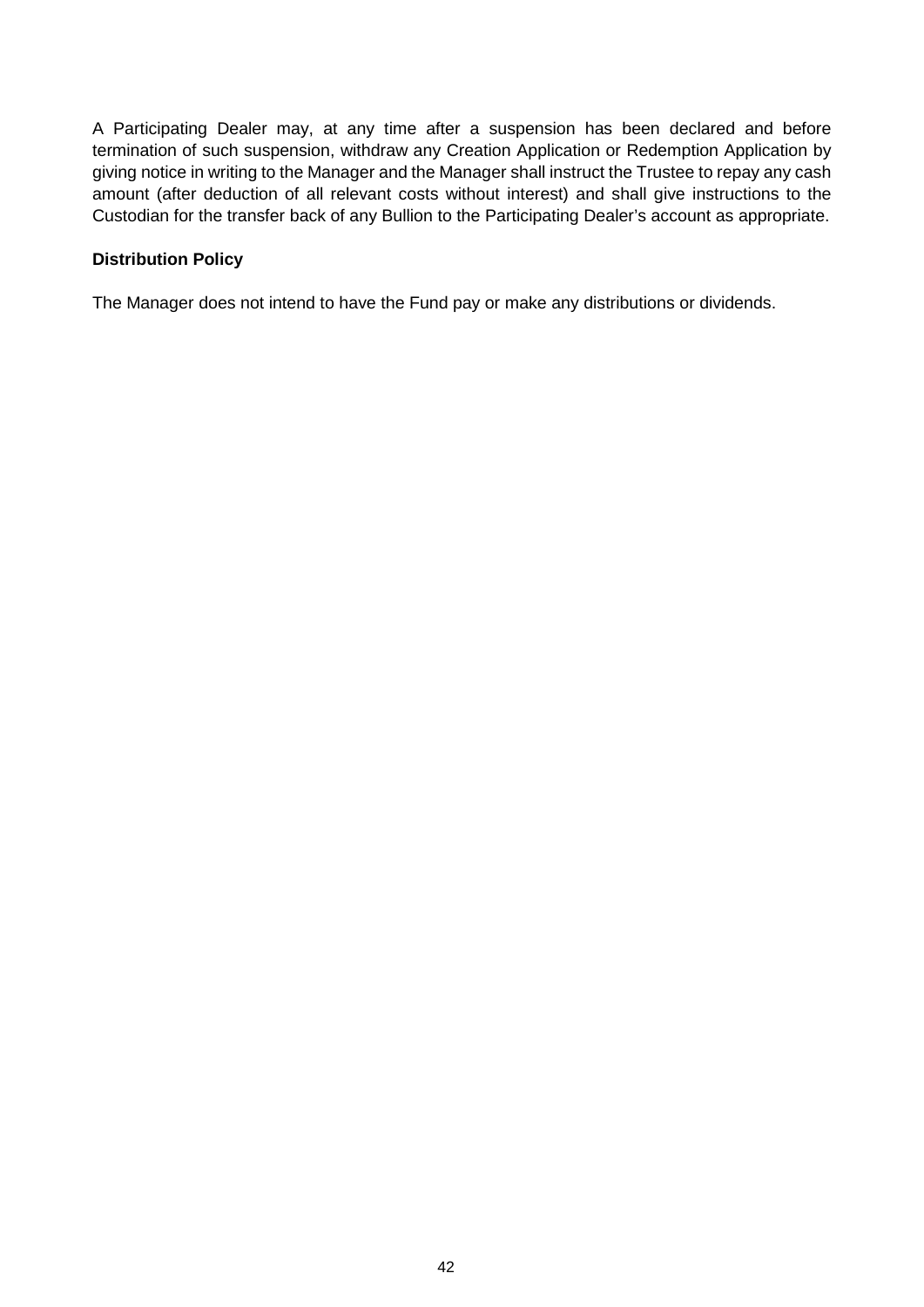A Participating Dealer may, at any time after a suspension has been declared and before termination of such suspension, withdraw any Creation Application or Redemption Application by giving notice in writing to the Manager and the Manager shall instruct the Trustee to repay any cash amount (after deduction of all relevant costs without interest) and shall give instructions to the Custodian for the transfer back of any Bullion to the Participating Dealer's account as appropriate.

**Distribution Policy**

The Manager does not intend to have the Fund pay or make any distributions or dividends.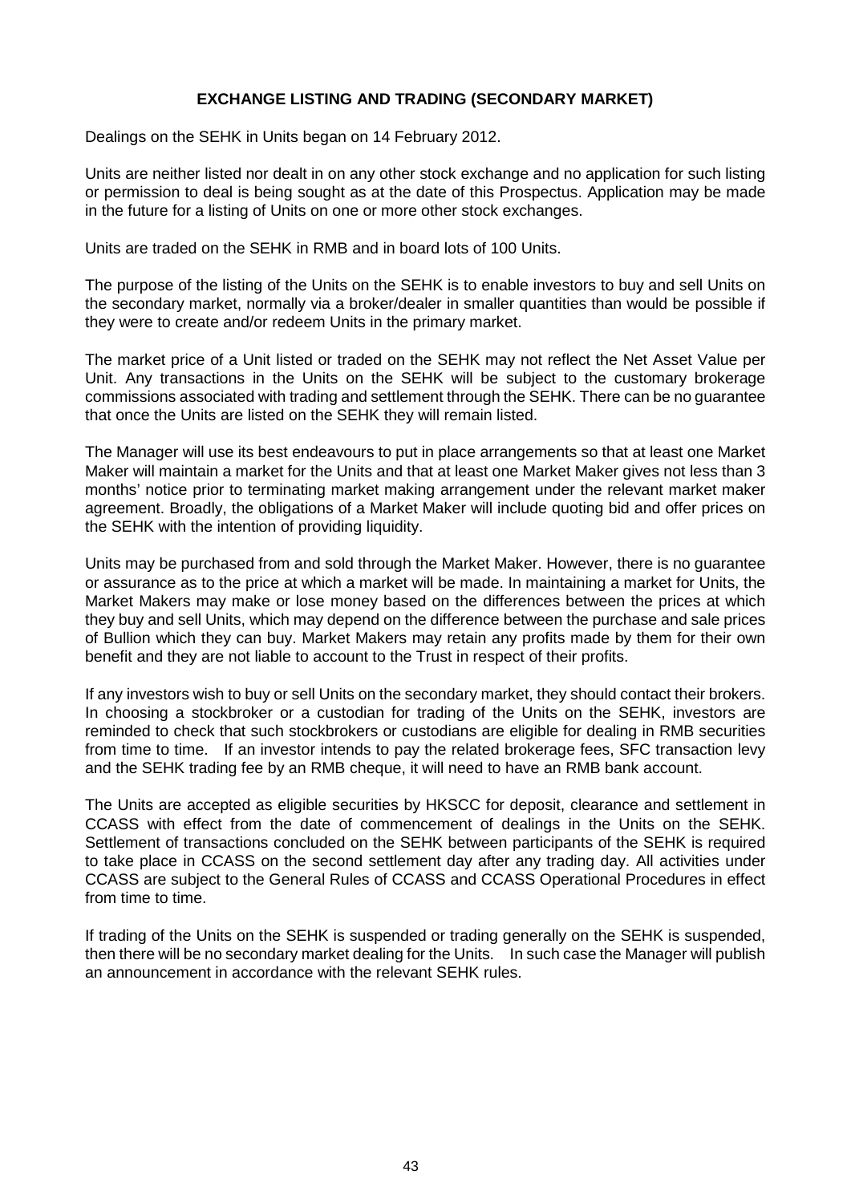## EXCHANGE LISTING AND TRADING (SECONDARY MARKET)

Dealings on the SEHK in Units began on 14 February 2012.

Units are neither listed nor dealt in on any other stock exchange and no application for such listing or permission to deal is being sought as at the date of this Prospectus. Application may be made in the future for a listing of Units on one or more other stock exchanges.

Units are traded on the SEHK in RMB and in board lots of 100 Units.

The purpose of the listing of the Units on the SEHK is to enable investors to buy and sell Units on the secondary market, normally via a broker/dealer in smaller quantities than would be possible if they were to create and/or redeem Units in the primary market.

The market price of a Unit listed or traded on the SEHK may not reflect the Net Asset Value per Unit. Any transactions in the Units on the SEHK will be subject to the customary brokerage commissions associated with trading and settlement through the SEHK. There can be no guarantee that once the Units are listed on the SEHK they will remain listed.

The Manager will use its best endeavours to put in place arrangements so that at least one Market Maker will maintain a market for the Units and that at least one Market Maker gives not less than 3 months' notice prior to terminating market making arrangement under the relevant market maker agreement. Broadly, the obligations of a Market Maker will include quoting bid and offer prices on the SEHK with the intention of providing liquidity.

Units may be purchased from and sold through the Market Maker. However, there is no guarantee or assurance as to the price at which a market will be made. In maintaining a market for Units, the Market Makers may make or lose money based on the differences between the prices at which they buy and sell Units, which may depend on the difference between the purchase and sale prices of Bullion which they can buy. Market Makers may retain any profits made by them for their own benefit and they are not liable to account to the Trust in respect of their profits.

If any investors wish to buy or sell Units on the secondary market, they should contact their brokers. In choosing a stockbroker or a custodian for trading of the Units on the SEHK, investors are reminded to check that such stockbrokers or custodians are eligible for dealing in RMB securities from time to time. If an investor intends to pay the related brokerage fees, SFC transaction levy and the SEHK trading fee by an RMB cheque, it will need to have an RMB bank account.

The Units are accepted as eligible securities by HKSCC for deposit, clearance and settlement in CCASS with effect from the date of commencement of dealings in the Units on the SEHK. Settlement of transactions concluded on the SEHK between participants of the SEHK is required to take place in CCASS on the second settlement day after any trading day. All activities under CCASS are subject to the General Rules of CCASS and CCASS Operational Procedures in effect from time to time.

If trading of the Units on the SEHK is suspended or trading generally on the SEHK is suspended, then there will be no secondary market dealing for the Units. In such case the Manager will publish an announcement in accordance with the relevant SEHK rules.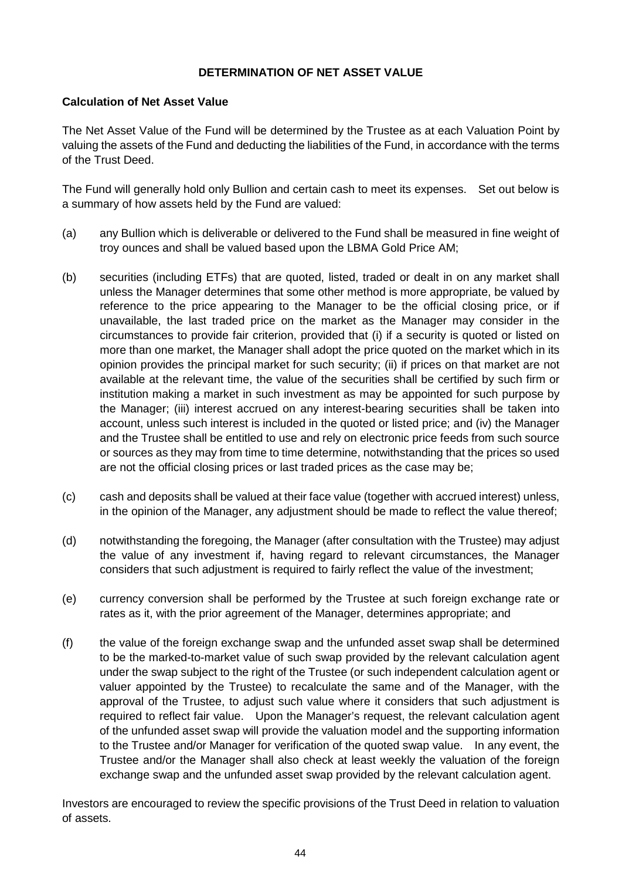# DETERMINATION OF NET ASSET VALUE

## Calculation of Net Asset Value

The Net Asset Value of the Fund will be determined by the Trustee as at each Valuation Point by valuing the assets of the Fund and deducting the liabilities of the Fund, in accordance with the terms of the Trust Deed.

The Fund will generally hold only Bullion and certain cash to meet its expenses. Set out below is a summary of how assets held by the Fund are valued:

(a) any Bullion which is deliverable or delivered to the Fund shall be measured in fine weight of troy ounces and shall be valued based upon the LBMA Gold Price AM;

(b) securities (including ETFs) that are quoted, listed, traded or dealt in on any market shall unless the Manager determines that some other method is more appropriate, be valued by reference to the price appearing to the Manager to be the official closing price, or if unavailable, the last traded price on the market as the Manager may consider in the circumstances to provide fair criterion, provided that (i) if a security is quoted or listed on more than one market, the Manager shall adopt the price quoted on the market which in its opinion provides the principal market for such security; (ii) if prices on that market are not available at the relevant time, the value of the securities shall be certified by such firm or institution making a market in such investment as may be appointed for such purpose by the Manager; (iii) interest accrued on any interest-bearing securities shall be taken into account, unless such interest is included in the quoted or listed price; and (iv) the Manager and the Trustee shall be entitled to use and rely on electronic price feeds from such source or sources as they may from time to time determine, notwithstanding that the prices so used are not the official closing prices or last traded prices as the case may be;

(c) cash and deposits shall be valued at their face value (together with accrued interest) unless, in the opinion of the Manager, any adjustment should be made to reflect the value thereof;

(d) notwithstanding the foregoing, the Manager (after consultation with the Trustee) may adjust the value of any investment if, having regard to relevant circumstances, the Manager considers that such adjustment is required to fairly reflect the value of the investment;

(e) currency conversion shall be performed by the Trustee at such foreign exchange rate or rates as it, with the prior agreement of the Manager, determines appropriate; and

(f) the value of the foreign exchange swap and the unfunded asset swap shall be determined to be the marked-to-market value of such swap provided by the relevant calculation agent under the swap subject to the right of the Trustee (or such independent calculation agent or valuer appointed by the Trustee) to recalculate the same and of the Manager, with the approval of the Trustee, to adjust such value where it considers that such adjustment is required to reflect fair value. Upon the Manager's request, the relevant calculation agent of the unfunded asset swap will provide the valuation model and the supporting information to the Trustee and/or Manager for verification of the quoted swap value. In any event, the Trustee and/or the Manager shall also check at least weekly the valuation of the foreign exchange swap and the unfunded asset swap provided by the relevant calculation agent.

Investors are encouraged to review the specific provisions of the Trust Deed in relation to valuation of assets.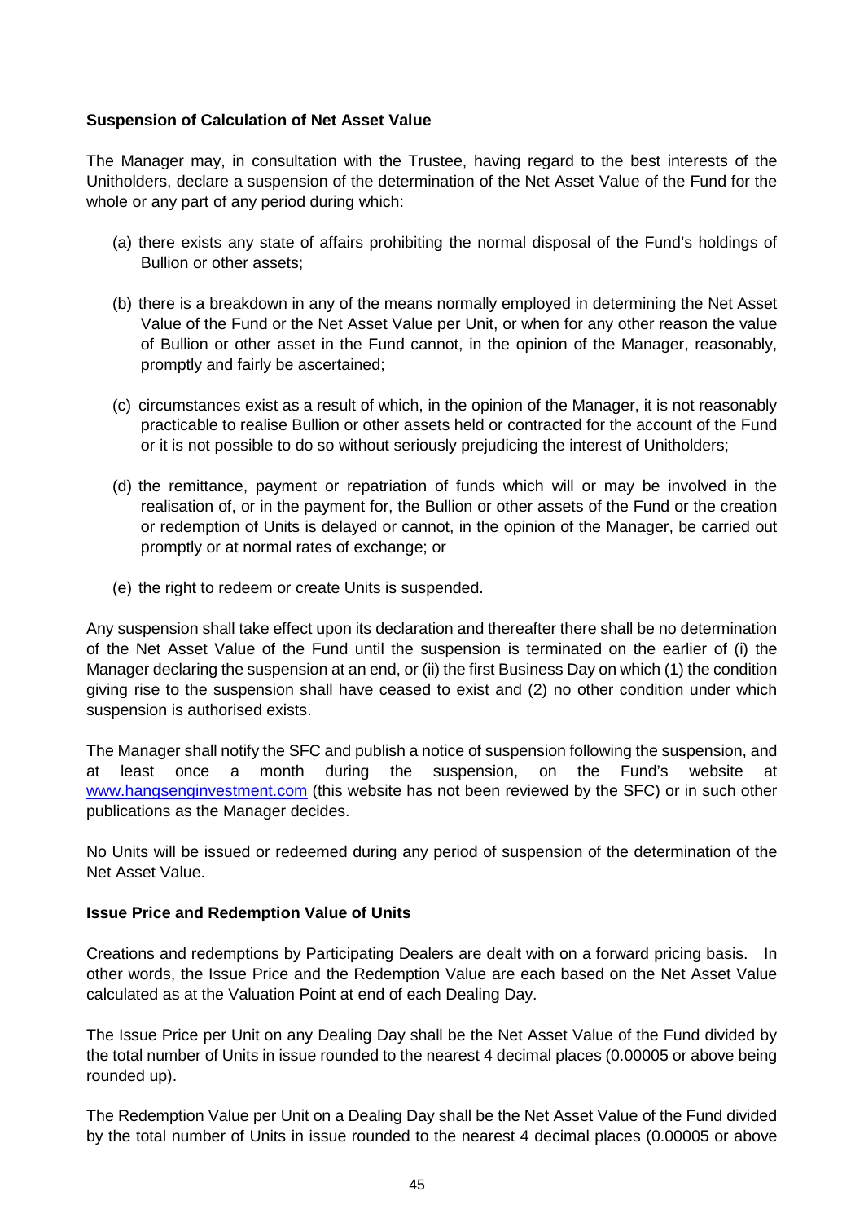**Suspension of Calculation of Net Asset Value**

The Manager may, in consultation with the Trustee, having regard to the best interests of the Unitholders, declare a suspension of the determination of the Net Asset Value of the Fund for the whole or any part of any period during which:

(a) there exists any state of affairs prohibiting the normal disposal of the Fund's holdings of Bullion or other assets;

(b) there is a breakdown in any of the means normally employed in determining the Net Asset Value of the Fund or the Net Asset Value per Unit, or when for any other reason the value of Bullion or other asset in the Fund cannot, in the opinion of the Manager, reasonably, promptly and fairly be ascertained;

(c) circumstances exist as a result of which, in the opinion of the Manager, it is not reasonably practicable to realise Bullion or other assets held or contracted for the account of the Fund or it is not possible to do so without seriously prejudicing the interest of Unitholders;

(d) the remittance, payment or repatriation of funds which will or may be involved in the realisation of, or in the payment for, the Bullion or other assets of the Fund or the creation or redemption of Units is delayed or cannot, in the opinion of the Manager, be carried out promptly or at normal rates of exchange; or

(e) the right to redeem or create Units is suspended.

Any suspension shall take effect upon its declaration and thereafter there shall be no determination of the Net Asset Value of the Fund until the suspension is terminated on the earlier of (i) the Manager declaring the suspension at an end, or (ii) the first Business Day on which (1) the condition giving rise to the suspension shall have ceased to exist and (2) no other condition under which suspension is authorised exists.

The Manager shall notify the SFC and publish a notice of suspension following the suspension, and at least once a month during the suspension, on the Fund's website at www.hangsenginvestment.com (this website has not been reviewed by the SFC) or in such other publications as the Manager decides.

No Units will be issued or redeemed during any period of suspension of the determination of the Net Asset Value.

**Issue Price and Redemption Value of Units**

Creations and redemptions by Participating Dealers are dealt with on a forward pricing basis. In other words, the Issue Price and the Redemption Value are each based on the Net Asset Value calculated as at the Valuation Point at end of each Dealing Day.

The Issue Price per Unit on any Dealing Day shall be the Net Asset Value of the Fund divided by the total number of Units in issue rounded to the nearest 4 decimal places (0.00005 or above being rounded up).

The Redemption Value per Unit on a Dealing Day shall be the Net Asset Value of the Fund divided by the total number of Units in issue rounded to the nearest 4 decimal places (0.00005 or above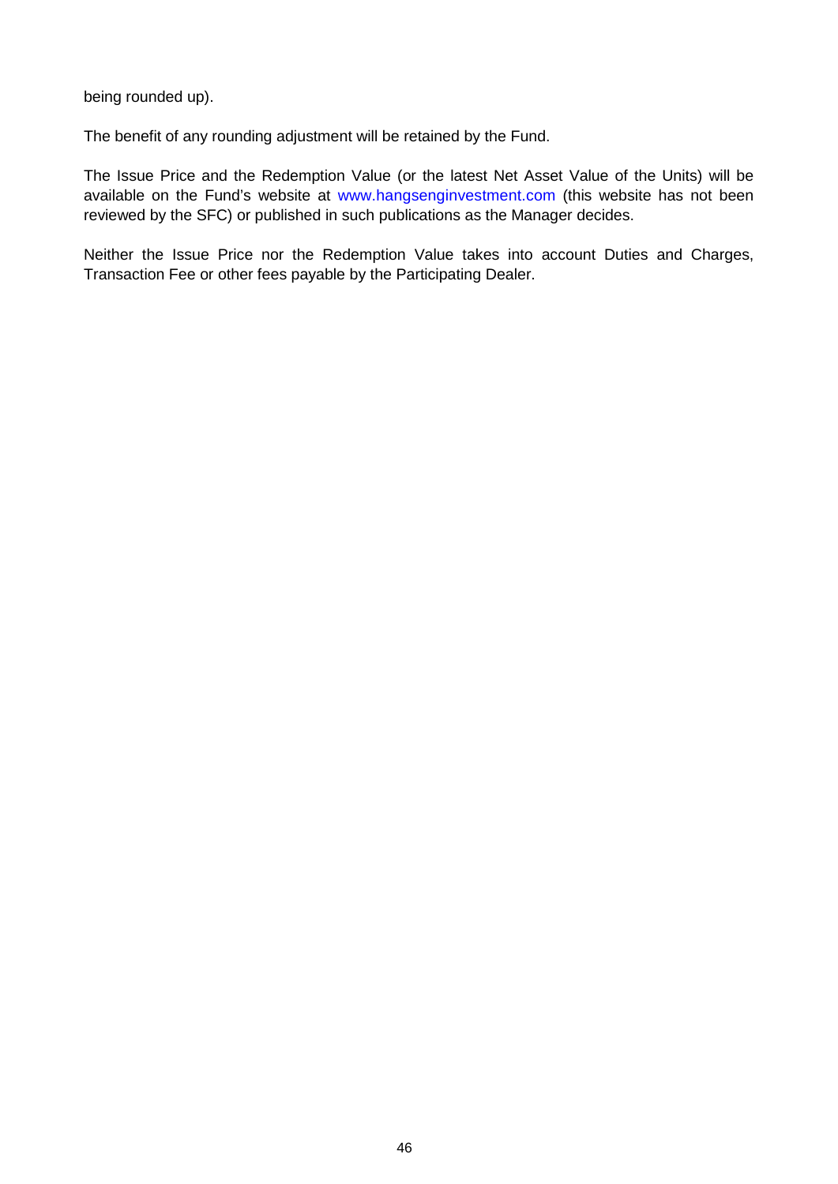being rounded up).

The benefit of any rounding adjustment will be retained by the Fund.

The Issue Price and the Redemption Value (or the latest Net Asset Value of the Units) will be available on the Fund's website at www.hangsenginvestment.com (this website has not been reviewed by the SFC) or published in such publications as the Manager decides.

Neither the Issue Price nor the Redemption Value takes into account Duties and Charges, Transaction Fee or other fees payable by the Participating Dealer.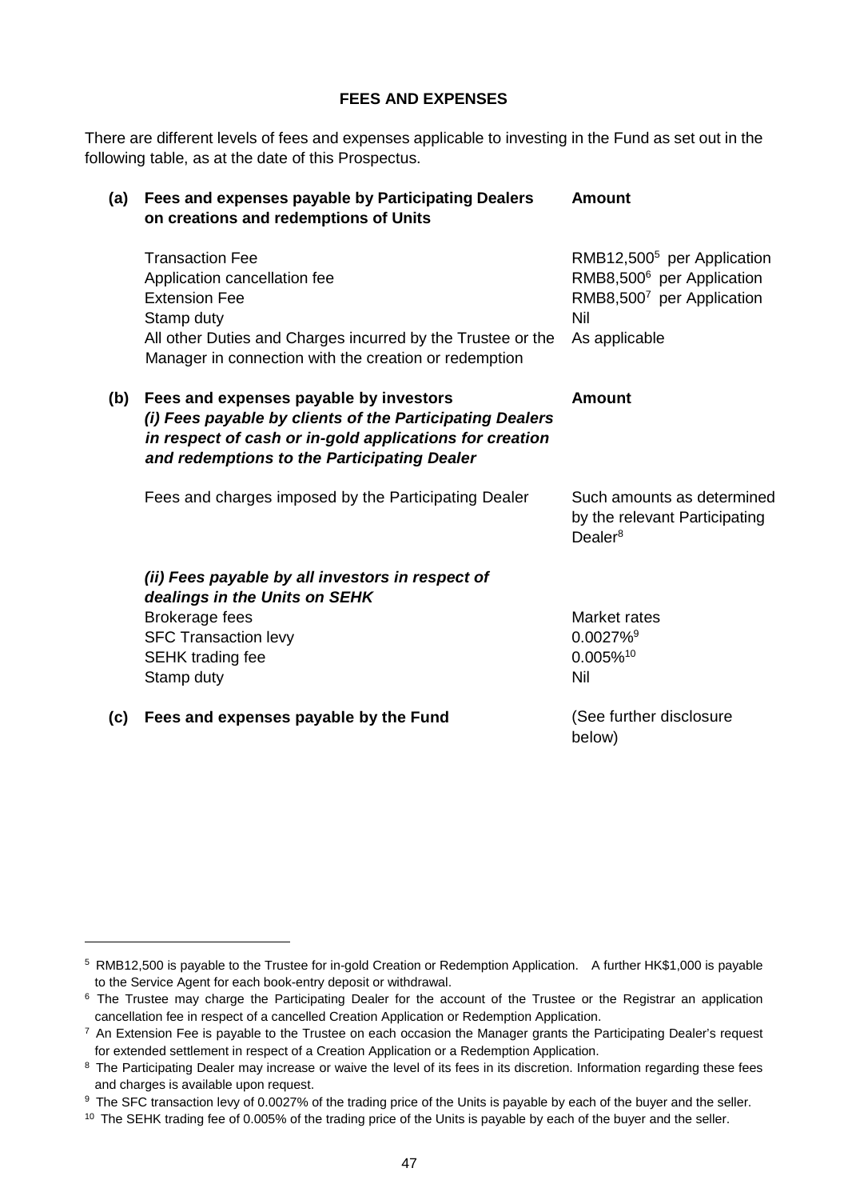## FEES AND EXPENSES

There are different levels of fees and expenses applicable to investing in the Fund as set out in the following table, as at the date of this Prospectus.

| | | |
|---|---|---|
| **(a)** | **Fees and expenses payable by Participating Dealers on creations and redemptions of Units** | **Amount** |
| | Transaction Fee | RMB12,500[5] per Application |
| | Application cancellation fee | RMB8,500[6] per Application |
| | Extension Fee | RMB8,500[7] per Application |
| | Stamp duty | Nil |
| | All other Duties and Charges incurred by the Trustee or the Manager in connection with the creation or redemption | As applicable |
| **(b)** | **Fees and expenses payable by investors** ***(i) Fees payable by clients of the Participating Dealers in respect of cash or in-gold applications for creation and redemptions to the Participating Dealer*** | **Amount** |
| | Fees and charges imposed by the Participating Dealer | Such amounts as determined by the relevant Participating Dealer[8] |
| | ***(ii) Fees payable by all investors in respect of dealings in the Units on SEHK*** | |
| | Brokerage fees | Market rates |
| | SFC Transaction levy | 0.0027%[9] |
| | SEHK trading fee | 0.005%[10] |
| | Stamp duty | Nil |
| **(c)** | **Fees and expenses payable by the Fund** | (See further disclosure below) |

---

[5] RMB12,500 is payable to the Trustee for in-gold Creation or Redemption Application. A further HK$1,000 is payable to the Service Agent for each book-entry deposit or withdrawal.

[6] The Trustee may charge the Participating Dealer for the account of the Trustee or the Registrar an application cancellation fee in respect of a cancelled Creation Application or Redemption Application.

[7] An Extension Fee is payable to the Trustee on each occasion the Manager grants the Participating Dealer's request for extended settlement in respect of a Creation Application or a Redemption Application.

[8] The Participating Dealer may increase or waive the level of its fees in its discretion. Information regarding these fees and charges is available upon request.

[9] The SFC transaction levy of 0.0027% of the trading price of the Units is payable by each of the buyer and the seller.

[10] The SEHK trading fee of 0.005% of the trading price of the Units is payable by each of the buyer and the seller.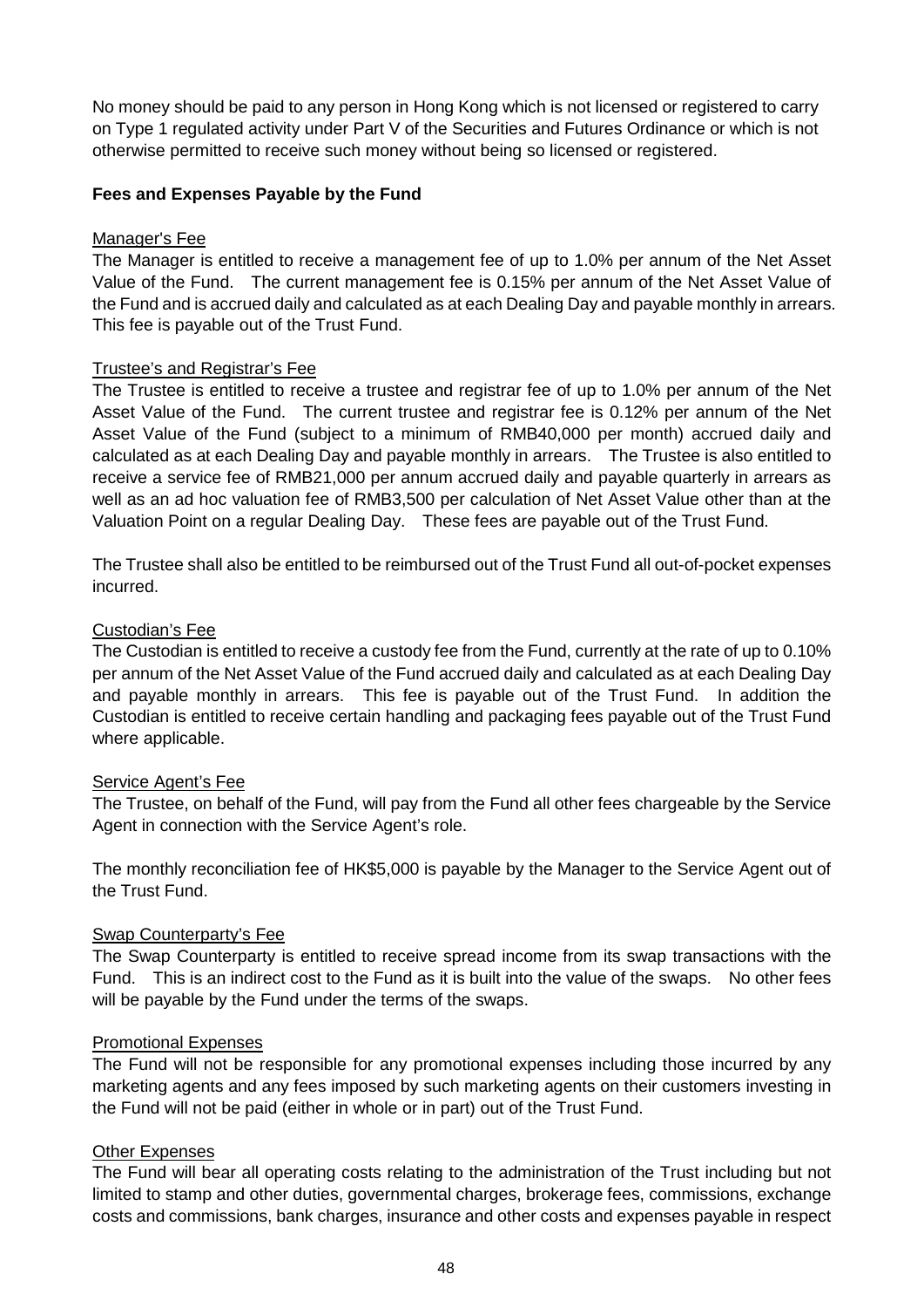No money should be paid to any person in Hong Kong which is not licensed or registered to carry on Type 1 regulated activity under Part V of the Securities and Futures Ordinance or which is not otherwise permitted to receive such money without being so licensed or registered.

**Fees and Expenses Payable by the Fund**

Manager's Fee

The Manager is entitled to receive a management fee of up to 1.0% per annum of the Net Asset Value of the Fund. The current management fee is 0.15% per annum of the Net Asset Value of the Fund and is accrued daily and calculated as at each Dealing Day and payable monthly in arrears. This fee is payable out of the Trust Fund.

Trustee's and Registrar's Fee

The Trustee is entitled to receive a trustee and registrar fee of up to 1.0% per annum of the Net Asset Value of the Fund. The current trustee and registrar fee is 0.12% per annum of the Net Asset Value of the Fund (subject to a minimum of RMB40,000 per month) accrued daily and calculated as at each Dealing Day and payable monthly in arrears. The Trustee is also entitled to receive a service fee of RMB21,000 per annum accrued daily and payable quarterly in arrears as well as an ad hoc valuation fee of RMB3,500 per calculation of Net Asset Value other than at the Valuation Point on a regular Dealing Day. These fees are payable out of the Trust Fund.

The Trustee shall also be entitled to be reimbursed out of the Trust Fund all out-of-pocket expenses incurred.

Custodian's Fee

The Custodian is entitled to receive a custody fee from the Fund, currently at the rate of up to 0.10% per annum of the Net Asset Value of the Fund accrued daily and calculated as at each Dealing Day and payable monthly in arrears. This fee is payable out of the Trust Fund. In addition the Custodian is entitled to receive certain handling and packaging fees payable out of the Trust Fund where applicable.

Service Agent's Fee

The Trustee, on behalf of the Fund, will pay from the Fund all other fees chargeable by the Service Agent in connection with the Service Agent's role.

The monthly reconciliation fee of HK$5,000 is payable by the Manager to the Service Agent out of the Trust Fund.

Swap Counterparty's Fee

The Swap Counterparty is entitled to receive spread income from its swap transactions with the Fund. This is an indirect cost to the Fund as it is built into the value of the swaps. No other fees will be payable by the Fund under the terms of the swaps.

Promotional Expenses

The Fund will not be responsible for any promotional expenses including those incurred by any marketing agents and any fees imposed by such marketing agents on their customers investing in the Fund will not be paid (either in whole or in part) out of the Trust Fund.

Other Expenses

The Fund will bear all operating costs relating to the administration of the Trust including but not limited to stamp and other duties, governmental charges, brokerage fees, commissions, exchange costs and commissions, bank charges, insurance and other costs and expenses payable in respect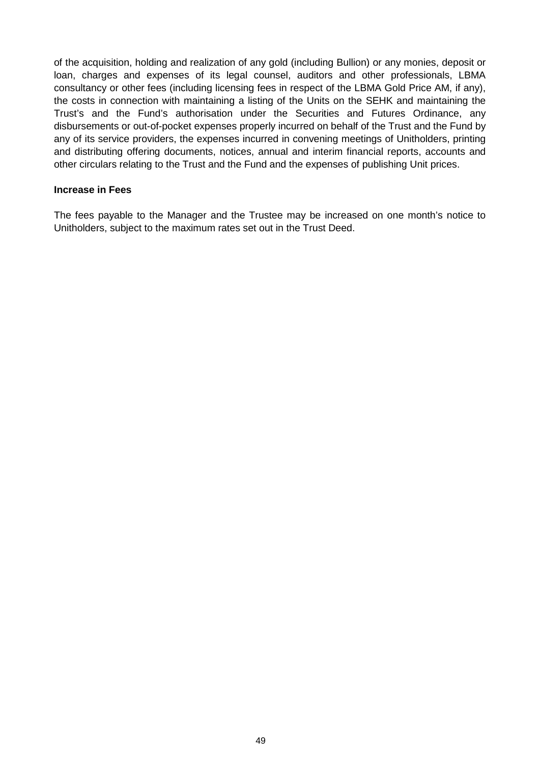of the acquisition, holding and realization of any gold (including Bullion) or any monies, deposit or loan, charges and expenses of its legal counsel, auditors and other professionals, LBMA consultancy or other fees (including licensing fees in respect of the LBMA Gold Price AM, if any), the costs in connection with maintaining a listing of the Units on the SEHK and maintaining the Trust's and the Fund's authorisation under the Securities and Futures Ordinance, any disbursements or out-of-pocket expenses properly incurred on behalf of the Trust and the Fund by any of its service providers, the expenses incurred in convening meetings of Unitholders, printing and distributing offering documents, notices, annual and interim financial reports, accounts and other circulars relating to the Trust and the Fund and the expenses of publishing Unit prices.

**Increase in Fees**

The fees payable to the Manager and the Trustee may be increased on one month's notice to Unitholders, subject to the maximum rates set out in the Trust Deed.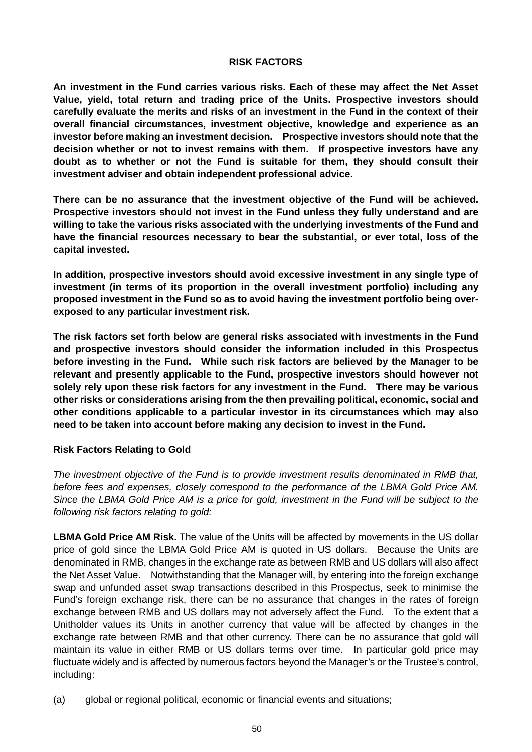## RISK FACTORS

**An investment in the Fund carries various risks. Each of these may affect the Net Asset Value, yield, total return and trading price of the Units. Prospective investors should carefully evaluate the merits and risks of an investment in the Fund in the context of their overall financial circumstances, investment objective, knowledge and experience as an investor before making an investment decision. Prospective investors should note that the decision whether or not to invest remains with them. If prospective investors have any doubt as to whether or not the Fund is suitable for them, they should consult their investment adviser and obtain independent professional advice.**

**There can be no assurance that the investment objective of the Fund will be achieved. Prospective investors should not invest in the Fund unless they fully understand and are willing to take the various risks associated with the underlying investments of the Fund and have the financial resources necessary to bear the substantial, or ever total, loss of the capital invested.**

**In addition, prospective investors should avoid excessive investment in any single type of investment (in terms of its proportion in the overall investment portfolio) including any proposed investment in the Fund so as to avoid having the investment portfolio being over-exposed to any particular investment risk.**

**The risk factors set forth below are general risks associated with investments in the Fund and prospective investors should consider the information included in this Prospectus before investing in the Fund. While such risk factors are believed by the Manager to be relevant and presently applicable to the Fund, prospective investors should however not solely rely upon these risk factors for any investment in the Fund. There may be various other risks or considerations arising from the then prevailing political, economic, social and other conditions applicable to a particular investor in its circumstances which may also need to be taken into account before making any decision to invest in the Fund.**

### Risk Factors Relating to Gold

*The investment objective of the Fund is to provide investment results denominated in RMB that, before fees and expenses, closely correspond to the performance of the LBMA Gold Price AM. Since the LBMA Gold Price AM is a price for gold, investment in the Fund will be subject to the following risk factors relating to gold:*

**LBMA Gold Price AM Risk.** The value of the Units will be affected by movements in the US dollar price of gold since the LBMA Gold Price AM is quoted in US dollars. Because the Units are denominated in RMB, changes in the exchange rate as between RMB and US dollars will also affect the Net Asset Value. Notwithstanding that the Manager will, by entering into the foreign exchange swap and unfunded asset swap transactions described in this Prospectus, seek to minimise the Fund's foreign exchange risk, there can be no assurance that changes in the rates of foreign exchange between RMB and US dollars may not adversely affect the Fund. To the extent that a Unitholder values its Units in another currency that value will be affected by changes in the exchange rate between RMB and that other currency. There can be no assurance that gold will maintain its value in either RMB or US dollars terms over time. In particular gold price may fluctuate widely and is affected by numerous factors beyond the Manager's or the Trustee's control, including:

(a) global or regional political, economic or financial events and situations;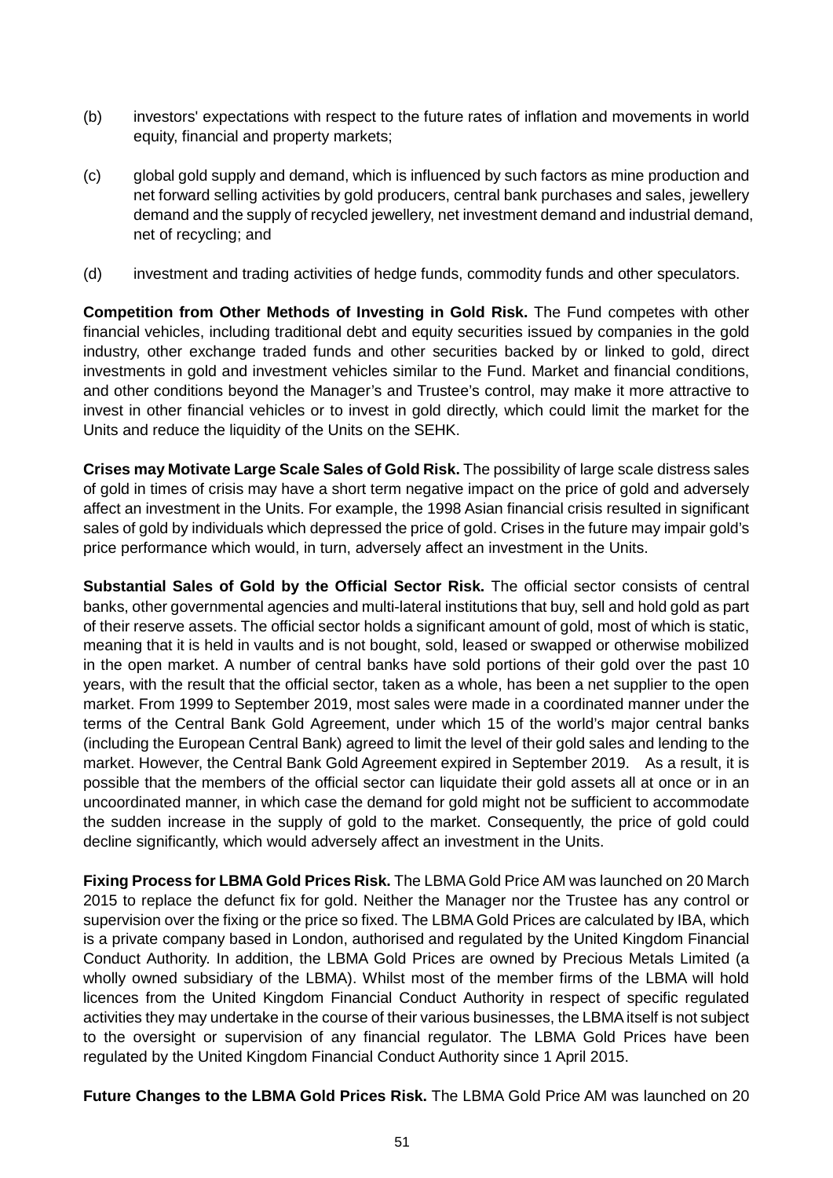(b) investors' expectations with respect to the future rates of inflation and movements in world equity, financial and property markets;

(c) global gold supply and demand, which is influenced by such factors as mine production and net forward selling activities by gold producers, central bank purchases and sales, jewellery demand and the supply of recycled jewellery, net investment demand and industrial demand, net of recycling; and

(d) investment and trading activities of hedge funds, commodity funds and other speculators.

**Competition from Other Methods of Investing in Gold Risk.** The Fund competes with other financial vehicles, including traditional debt and equity securities issued by companies in the gold industry, other exchange traded funds and other securities backed by or linked to gold, direct investments in gold and investment vehicles similar to the Fund. Market and financial conditions, and other conditions beyond the Manager's and Trustee's control, may make it more attractive to invest in other financial vehicles or to invest in gold directly, which could limit the market for the Units and reduce the liquidity of the Units on the SEHK.

**Crises may Motivate Large Scale Sales of Gold Risk.** The possibility of large scale distress sales of gold in times of crisis may have a short term negative impact on the price of gold and adversely affect an investment in the Units. For example, the 1998 Asian financial crisis resulted in significant sales of gold by individuals which depressed the price of gold. Crises in the future may impair gold's price performance which would, in turn, adversely affect an investment in the Units.

**Substantial Sales of Gold by the Official Sector Risk.** The official sector consists of central banks, other governmental agencies and multi-lateral institutions that buy, sell and hold gold as part of their reserve assets. The official sector holds a significant amount of gold, most of which is static, meaning that it is held in vaults and is not bought, sold, leased or swapped or otherwise mobilized in the open market. A number of central banks have sold portions of their gold over the past 10 years, with the result that the official sector, taken as a whole, has been a net supplier to the open market. From 1999 to September 2019, most sales were made in a coordinated manner under the terms of the Central Bank Gold Agreement, under which 15 of the world's major central banks (including the European Central Bank) agreed to limit the level of their gold sales and lending to the market. However, the Central Bank Gold Agreement expired in September 2019. As a result, it is possible that the members of the official sector can liquidate their gold assets all at once or in an uncoordinated manner, in which case the demand for gold might not be sufficient to accommodate the sudden increase in the supply of gold to the market. Consequently, the price of gold could decline significantly, which would adversely affect an investment in the Units.

**Fixing Process for LBMA Gold Prices Risk.** The LBMA Gold Price AM was launched on 20 March 2015 to replace the defunct fix for gold. Neither the Manager nor the Trustee has any control or supervision over the fixing or the price so fixed. The LBMA Gold Prices are calculated by IBA, which is a private company based in London, authorised and regulated by the United Kingdom Financial Conduct Authority. In addition, the LBMA Gold Prices are owned by Precious Metals Limited (a wholly owned subsidiary of the LBMA). Whilst most of the member firms of the LBMA will hold licences from the United Kingdom Financial Conduct Authority in respect of specific regulated activities they may undertake in the course of their various businesses, the LBMA itself is not subject to the oversight or supervision of any financial regulator. The LBMA Gold Prices have been regulated by the United Kingdom Financial Conduct Authority since 1 April 2015.

**Future Changes to the LBMA Gold Prices Risk.** The LBMA Gold Price AM was launched on 20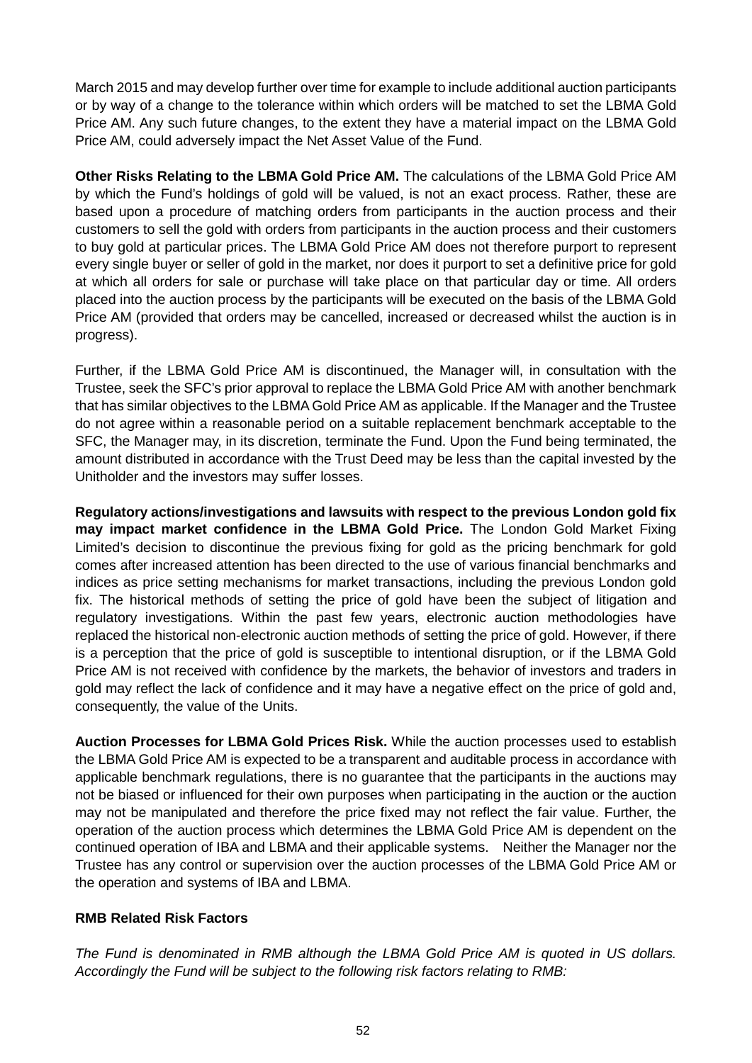March 2015 and may develop further over time for example to include additional auction participants or by way of a change to the tolerance within which orders will be matched to set the LBMA Gold Price AM. Any such future changes, to the extent they have a material impact on the LBMA Gold Price AM, could adversely impact the Net Asset Value of the Fund.

**Other Risks Relating to the LBMA Gold Price AM.** The calculations of the LBMA Gold Price AM by which the Fund's holdings of gold will be valued, is not an exact process. Rather, these are based upon a procedure of matching orders from participants in the auction process and their customers to sell the gold with orders from participants in the auction process and their customers to buy gold at particular prices. The LBMA Gold Price AM does not therefore purport to represent every single buyer or seller of gold in the market, nor does it purport to set a definitive price for gold at which all orders for sale or purchase will take place on that particular day or time. All orders placed into the auction process by the participants will be executed on the basis of the LBMA Gold Price AM (provided that orders may be cancelled, increased or decreased whilst the auction is in progress).

Further, if the LBMA Gold Price AM is discontinued, the Manager will, in consultation with the Trustee, seek the SFC's prior approval to replace the LBMA Gold Price AM with another benchmark that has similar objectives to the LBMA Gold Price AM as applicable. If the Manager and the Trustee do not agree within a reasonable period on a suitable replacement benchmark acceptable to the SFC, the Manager may, in its discretion, terminate the Fund. Upon the Fund being terminated, the amount distributed in accordance with the Trust Deed may be less than the capital invested by the Unitholder and the investors may suffer losses.

**Regulatory actions/investigations and lawsuits with respect to the previous London gold fix may impact market confidence in the LBMA Gold Price.** The London Gold Market Fixing Limited's decision to discontinue the previous fixing for gold as the pricing benchmark for gold comes after increased attention has been directed to the use of various financial benchmarks and indices as price setting mechanisms for market transactions, including the previous London gold fix. The historical methods of setting the price of gold have been the subject of litigation and regulatory investigations. Within the past few years, electronic auction methodologies have replaced the historical non-electronic auction methods of setting the price of gold. However, if there is a perception that the price of gold is susceptible to intentional disruption, or if the LBMA Gold Price AM is not received with confidence by the markets, the behavior of investors and traders in gold may reflect the lack of confidence and it may have a negative effect on the price of gold and, consequently, the value of the Units.

**Auction Processes for LBMA Gold Prices Risk.** While the auction processes used to establish the LBMA Gold Price AM is expected to be a transparent and auditable process in accordance with applicable benchmark regulations, there is no guarantee that the participants in the auctions may not be biased or influenced for their own purposes when participating in the auction or the auction may not be manipulated and therefore the price fixed may not reflect the fair value. Further, the operation of the auction process which determines the LBMA Gold Price AM is dependent on the continued operation of IBA and LBMA and their applicable systems. Neither the Manager nor the Trustee has any control or supervision over the auction processes of the LBMA Gold Price AM or the operation and systems of IBA and LBMA.

**RMB Related Risk Factors**

*The Fund is denominated in RMB although the LBMA Gold Price AM is quoted in US dollars. Accordingly the Fund will be subject to the following risk factors relating to RMB:*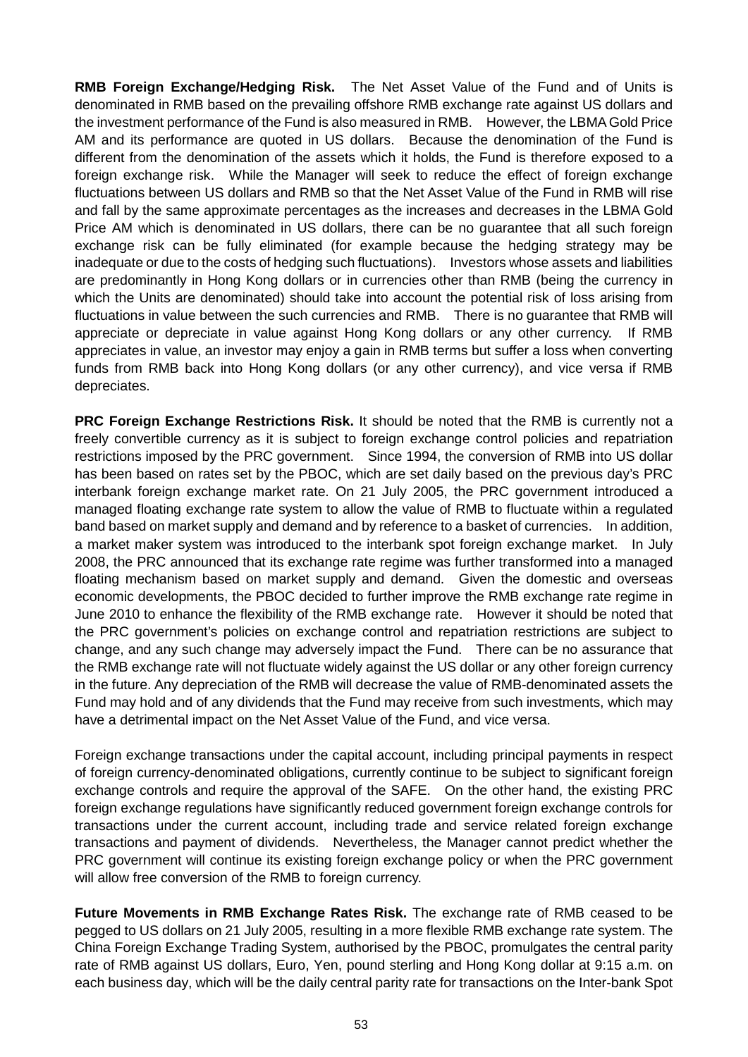**RMB Foreign Exchange/Hedging Risk.** The Net Asset Value of the Fund and of Units is denominated in RMB based on the prevailing offshore RMB exchange rate against US dollars and the investment performance of the Fund is also measured in RMB. However, the LBMA Gold Price AM and its performance are quoted in US dollars. Because the denomination of the Fund is different from the denomination of the assets which it holds, the Fund is therefore exposed to a foreign exchange risk. While the Manager will seek to reduce the effect of foreign exchange fluctuations between US dollars and RMB so that the Net Asset Value of the Fund in RMB will rise and fall by the same approximate percentages as the increases and decreases in the LBMA Gold Price AM which is denominated in US dollars, there can be no guarantee that all such foreign exchange risk can be fully eliminated (for example because the hedging strategy may be inadequate or due to the costs of hedging such fluctuations). Investors whose assets and liabilities are predominantly in Hong Kong dollars or in currencies other than RMB (being the currency in which the Units are denominated) should take into account the potential risk of loss arising from fluctuations in value between the such currencies and RMB. There is no guarantee that RMB will appreciate or depreciate in value against Hong Kong dollars or any other currency. If RMB appreciates in value, an investor may enjoy a gain in RMB terms but suffer a loss when converting funds from RMB back into Hong Kong dollars (or any other currency), and vice versa if RMB depreciates.

**PRC Foreign Exchange Restrictions Risk.** It should be noted that the RMB is currently not a freely convertible currency as it is subject to foreign exchange control policies and repatriation restrictions imposed by the PRC government. Since 1994, the conversion of RMB into US dollar has been based on rates set by the PBOC, which are set daily based on the previous day's PRC interbank foreign exchange market rate. On 21 July 2005, the PRC government introduced a managed floating exchange rate system to allow the value of RMB to fluctuate within a regulated band based on market supply and demand and by reference to a basket of currencies. In addition, a market maker system was introduced to the interbank spot foreign exchange market. In July 2008, the PRC announced that its exchange rate regime was further transformed into a managed floating mechanism based on market supply and demand. Given the domestic and overseas economic developments, the PBOC decided to further improve the RMB exchange rate regime in June 2010 to enhance the flexibility of the RMB exchange rate. However it should be noted that the PRC government's policies on exchange control and repatriation restrictions are subject to change, and any such change may adversely impact the Fund. There can be no assurance that the RMB exchange rate will not fluctuate widely against the US dollar or any other foreign currency in the future. Any depreciation of the RMB will decrease the value of RMB-denominated assets the Fund may hold and of any dividends that the Fund may receive from such investments, which may have a detrimental impact on the Net Asset Value of the Fund, and vice versa.

Foreign exchange transactions under the capital account, including principal payments in respect of foreign currency-denominated obligations, currently continue to be subject to significant foreign exchange controls and require the approval of the SAFE. On the other hand, the existing PRC foreign exchange regulations have significantly reduced government foreign exchange controls for transactions under the current account, including trade and service related foreign exchange transactions and payment of dividends. Nevertheless, the Manager cannot predict whether the PRC government will continue its existing foreign exchange policy or when the PRC government will allow free conversion of the RMB to foreign currency.

**Future Movements in RMB Exchange Rates Risk.** The exchange rate of RMB ceased to be pegged to US dollars on 21 July 2005, resulting in a more flexible RMB exchange rate system. The China Foreign Exchange Trading System, authorised by the PBOC, promulgates the central parity rate of RMB against US dollars, Euro, Yen, pound sterling and Hong Kong dollar at 9:15 a.m. on each business day, which will be the daily central parity rate for transactions on the Inter-bank Spot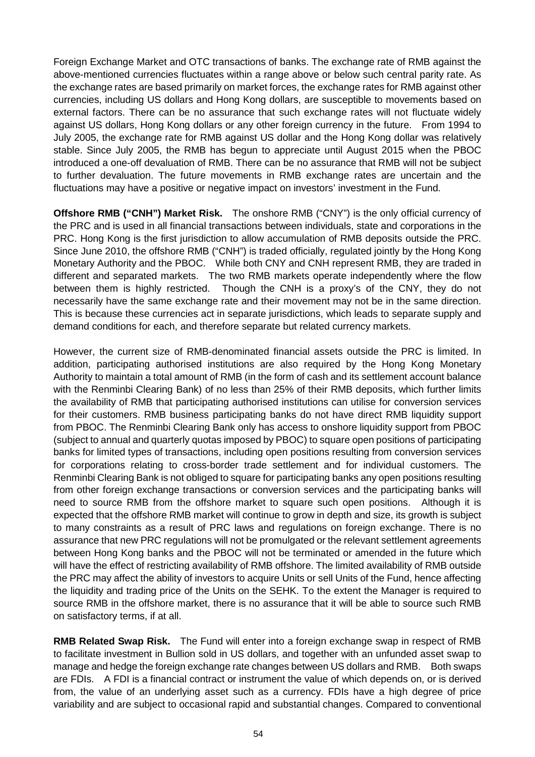Foreign Exchange Market and OTC transactions of banks. The exchange rate of RMB against the above-mentioned currencies fluctuates within a range above or below such central parity rate. As the exchange rates are based primarily on market forces, the exchange rates for RMB against other currencies, including US dollars and Hong Kong dollars, are susceptible to movements based on external factors. There can be no assurance that such exchange rates will not fluctuate widely against US dollars, Hong Kong dollars or any other foreign currency in the future. From 1994 to July 2005, the exchange rate for RMB against US dollar and the Hong Kong dollar was relatively stable. Since July 2005, the RMB has begun to appreciate until August 2015 when the PBOC introduced a one-off devaluation of RMB. There can be no assurance that RMB will not be subject to further devaluation. The future movements in RMB exchange rates are uncertain and the fluctuations may have a positive or negative impact on investors' investment in the Fund.

**Offshore RMB ("CNH") Market Risk.** The onshore RMB ("CNY") is the only official currency of the PRC and is used in all financial transactions between individuals, state and corporations in the PRC. Hong Kong is the first jurisdiction to allow accumulation of RMB deposits outside the PRC. Since June 2010, the offshore RMB ("CNH") is traded officially, regulated jointly by the Hong Kong Monetary Authority and the PBOC. While both CNY and CNH represent RMB, they are traded in different and separated markets. The two RMB markets operate independently where the flow between them is highly restricted. Though the CNH is a proxy's of the CNY, they do not necessarily have the same exchange rate and their movement may not be in the same direction. This is because these currencies act in separate jurisdictions, which leads to separate supply and demand conditions for each, and therefore separate but related currency markets.

However, the current size of RMB-denominated financial assets outside the PRC is limited. In addition, participating authorised institutions are also required by the Hong Kong Monetary Authority to maintain a total amount of RMB (in the form of cash and its settlement account balance with the Renminbi Clearing Bank) of no less than 25% of their RMB deposits, which further limits the availability of RMB that participating authorised institutions can utilise for conversion services for their customers. RMB business participating banks do not have direct RMB liquidity support from PBOC. The Renminbi Clearing Bank only has access to onshore liquidity support from PBOC (subject to annual and quarterly quotas imposed by PBOC) to square open positions of participating banks for limited types of transactions, including open positions resulting from conversion services for corporations relating to cross-border trade settlement and for individual customers. The Renminbi Clearing Bank is not obliged to square for participating banks any open positions resulting from other foreign exchange transactions or conversion services and the participating banks will need to source RMB from the offshore market to square such open positions. Although it is expected that the offshore RMB market will continue to grow in depth and size, its growth is subject to many constraints as a result of PRC laws and regulations on foreign exchange. There is no assurance that new PRC regulations will not be promulgated or the relevant settlement agreements between Hong Kong banks and the PBOC will not be terminated or amended in the future which will have the effect of restricting availability of RMB offshore. The limited availability of RMB outside the PRC may affect the ability of investors to acquire Units or sell Units of the Fund, hence affecting the liquidity and trading price of the Units on the SEHK. To the extent the Manager is required to source RMB in the offshore market, there is no assurance that it will be able to source such RMB on satisfactory terms, if at all.

**RMB Related Swap Risk.** The Fund will enter into a foreign exchange swap in respect of RMB to facilitate investment in Bullion sold in US dollars, and together with an unfunded asset swap to manage and hedge the foreign exchange rate changes between US dollars and RMB. Both swaps are FDIs. A FDI is a financial contract or instrument the value of which depends on, or is derived from, the value of an underlying asset such as a currency. FDIs have a high degree of price variability and are subject to occasional rapid and substantial changes. Compared to conventional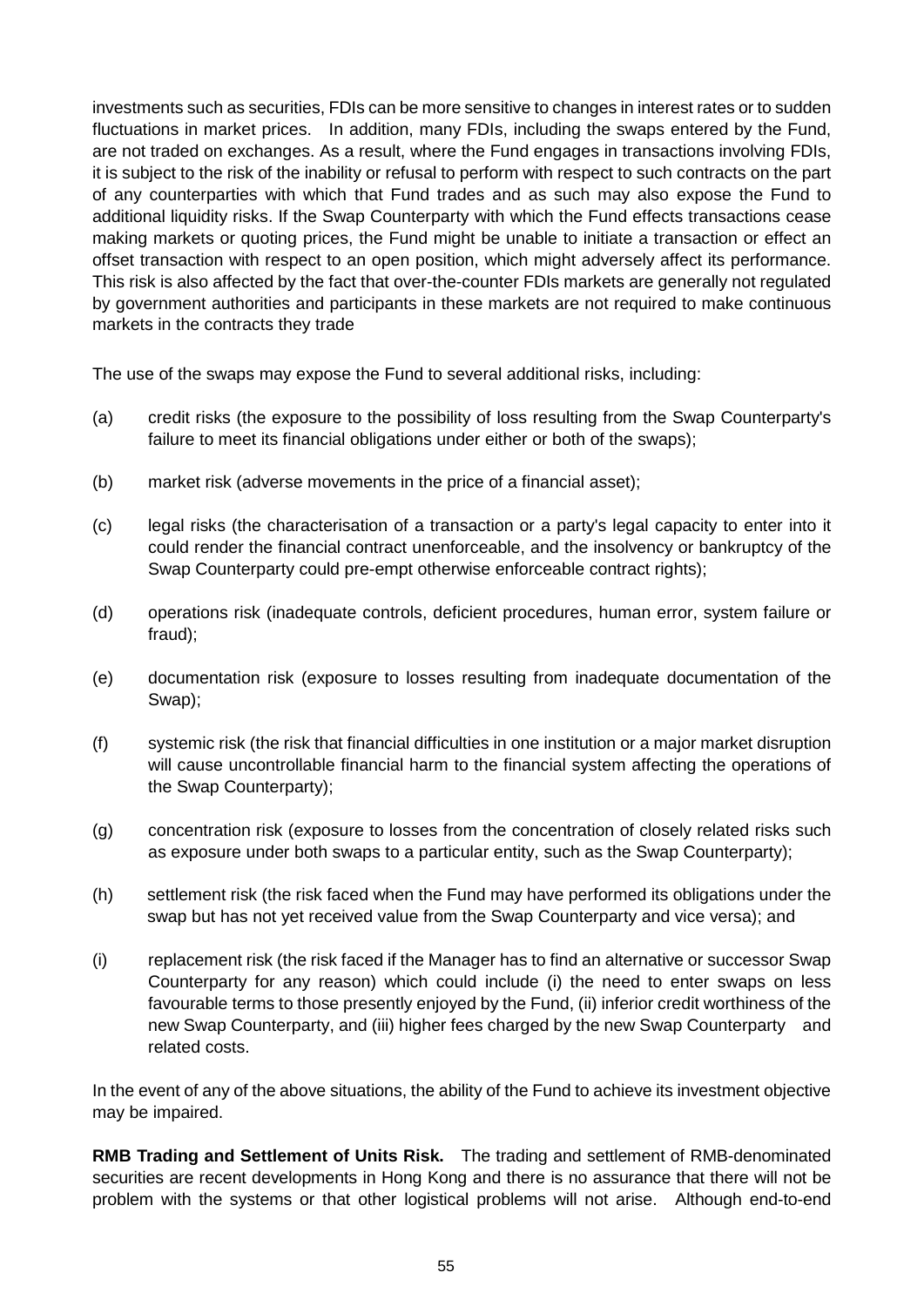investments such as securities, FDIs can be more sensitive to changes in interest rates or to sudden fluctuations in market prices. In addition, many FDIs, including the swaps entered by the Fund, are not traded on exchanges. As a result, where the Fund engages in transactions involving FDIs, it is subject to the risk of the inability or refusal to perform with respect to such contracts on the part of any counterparties with which that Fund trades and as such may also expose the Fund to additional liquidity risks. If the Swap Counterparty with which the Fund effects transactions cease making markets or quoting prices, the Fund might be unable to initiate a transaction or effect an offset transaction with respect to an open position, which might adversely affect its performance. This risk is also affected by the fact that over-the-counter FDIs markets are generally not regulated by government authorities and participants in these markets are not required to make continuous markets in the contracts they trade

The use of the swaps may expose the Fund to several additional risks, including:

(a) credit risks (the exposure to the possibility of loss resulting from the Swap Counterparty's failure to meet its financial obligations under either or both of the swaps);

(b) market risk (adverse movements in the price of a financial asset);

(c) legal risks (the characterisation of a transaction or a party's legal capacity to enter into it could render the financial contract unenforceable, and the insolvency or bankruptcy of the Swap Counterparty could pre-empt otherwise enforceable contract rights);

(d) operations risk (inadequate controls, deficient procedures, human error, system failure or fraud);

(e) documentation risk (exposure to losses resulting from inadequate documentation of the Swap);

(f) systemic risk (the risk that financial difficulties in one institution or a major market disruption will cause uncontrollable financial harm to the financial system affecting the operations of the Swap Counterparty);

(g) concentration risk (exposure to losses from the concentration of closely related risks such as exposure under both swaps to a particular entity, such as the Swap Counterparty);

(h) settlement risk (the risk faced when the Fund may have performed its obligations under the swap but has not yet received value from the Swap Counterparty and vice versa); and

(i) replacement risk (the risk faced if the Manager has to find an alternative or successor Swap Counterparty for any reason) which could include (i) the need to enter swaps on less favourable terms to those presently enjoyed by the Fund, (ii) inferior credit worthiness of the new Swap Counterparty, and (iii) higher fees charged by the new Swap Counterparty and related costs.

In the event of any of the above situations, the ability of the Fund to achieve its investment objective may be impaired.

**RMB Trading and Settlement of Units Risk.** The trading and settlement of RMB-denominated securities are recent developments in Hong Kong and there is no assurance that there will not be problem with the systems or that other logistical problems will not arise. Although end-to-end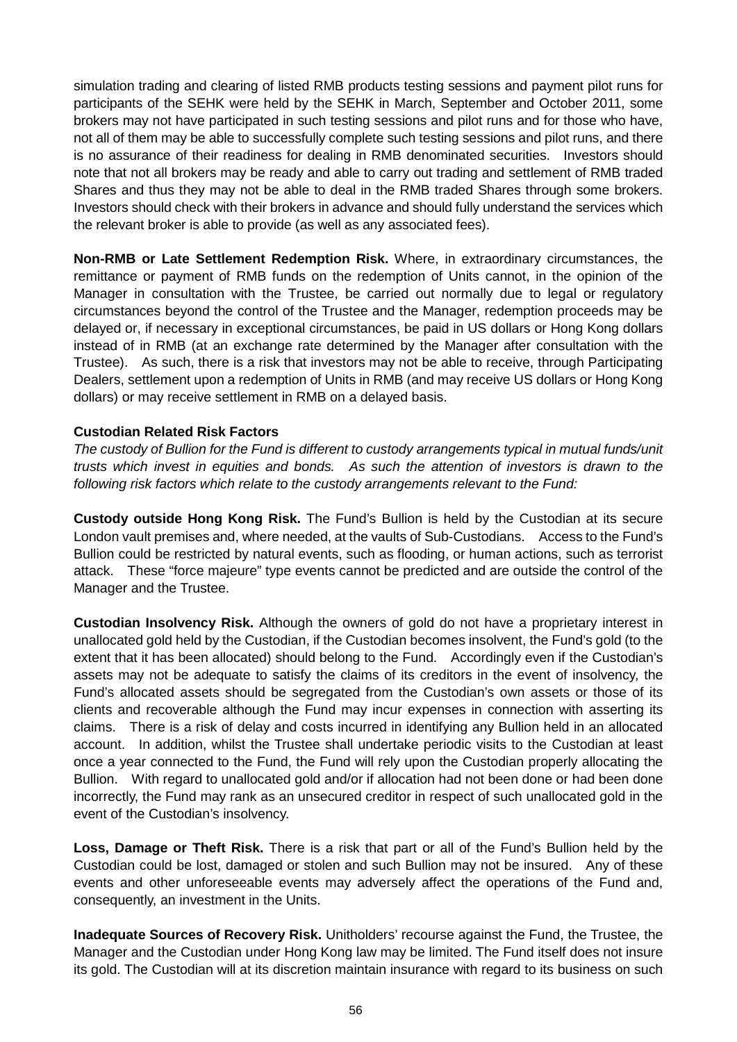simulation trading and clearing of listed RMB products testing sessions and payment pilot runs for participants of the SEHK were held by the SEHK in March, September and October 2011, some brokers may not have participated in such testing sessions and pilot runs and for those who have, not all of them may be able to successfully complete such testing sessions and pilot runs, and there is no assurance of their readiness for dealing in RMB denominated securities. Investors should note that not all brokers may be ready and able to carry out trading and settlement of RMB traded Shares and thus they may not be able to deal in the RMB traded Shares through some brokers. Investors should check with their brokers in advance and should fully understand the services which the relevant broker is able to provide (as well as any associated fees).

**Non-RMB or Late Settlement Redemption Risk.** Where, in extraordinary circumstances, the remittance or payment of RMB funds on the redemption of Units cannot, in the opinion of the Manager in consultation with the Trustee, be carried out normally due to legal or regulatory circumstances beyond the control of the Trustee and the Manager, redemption proceeds may be delayed or, if necessary in exceptional circumstances, be paid in US dollars or Hong Kong dollars instead of in RMB (at an exchange rate determined by the Manager after consultation with the Trustee). As such, there is a risk that investors may not be able to receive, through Participating Dealers, settlement upon a redemption of Units in RMB (and may receive US dollars or Hong Kong dollars) or may receive settlement in RMB on a delayed basis.

**Custodian Related Risk Factors**

*The custody of Bullion for the Fund is different to custody arrangements typical in mutual funds/unit trusts which invest in equities and bonds. As such the attention of investors is drawn to the following risk factors which relate to the custody arrangements relevant to the Fund:*

**Custody outside Hong Kong Risk.** The Fund's Bullion is held by the Custodian at its secure London vault premises and, where needed, at the vaults of Sub-Custodians. Access to the Fund's Bullion could be restricted by natural events, such as flooding, or human actions, such as terrorist attack. These "force majeure" type events cannot be predicted and are outside the control of the Manager and the Trustee.

**Custodian Insolvency Risk.** Although the owners of gold do not have a proprietary interest in unallocated gold held by the Custodian, if the Custodian becomes insolvent, the Fund's gold (to the extent that it has been allocated) should belong to the Fund. Accordingly even if the Custodian's assets may not be adequate to satisfy the claims of its creditors in the event of insolvency, the Fund's allocated assets should be segregated from the Custodian's own assets or those of its clients and recoverable although the Fund may incur expenses in connection with asserting its claims. There is a risk of delay and costs incurred in identifying any Bullion held in an allocated account. In addition, whilst the Trustee shall undertake periodic visits to the Custodian at least once a year connected to the Fund, the Fund will rely upon the Custodian properly allocating the Bullion. With regard to unallocated gold and/or if allocation had not been done or had been done incorrectly, the Fund may rank as an unsecured creditor in respect of such unallocated gold in the event of the Custodian's insolvency.

**Loss, Damage or Theft Risk.** There is a risk that part or all of the Fund's Bullion held by the Custodian could be lost, damaged or stolen and such Bullion may not be insured. Any of these events and other unforeseeable events may adversely affect the operations of the Fund and, consequently, an investment in the Units.

**Inadequate Sources of Recovery Risk.** Unitholders' recourse against the Fund, the Trustee, the Manager and the Custodian under Hong Kong law may be limited. The Fund itself does not insure its gold. The Custodian will at its discretion maintain insurance with regard to its business on such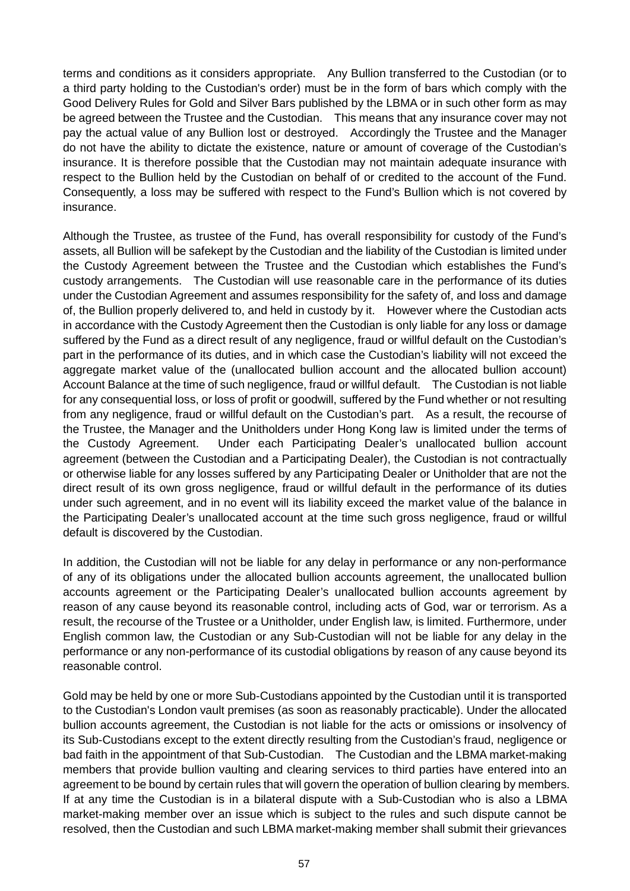terms and conditions as it considers appropriate. Any Bullion transferred to the Custodian (or to a third party holding to the Custodian's order) must be in the form of bars which comply with the Good Delivery Rules for Gold and Silver Bars published by the LBMA or in such other form as may be agreed between the Trustee and the Custodian. This means that any insurance cover may not pay the actual value of any Bullion lost or destroyed. Accordingly the Trustee and the Manager do not have the ability to dictate the existence, nature or amount of coverage of the Custodian's insurance. It is therefore possible that the Custodian may not maintain adequate insurance with respect to the Bullion held by the Custodian on behalf of or credited to the account of the Fund. Consequently, a loss may be suffered with respect to the Fund's Bullion which is not covered by insurance.

Although the Trustee, as trustee of the Fund, has overall responsibility for custody of the Fund's assets, all Bullion will be safekept by the Custodian and the liability of the Custodian is limited under the Custody Agreement between the Trustee and the Custodian which establishes the Fund's custody arrangements. The Custodian will use reasonable care in the performance of its duties under the Custodian Agreement and assumes responsibility for the safety of, and loss and damage of, the Bullion properly delivered to, and held in custody by it. However where the Custodian acts in accordance with the Custody Agreement then the Custodian is only liable for any loss or damage suffered by the Fund as a direct result of any negligence, fraud or willful default on the Custodian's part in the performance of its duties, and in which case the Custodian's liability will not exceed the aggregate market value of the (unallocated bullion account and the allocated bullion account) Account Balance at the time of such negligence, fraud or willful default. The Custodian is not liable for any consequential loss, or loss of profit or goodwill, suffered by the Fund whether or not resulting from any negligence, fraud or willful default on the Custodian's part. As a result, the recourse of the Trustee, the Manager and the Unitholders under Hong Kong law is limited under the terms of the Custody Agreement. Under each Participating Dealer's unallocated bullion account agreement (between the Custodian and a Participating Dealer), the Custodian is not contractually or otherwise liable for any losses suffered by any Participating Dealer or Unitholder that are not the direct result of its own gross negligence, fraud or willful default in the performance of its duties under such agreement, and in no event will its liability exceed the market value of the balance in the Participating Dealer's unallocated account at the time such gross negligence, fraud or willful default is discovered by the Custodian.

In addition, the Custodian will not be liable for any delay in performance or any non-performance of any of its obligations under the allocated bullion accounts agreement, the unallocated bullion accounts agreement or the Participating Dealer's unallocated bullion accounts agreement by reason of any cause beyond its reasonable control, including acts of God, war or terrorism. As a result, the recourse of the Trustee or a Unitholder, under English law, is limited. Furthermore, under English common law, the Custodian or any Sub-Custodian will not be liable for any delay in the performance or any non-performance of its custodial obligations by reason of any cause beyond its reasonable control.

Gold may be held by one or more Sub-Custodians appointed by the Custodian until it is transported to the Custodian's London vault premises (as soon as reasonably practicable). Under the allocated bullion accounts agreement, the Custodian is not liable for the acts or omissions or insolvency of its Sub-Custodians except to the extent directly resulting from the Custodian's fraud, negligence or bad faith in the appointment of that Sub-Custodian. The Custodian and the LBMA market-making members that provide bullion vaulting and clearing services to third parties have entered into an agreement to be bound by certain rules that will govern the operation of bullion clearing by members. If at any time the Custodian is in a bilateral dispute with a Sub-Custodian who is also a LBMA market-making member over an issue which is subject to the rules and such dispute cannot be resolved, then the Custodian and such LBMA market-making member shall submit their grievances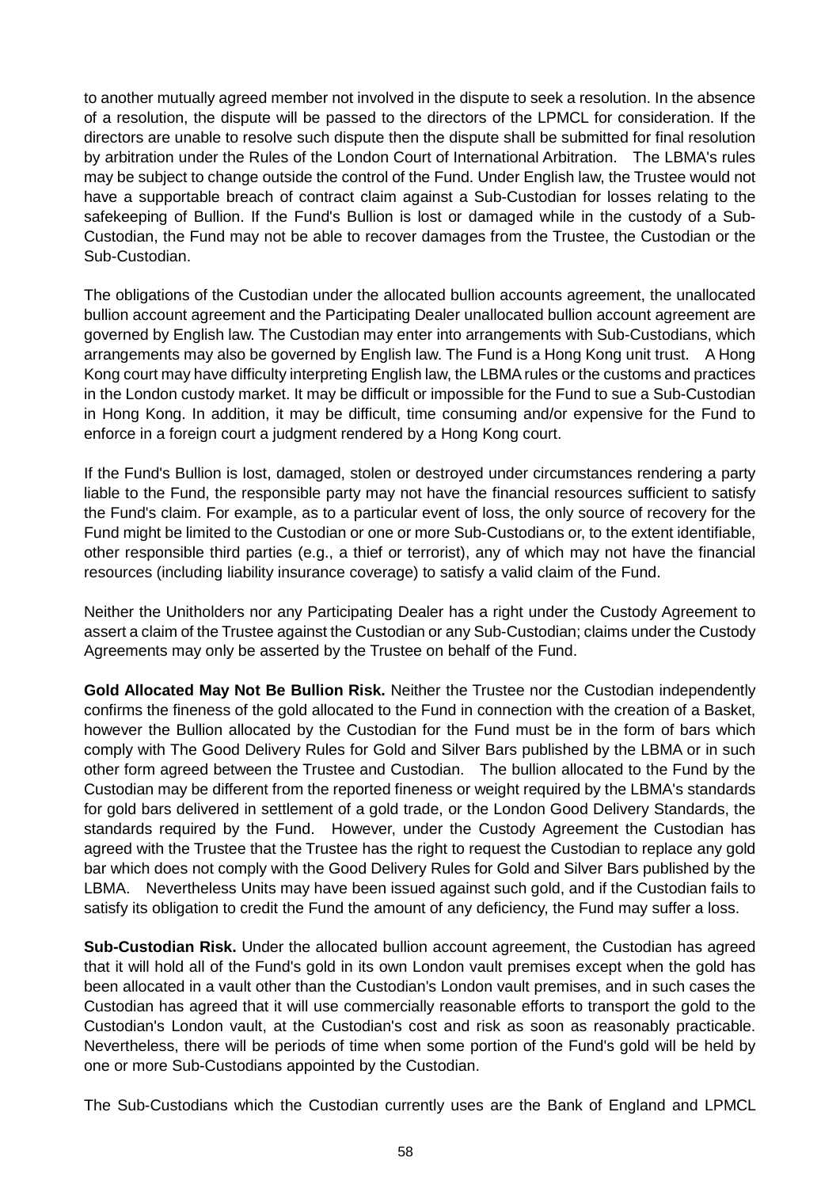to another mutually agreed member not involved in the dispute to seek a resolution. In the absence of a resolution, the dispute will be passed to the directors of the LPMCL for consideration. If the directors are unable to resolve such dispute then the dispute shall be submitted for final resolution by arbitration under the Rules of the London Court of International Arbitration. The LBMA's rules may be subject to change outside the control of the Fund. Under English law, the Trustee would not have a supportable breach of contract claim against a Sub-Custodian for losses relating to the safekeeping of Bullion. If the Fund's Bullion is lost or damaged while in the custody of a Sub-Custodian, the Fund may not be able to recover damages from the Trustee, the Custodian or the Sub-Custodian.

The obligations of the Custodian under the allocated bullion accounts agreement, the unallocated bullion account agreement and the Participating Dealer unallocated bullion account agreement are governed by English law. The Custodian may enter into arrangements with Sub-Custodians, which arrangements may also be governed by English law. The Fund is a Hong Kong unit trust. A Hong Kong court may have difficulty interpreting English law, the LBMA rules or the customs and practices in the London custody market. It may be difficult or impossible for the Fund to sue a Sub-Custodian in Hong Kong. In addition, it may be difficult, time consuming and/or expensive for the Fund to enforce in a foreign court a judgment rendered by a Hong Kong court.

If the Fund's Bullion is lost, damaged, stolen or destroyed under circumstances rendering a party liable to the Fund, the responsible party may not have the financial resources sufficient to satisfy the Fund's claim. For example, as to a particular event of loss, the only source of recovery for the Fund might be limited to the Custodian or one or more Sub-Custodians or, to the extent identifiable, other responsible third parties (e.g., a thief or terrorist), any of which may not have the financial resources (including liability insurance coverage) to satisfy a valid claim of the Fund.

Neither the Unitholders nor any Participating Dealer has a right under the Custody Agreement to assert a claim of the Trustee against the Custodian or any Sub-Custodian; claims under the Custody Agreements may only be asserted by the Trustee on behalf of the Fund.

**Gold Allocated May Not Be Bullion Risk.** Neither the Trustee nor the Custodian independently confirms the fineness of the gold allocated to the Fund in connection with the creation of a Basket, however the Bullion allocated by the Custodian for the Fund must be in the form of bars which comply with The Good Delivery Rules for Gold and Silver Bars published by the LBMA or in such other form agreed between the Trustee and Custodian. The bullion allocated to the Fund by the Custodian may be different from the reported fineness or weight required by the LBMA's standards for gold bars delivered in settlement of a gold trade, or the London Good Delivery Standards, the standards required by the Fund. However, under the Custody Agreement the Custodian has agreed with the Trustee that the Trustee has the right to request the Custodian to replace any gold bar which does not comply with the Good Delivery Rules for Gold and Silver Bars published by the LBMA. Nevertheless Units may have been issued against such gold, and if the Custodian fails to satisfy its obligation to credit the Fund the amount of any deficiency, the Fund may suffer a loss.

**Sub-Custodian Risk.** Under the allocated bullion account agreement, the Custodian has agreed that it will hold all of the Fund's gold in its own London vault premises except when the gold has been allocated in a vault other than the Custodian's London vault premises, and in such cases the Custodian has agreed that it will use commercially reasonable efforts to transport the gold to the Custodian's London vault, at the Custodian's cost and risk as soon as reasonably practicable. Nevertheless, there will be periods of time when some portion of the Fund's gold will be held by one or more Sub-Custodians appointed by the Custodian.

The Sub-Custodians which the Custodian currently uses are the Bank of England and LPMCL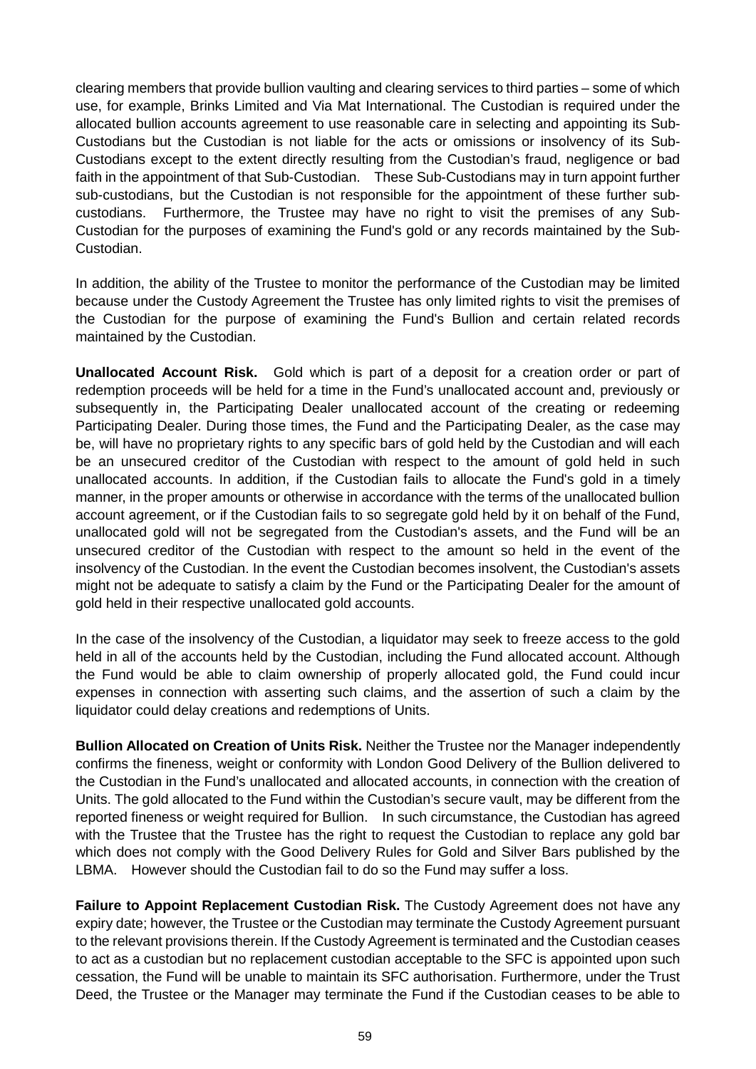clearing members that provide bullion vaulting and clearing services to third parties – some of which use, for example, Brinks Limited and Via Mat International. The Custodian is required under the allocated bullion accounts agreement to use reasonable care in selecting and appointing its Sub-Custodians but the Custodian is not liable for the acts or omissions or insolvency of its Sub-Custodians except to the extent directly resulting from the Custodian's fraud, negligence or bad faith in the appointment of that Sub-Custodian. These Sub-Custodians may in turn appoint further sub-custodians, but the Custodian is not responsible for the appointment of these further sub-custodians. Furthermore, the Trustee may have no right to visit the premises of any Sub-Custodian for the purposes of examining the Fund's gold or any records maintained by the Sub-Custodian.

In addition, the ability of the Trustee to monitor the performance of the Custodian may be limited because under the Custody Agreement the Trustee has only limited rights to visit the premises of the Custodian for the purpose of examining the Fund's Bullion and certain related records maintained by the Custodian.

**Unallocated Account Risk.** Gold which is part of a deposit for a creation order or part of redemption proceeds will be held for a time in the Fund's unallocated account and, previously or subsequently in, the Participating Dealer unallocated account of the creating or redeeming Participating Dealer. During those times, the Fund and the Participating Dealer, as the case may be, will have no proprietary rights to any specific bars of gold held by the Custodian and will each be an unsecured creditor of the Custodian with respect to the amount of gold held in such unallocated accounts. In addition, if the Custodian fails to allocate the Fund's gold in a timely manner, in the proper amounts or otherwise in accordance with the terms of the unallocated bullion account agreement, or if the Custodian fails to so segregate gold held by it on behalf of the Fund, unallocated gold will not be segregated from the Custodian's assets, and the Fund will be an unsecured creditor of the Custodian with respect to the amount so held in the event of the insolvency of the Custodian. In the event the Custodian becomes insolvent, the Custodian's assets might not be adequate to satisfy a claim by the Fund or the Participating Dealer for the amount of gold held in their respective unallocated gold accounts.

In the case of the insolvency of the Custodian, a liquidator may seek to freeze access to the gold held in all of the accounts held by the Custodian, including the Fund allocated account. Although the Fund would be able to claim ownership of properly allocated gold, the Fund could incur expenses in connection with asserting such claims, and the assertion of such a claim by the liquidator could delay creations and redemptions of Units.

**Bullion Allocated on Creation of Units Risk.** Neither the Trustee nor the Manager independently confirms the fineness, weight or conformity with London Good Delivery of the Bullion delivered to the Custodian in the Fund's unallocated and allocated accounts, in connection with the creation of Units. The gold allocated to the Fund within the Custodian's secure vault, may be different from the reported fineness or weight required for Bullion. In such circumstance, the Custodian has agreed with the Trustee that the Trustee has the right to request the Custodian to replace any gold bar which does not comply with the Good Delivery Rules for Gold and Silver Bars published by the LBMA. However should the Custodian fail to do so the Fund may suffer a loss.

**Failure to Appoint Replacement Custodian Risk.** The Custody Agreement does not have any expiry date; however, the Trustee or the Custodian may terminate the Custody Agreement pursuant to the relevant provisions therein. If the Custody Agreement is terminated and the Custodian ceases to act as a custodian but no replacement custodian acceptable to the SFC is appointed upon such cessation, the Fund will be unable to maintain its SFC authorisation. Furthermore, under the Trust Deed, the Trustee or the Manager may terminate the Fund if the Custodian ceases to be able to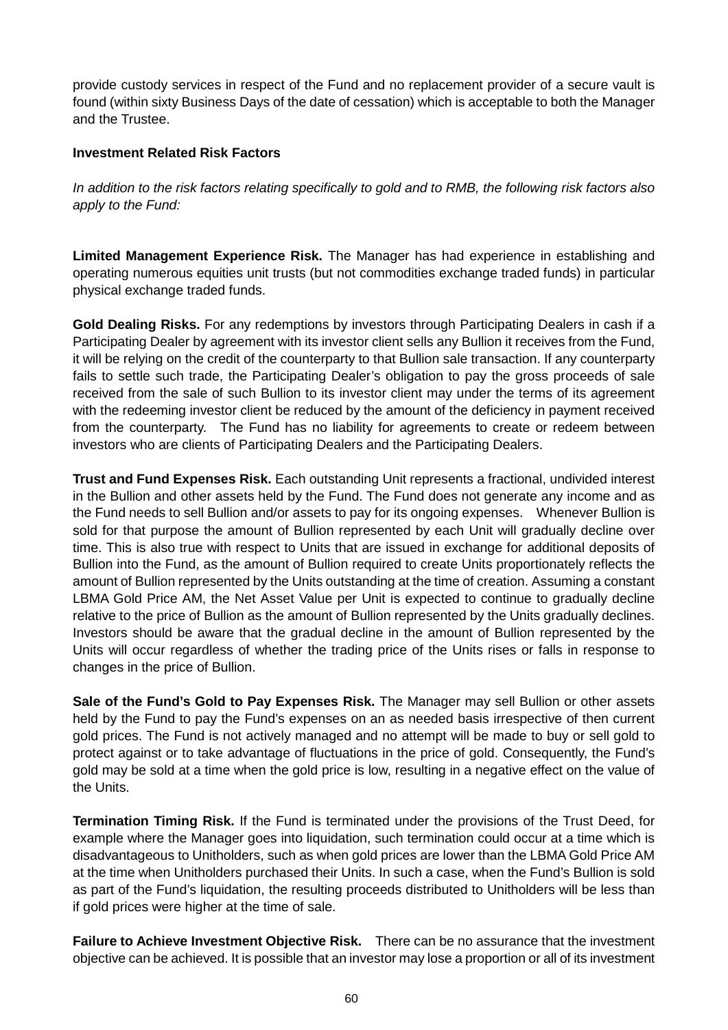provide custody services in respect of the Fund and no replacement provider of a secure vault is found (within sixty Business Days of the date of cessation) which is acceptable to both the Manager and the Trustee.

**Investment Related Risk Factors**

*In addition to the risk factors relating specifically to gold and to RMB, the following risk factors also apply to the Fund:*

**Limited Management Experience Risk.** The Manager has had experience in establishing and operating numerous equities unit trusts (but not commodities exchange traded funds) in particular physical exchange traded funds.

**Gold Dealing Risks.** For any redemptions by investors through Participating Dealers in cash if a Participating Dealer by agreement with its investor client sells any Bullion it receives from the Fund, it will be relying on the credit of the counterparty to that Bullion sale transaction. If any counterparty fails to settle such trade, the Participating Dealer's obligation to pay the gross proceeds of sale received from the sale of such Bullion to its investor client may under the terms of its agreement with the redeeming investor client be reduced by the amount of the deficiency in payment received from the counterparty. The Fund has no liability for agreements to create or redeem between investors who are clients of Participating Dealers and the Participating Dealers.

**Trust and Fund Expenses Risk.** Each outstanding Unit represents a fractional, undivided interest in the Bullion and other assets held by the Fund. The Fund does not generate any income and as the Fund needs to sell Bullion and/or assets to pay for its ongoing expenses. Whenever Bullion is sold for that purpose the amount of Bullion represented by each Unit will gradually decline over time. This is also true with respect to Units that are issued in exchange for additional deposits of Bullion into the Fund, as the amount of Bullion required to create Units proportionately reflects the amount of Bullion represented by the Units outstanding at the time of creation. Assuming a constant LBMA Gold Price AM, the Net Asset Value per Unit is expected to continue to gradually decline relative to the price of Bullion as the amount of Bullion represented by the Units gradually declines. Investors should be aware that the gradual decline in the amount of Bullion represented by the Units will occur regardless of whether the trading price of the Units rises or falls in response to changes in the price of Bullion.

**Sale of the Fund's Gold to Pay Expenses Risk.** The Manager may sell Bullion or other assets held by the Fund to pay the Fund's expenses on an as needed basis irrespective of then current gold prices. The Fund is not actively managed and no attempt will be made to buy or sell gold to protect against or to take advantage of fluctuations in the price of gold. Consequently, the Fund's gold may be sold at a time when the gold price is low, resulting in a negative effect on the value of the Units.

**Termination Timing Risk.** If the Fund is terminated under the provisions of the Trust Deed, for example where the Manager goes into liquidation, such termination could occur at a time which is disadvantageous to Unitholders, such as when gold prices are lower than the LBMA Gold Price AM at the time when Unitholders purchased their Units. In such a case, when the Fund's Bullion is sold as part of the Fund's liquidation, the resulting proceeds distributed to Unitholders will be less than if gold prices were higher at the time of sale.

**Failure to Achieve Investment Objective Risk.** There can be no assurance that the investment objective can be achieved. It is possible that an investor may lose a proportion or all of its investment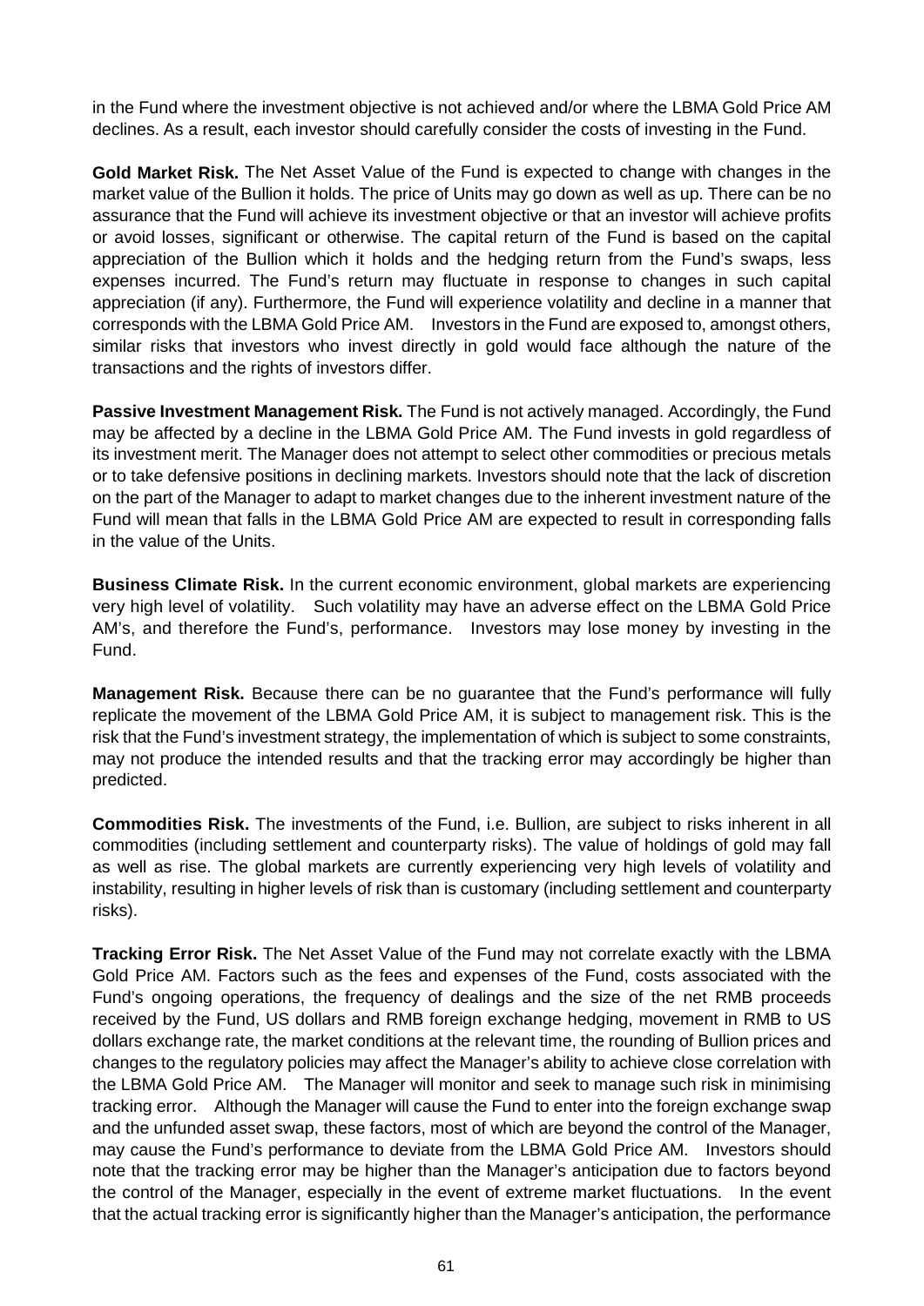in the Fund where the investment objective is not achieved and/or where the LBMA Gold Price AM declines. As a result, each investor should carefully consider the costs of investing in the Fund.

**Gold Market Risk.** The Net Asset Value of the Fund is expected to change with changes in the market value of the Bullion it holds. The price of Units may go down as well as up. There can be no assurance that the Fund will achieve its investment objective or that an investor will achieve profits or avoid losses, significant or otherwise. The capital return of the Fund is based on the capital appreciation of the Bullion which it holds and the hedging return from the Fund's swaps, less expenses incurred. The Fund's return may fluctuate in response to changes in such capital appreciation (if any). Furthermore, the Fund will experience volatility and decline in a manner that corresponds with the LBMA Gold Price AM. Investors in the Fund are exposed to, amongst others, similar risks that investors who invest directly in gold would face although the nature of the transactions and the rights of investors differ.

**Passive Investment Management Risk.** The Fund is not actively managed. Accordingly, the Fund may be affected by a decline in the LBMA Gold Price AM. The Fund invests in gold regardless of its investment merit. The Manager does not attempt to select other commodities or precious metals or to take defensive positions in declining markets. Investors should note that the lack of discretion on the part of the Manager to adapt to market changes due to the inherent investment nature of the Fund will mean that falls in the LBMA Gold Price AM are expected to result in corresponding falls in the value of the Units.

**Business Climate Risk.** In the current economic environment, global markets are experiencing very high level of volatility. Such volatility may have an adverse effect on the LBMA Gold Price AM's, and therefore the Fund's, performance. Investors may lose money by investing in the Fund.

**Management Risk.** Because there can be no guarantee that the Fund's performance will fully replicate the movement of the LBMA Gold Price AM, it is subject to management risk. This is the risk that the Fund's investment strategy, the implementation of which is subject to some constraints, may not produce the intended results and that the tracking error may accordingly be higher than predicted.

**Commodities Risk.** The investments of the Fund, i.e. Bullion, are subject to risks inherent in all commodities (including settlement and counterparty risks). The value of holdings of gold may fall as well as rise. The global markets are currently experiencing very high levels of volatility and instability, resulting in higher levels of risk than is customary (including settlement and counterparty risks).

**Tracking Error Risk.** The Net Asset Value of the Fund may not correlate exactly with the LBMA Gold Price AM. Factors such as the fees and expenses of the Fund, costs associated with the Fund's ongoing operations, the frequency of dealings and the size of the net RMB proceeds received by the Fund, US dollars and RMB foreign exchange hedging, movement in RMB to US dollars exchange rate, the market conditions at the relevant time, the rounding of Bullion prices and changes to the regulatory policies may affect the Manager's ability to achieve close correlation with the LBMA Gold Price AM. The Manager will monitor and seek to manage such risk in minimising tracking error. Although the Manager will cause the Fund to enter into the foreign exchange swap and the unfunded asset swap, these factors, most of which are beyond the control of the Manager, may cause the Fund's performance to deviate from the LBMA Gold Price AM. Investors should note that the tracking error may be higher than the Manager's anticipation due to factors beyond the control of the Manager, especially in the event of extreme market fluctuations. In the event that the actual tracking error is significantly higher than the Manager's anticipation, the performance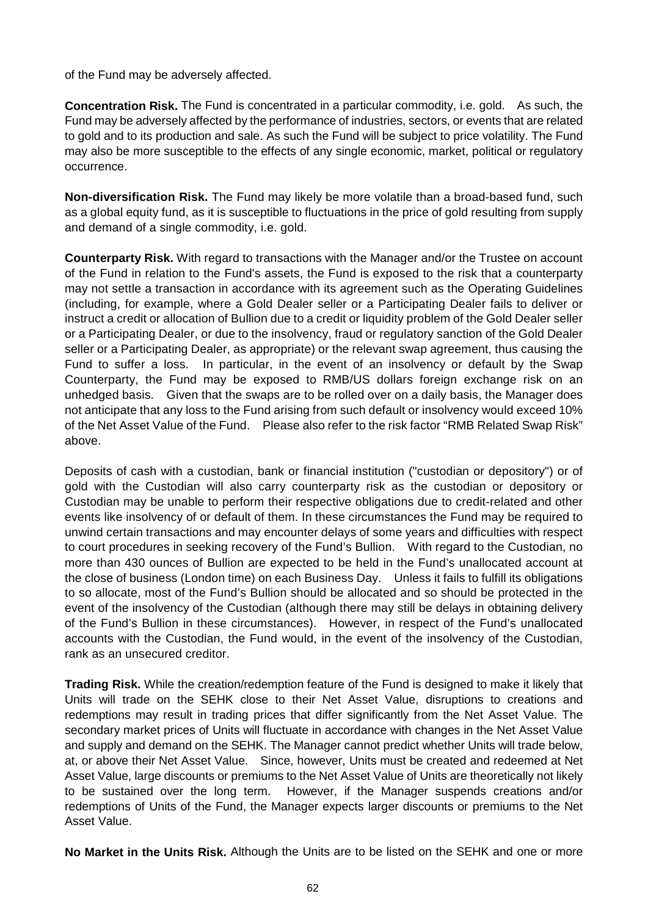of the Fund may be adversely affected.

**Concentration Risk.** The Fund is concentrated in a particular commodity, i.e. gold. As such, the Fund may be adversely affected by the performance of industries, sectors, or events that are related to gold and to its production and sale. As such the Fund will be subject to price volatility. The Fund may also be more susceptible to the effects of any single economic, market, political or regulatory occurrence.

**Non-diversification Risk.** The Fund may likely be more volatile than a broad-based fund, such as a global equity fund, as it is susceptible to fluctuations in the price of gold resulting from supply and demand of a single commodity, i.e. gold.

**Counterparty Risk.** With regard to transactions with the Manager and/or the Trustee on account of the Fund in relation to the Fund's assets, the Fund is exposed to the risk that a counterparty may not settle a transaction in accordance with its agreement such as the Operating Guidelines (including, for example, where a Gold Dealer seller or a Participating Dealer fails to deliver or instruct a credit or allocation of Bullion due to a credit or liquidity problem of the Gold Dealer seller or a Participating Dealer, or due to the insolvency, fraud or regulatory sanction of the Gold Dealer seller or a Participating Dealer, as appropriate) or the relevant swap agreement, thus causing the Fund to suffer a loss. In particular, in the event of an insolvency or default by the Swap Counterparty, the Fund may be exposed to RMB/US dollars foreign exchange risk on an unhedged basis. Given that the swaps are to be rolled over on a daily basis, the Manager does not anticipate that any loss to the Fund arising from such default or insolvency would exceed 10% of the Net Asset Value of the Fund. Please also refer to the risk factor "RMB Related Swap Risk" above.

Deposits of cash with a custodian, bank or financial institution ("custodian or depository") or of gold with the Custodian will also carry counterparty risk as the custodian or depository or Custodian may be unable to perform their respective obligations due to credit-related and other events like insolvency of or default of them. In these circumstances the Fund may be required to unwind certain transactions and may encounter delays of some years and difficulties with respect to court procedures in seeking recovery of the Fund's Bullion. With regard to the Custodian, no more than 430 ounces of Bullion are expected to be held in the Fund's unallocated account at the close of business (London time) on each Business Day. Unless it fails to fulfill its obligations to so allocate, most of the Fund's Bullion should be allocated and so should be protected in the event of the insolvency of the Custodian (although there may still be delays in obtaining delivery of the Fund's Bullion in these circumstances). However, in respect of the Fund's unallocated accounts with the Custodian, the Fund would, in the event of the insolvency of the Custodian, rank as an unsecured creditor.

**Trading Risk.** While the creation/redemption feature of the Fund is designed to make it likely that Units will trade on the SEHK close to their Net Asset Value, disruptions to creations and redemptions may result in trading prices that differ significantly from the Net Asset Value. The secondary market prices of Units will fluctuate in accordance with changes in the Net Asset Value and supply and demand on the SEHK. The Manager cannot predict whether Units will trade below, at, or above their Net Asset Value. Since, however, Units must be created and redeemed at Net Asset Value, large discounts or premiums to the Net Asset Value of Units are theoretically not likely to be sustained over the long term. However, if the Manager suspends creations and/or redemptions of Units of the Fund, the Manager expects larger discounts or premiums to the Net Asset Value.

**No Market in the Units Risk.** Although the Units are to be listed on the SEHK and one or more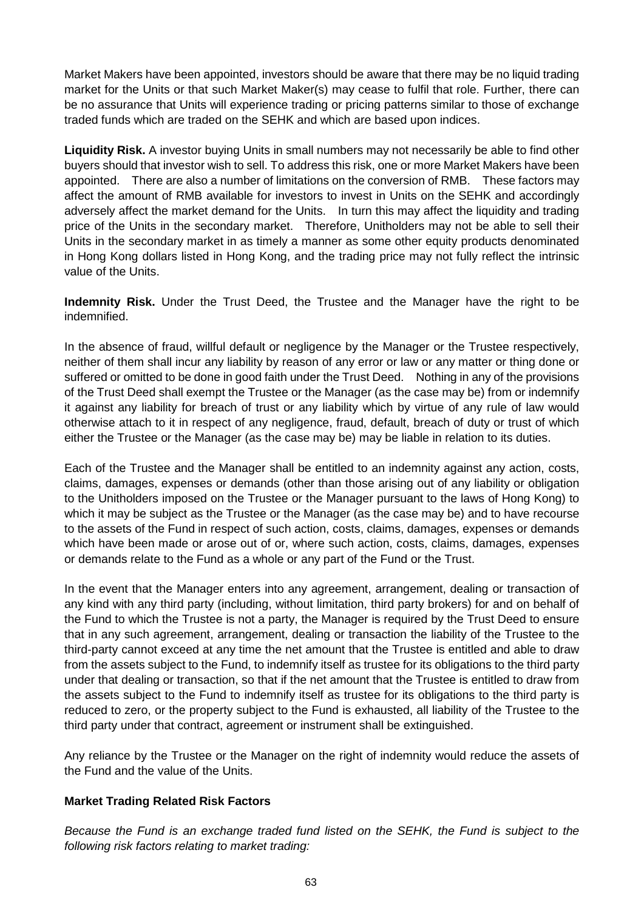Market Makers have been appointed, investors should be aware that there may be no liquid trading market for the Units or that such Market Maker(s) may cease to fulfil that role. Further, there can be no assurance that Units will experience trading or pricing patterns similar to those of exchange traded funds which are traded on the SEHK and which are based upon indices.

**Liquidity Risk.** A investor buying Units in small numbers may not necessarily be able to find other buyers should that investor wish to sell. To address this risk, one or more Market Makers have been appointed. There are also a number of limitations on the conversion of RMB. These factors may affect the amount of RMB available for investors to invest in Units on the SEHK and accordingly adversely affect the market demand for the Units. In turn this may affect the liquidity and trading price of the Units in the secondary market. Therefore, Unitholders may not be able to sell their Units in the secondary market in as timely a manner as some other equity products denominated in Hong Kong dollars listed in Hong Kong, and the trading price may not fully reflect the intrinsic value of the Units.

**Indemnity Risk.** Under the Trust Deed, the Trustee and the Manager have the right to be indemnified.

In the absence of fraud, willful default or negligence by the Manager or the Trustee respectively, neither of them shall incur any liability by reason of any error or law or any matter or thing done or suffered or omitted to be done in good faith under the Trust Deed. Nothing in any of the provisions of the Trust Deed shall exempt the Trustee or the Manager (as the case may be) from or indemnify it against any liability for breach of trust or any liability which by virtue of any rule of law would otherwise attach to it in respect of any negligence, fraud, default, breach of duty or trust of which either the Trustee or the Manager (as the case may be) may be liable in relation to its duties.

Each of the Trustee and the Manager shall be entitled to an indemnity against any action, costs, claims, damages, expenses or demands (other than those arising out of any liability or obligation to the Unitholders imposed on the Trustee or the Manager pursuant to the laws of Hong Kong) to which it may be subject as the Trustee or the Manager (as the case may be) and to have recourse to the assets of the Fund in respect of such action, costs, claims, damages, expenses or demands which have been made or arose out of or, where such action, costs, claims, damages, expenses or demands relate to the Fund as a whole or any part of the Fund or the Trust.

In the event that the Manager enters into any agreement, arrangement, dealing or transaction of any kind with any third party (including, without limitation, third party brokers) for and on behalf of the Fund to which the Trustee is not a party, the Manager is required by the Trust Deed to ensure that in any such agreement, arrangement, dealing or transaction the liability of the Trustee to the third-party cannot exceed at any time the net amount that the Trustee is entitled and able to draw from the assets subject to the Fund, to indemnify itself as trustee for its obligations to the third party under that dealing or transaction, so that if the net amount that the Trustee is entitled to draw from the assets subject to the Fund to indemnify itself as trustee for its obligations to the third party is reduced to zero, or the property subject to the Fund is exhausted, all liability of the Trustee to the third party under that contract, agreement or instrument shall be extinguished.

Any reliance by the Trustee or the Manager on the right of indemnity would reduce the assets of the Fund and the value of the Units.

**Market Trading Related Risk Factors**

*Because the Fund is an exchange traded fund listed on the SEHK, the Fund is subject to the following risk factors relating to market trading:*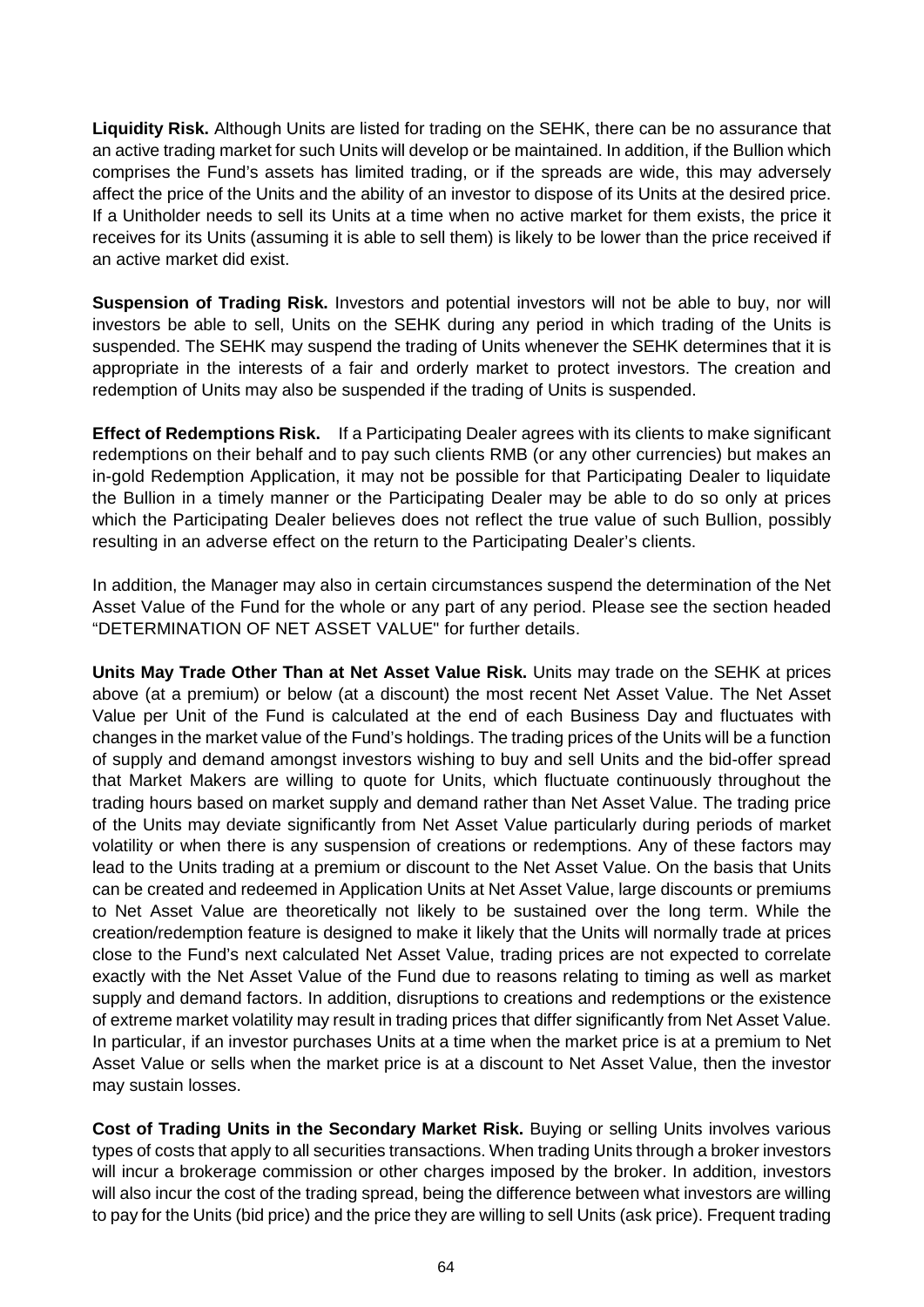**Liquidity Risk.** Although Units are listed for trading on the SEHK, there can be no assurance that an active trading market for such Units will develop or be maintained. In addition, if the Bullion which comprises the Fund's assets has limited trading, or if the spreads are wide, this may adversely affect the price of the Units and the ability of an investor to dispose of its Units at the desired price. If a Unitholder needs to sell its Units at a time when no active market for them exists, the price it receives for its Units (assuming it is able to sell them) is likely to be lower than the price received if an active market did exist.

**Suspension of Trading Risk.** Investors and potential investors will not be able to buy, nor will investors be able to sell, Units on the SEHK during any period in which trading of the Units is suspended. The SEHK may suspend the trading of Units whenever the SEHK determines that it is appropriate in the interests of a fair and orderly market to protect investors. The creation and redemption of Units may also be suspended if the trading of Units is suspended.

**Effect of Redemptions Risk.** If a Participating Dealer agrees with its clients to make significant redemptions on their behalf and to pay such clients RMB (or any other currencies) but makes an in-gold Redemption Application, it may not be possible for that Participating Dealer to liquidate the Bullion in a timely manner or the Participating Dealer may be able to do so only at prices which the Participating Dealer believes does not reflect the true value of such Bullion, possibly resulting in an adverse effect on the return to the Participating Dealer's clients.

In addition, the Manager may also in certain circumstances suspend the determination of the Net Asset Value of the Fund for the whole or any part of any period. Please see the section headed "DETERMINATION OF NET ASSET VALUE" for further details.

**Units May Trade Other Than at Net Asset Value Risk.** Units may trade on the SEHK at prices above (at a premium) or below (at a discount) the most recent Net Asset Value. The Net Asset Value per Unit of the Fund is calculated at the end of each Business Day and fluctuates with changes in the market value of the Fund's holdings. The trading prices of the Units will be a function of supply and demand amongst investors wishing to buy and sell Units and the bid-offer spread that Market Makers are willing to quote for Units, which fluctuate continuously throughout the trading hours based on market supply and demand rather than Net Asset Value. The trading price of the Units may deviate significantly from Net Asset Value particularly during periods of market volatility or when there is any suspension of creations or redemptions. Any of these factors may lead to the Units trading at a premium or discount to the Net Asset Value. On the basis that Units can be created and redeemed in Application Units at Net Asset Value, large discounts or premiums to Net Asset Value are theoretically not likely to be sustained over the long term. While the creation/redemption feature is designed to make it likely that the Units will normally trade at prices close to the Fund's next calculated Net Asset Value, trading prices are not expected to correlate exactly with the Net Asset Value of the Fund due to reasons relating to timing as well as market supply and demand factors. In addition, disruptions to creations and redemptions or the existence of extreme market volatility may result in trading prices that differ significantly from Net Asset Value. In particular, if an investor purchases Units at a time when the market price is at a premium to Net Asset Value or sells when the market price is at a discount to Net Asset Value, then the investor may sustain losses.

**Cost of Trading Units in the Secondary Market Risk.** Buying or selling Units involves various types of costs that apply to all securities transactions. When trading Units through a broker investors will incur a brokerage commission or other charges imposed by the broker. In addition, investors will also incur the cost of the trading spread, being the difference between what investors are willing to pay for the Units (bid price) and the price they are willing to sell Units (ask price). Frequent trading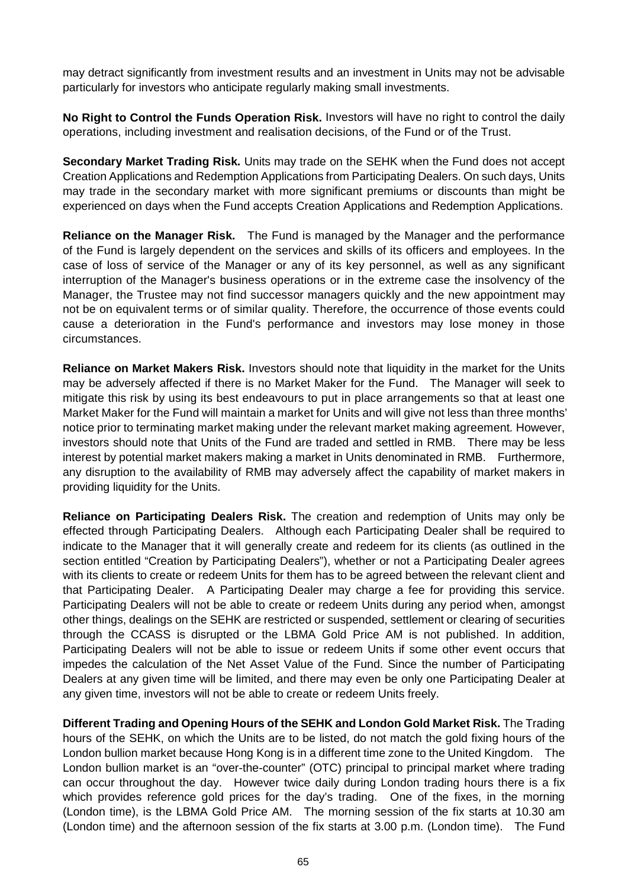may detract significantly from investment results and an investment in Units may not be advisable particularly for investors who anticipate regularly making small investments.

**No Right to Control the Funds Operation Risk.** Investors will have no right to control the daily operations, including investment and realisation decisions, of the Fund or of the Trust.

**Secondary Market Trading Risk.** Units may trade on the SEHK when the Fund does not accept Creation Applications and Redemption Applications from Participating Dealers. On such days, Units may trade in the secondary market with more significant premiums or discounts than might be experienced on days when the Fund accepts Creation Applications and Redemption Applications.

**Reliance on the Manager Risk.** The Fund is managed by the Manager and the performance of the Fund is largely dependent on the services and skills of its officers and employees. In the case of loss of service of the Manager or any of its key personnel, as well as any significant interruption of the Manager's business operations or in the extreme case the insolvency of the Manager, the Trustee may not find successor managers quickly and the new appointment may not be on equivalent terms or of similar quality. Therefore, the occurrence of those events could cause a deterioration in the Fund's performance and investors may lose money in those circumstances.

**Reliance on Market Makers Risk.** Investors should note that liquidity in the market for the Units may be adversely affected if there is no Market Maker for the Fund. The Manager will seek to mitigate this risk by using its best endeavours to put in place arrangements so that at least one Market Maker for the Fund will maintain a market for Units and will give not less than three months' notice prior to terminating market making under the relevant market making agreement. However, investors should note that Units of the Fund are traded and settled in RMB. There may be less interest by potential market makers making a market in Units denominated in RMB. Furthermore, any disruption to the availability of RMB may adversely affect the capability of market makers in providing liquidity for the Units.

**Reliance on Participating Dealers Risk.** The creation and redemption of Units may only be effected through Participating Dealers. Although each Participating Dealer shall be required to indicate to the Manager that it will generally create and redeem for its clients (as outlined in the section entitled "Creation by Participating Dealers"), whether or not a Participating Dealer agrees with its clients to create or redeem Units for them has to be agreed between the relevant client and that Participating Dealer. A Participating Dealer may charge a fee for providing this service. Participating Dealers will not be able to create or redeem Units during any period when, amongst other things, dealings on the SEHK are restricted or suspended, settlement or clearing of securities through the CCASS is disrupted or the LBMA Gold Price AM is not published. In addition, Participating Dealers will not be able to issue or redeem Units if some other event occurs that impedes the calculation of the Net Asset Value of the Fund. Since the number of Participating Dealers at any given time will be limited, and there may even be only one Participating Dealer at any given time, investors will not be able to create or redeem Units freely.

**Different Trading and Opening Hours of the SEHK and London Gold Market Risk.** The Trading hours of the SEHK, on which the Units are to be listed, do not match the gold fixing hours of the London bullion market because Hong Kong is in a different time zone to the United Kingdom. The London bullion market is an "over-the-counter" (OTC) principal to principal market where trading can occur throughout the day. However twice daily during London trading hours there is a fix which provides reference gold prices for the day's trading. One of the fixes, in the morning (London time), is the LBMA Gold Price AM. The morning session of the fix starts at 10.30 am (London time) and the afternoon session of the fix starts at 3.00 p.m. (London time). The Fund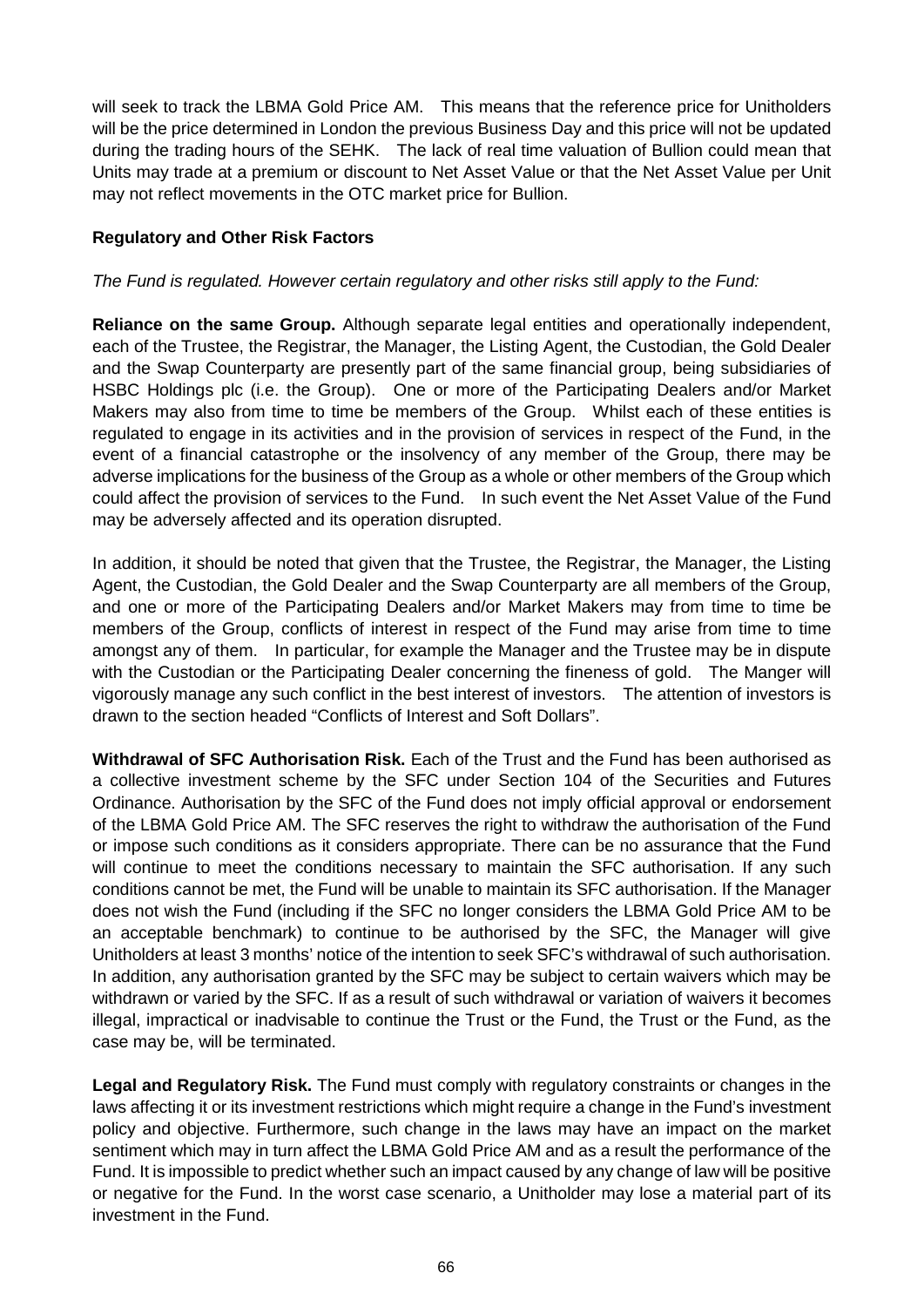will seek to track the LBMA Gold Price AM. This means that the reference price for Unitholders will be the price determined in London the previous Business Day and this price will not be updated during the trading hours of the SEHK. The lack of real time valuation of Bullion could mean that Units may trade at a premium or discount to Net Asset Value or that the Net Asset Value per Unit may not reflect movements in the OTC market price for Bullion.

**Regulatory and Other Risk Factors**

*The Fund is regulated. However certain regulatory and other risks still apply to the Fund:*

**Reliance on the same Group.** Although separate legal entities and operationally independent, each of the Trustee, the Registrar, the Manager, the Listing Agent, the Custodian, the Gold Dealer and the Swap Counterparty are presently part of the same financial group, being subsidiaries of HSBC Holdings plc (i.e. the Group). One or more of the Participating Dealers and/or Market Makers may also from time to time be members of the Group. Whilst each of these entities is regulated to engage in its activities and in the provision of services in respect of the Fund, in the event of a financial catastrophe or the insolvency of any member of the Group, there may be adverse implications for the business of the Group as a whole or other members of the Group which could affect the provision of services to the Fund. In such event the Net Asset Value of the Fund may be adversely affected and its operation disrupted.

In addition, it should be noted that given that the Trustee, the Registrar, the Manager, the Listing Agent, the Custodian, the Gold Dealer and the Swap Counterparty are all members of the Group, and one or more of the Participating Dealers and/or Market Makers may from time to time be members of the Group, conflicts of interest in respect of the Fund may arise from time to time amongst any of them. In particular, for example the Manager and the Trustee may be in dispute with the Custodian or the Participating Dealer concerning the fineness of gold. The Manger will vigorously manage any such conflict in the best interest of investors. The attention of investors is drawn to the section headed "Conflicts of Interest and Soft Dollars".

**Withdrawal of SFC Authorisation Risk.** Each of the Trust and the Fund has been authorised as a collective investment scheme by the SFC under Section 104 of the Securities and Futures Ordinance. Authorisation by the SFC of the Fund does not imply official approval or endorsement of the LBMA Gold Price AM. The SFC reserves the right to withdraw the authorisation of the Fund or impose such conditions as it considers appropriate. There can be no assurance that the Fund will continue to meet the conditions necessary to maintain the SFC authorisation. If any such conditions cannot be met, the Fund will be unable to maintain its SFC authorisation. If the Manager does not wish the Fund (including if the SFC no longer considers the LBMA Gold Price AM to be an acceptable benchmark) to continue to be authorised by the SFC, the Manager will give Unitholders at least 3 months' notice of the intention to seek SFC's withdrawal of such authorisation. In addition, any authorisation granted by the SFC may be subject to certain waivers which may be withdrawn or varied by the SFC. If as a result of such withdrawal or variation of waivers it becomes illegal, impractical or inadvisable to continue the Trust or the Fund, the Trust or the Fund, as the case may be, will be terminated.

**Legal and Regulatory Risk.** The Fund must comply with regulatory constraints or changes in the laws affecting it or its investment restrictions which might require a change in the Fund's investment policy and objective. Furthermore, such change in the laws may have an impact on the market sentiment which may in turn affect the LBMA Gold Price AM and as a result the performance of the Fund. It is impossible to predict whether such an impact caused by any change of law will be positive or negative for the Fund. In the worst case scenario, a Unitholder may lose a material part of its investment in the Fund.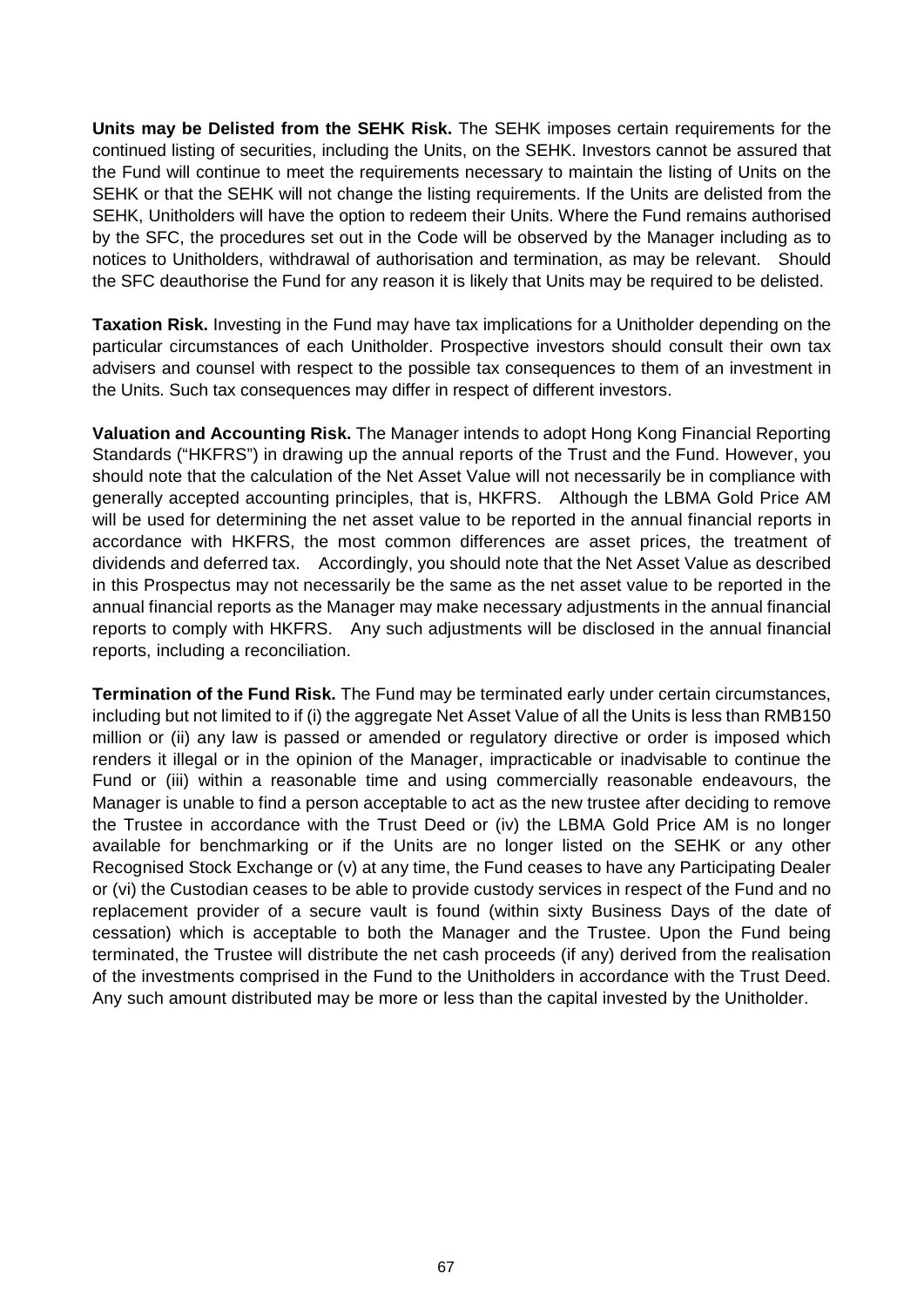**Units may be Delisted from the SEHK Risk.** The SEHK imposes certain requirements for the continued listing of securities, including the Units, on the SEHK. Investors cannot be assured that the Fund will continue to meet the requirements necessary to maintain the listing of Units on the SEHK or that the SEHK will not change the listing requirements. If the Units are delisted from the SEHK, Unitholders will have the option to redeem their Units. Where the Fund remains authorised by the SFC, the procedures set out in the Code will be observed by the Manager including as to notices to Unitholders, withdrawal of authorisation and termination, as may be relevant. Should the SFC deauthorise the Fund for any reason it is likely that Units may be required to be delisted.

**Taxation Risk.** Investing in the Fund may have tax implications for a Unitholder depending on the particular circumstances of each Unitholder. Prospective investors should consult their own tax advisers and counsel with respect to the possible tax consequences to them of an investment in the Units. Such tax consequences may differ in respect of different investors.

**Valuation and Accounting Risk.** The Manager intends to adopt Hong Kong Financial Reporting Standards ("HKFRS") in drawing up the annual reports of the Trust and the Fund. However, you should note that the calculation of the Net Asset Value will not necessarily be in compliance with generally accepted accounting principles, that is, HKFRS. Although the LBMA Gold Price AM will be used for determining the net asset value to be reported in the annual financial reports in accordance with HKFRS, the most common differences are asset prices, the treatment of dividends and deferred tax. Accordingly, you should note that the Net Asset Value as described in this Prospectus may not necessarily be the same as the net asset value to be reported in the annual financial reports as the Manager may make necessary adjustments in the annual financial reports to comply with HKFRS. Any such adjustments will be disclosed in the annual financial reports, including a reconciliation.

**Termination of the Fund Risk.** The Fund may be terminated early under certain circumstances, including but not limited to if (i) the aggregate Net Asset Value of all the Units is less than RMB150 million or (ii) any law is passed or amended or regulatory directive or order is imposed which renders it illegal or in the opinion of the Manager, impracticable or inadvisable to continue the Fund or (iii) within a reasonable time and using commercially reasonable endeavours, the Manager is unable to find a person acceptable to act as the new trustee after deciding to remove the Trustee in accordance with the Trust Deed or (iv) the LBMA Gold Price AM is no longer available for benchmarking or if the Units are no longer listed on the SEHK or any other Recognised Stock Exchange or (v) at any time, the Fund ceases to have any Participating Dealer or (vi) the Custodian ceases to be able to provide custody services in respect of the Fund and no replacement provider of a secure vault is found (within sixty Business Days of the date of cessation) which is acceptable to both the Manager and the Trustee. Upon the Fund being terminated, the Trustee will distribute the net cash proceeds (if any) derived from the realisation of the investments comprised in the Fund to the Unitholders in accordance with the Trust Deed. Any such amount distributed may be more or less than the capital invested by the Unitholder.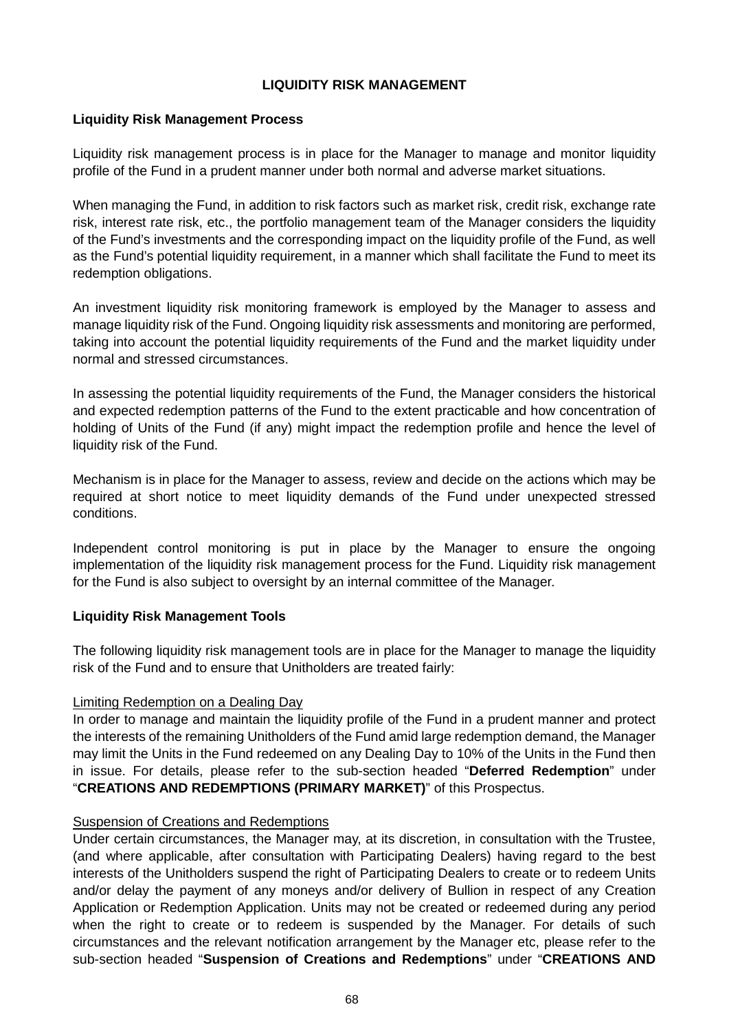# LIQUIDITY RISK MANAGEMENT

## Liquidity Risk Management Process

Liquidity risk management process is in place for the Manager to manage and monitor liquidity profile of the Fund in a prudent manner under both normal and adverse market situations.

When managing the Fund, in addition to risk factors such as market risk, credit risk, exchange rate risk, interest rate risk, etc., the portfolio management team of the Manager considers the liquidity of the Fund's investments and the corresponding impact on the liquidity profile of the Fund, as well as the Fund's potential liquidity requirement, in a manner which shall facilitate the Fund to meet its redemption obligations.

An investment liquidity risk monitoring framework is employed by the Manager to assess and manage liquidity risk of the Fund. Ongoing liquidity risk assessments and monitoring are performed, taking into account the potential liquidity requirements of the Fund and the market liquidity under normal and stressed circumstances.

In assessing the potential liquidity requirements of the Fund, the Manager considers the historical and expected redemption patterns of the Fund to the extent practicable and how concentration of holding of Units of the Fund (if any) might impact the redemption profile and hence the level of liquidity risk of the Fund.

Mechanism is in place for the Manager to assess, review and decide on the actions which may be required at short notice to meet liquidity demands of the Fund under unexpected stressed conditions.

Independent control monitoring is put in place by the Manager to ensure the ongoing implementation of the liquidity risk management process for the Fund. Liquidity risk management for the Fund is also subject to oversight by an internal committee of the Manager.

## Liquidity Risk Management Tools

The following liquidity risk management tools are in place for the Manager to manage the liquidity risk of the Fund and to ensure that Unitholders are treated fairly:

<u>Limiting Redemption on a Dealing Day</u>

In order to manage and maintain the liquidity profile of the Fund in a prudent manner and protect the interests of the remaining Unitholders of the Fund amid large redemption demand, the Manager may limit the Units in the Fund redeemed on any Dealing Day to 10% of the Units in the Fund then in issue. For details, please refer to the sub-section headed "**Deferred Redemption**" under "**CREATIONS AND REDEMPTIONS (PRIMARY MARKET)**" of this Prospectus.

<u>Suspension of Creations and Redemptions</u>

Under certain circumstances, the Manager may, at its discretion, in consultation with the Trustee, (and where applicable, after consultation with Participating Dealers) having regard to the best interests of the Unitholders suspend the right of Participating Dealers to create or to redeem Units and/or delay the payment of any moneys and/or delivery of Bullion in respect of any Creation Application or Redemption Application. Units may not be created or redeemed during any period when the right to create or to redeem is suspended by the Manager. For details of such circumstances and the relevant notification arrangement by the Manager etc, please refer to the sub-section headed "**Suspension of Creations and Redemptions**" under "**CREATIONS AND**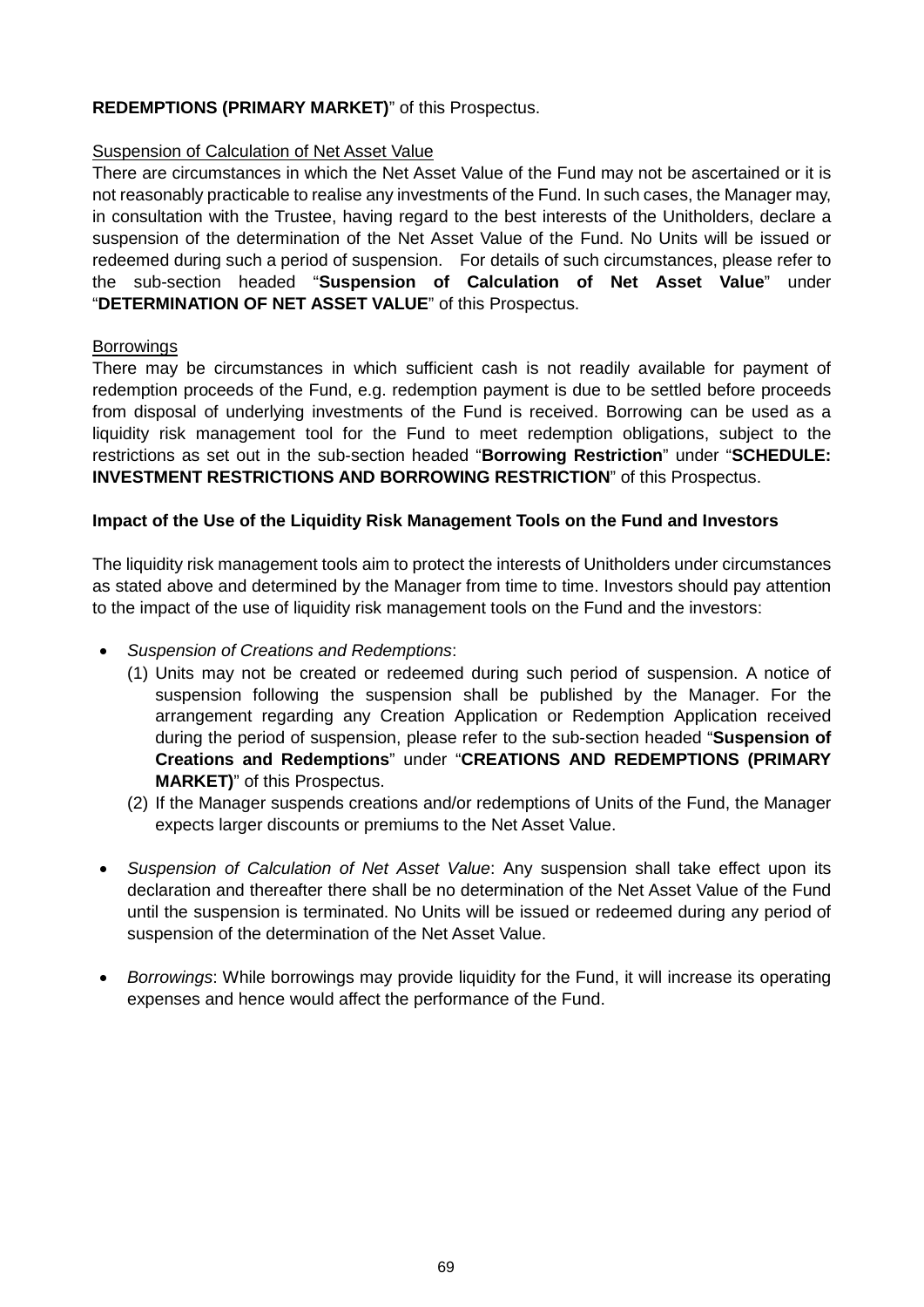**REDEMPTIONS (PRIMARY MARKET)**" of this Prospectus.

Suspension of Calculation of Net Asset Value

There are circumstances in which the Net Asset Value of the Fund may not be ascertained or it is not reasonably practicable to realise any investments of the Fund. In such cases, the Manager may, in consultation with the Trustee, having regard to the best interests of the Unitholders, declare a suspension of the determination of the Net Asset Value of the Fund. No Units will be issued or redeemed during such a period of suspension. For details of such circumstances, please refer to the sub-section headed "**Suspension of Calculation of Net Asset Value**" under "**DETERMINATION OF NET ASSET VALUE**" of this Prospectus.

Borrowings

There may be circumstances in which sufficient cash is not readily available for payment of redemption proceeds of the Fund, e.g. redemption payment is due to be settled before proceeds from disposal of underlying investments of the Fund is received. Borrowing can be used as a liquidity risk management tool for the Fund to meet redemption obligations, subject to the restrictions as set out in the sub-section headed "**Borrowing Restriction**" under "**SCHEDULE: INVESTMENT RESTRICTIONS AND BORROWING RESTRICTION**" of this Prospectus.

**Impact of the Use of the Liquidity Risk Management Tools on the Fund and Investors**

The liquidity risk management tools aim to protect the interests of Unitholders under circumstances as stated above and determined by the Manager from time to time. Investors should pay attention to the impact of the use of liquidity risk management tools on the Fund and the investors:

- *Suspension of Creations and Redemptions*:
  (1) Units may not be created or redeemed during such period of suspension. A notice of suspension following the suspension shall be published by the Manager. For the arrangement regarding any Creation Application or Redemption Application received during the period of suspension, please refer to the sub-section headed "**Suspension of Creations and Redemptions**" under "**CREATIONS AND REDEMPTIONS (PRIMARY MARKET)**" of this Prospectus.
  (2) If the Manager suspends creations and/or redemptions of Units of the Fund, the Manager expects larger discounts or premiums to the Net Asset Value.

- *Suspension of Calculation of Net Asset Value*: Any suspension shall take effect upon its declaration and thereafter there shall be no determination of the Net Asset Value of the Fund until the suspension is terminated. No Units will be issued or redeemed during any period of suspension of the determination of the Net Asset Value.

- *Borrowings*: While borrowings may provide liquidity for the Fund, it will increase its operating expenses and hence would affect the performance of the Fund.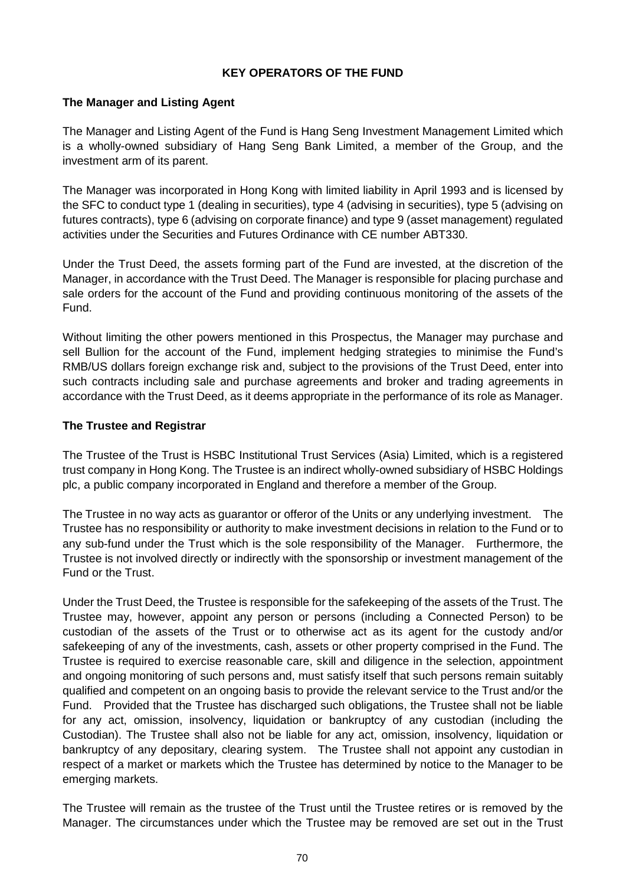## KEY OPERATORS OF THE FUND

### The Manager and Listing Agent

The Manager and Listing Agent of the Fund is Hang Seng Investment Management Limited which is a wholly-owned subsidiary of Hang Seng Bank Limited, a member of the Group, and the investment arm of its parent.

The Manager was incorporated in Hong Kong with limited liability in April 1993 and is licensed by the SFC to conduct type 1 (dealing in securities), type 4 (advising in securities), type 5 (advising on futures contracts), type 6 (advising on corporate finance) and type 9 (asset management) regulated activities under the Securities and Futures Ordinance with CE number ABT330.

Under the Trust Deed, the assets forming part of the Fund are invested, at the discretion of the Manager, in accordance with the Trust Deed. The Manager is responsible for placing purchase and sale orders for the account of the Fund and providing continuous monitoring of the assets of the Fund.

Without limiting the other powers mentioned in this Prospectus, the Manager may purchase and sell Bullion for the account of the Fund, implement hedging strategies to minimise the Fund's RMB/US dollars foreign exchange risk and, subject to the provisions of the Trust Deed, enter into such contracts including sale and purchase agreements and broker and trading agreements in accordance with the Trust Deed, as it deems appropriate in the performance of its role as Manager.

### The Trustee and Registrar

The Trustee of the Trust is HSBC Institutional Trust Services (Asia) Limited, which is a registered trust company in Hong Kong. The Trustee is an indirect wholly-owned subsidiary of HSBC Holdings plc, a public company incorporated in England and therefore a member of the Group.

The Trustee in no way acts as guarantor or offeror of the Units or any underlying investment. The Trustee has no responsibility or authority to make investment decisions in relation to the Fund or to any sub-fund under the Trust which is the sole responsibility of the Manager. Furthermore, the Trustee is not involved directly or indirectly with the sponsorship or investment management of the Fund or the Trust.

Under the Trust Deed, the Trustee is responsible for the safekeeping of the assets of the Trust. The Trustee may, however, appoint any person or persons (including a Connected Person) to be custodian of the assets of the Trust or to otherwise act as its agent for the custody and/or safekeeping of any of the investments, cash, assets or other property comprised in the Fund. The Trustee is required to exercise reasonable care, skill and diligence in the selection, appointment and ongoing monitoring of such persons and, must satisfy itself that such persons remain suitably qualified and competent on an ongoing basis to provide the relevant service to the Trust and/or the Fund. Provided that the Trustee has discharged such obligations, the Trustee shall not be liable for any act, omission, insolvency, liquidation or bankruptcy of any custodian (including the Custodian). The Trustee shall also not be liable for any act, omission, insolvency, liquidation or bankruptcy of any depositary, clearing system. The Trustee shall not appoint any custodian in respect of a market or markets which the Trustee has determined by notice to the Manager to be emerging markets.

The Trustee will remain as the trustee of the Trust until the Trustee retires or is removed by the Manager. The circumstances under which the Trustee may be removed are set out in the Trust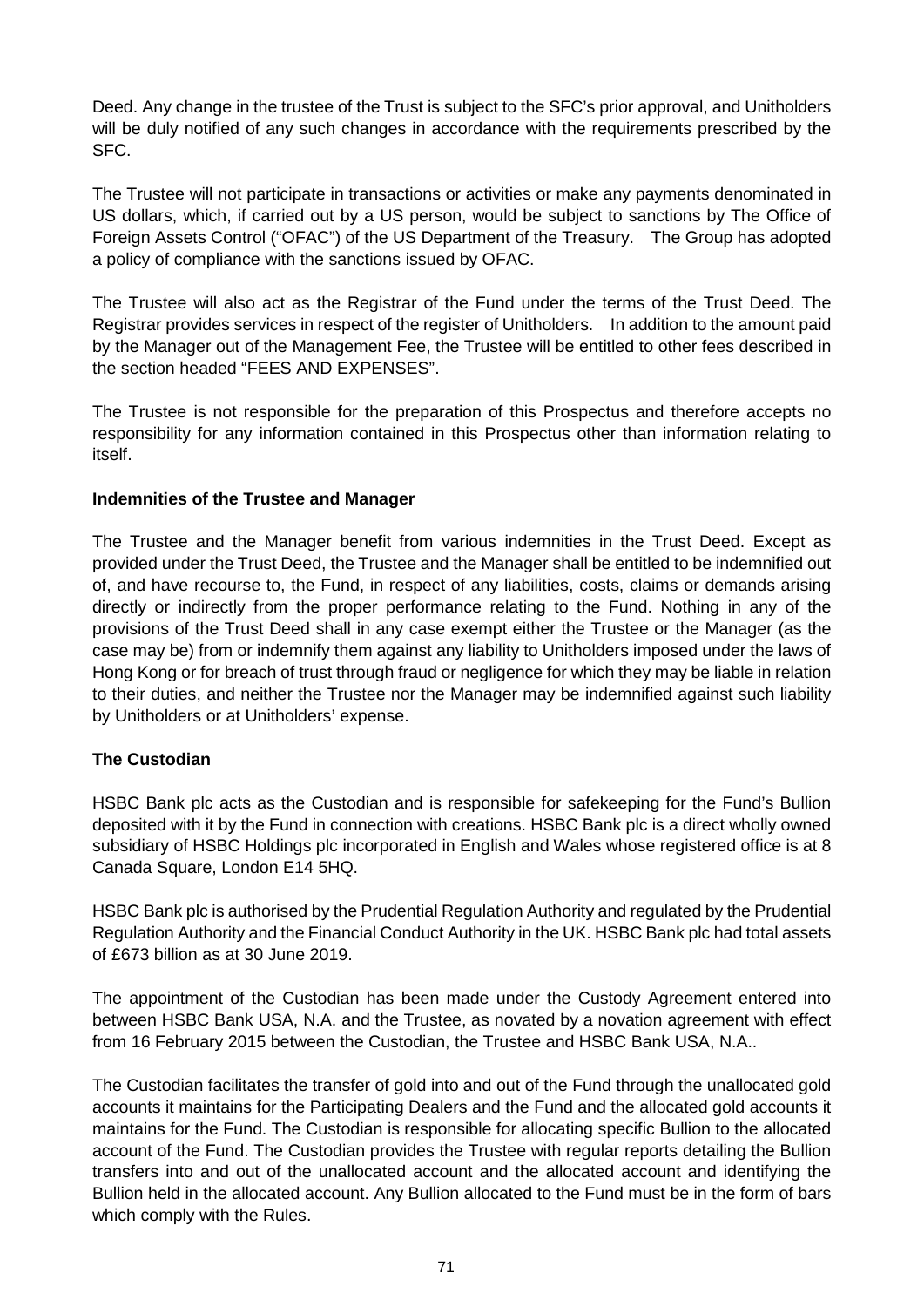Deed. Any change in the trustee of the Trust is subject to the SFC's prior approval, and Unitholders will be duly notified of any such changes in accordance with the requirements prescribed by the SFC.

The Trustee will not participate in transactions or activities or make any payments denominated in US dollars, which, if carried out by a US person, would be subject to sanctions by The Office of Foreign Assets Control ("OFAC") of the US Department of the Treasury. The Group has adopted a policy of compliance with the sanctions issued by OFAC.

The Trustee will also act as the Registrar of the Fund under the terms of the Trust Deed. The Registrar provides services in respect of the register of Unitholders. In addition to the amount paid by the Manager out of the Management Fee, the Trustee will be entitled to other fees described in the section headed "FEES AND EXPENSES".

The Trustee is not responsible for the preparation of this Prospectus and therefore accepts no responsibility for any information contained in this Prospectus other than information relating to itself.

**Indemnities of the Trustee and Manager**

The Trustee and the Manager benefit from various indemnities in the Trust Deed. Except as provided under the Trust Deed, the Trustee and the Manager shall be entitled to be indemnified out of, and have recourse to, the Fund, in respect of any liabilities, costs, claims or demands arising directly or indirectly from the proper performance relating to the Fund. Nothing in any of the provisions of the Trust Deed shall in any case exempt either the Trustee or the Manager (as the case may be) from or indemnify them against any liability to Unitholders imposed under the laws of Hong Kong or for breach of trust through fraud or negligence for which they may be liable in relation to their duties, and neither the Trustee nor the Manager may be indemnified against such liability by Unitholders or at Unitholders' expense.

**The Custodian**

HSBC Bank plc acts as the Custodian and is responsible for safekeeping for the Fund's Bullion deposited with it by the Fund in connection with creations. HSBC Bank plc is a direct wholly owned subsidiary of HSBC Holdings plc incorporated in English and Wales whose registered office is at 8 Canada Square, London E14 5HQ.

HSBC Bank plc is authorised by the Prudential Regulation Authority and regulated by the Prudential Regulation Authority and the Financial Conduct Authority in the UK. HSBC Bank plc had total assets of £673 billion as at 30 June 2019.

The appointment of the Custodian has been made under the Custody Agreement entered into between HSBC Bank USA, N.A. and the Trustee, as novated by a novation agreement with effect from 16 February 2015 between the Custodian, the Trustee and HSBC Bank USA, N.A..

The Custodian facilitates the transfer of gold into and out of the Fund through the unallocated gold accounts it maintains for the Participating Dealers and the Fund and the allocated gold accounts it maintains for the Fund. The Custodian is responsible for allocating specific Bullion to the allocated account of the Fund. The Custodian provides the Trustee with regular reports detailing the Bullion transfers into and out of the unallocated account and the allocated account and identifying the Bullion held in the allocated account. Any Bullion allocated to the Fund must be in the form of bars which comply with the Rules.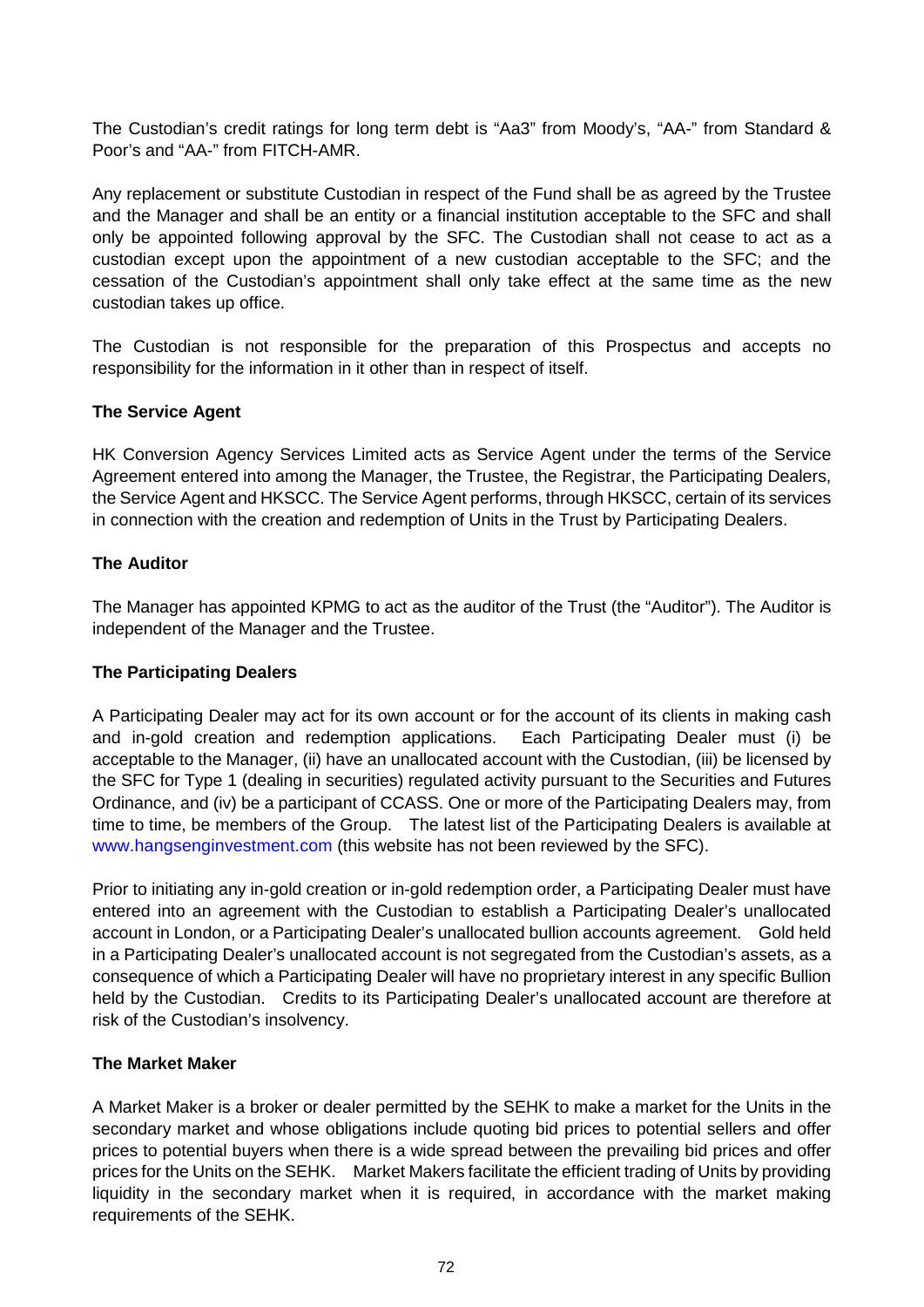The Custodian's credit ratings for long term debt is "Aa3" from Moody's, "AA-" from Standard & Poor's and "AA-" from FITCH-AMR.

Any replacement or substitute Custodian in respect of the Fund shall be as agreed by the Trustee and the Manager and shall be an entity or a financial institution acceptable to the SFC and shall only be appointed following approval by the SFC. The Custodian shall not cease to act as a custodian except upon the appointment of a new custodian acceptable to the SFC; and the cessation of the Custodian's appointment shall only take effect at the same time as the new custodian takes up office.

The Custodian is not responsible for the preparation of this Prospectus and accepts no responsibility for the information in it other than in respect of itself.

**The Service Agent**

HK Conversion Agency Services Limited acts as Service Agent under the terms of the Service Agreement entered into among the Manager, the Trustee, the Registrar, the Participating Dealers, the Service Agent and HKSCC. The Service Agent performs, through HKSCC, certain of its services in connection with the creation and redemption of Units in the Trust by Participating Dealers.

**The Auditor**

The Manager has appointed KPMG to act as the auditor of the Trust (the "Auditor"). The Auditor is independent of the Manager and the Trustee.

**The Participating Dealers**

A Participating Dealer may act for its own account or for the account of its clients in making cash and in-gold creation and redemption applications. Each Participating Dealer must (i) be acceptable to the Manager, (ii) have an unallocated account with the Custodian, (iii) be licensed by the SFC for Type 1 (dealing in securities) regulated activity pursuant to the Securities and Futures Ordinance, and (iv) be a participant of CCASS. One or more of the Participating Dealers may, from time to time, be members of the Group. The latest list of the Participating Dealers is available at www.hangsenginvestment.com (this website has not been reviewed by the SFC).

Prior to initiating any in-gold creation or in-gold redemption order, a Participating Dealer must have entered into an agreement with the Custodian to establish a Participating Dealer's unallocated account in London, or a Participating Dealer's unallocated bullion accounts agreement. Gold held in a Participating Dealer's unallocated account is not segregated from the Custodian's assets, as a consequence of which a Participating Dealer will have no proprietary interest in any specific Bullion held by the Custodian. Credits to its Participating Dealer's unallocated account are therefore at risk of the Custodian's insolvency.

**The Market Maker**

A Market Maker is a broker or dealer permitted by the SEHK to make a market for the Units in the secondary market and whose obligations include quoting bid prices to potential sellers and offer prices to potential buyers when there is a wide spread between the prevailing bid prices and offer prices for the Units on the SEHK. Market Makers facilitate the efficient trading of Units by providing liquidity in the secondary market when it is required, in accordance with the market making requirements of the SEHK.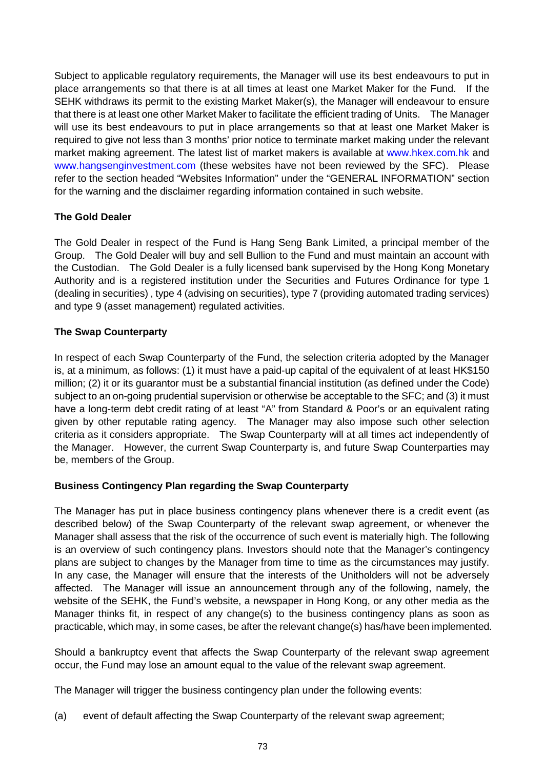Subject to applicable regulatory requirements, the Manager will use its best endeavours to put in place arrangements so that there is at all times at least one Market Maker for the Fund. If the SEHK withdraws its permit to the existing Market Maker(s), the Manager will endeavour to ensure that there is at least one other Market Maker to facilitate the efficient trading of Units. The Manager will use its best endeavours to put in place arrangements so that at least one Market Maker is required to give not less than 3 months' prior notice to terminate market making under the relevant market making agreement. The latest list of market makers is available at www.hkex.com.hk and www.hangsenginvestment.com (these websites have not been reviewed by the SFC). Please refer to the section headed "Websites Information" under the "GENERAL INFORMATION" section for the warning and the disclaimer regarding information contained in such website.

**The Gold Dealer**

The Gold Dealer in respect of the Fund is Hang Seng Bank Limited, a principal member of the Group. The Gold Dealer will buy and sell Bullion to the Fund and must maintain an account with the Custodian. The Gold Dealer is a fully licensed bank supervised by the Hong Kong Monetary Authority and is a registered institution under the Securities and Futures Ordinance for type 1 (dealing in securities) , type 4 (advising on securities), type 7 (providing automated trading services) and type 9 (asset management) regulated activities.

**The Swap Counterparty**

In respect of each Swap Counterparty of the Fund, the selection criteria adopted by the Manager is, at a minimum, as follows: (1) it must have a paid-up capital of the equivalent of at least HK$150 million; (2) it or its guarantor must be a substantial financial institution (as defined under the Code) subject to an on-going prudential supervision or otherwise be acceptable to the SFC; and (3) it must have a long-term debt credit rating of at least "A" from Standard & Poor's or an equivalent rating given by other reputable rating agency. The Manager may also impose such other selection criteria as it considers appropriate. The Swap Counterparty will at all times act independently of the Manager. However, the current Swap Counterparty is, and future Swap Counterparties may be, members of the Group.

**Business Contingency Plan regarding the Swap Counterparty**

The Manager has put in place business contingency plans whenever there is a credit event (as described below) of the Swap Counterparty of the relevant swap agreement, or whenever the Manager shall assess that the risk of the occurrence of such event is materially high. The following is an overview of such contingency plans. Investors should note that the Manager's contingency plans are subject to changes by the Manager from time to time as the circumstances may justify. In any case, the Manager will ensure that the interests of the Unitholders will not be adversely affected. The Manager will issue an announcement through any of the following, namely, the website of the SEHK, the Fund's website, a newspaper in Hong Kong, or any other media as the Manager thinks fit, in respect of any change(s) to the business contingency plans as soon as practicable, which may, in some cases, be after the relevant change(s) has/have been implemented.

Should a bankruptcy event that affects the Swap Counterparty of the relevant swap agreement occur, the Fund may lose an amount equal to the value of the relevant swap agreement.

The Manager will trigger the business contingency plan under the following events:

(a) event of default affecting the Swap Counterparty of the relevant swap agreement;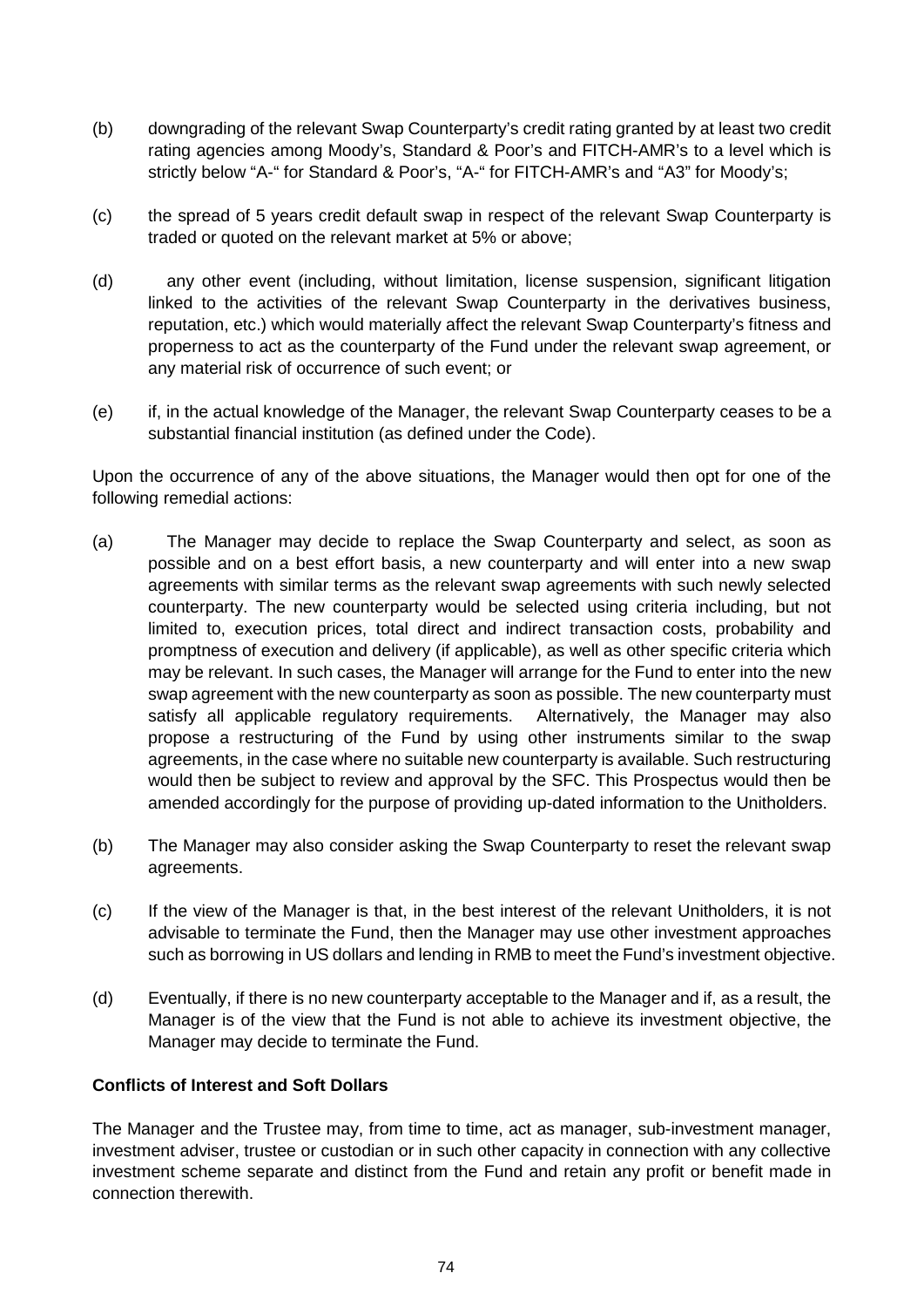(b) downgrading of the relevant Swap Counterparty's credit rating granted by at least two credit rating agencies among Moody's, Standard & Poor's and FITCH-AMR's to a level which is strictly below "A-" for Standard & Poor's, "A-" for FITCH-AMR's and "A3" for Moody's;

(c) the spread of 5 years credit default swap in respect of the relevant Swap Counterparty is traded or quoted on the relevant market at 5% or above;

(d) any other event (including, without limitation, license suspension, significant litigation linked to the activities of the relevant Swap Counterparty in the derivatives business, reputation, etc.) which would materially affect the relevant Swap Counterparty's fitness and properness to act as the counterparty of the Fund under the relevant swap agreement, or any material risk of occurrence of such event; or

(e) if, in the actual knowledge of the Manager, the relevant Swap Counterparty ceases to be a substantial financial institution (as defined under the Code).

Upon the occurrence of any of the above situations, the Manager would then opt for one of the following remedial actions:

(a) The Manager may decide to replace the Swap Counterparty and select, as soon as possible and on a best effort basis, a new counterparty and will enter into a new swap agreements with similar terms as the relevant swap agreements with such newly selected counterparty. The new counterparty would be selected using criteria including, but not limited to, execution prices, total direct and indirect transaction costs, probability and promptness of execution and delivery (if applicable), as well as other specific criteria which may be relevant. In such cases, the Manager will arrange for the Fund to enter into the new swap agreement with the new counterparty as soon as possible. The new counterparty must satisfy all applicable regulatory requirements. Alternatively, the Manager may also propose a restructuring of the Fund by using other instruments similar to the swap agreements, in the case where no suitable new counterparty is available. Such restructuring would then be subject to review and approval by the SFC. This Prospectus would then be amended accordingly for the purpose of providing up-dated information to the Unitholders.

(b) The Manager may also consider asking the Swap Counterparty to reset the relevant swap agreements.

(c) If the view of the Manager is that, in the best interest of the relevant Unitholders, it is not advisable to terminate the Fund, then the Manager may use other investment approaches such as borrowing in US dollars and lending in RMB to meet the Fund's investment objective.

(d) Eventually, if there is no new counterparty acceptable to the Manager and if, as a result, the Manager is of the view that the Fund is not able to achieve its investment objective, the Manager may decide to terminate the Fund.

**Conflicts of Interest and Soft Dollars**

The Manager and the Trustee may, from time to time, act as manager, sub-investment manager, investment adviser, trustee or custodian or in such other capacity in connection with any collective investment scheme separate and distinct from the Fund and retain any profit or benefit made in connection therewith.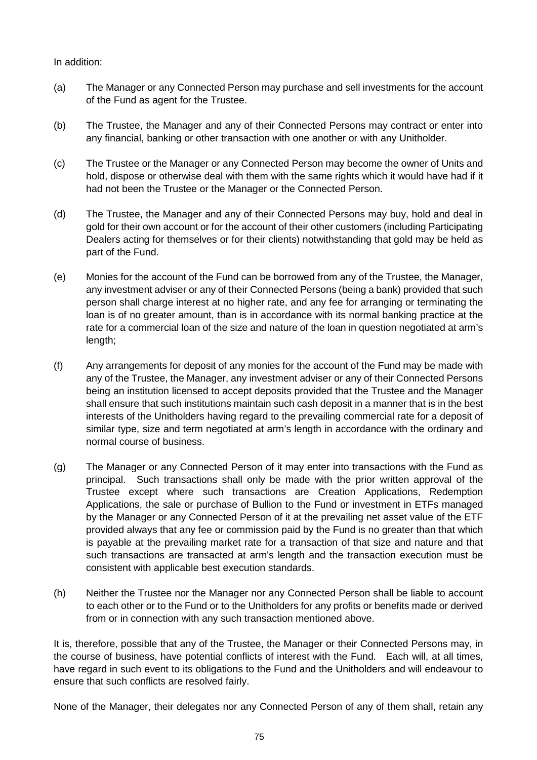In addition:

(a) The Manager or any Connected Person may purchase and sell investments for the account of the Fund as agent for the Trustee.

(b) The Trustee, the Manager and any of their Connected Persons may contract or enter into any financial, banking or other transaction with one another or with any Unitholder.

(c) The Trustee or the Manager or any Connected Person may become the owner of Units and hold, dispose or otherwise deal with them with the same rights which it would have had if it had not been the Trustee or the Manager or the Connected Person.

(d) The Trustee, the Manager and any of their Connected Persons may buy, hold and deal in gold for their own account or for the account of their other customers (including Participating Dealers acting for themselves or for their clients) notwithstanding that gold may be held as part of the Fund.

(e) Monies for the account of the Fund can be borrowed from any of the Trustee, the Manager, any investment adviser or any of their Connected Persons (being a bank) provided that such person shall charge interest at no higher rate, and any fee for arranging or terminating the loan is of no greater amount, than is in accordance with its normal banking practice at the rate for a commercial loan of the size and nature of the loan in question negotiated at arm's length;

(f) Any arrangements for deposit of any monies for the account of the Fund may be made with any of the Trustee, the Manager, any investment adviser or any of their Connected Persons being an institution licensed to accept deposits provided that the Trustee and the Manager shall ensure that such institutions maintain such cash deposit in a manner that is in the best interests of the Unitholders having regard to the prevailing commercial rate for a deposit of similar type, size and term negotiated at arm's length in accordance with the ordinary and normal course of business.

(g) The Manager or any Connected Person of it may enter into transactions with the Fund as principal. Such transactions shall only be made with the prior written approval of the Trustee except where such transactions are Creation Applications, Redemption Applications, the sale or purchase of Bullion to the Fund or investment in ETFs managed by the Manager or any Connected Person of it at the prevailing net asset value of the ETF provided always that any fee or commission paid by the Fund is no greater than that which is payable at the prevailing market rate for a transaction of that size and nature and that such transactions are transacted at arm's length and the transaction execution must be consistent with applicable best execution standards.

(h) Neither the Trustee nor the Manager nor any Connected Person shall be liable to account to each other or to the Fund or to the Unitholders for any profits or benefits made or derived from or in connection with any such transaction mentioned above.

It is, therefore, possible that any of the Trustee, the Manager or their Connected Persons may, in the course of business, have potential conflicts of interest with the Fund. Each will, at all times, have regard in such event to its obligations to the Fund and the Unitholders and will endeavour to ensure that such conflicts are resolved fairly.

None of the Manager, their delegates nor any Connected Person of any of them shall, retain any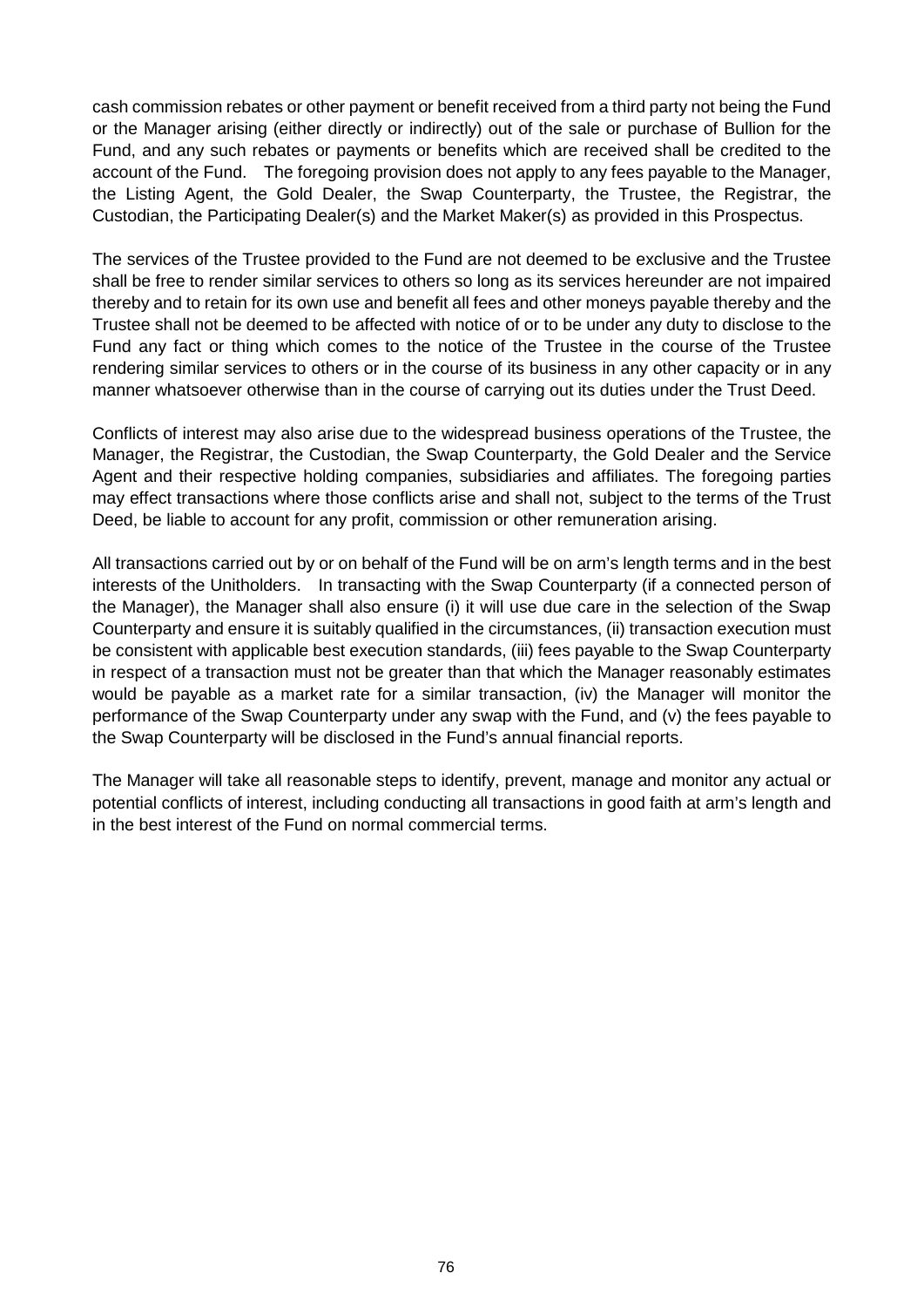cash commission rebates or other payment or benefit received from a third party not being the Fund or the Manager arising (either directly or indirectly) out of the sale or purchase of Bullion for the Fund, and any such rebates or payments or benefits which are received shall be credited to the account of the Fund. The foregoing provision does not apply to any fees payable to the Manager, the Listing Agent, the Gold Dealer, the Swap Counterparty, the Trustee, the Registrar, the Custodian, the Participating Dealer(s) and the Market Maker(s) as provided in this Prospectus.

The services of the Trustee provided to the Fund are not deemed to be exclusive and the Trustee shall be free to render similar services to others so long as its services hereunder are not impaired thereby and to retain for its own use and benefit all fees and other moneys payable thereby and the Trustee shall not be deemed to be affected with notice of or to be under any duty to disclose to the Fund any fact or thing which comes to the notice of the Trustee in the course of the Trustee rendering similar services to others or in the course of its business in any other capacity or in any manner whatsoever otherwise than in the course of carrying out its duties under the Trust Deed.

Conflicts of interest may also arise due to the widespread business operations of the Trustee, the Manager, the Registrar, the Custodian, the Swap Counterparty, the Gold Dealer and the Service Agent and their respective holding companies, subsidiaries and affiliates. The foregoing parties may effect transactions where those conflicts arise and shall not, subject to the terms of the Trust Deed, be liable to account for any profit, commission or other remuneration arising.

All transactions carried out by or on behalf of the Fund will be on arm's length terms and in the best interests of the Unitholders. In transacting with the Swap Counterparty (if a connected person of the Manager), the Manager shall also ensure (i) it will use due care in the selection of the Swap Counterparty and ensure it is suitably qualified in the circumstances, (ii) transaction execution must be consistent with applicable best execution standards, (iii) fees payable to the Swap Counterparty in respect of a transaction must not be greater than that which the Manager reasonably estimates would be payable as a market rate for a similar transaction, (iv) the Manager will monitor the performance of the Swap Counterparty under any swap with the Fund, and (v) the fees payable to the Swap Counterparty will be disclosed in the Fund's annual financial reports.

The Manager will take all reasonable steps to identify, prevent, manage and monitor any actual or potential conflicts of interest, including conducting all transactions in good faith at arm's length and in the best interest of the Fund on normal commercial terms.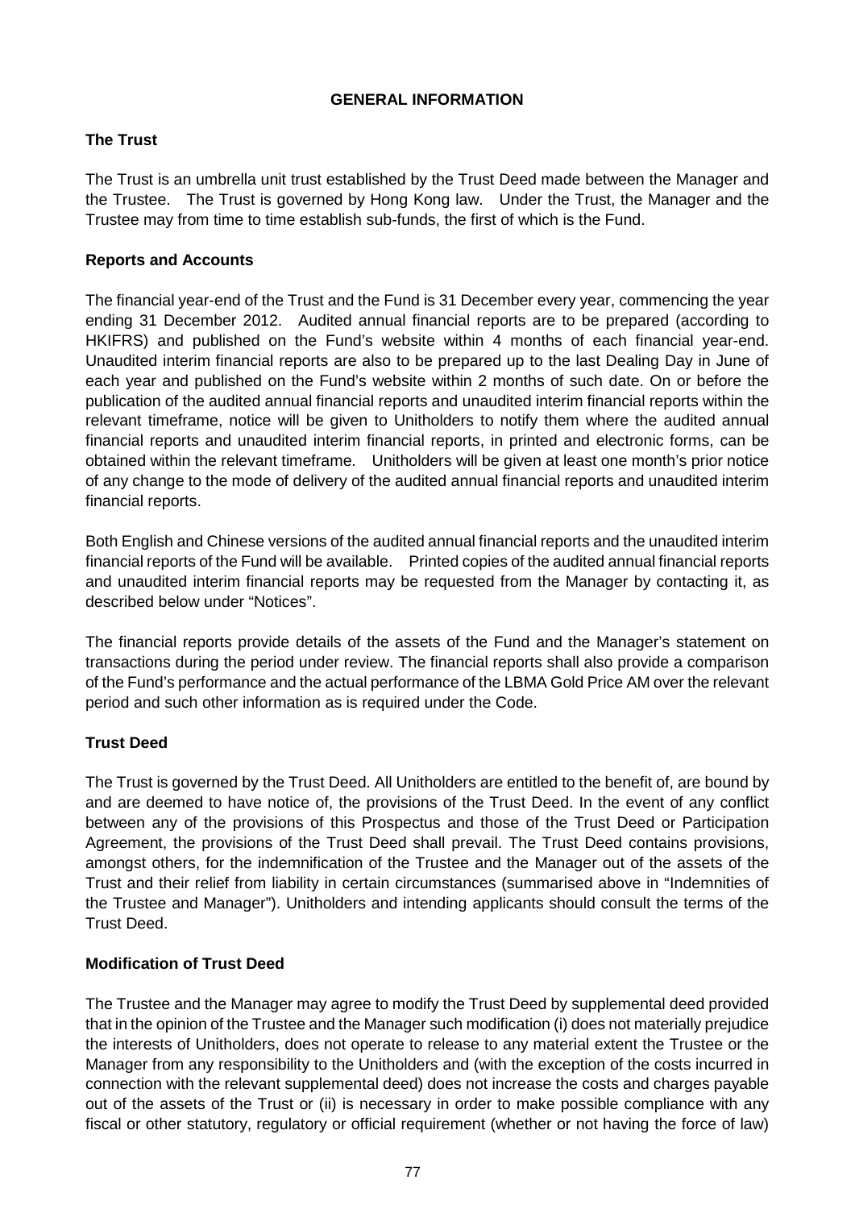# GENERAL INFORMATION

## The Trust

The Trust is an umbrella unit trust established by the Trust Deed made between the Manager and the Trustee. The Trust is governed by Hong Kong law. Under the Trust, the Manager and the Trustee may from time to time establish sub-funds, the first of which is the Fund.

## Reports and Accounts

The financial year-end of the Trust and the Fund is 31 December every year, commencing the year ending 31 December 2012. Audited annual financial reports are to be prepared (according to HKIFRS) and published on the Fund's website within 4 months of each financial year-end. Unaudited interim financial reports are also to be prepared up to the last Dealing Day in June of each year and published on the Fund's website within 2 months of such date. On or before the publication of the audited annual financial reports and unaudited interim financial reports within the relevant timeframe, notice will be given to Unitholders to notify them where the audited annual financial reports and unaudited interim financial reports, in printed and electronic forms, can be obtained within the relevant timeframe. Unitholders will be given at least one month's prior notice of any change to the mode of delivery of the audited annual financial reports and unaudited interim financial reports.

Both English and Chinese versions of the audited annual financial reports and the unaudited interim financial reports of the Fund will be available. Printed copies of the audited annual financial reports and unaudited interim financial reports may be requested from the Manager by contacting it, as described below under "Notices".

The financial reports provide details of the assets of the Fund and the Manager's statement on transactions during the period under review. The financial reports shall also provide a comparison of the Fund's performance and the actual performance of the LBMA Gold Price AM over the relevant period and such other information as is required under the Code.

## Trust Deed

The Trust is governed by the Trust Deed. All Unitholders are entitled to the benefit of, are bound by and are deemed to have notice of, the provisions of the Trust Deed. In the event of any conflict between any of the provisions of this Prospectus and those of the Trust Deed or Participation Agreement, the provisions of the Trust Deed shall prevail. The Trust Deed contains provisions, amongst others, for the indemnification of the Trustee and the Manager out of the assets of the Trust and their relief from liability in certain circumstances (summarised above in "Indemnities of the Trustee and Manager"). Unitholders and intending applicants should consult the terms of the Trust Deed.

## Modification of Trust Deed

The Trustee and the Manager may agree to modify the Trust Deed by supplemental deed provided that in the opinion of the Trustee and the Manager such modification (i) does not materially prejudice the interests of Unitholders, does not operate to release to any material extent the Trustee or the Manager from any responsibility to the Unitholders and (with the exception of the costs incurred in connection with the relevant supplemental deed) does not increase the costs and charges payable out of the assets of the Trust or (ii) is necessary in order to make possible compliance with any fiscal or other statutory, regulatory or official requirement (whether or not having the force of law)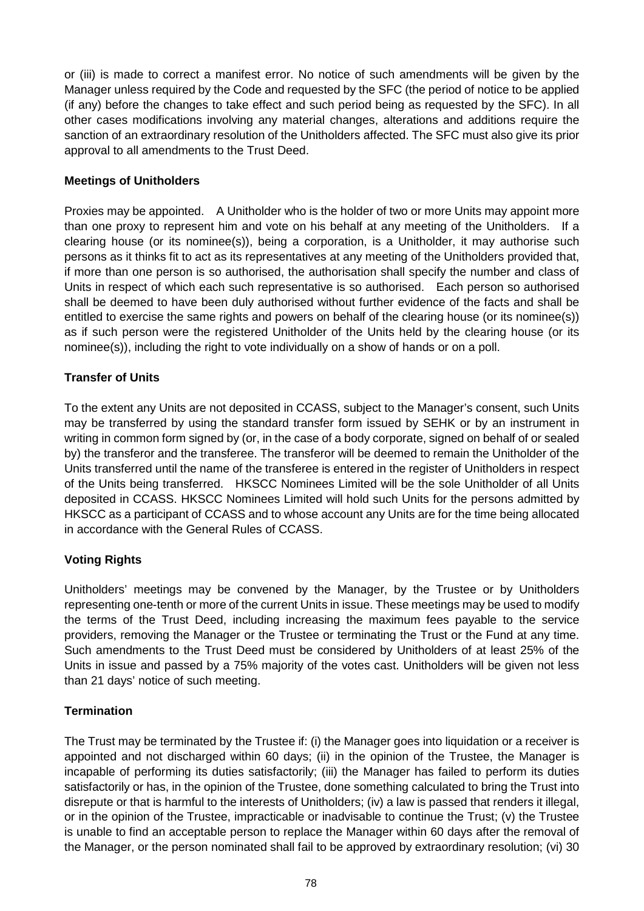or (iii) is made to correct a manifest error. No notice of such amendments will be given by the Manager unless required by the Code and requested by the SFC (the period of notice to be applied (if any) before the changes to take effect and such period being as requested by the SFC). In all other cases modifications involving any material changes, alterations and additions require the sanction of an extraordinary resolution of the Unitholders affected. The SFC must also give its prior approval to all amendments to the Trust Deed.

**Meetings of Unitholders**

Proxies may be appointed. A Unitholder who is the holder of two or more Units may appoint more than one proxy to represent him and vote on his behalf at any meeting of the Unitholders. If a clearing house (or its nominee(s)), being a corporation, is a Unitholder, it may authorise such persons as it thinks fit to act as its representatives at any meeting of the Unitholders provided that, if more than one person is so authorised, the authorisation shall specify the number and class of Units in respect of which each such representative is so authorised. Each person so authorised shall be deemed to have been duly authorised without further evidence of the facts and shall be entitled to exercise the same rights and powers on behalf of the clearing house (or its nominee(s)) as if such person were the registered Unitholder of the Units held by the clearing house (or its nominee(s)), including the right to vote individually on a show of hands or on a poll.

**Transfer of Units**

To the extent any Units are not deposited in CCASS, subject to the Manager's consent, such Units may be transferred by using the standard transfer form issued by SEHK or by an instrument in writing in common form signed by (or, in the case of a body corporate, signed on behalf of or sealed by) the transferor and the transferee. The transferor will be deemed to remain the Unitholder of the Units transferred until the name of the transferee is entered in the register of Unitholders in respect of the Units being transferred. HKSCC Nominees Limited will be the sole Unitholder of all Units deposited in CCASS. HKSCC Nominees Limited will hold such Units for the persons admitted by HKSCC as a participant of CCASS and to whose account any Units are for the time being allocated in accordance with the General Rules of CCASS.

**Voting Rights**

Unitholders' meetings may be convened by the Manager, by the Trustee or by Unitholders representing one-tenth or more of the current Units in issue. These meetings may be used to modify the terms of the Trust Deed, including increasing the maximum fees payable to the service providers, removing the Manager or the Trustee or terminating the Trust or the Fund at any time. Such amendments to the Trust Deed must be considered by Unitholders of at least 25% of the Units in issue and passed by a 75% majority of the votes cast. Unitholders will be given not less than 21 days' notice of such meeting.

**Termination**

The Trust may be terminated by the Trustee if: (i) the Manager goes into liquidation or a receiver is appointed and not discharged within 60 days; (ii) in the opinion of the Trustee, the Manager is incapable of performing its duties satisfactorily; (iii) the Manager has failed to perform its duties satisfactorily or has, in the opinion of the Trustee, done something calculated to bring the Trust into disrepute or that is harmful to the interests of Unitholders; (iv) a law is passed that renders it illegal, or in the opinion of the Trustee, impracticable or inadvisable to continue the Trust; (v) the Trustee is unable to find an acceptable person to replace the Manager within 60 days after the removal of the Manager, or the person nominated shall fail to be approved by extraordinary resolution; (vi) 30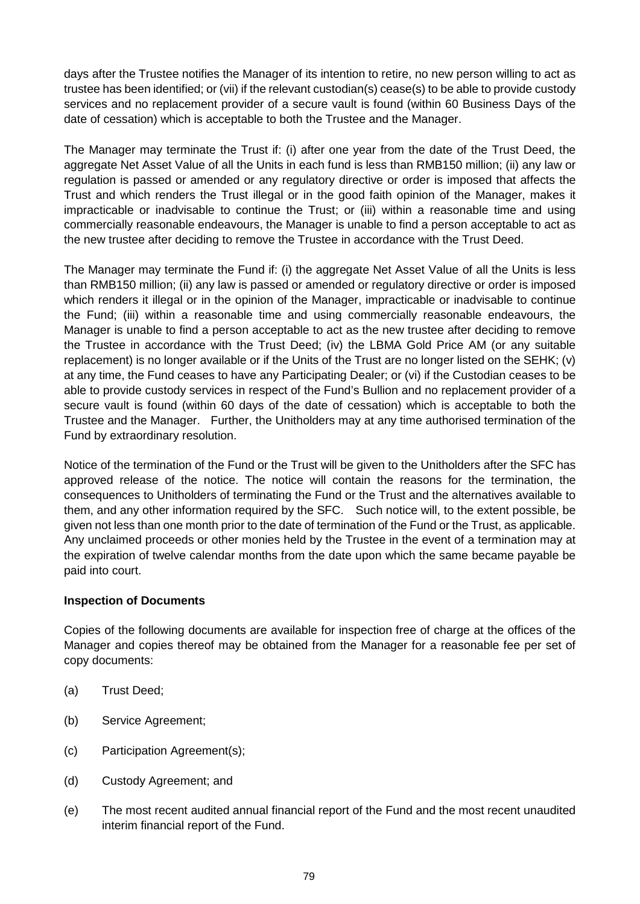days after the Trustee notifies the Manager of its intention to retire, no new person willing to act as trustee has been identified; or (vii) if the relevant custodian(s) cease(s) to be able to provide custody services and no replacement provider of a secure vault is found (within 60 Business Days of the date of cessation) which is acceptable to both the Trustee and the Manager.

The Manager may terminate the Trust if: (i) after one year from the date of the Trust Deed, the aggregate Net Asset Value of all the Units in each fund is less than RMB150 million; (ii) any law or regulation is passed or amended or any regulatory directive or order is imposed that affects the Trust and which renders the Trust illegal or in the good faith opinion of the Manager, makes it impracticable or inadvisable to continue the Trust; or (iii) within a reasonable time and using commercially reasonable endeavours, the Manager is unable to find a person acceptable to act as the new trustee after deciding to remove the Trustee in accordance with the Trust Deed.

The Manager may terminate the Fund if: (i) the aggregate Net Asset Value of all the Units is less than RMB150 million; (ii) any law is passed or amended or regulatory directive or order is imposed which renders it illegal or in the opinion of the Manager, impracticable or inadvisable to continue the Fund; (iii) within a reasonable time and using commercially reasonable endeavours, the Manager is unable to find a person acceptable to act as the new trustee after deciding to remove the Trustee in accordance with the Trust Deed; (iv) the LBMA Gold Price AM (or any suitable replacement) is no longer available or if the Units of the Trust are no longer listed on the SEHK; (v) at any time, the Fund ceases to have any Participating Dealer; or (vi) if the Custodian ceases to be able to provide custody services in respect of the Fund's Bullion and no replacement provider of a secure vault is found (within 60 days of the date of cessation) which is acceptable to both the Trustee and the Manager. Further, the Unitholders may at any time authorised termination of the Fund by extraordinary resolution.

Notice of the termination of the Fund or the Trust will be given to the Unitholders after the SFC has approved release of the notice. The notice will contain the reasons for the termination, the consequences to Unitholders of terminating the Fund or the Trust and the alternatives available to them, and any other information required by the SFC. Such notice will, to the extent possible, be given not less than one month prior to the date of termination of the Fund or the Trust, as applicable. Any unclaimed proceeds or other monies held by the Trustee in the event of a termination may at the expiration of twelve calendar months from the date upon which the same became payable be paid into court.

**Inspection of Documents**

Copies of the following documents are available for inspection free of charge at the offices of the Manager and copies thereof may be obtained from the Manager for a reasonable fee per set of copy documents:

(a) Trust Deed;

(b) Service Agreement;

(c) Participation Agreement(s);

(d) Custody Agreement; and

(e) The most recent audited annual financial report of the Fund and the most recent unaudited interim financial report of the Fund.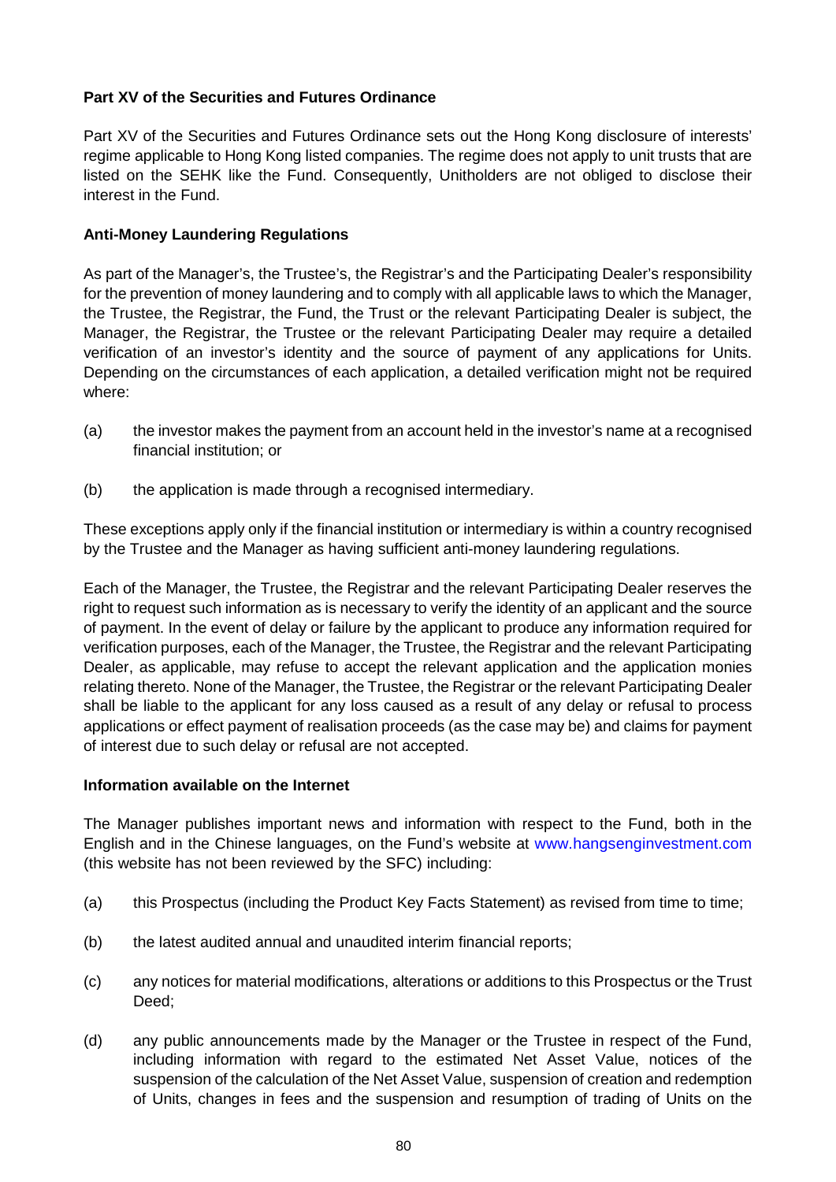**Part XV of the Securities and Futures Ordinance**

Part XV of the Securities and Futures Ordinance sets out the Hong Kong disclosure of interests' regime applicable to Hong Kong listed companies. The regime does not apply to unit trusts that are listed on the SEHK like the Fund. Consequently, Unitholders are not obliged to disclose their interest in the Fund.

**Anti-Money Laundering Regulations**

As part of the Manager's, the Trustee's, the Registrar's and the Participating Dealer's responsibility for the prevention of money laundering and to comply with all applicable laws to which the Manager, the Trustee, the Registrar, the Fund, the Trust or the relevant Participating Dealer is subject, the Manager, the Registrar, the Trustee or the relevant Participating Dealer may require a detailed verification of an investor's identity and the source of payment of any applications for Units. Depending on the circumstances of each application, a detailed verification might not be required where:

(a) the investor makes the payment from an account held in the investor's name at a recognised financial institution; or

(b) the application is made through a recognised intermediary.

These exceptions apply only if the financial institution or intermediary is within a country recognised by the Trustee and the Manager as having sufficient anti-money laundering regulations.

Each of the Manager, the Trustee, the Registrar and the relevant Participating Dealer reserves the right to request such information as is necessary to verify the identity of an applicant and the source of payment. In the event of delay or failure by the applicant to produce any information required for verification purposes, each of the Manager, the Trustee, the Registrar and the relevant Participating Dealer, as applicable, may refuse to accept the relevant application and the application monies relating thereto. None of the Manager, the Trustee, the Registrar or the relevant Participating Dealer shall be liable to the applicant for any loss caused as a result of any delay or refusal to process applications or effect payment of realisation proceeds (as the case may be) and claims for payment of interest due to such delay or refusal are not accepted.

**Information available on the Internet**

The Manager publishes important news and information with respect to the Fund, both in the English and in the Chinese languages, on the Fund's website at www.hangsenginvestment.com (this website has not been reviewed by the SFC) including:

(a) this Prospectus (including the Product Key Facts Statement) as revised from time to time;

(b) the latest audited annual and unaudited interim financial reports;

(c) any notices for material modifications, alterations or additions to this Prospectus or the Trust Deed;

(d) any public announcements made by the Manager or the Trustee in respect of the Fund, including information with regard to the estimated Net Asset Value, notices of the suspension of the calculation of the Net Asset Value, suspension of creation and redemption of Units, changes in fees and the suspension and resumption of trading of Units on the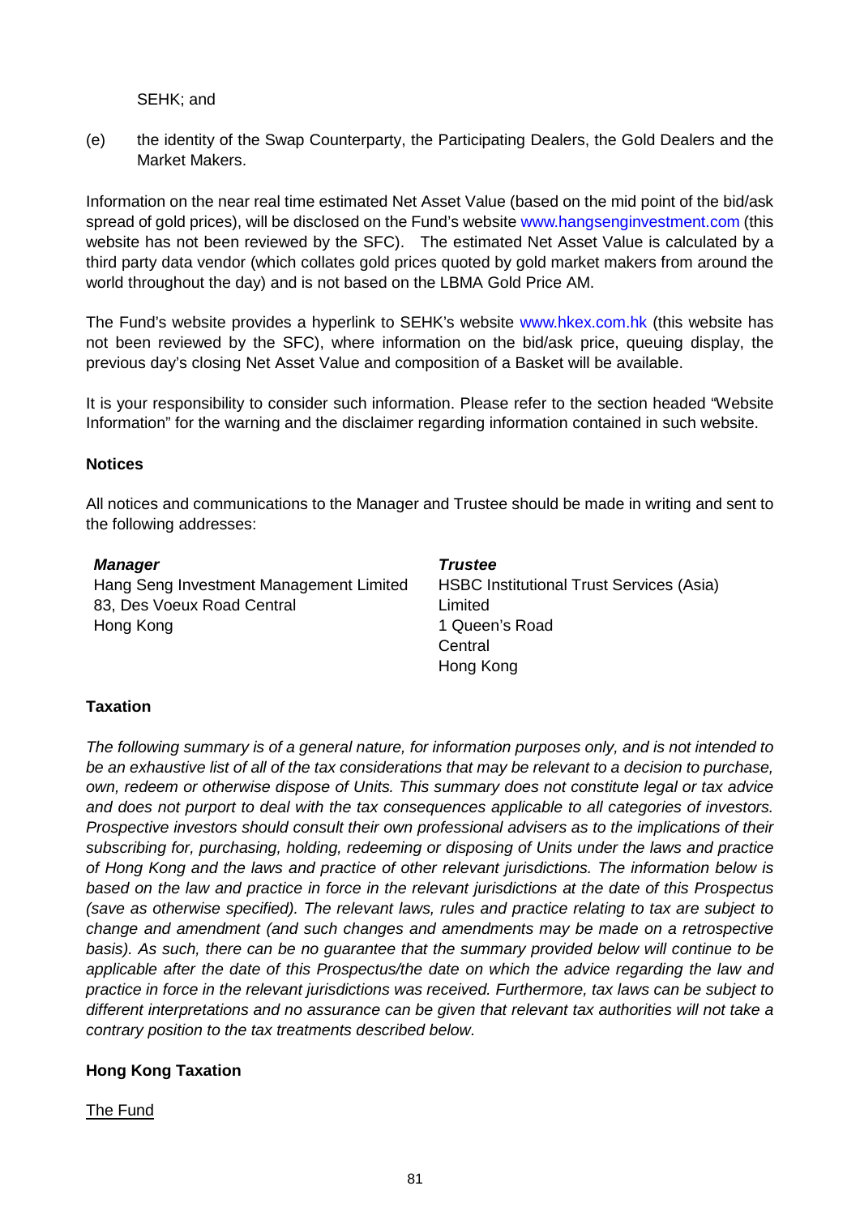SEHK; and

(e) the identity of the Swap Counterparty, the Participating Dealers, the Gold Dealers and the Market Makers.

Information on the near real time estimated Net Asset Value (based on the mid point of the bid/ask spread of gold prices), will be disclosed on the Fund's website www.hangsenginvestment.com (this website has not been reviewed by the SFC). The estimated Net Asset Value is calculated by a third party data vendor (which collates gold prices quoted by gold market makers from around the world throughout the day) and is not based on the LBMA Gold Price AM.

The Fund's website provides a hyperlink to SEHK's website www.hkex.com.hk (this website has not been reviewed by the SFC), where information on the bid/ask price, queuing display, the previous day's closing Net Asset Value and composition of a Basket will be available.

It is your responsibility to consider such information. Please refer to the section headed "Website Information" for the warning and the disclaimer regarding information contained in such website.

**Notices**

All notices and communications to the Manager and Trustee should be made in writing and sent to the following addresses:

***Manager***
Hang Seng Investment Management Limited
83, Des Voeux Road Central
Hong Kong

***Trustee***
HSBC Institutional Trust Services (Asia) Limited
1 Queen's Road
Central
Hong Kong

**Taxation**

*The following summary is of a general nature, for information purposes only, and is not intended to be an exhaustive list of all of the tax considerations that may be relevant to a decision to purchase, own, redeem or otherwise dispose of Units. This summary does not constitute legal or tax advice and does not purport to deal with the tax consequences applicable to all categories of investors. Prospective investors should consult their own professional advisers as to the implications of their subscribing for, purchasing, holding, redeeming or disposing of Units under the laws and practice of Hong Kong and the laws and practice of other relevant jurisdictions. The information below is based on the law and practice in force in the relevant jurisdictions at the date of this Prospectus (save as otherwise specified). The relevant laws, rules and practice relating to tax are subject to change and amendment (and such changes and amendments may be made on a retrospective basis). As such, there can be no guarantee that the summary provided below will continue to be applicable after the date of this Prospectus/the date on which the advice regarding the law and practice in force in the relevant jurisdictions was received. Furthermore, tax laws can be subject to different interpretations and no assurance can be given that relevant tax authorities will not take a contrary position to the tax treatments described below.*

**Hong Kong Taxation**

<u>The Fund</u>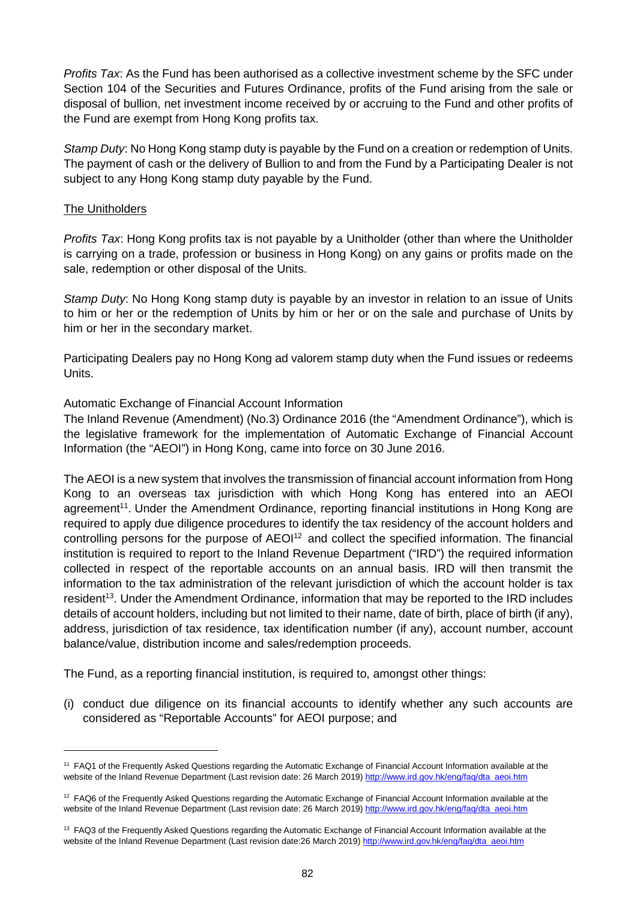*Profits Tax*: As the Fund has been authorised as a collective investment scheme by the SFC under Section 104 of the Securities and Futures Ordinance, profits of the Fund arising from the sale or disposal of bullion, net investment income received by or accruing to the Fund and other profits of the Fund are exempt from Hong Kong profits tax.

*Stamp Duty*: No Hong Kong stamp duty is payable by the Fund on a creation or redemption of Units. The payment of cash or the delivery of Bullion to and from the Fund by a Participating Dealer is not subject to any Hong Kong stamp duty payable by the Fund.

The Unitholders

*Profits Tax*: Hong Kong profits tax is not payable by a Unitholder (other than where the Unitholder is carrying on a trade, profession or business in Hong Kong) on any gains or profits made on the sale, redemption or other disposal of the Units.

*Stamp Duty*: No Hong Kong stamp duty is payable by an investor in relation to an issue of Units to him or her or the redemption of Units by him or her or on the sale and purchase of Units by him or her in the secondary market.

Participating Dealers pay no Hong Kong ad valorem stamp duty when the Fund issues or redeems Units.

Automatic Exchange of Financial Account Information

The Inland Revenue (Amendment) (No.3) Ordinance 2016 (the "Amendment Ordinance"), which is the legislative framework for the implementation of Automatic Exchange of Financial Account Information (the "AEOI") in Hong Kong, came into force on 30 June 2016.

The AEOI is a new system that involves the transmission of financial account information from Hong Kong to an overseas tax jurisdiction with which Hong Kong has entered into an AEOI agreement[11]. Under the Amendment Ordinance, reporting financial institutions in Hong Kong are required to apply due diligence procedures to identify the tax residency of the account holders and controlling persons for the purpose of AEOI[12] and collect the specified information. The financial institution is required to report to the Inland Revenue Department ("IRD") the required information collected in respect of the reportable accounts on an annual basis. IRD will then transmit the information to the tax administration of the relevant jurisdiction of which the account holder is tax resident[13]. Under the Amendment Ordinance, information that may be reported to the IRD includes details of account holders, including but not limited to their name, date of birth, place of birth (if any), address, jurisdiction of tax residence, tax identification number (if any), account number, account balance/value, distribution income and sales/redemption proceeds.

The Fund, as a reporting financial institution, is required to, amongst other things:

(i) conduct due diligence on its financial accounts to identify whether any such accounts are considered as "Reportable Accounts" for AEOI purpose; and

---

[11] FAQ1 of the Frequently Asked Questions regarding the Automatic Exchange of Financial Account Information available at the website of the Inland Revenue Department (Last revision date: 26 March 2019) http://www.ird.gov.hk/eng/faq/dta_aeoi.htm

[12] FAQ6 of the Frequently Asked Questions regarding the Automatic Exchange of Financial Account Information available at the website of the Inland Revenue Department (Last revision date: 26 March 2019) http://www.ird.gov.hk/eng/faq/dta_aeoi.htm

[13] FAQ3 of the Frequently Asked Questions regarding the Automatic Exchange of Financial Account Information available at the website of the Inland Revenue Department (Last revision date:26 March 2019) http://www.ird.gov.hk/eng/faq/dta_aeoi.htm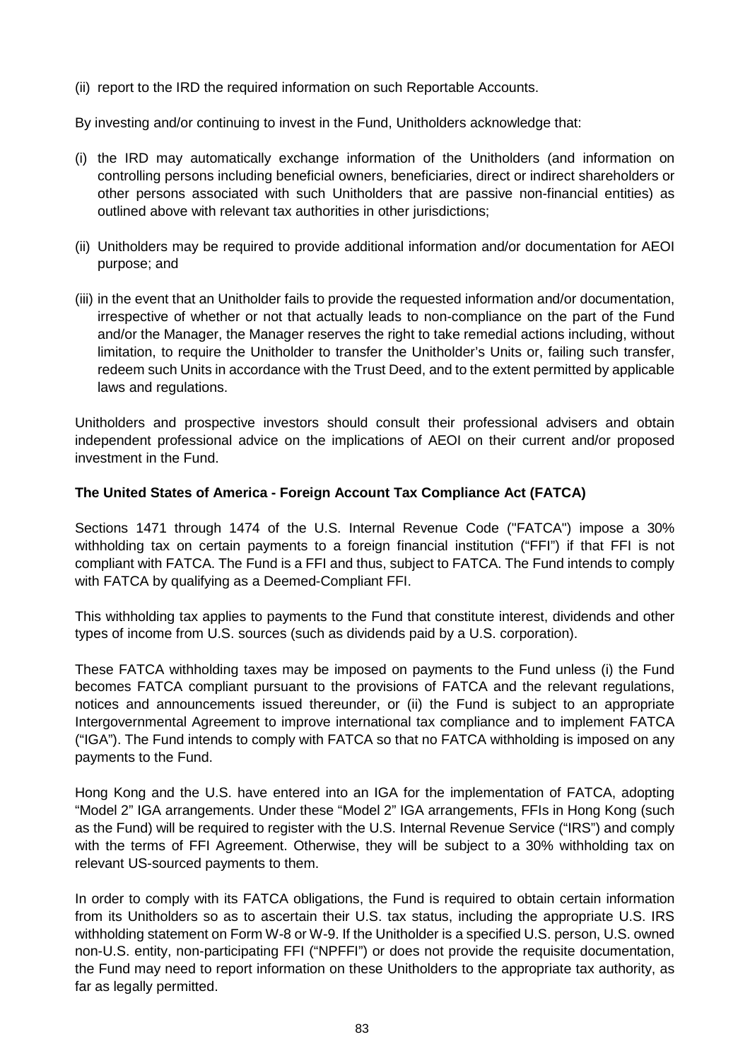(ii) report to the IRD the required information on such Reportable Accounts.

By investing and/or continuing to invest in the Fund, Unitholders acknowledge that:

(i) the IRD may automatically exchange information of the Unitholders (and information on controlling persons including beneficial owners, beneficiaries, direct or indirect shareholders or other persons associated with such Unitholders that are passive non-financial entities) as outlined above with relevant tax authorities in other jurisdictions;

(ii) Unitholders may be required to provide additional information and/or documentation for AEOI purpose; and

(iii) in the event that an Unitholder fails to provide the requested information and/or documentation, irrespective of whether or not that actually leads to non-compliance on the part of the Fund and/or the Manager, the Manager reserves the right to take remedial actions including, without limitation, to require the Unitholder to transfer the Unitholder's Units or, failing such transfer, redeem such Units in accordance with the Trust Deed, and to the extent permitted by applicable laws and regulations.

Unitholders and prospective investors should consult their professional advisers and obtain independent professional advice on the implications of AEOI on their current and/or proposed investment in the Fund.

**The United States of America - Foreign Account Tax Compliance Act (FATCA)**

Sections 1471 through 1474 of the U.S. Internal Revenue Code ("FATCA") impose a 30% withholding tax on certain payments to a foreign financial institution ("FFI") if that FFI is not compliant with FATCA. The Fund is a FFI and thus, subject to FATCA. The Fund intends to comply with FATCA by qualifying as a Deemed-Compliant FFI.

This withholding tax applies to payments to the Fund that constitute interest, dividends and other types of income from U.S. sources (such as dividends paid by a U.S. corporation).

These FATCA withholding taxes may be imposed on payments to the Fund unless (i) the Fund becomes FATCA compliant pursuant to the provisions of FATCA and the relevant regulations, notices and announcements issued thereunder, or (ii) the Fund is subject to an appropriate Intergovernmental Agreement to improve international tax compliance and to implement FATCA ("IGA"). The Fund intends to comply with FATCA so that no FATCA withholding is imposed on any payments to the Fund.

Hong Kong and the U.S. have entered into an IGA for the implementation of FATCA, adopting "Model 2" IGA arrangements. Under these "Model 2" IGA arrangements, FFIs in Hong Kong (such as the Fund) will be required to register with the U.S. Internal Revenue Service ("IRS") and comply with the terms of FFI Agreement. Otherwise, they will be subject to a 30% withholding tax on relevant US-sourced payments to them.

In order to comply with its FATCA obligations, the Fund is required to obtain certain information from its Unitholders so as to ascertain their U.S. tax status, including the appropriate U.S. IRS withholding statement on Form W-8 or W-9. If the Unitholder is a specified U.S. person, U.S. owned non-U.S. entity, non-participating FFI ("NPFFI") or does not provide the requisite documentation, the Fund may need to report information on these Unitholders to the appropriate tax authority, as far as legally permitted.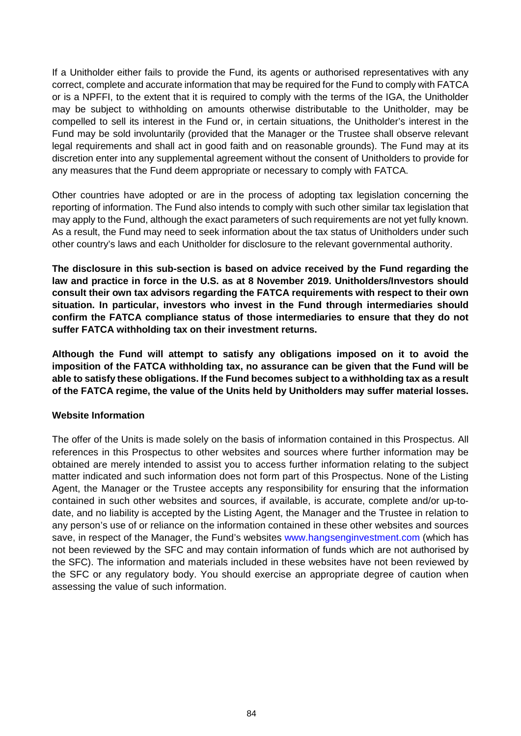If a Unitholder either fails to provide the Fund, its agents or authorised representatives with any correct, complete and accurate information that may be required for the Fund to comply with FATCA or is a NPFFI, to the extent that it is required to comply with the terms of the IGA, the Unitholder may be subject to withholding on amounts otherwise distributable to the Unitholder, may be compelled to sell its interest in the Fund or, in certain situations, the Unitholder's interest in the Fund may be sold involuntarily (provided that the Manager or the Trustee shall observe relevant legal requirements and shall act in good faith and on reasonable grounds). The Fund may at its discretion enter into any supplemental agreement without the consent of Unitholders to provide for any measures that the Fund deem appropriate or necessary to comply with FATCA.

Other countries have adopted or are in the process of adopting tax legislation concerning the reporting of information. The Fund also intends to comply with such other similar tax legislation that may apply to the Fund, although the exact parameters of such requirements are not yet fully known. As a result, the Fund may need to seek information about the tax status of Unitholders under such other country's laws and each Unitholder for disclosure to the relevant governmental authority.

**The disclosure in this sub-section is based on advice received by the Fund regarding the law and practice in force in the U.S. as at 8 November 2019. Unitholders/Investors should consult their own tax advisors regarding the FATCA requirements with respect to their own situation. In particular, investors who invest in the Fund through intermediaries should confirm the FATCA compliance status of those intermediaries to ensure that they do not suffer FATCA withholding tax on their investment returns.**

**Although the Fund will attempt to satisfy any obligations imposed on it to avoid the imposition of the FATCA withholding tax, no assurance can be given that the Fund will be able to satisfy these obligations. If the Fund becomes subject to a withholding tax as a result of the FATCA regime, the value of the Units held by Unitholders may suffer material losses.**

**Website Information**

The offer of the Units is made solely on the basis of information contained in this Prospectus. All references in this Prospectus to other websites and sources where further information may be obtained are merely intended to assist you to access further information relating to the subject matter indicated and such information does not form part of this Prospectus. None of the Listing Agent, the Manager or the Trustee accepts any responsibility for ensuring that the information contained in such other websites and sources, if available, is accurate, complete and/or up-to-date, and no liability is accepted by the Listing Agent, the Manager and the Trustee in relation to any person's use of or reliance on the information contained in these other websites and sources save, in respect of the Manager, the Fund's websites www.hangsenginvestment.com (which has not been reviewed by the SFC and may contain information of funds which are not authorised by the SFC). The information and materials included in these websites have not been reviewed by the SFC or any regulatory body. You should exercise an appropriate degree of caution when assessing the value of such information.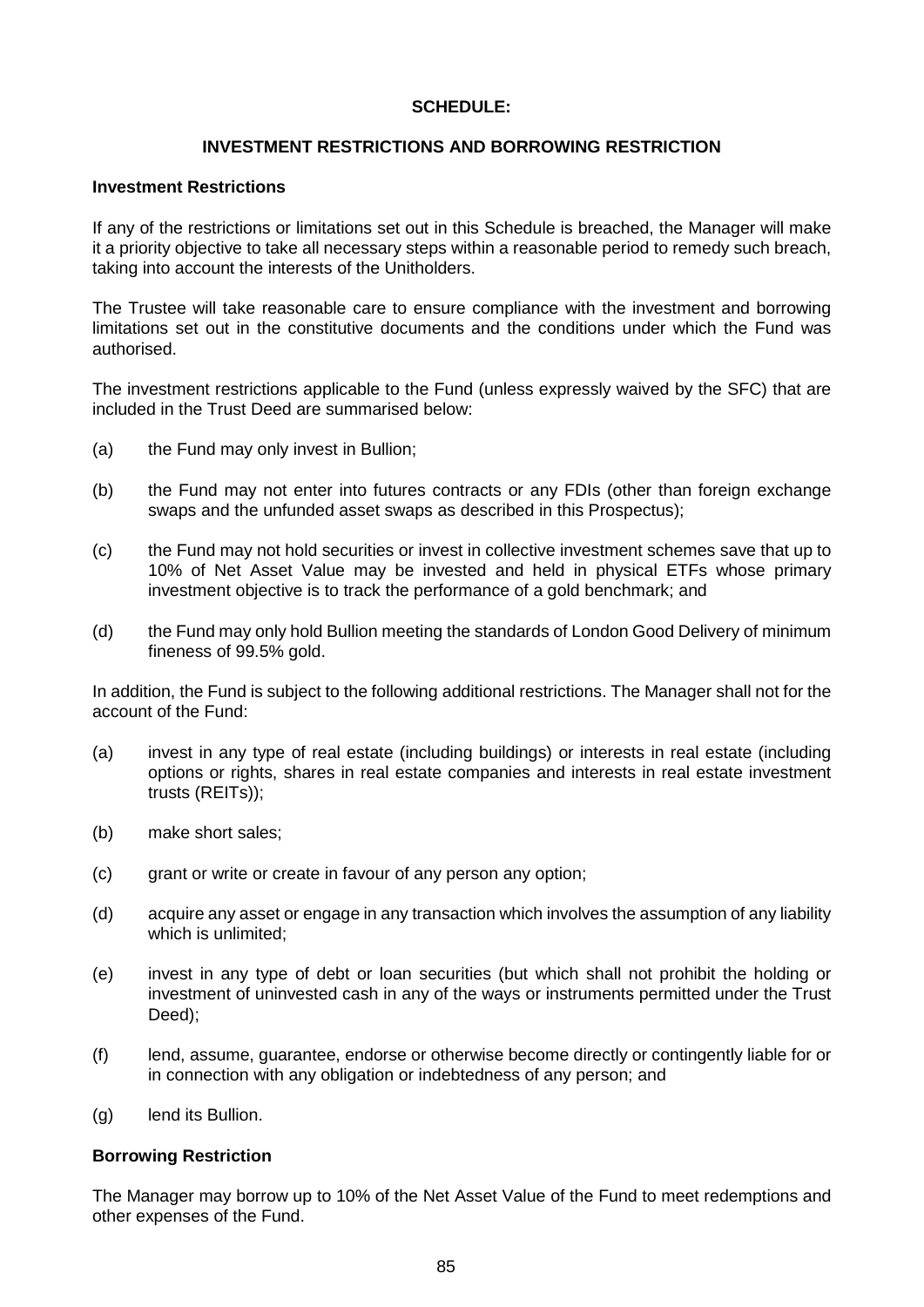## SCHEDULE:

## INVESTMENT RESTRICTIONS AND BORROWING RESTRICTION

### Investment Restrictions

If any of the restrictions or limitations set out in this Schedule is breached, the Manager will make it a priority objective to take all necessary steps within a reasonable period to remedy such breach, taking into account the interests of the Unitholders.

The Trustee will take reasonable care to ensure compliance with the investment and borrowing limitations set out in the constitutive documents and the conditions under which the Fund was authorised.

The investment restrictions applicable to the Fund (unless expressly waived by the SFC) that are included in the Trust Deed are summarised below:

(a) the Fund may only invest in Bullion;

(b) the Fund may not enter into futures contracts or any FDIs (other than foreign exchange swaps and the unfunded asset swaps as described in this Prospectus);

(c) the Fund may not hold securities or invest in collective investment schemes save that up to 10% of Net Asset Value may be invested and held in physical ETFs whose primary investment objective is to track the performance of a gold benchmark; and

(d) the Fund may only hold Bullion meeting the standards of London Good Delivery of minimum fineness of 99.5% gold.

In addition, the Fund is subject to the following additional restrictions. The Manager shall not for the account of the Fund:

(a) invest in any type of real estate (including buildings) or interests in real estate (including options or rights, shares in real estate companies and interests in real estate investment trusts (REITs));

(b) make short sales;

(c) grant or write or create in favour of any person any option;

(d) acquire any asset or engage in any transaction which involves the assumption of any liability which is unlimited;

(e) invest in any type of debt or loan securities (but which shall not prohibit the holding or investment of uninvested cash in any of the ways or instruments permitted under the Trust Deed);

(f) lend, assume, guarantee, endorse or otherwise become directly or contingently liable for or in connection with any obligation or indebtedness of any person; and

(g) lend its Bullion.

### Borrowing Restriction

The Manager may borrow up to 10% of the Net Asset Value of the Fund to meet redemptions and other expenses of the Fund.